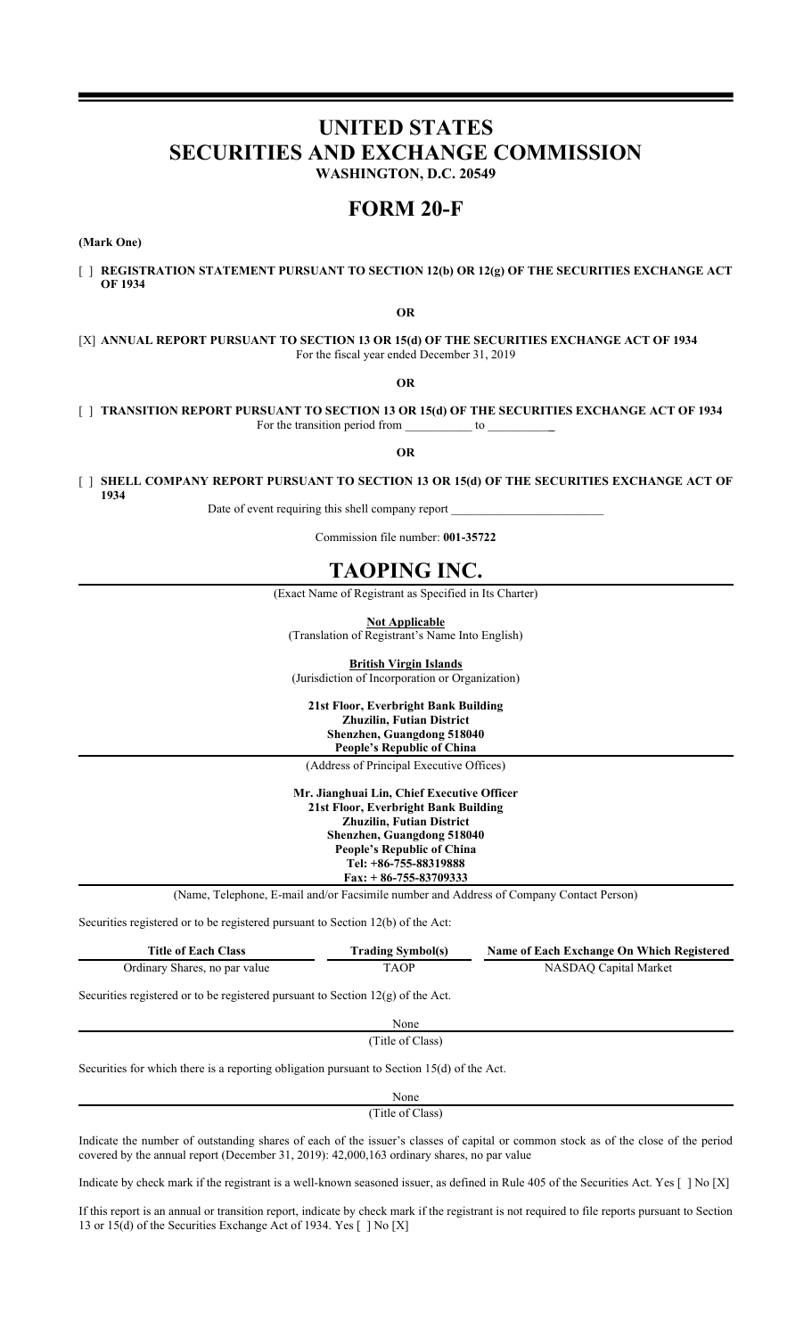# UNITED STATES
# SECURITIES AND EXCHANGE COMMISSION
**WASHINGTON, D.C. 20549**

# FORM 20-F

**(Mark One)**

[ ] **REGISTRATION STATEMENT PURSUANT TO SECTION 12(b) OR 12(g) OF THE SECURITIES EXCHANGE ACT OF 1934**

**OR**

[X] **ANNUAL REPORT PURSUANT TO SECTION 13 OR 15(d) OF THE SECURITIES EXCHANGE ACT OF 1934**
For the fiscal year ended December 31, 2019

**OR**

[ ] **TRANSITION REPORT PURSUANT TO SECTION 13 OR 15(d) OF THE SECURITIES EXCHANGE ACT OF 1934**
For the transition period from ___________ to ___________

**OR**

[ ] **SHELL COMPANY REPORT PURSUANT TO SECTION 13 OR 15(d) OF THE SECURITIES EXCHANGE ACT OF 1934**
Date of event requiring this shell company report _________________________

Commission file number: **001-35722**

# TAOPING INC.

(Exact Name of Registrant as Specified in Its Charter)

**Not Applicable**
(Translation of Registrant's Name Into English)

**British Virgin Islands**
(Jurisdiction of Incorporation or Organization)

**21st Floor, Everbright Bank Building**
**Zhuzilin, Futian District**
**Shenzhen, Guangdong 518040**
**People's Republic of China**
(Address of Principal Executive Offices)

**Mr. Jianghuai Lin, Chief Executive Officer**
**21st Floor, Everbright Bank Building**
**Zhuzilin, Futian District**
**Shenzhen, Guangdong 518040**
**People's Republic of China**
**Tel: +86-755-88319888**
**Fax: + 86-755-83709333**
(Name, Telephone, E-mail and/or Facsimile number and Address of Company Contact Person)

Securities registered or to be registered pursuant to Section 12(b) of the Act:

| Title of Each Class | Trading Symbol(s) | Name of Each Exchange On Which Registered |
|---|---|---|
| Ordinary Shares, no par value | TAOP | NASDAQ Capital Market |

Securities registered or to be registered pursuant to Section 12(g) of the Act.

None
(Title of Class)

Securities for which there is a reporting obligation pursuant to Section 15(d) of the Act.

None
(Title of Class)

Indicate the number of outstanding shares of each of the issuer's classes of capital or common stock as of the close of the period covered by the annual report (December 31, 2019): 42,000,163 ordinary shares, no par value

Indicate by check mark if the registrant is a well-known seasoned issuer, as defined in Rule 405 of the Securities Act. Yes [ ] No [X]

If this report is an annual or transition report, indicate by check mark if the registrant is not required to file reports pursuant to Section 13 or 15(d) of the Securities Exchange Act of 1934. Yes [ ] No [X]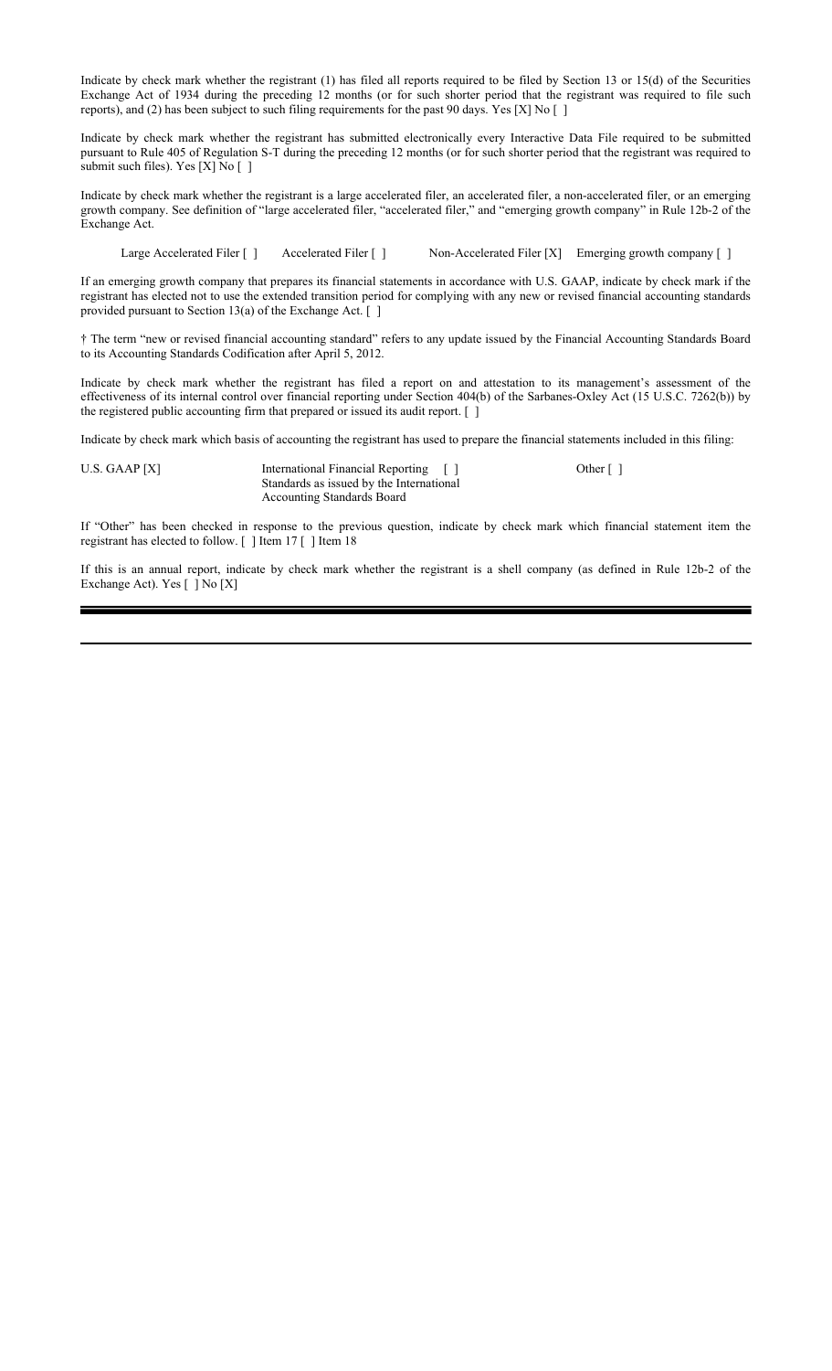Indicate by check mark whether the registrant (1) has filed all reports required to be filed by Section 13 or 15(d) of the Securities Exchange Act of 1934 during the preceding 12 months (or for such shorter period that the registrant was required to file such reports), and (2) has been subject to such filing requirements for the past 90 days. Yes [X] No [ ]

Indicate by check mark whether the registrant has submitted electronically every Interactive Data File required to be submitted pursuant to Rule 405 of Regulation S-T during the preceding 12 months (or for such shorter period that the registrant was required to submit such files). Yes [X] No [ ]

Indicate by check mark whether the registrant is a large accelerated filer, an accelerated filer, a non-accelerated filer, or an emerging growth company. See definition of "large accelerated filer, "accelerated filer," and "emerging growth company" in Rule 12b-2 of the Exchange Act.

Large Accelerated Filer [ ]     Accelerated Filer [ ]     Non-Accelerated Filer [X]     Emerging growth company [ ]

If an emerging growth company that prepares its financial statements in accordance with U.S. GAAP, indicate by check mark if the registrant has elected not to use the extended transition period for complying with any new or revised financial accounting standards provided pursuant to Section 13(a) of the Exchange Act. [ ]

† The term "new or revised financial accounting standard" refers to any update issued by the Financial Accounting Standards Board to its Accounting Standards Codification after April 5, 2012.

Indicate by check mark whether the registrant has filed a report on and attestation to its management's assessment of the effectiveness of its internal control over financial reporting under Section 404(b) of the Sarbanes-Oxley Act (15 U.S.C. 7262(b)) by the registered public accounting firm that prepared or issued its audit report. [ ]

Indicate by check mark which basis of accounting the registrant has used to prepare the financial statements included in this filing:

U.S. GAAP [X]     International Financial Reporting Standards as issued by the International Accounting Standards Board [ ]     Other [ ]

If "Other" has been checked in response to the previous question, indicate by check mark which financial statement item the registrant has elected to follow. [ ] Item 17 [ ] Item 18

If this is an annual report, indicate by check mark whether the registrant is a shell company (as defined in Rule 12b-2 of the Exchange Act). Yes [ ] No [X]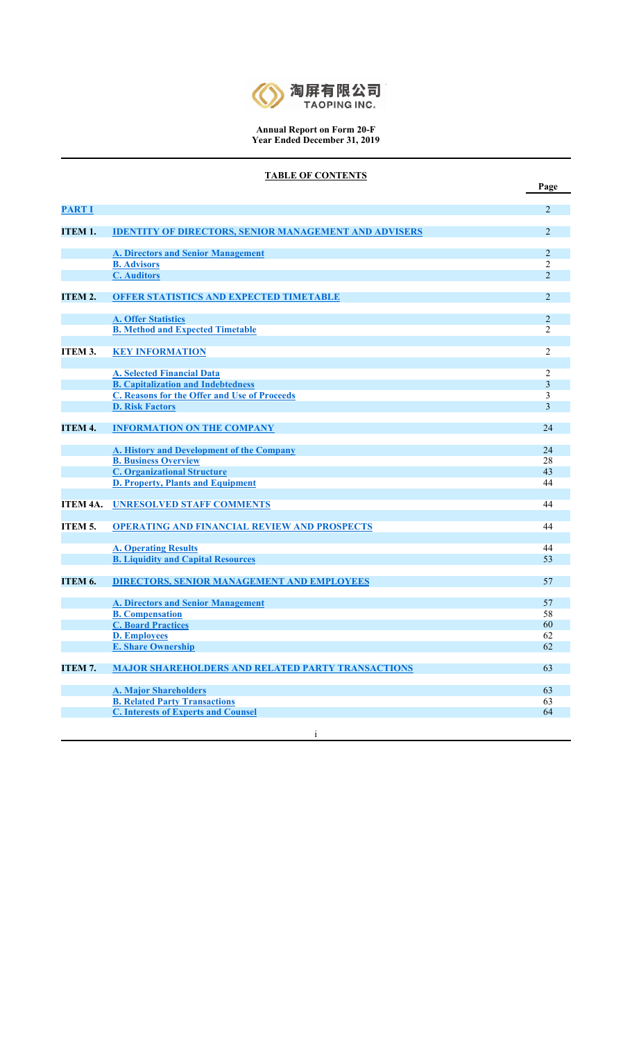**Annual Report on Form 20-F**
**Year Ended December 31, 2019**

**TABLE OF CONTENTS**

| | | Page |
|---|---|---|
| **PART I** | | 2 |
| **ITEM 1.** | **IDENTITY OF DIRECTORS, SENIOR MANAGEMENT AND ADVISERS** | 2 |
| | **A. Directors and Senior Management** | 2 |
| | **B. Advisors** | 2 |
| | **C. Auditors** | 2 |
| **ITEM 2.** | **OFFER STATISTICS AND EXPECTED TIMETABLE** | 2 |
| | **A. Offer Statistics** | 2 |
| | **B. Method and Expected Timetable** | 2 |
| **ITEM 3.** | **KEY INFORMATION** | 2 |
| | **A. Selected Financial Data** | 2 |
| | **B. Capitalization and Indebtedness** | 3 |
| | **C. Reasons for the Offer and Use of Proceeds** | 3 |
| | **D. Risk Factors** | 3 |
| **ITEM 4.** | **INFORMATION ON THE COMPANY** | 24 |
| | **A. History and Development of the Company** | 24 |
| | **B. Business Overview** | 28 |
| | **C. Organizational Structure** | 43 |
| | **D. Property, Plants and Equipment** | 44 |
| **ITEM 4A.** | **UNRESOLVED STAFF COMMENTS** | 44 |
| **ITEM 5.** | **OPERATING AND FINANCIAL REVIEW AND PROSPECTS** | 44 |
| | **A. Operating Results** | 44 |
| | **B. Liquidity and Capital Resources** | 53 |
| **ITEM 6.** | **DIRECTORS, SENIOR MANAGEMENT AND EMPLOYEES** | 57 |
| | **A. Directors and Senior Management** | 57 |
| | **B. Compensation** | 58 |
| | **C. Board Practices** | 60 |
| | **D. Employees** | 62 |
| | **E. Share Ownership** | 62 |
| **ITEM 7.** | **MAJOR SHAREHOLDERS AND RELATED PARTY TRANSACTIONS** | 63 |
| | **A. Major Shareholders** | 63 |
| | **B. Related Party Transactions** | 63 |
| | **C. Interests of Experts and Counsel** | 64 |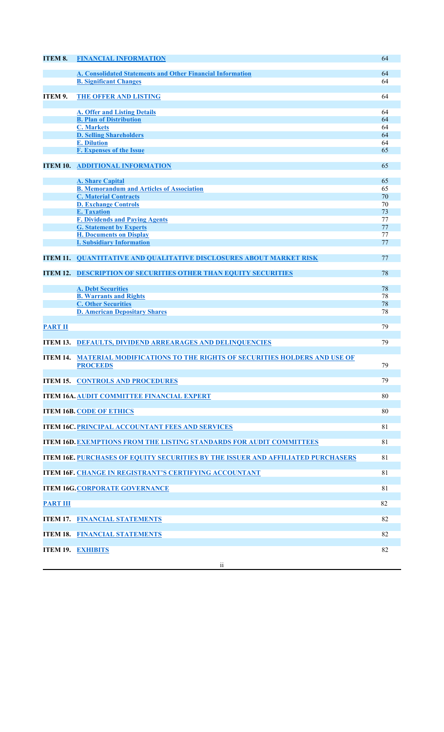| | | |
|---|---|---|
| **ITEM 8.** | **FINANCIAL INFORMATION** | 64 |
| | **A. Consolidated Statements and Other Financial Information** | 64 |
| | **B. Significant Changes** | 64 |
| **ITEM 9.** | **THE OFFER AND LISTING** | 64 |
| | **A. Offer and Listing Details** | 64 |
| | **B. Plan of Distribution** | 64 |
| | **C. Markets** | 64 |
| | **D. Selling Shareholders** | 64 |
| | **E. Dilution** | 64 |
| | **F. Expenses of the Issue** | 65 |
| **ITEM 10.** | **ADDITIONAL INFORMATION** | 65 |
| | **A. Share Capital** | 65 |
| | **B. Memorandum and Articles of Association** | 65 |
| | **C. Material Contracts** | 70 |
| | **D. Exchange Controls** | 70 |
| | **E. Taxation** | 73 |
| | **F. Dividends and Paying Agents** | 77 |
| | **G. Statement by Experts** | 77 |
| | **H. Documents on Display** | 77 |
| | **I. Subsidiary Information** | 77 |
| **ITEM 11.** | **QUANTITATIVE AND QUALITATIVE DISCLOSURES ABOUT MARKET RISK** | 77 |
| **ITEM 12.** | **DESCRIPTION OF SECURITIES OTHER THAN EQUITY SECURITIES** | 78 |
| | **A. Debt Securities** | 78 |
| | **B. Warrants and Rights** | 78 |
| | **C. Other Securities** | 78 |
| | **D. American Depositary Shares** | 78 |
| **PART II** | | 79 |
| **ITEM 13.** | **DEFAULTS, DIVIDEND ARREARAGES AND DELINQUENCIES** | 79 |
| **ITEM 14.** | **MATERIAL MODIFICATIONS TO THE RIGHTS OF SECURITIES HOLDERS AND USE OF PROCEEDS** | 79 |
| **ITEM 15.** | **CONTROLS AND PROCEDURES** | 79 |
| **ITEM 16A.** | **AUDIT COMMITTEE FINANCIAL EXPERT** | 80 |
| **ITEM 16B.** | **CODE OF ETHICS** | 80 |
| **ITEM 16C.** | **PRINCIPAL ACCOUNTANT FEES AND SERVICES** | 81 |
| **ITEM 16D.** | **EXEMPTIONS FROM THE LISTING STANDARDS FOR AUDIT COMMITTEES** | 81 |
| **ITEM 16E.** | **PURCHASES OF EQUITY SECURITIES BY THE ISSUER AND AFFILIATED PURCHASERS** | 81 |
| **ITEM 16F.** | **CHANGE IN REGISTRANT'S CERTIFYING ACCOUNTANT** | 81 |
| **ITEM 16G.** | **CORPORATE GOVERNANCE** | 81 |
| **PART III** | | 82 |
| **ITEM 17.** | **FINANCIAL STATEMENTS** | 82 |
| **ITEM 18.** | **FINANCIAL STATEMENTS** | 82 |
| **ITEM 19.** | **EXHIBITS** | 82 |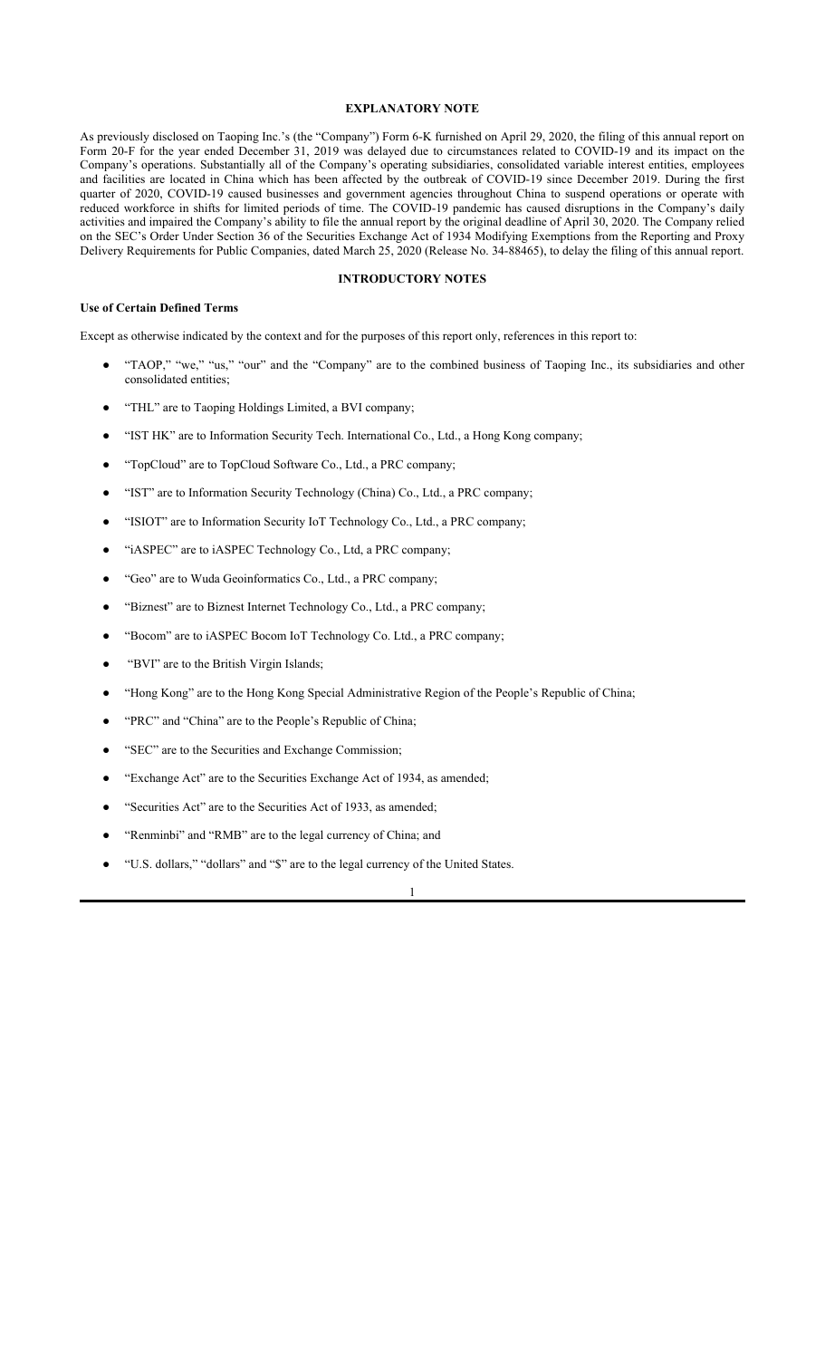## EXPLANATORY NOTE

As previously disclosed on Taoping Inc.'s (the "Company") Form 6-K furnished on April 29, 2020, the filing of this annual report on Form 20-F for the year ended December 31, 2019 was delayed due to circumstances related to COVID-19 and its impact on the Company's operations. Substantially all of the Company's operating subsidiaries, consolidated variable interest entities, employees and facilities are located in China which has been affected by the outbreak of COVID-19 since December 2019. During the first quarter of 2020, COVID-19 caused businesses and government agencies throughout China to suspend operations or operate with reduced workforce in shifts for limited periods of time. The COVID-19 pandemic has caused disruptions in the Company's daily activities and impaired the Company's ability to file the annual report by the original deadline of April 30, 2020. The Company relied on the SEC's Order Under Section 36 of the Securities Exchange Act of 1934 Modifying Exemptions from the Reporting and Proxy Delivery Requirements for Public Companies, dated March 25, 2020 (Release No. 34-88465), to delay the filing of this annual report.

## INTRODUCTORY NOTES

### Use of Certain Defined Terms

Except as otherwise indicated by the context and for the purposes of this report only, references in this report to:

- "TAOP," "we," "us," "our" and the "Company" are to the combined business of Taoping Inc., its subsidiaries and other consolidated entities;
- "THL" are to Taoping Holdings Limited, a BVI company;
- "IST HK" are to Information Security Tech. International Co., Ltd., a Hong Kong company;
- "TopCloud" are to TopCloud Software Co., Ltd., a PRC company;
- "IST" are to Information Security Technology (China) Co., Ltd., a PRC company;
- "ISIOT" are to Information Security IoT Technology Co., Ltd., a PRC company;
- "iASPEC" are to iASPEC Technology Co., Ltd, a PRC company;
- "Geo" are to Wuda Geoinformatics Co., Ltd., a PRC company;
- "Biznest" are to Biznest Internet Technology Co., Ltd., a PRC company;
- "Bocom" are to iASPEC Bocom IoT Technology Co. Ltd., a PRC company;
- "BVI" are to the British Virgin Islands;
- "Hong Kong" are to the Hong Kong Special Administrative Region of the People's Republic of China;
- "PRC" and "China" are to the People's Republic of China;
- "SEC" are to the Securities and Exchange Commission;
- "Exchange Act" are to the Securities Exchange Act of 1934, as amended;
- "Securities Act" are to the Securities Act of 1933, as amended;
- "Renminbi" and "RMB" are to the legal currency of China; and
- "U.S. dollars," "dollars" and "$" are to the legal currency of the United States.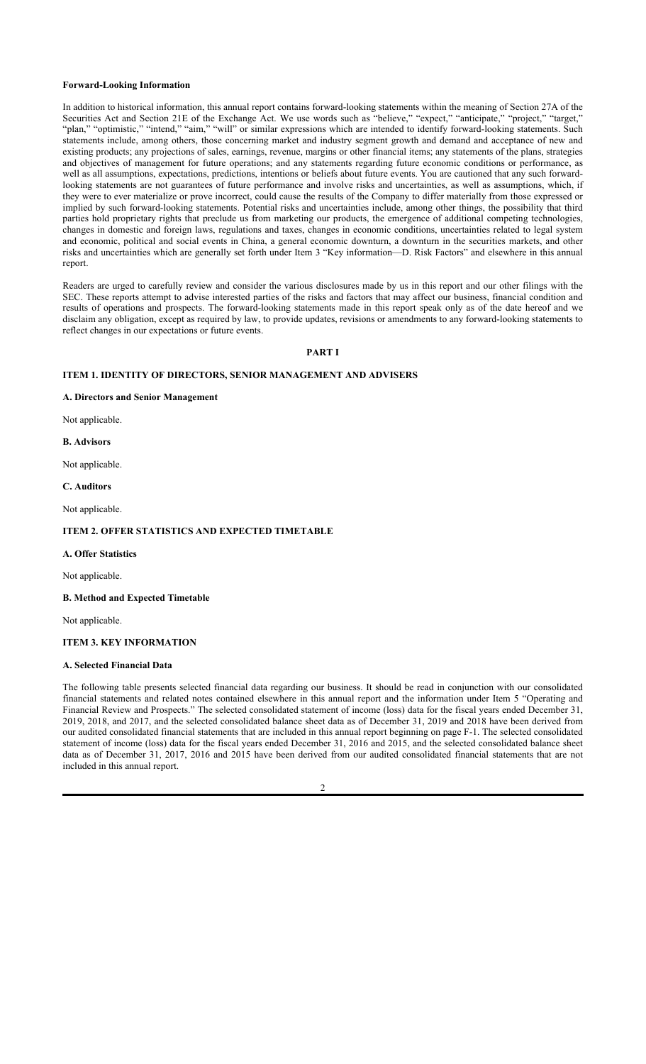**Forward-Looking Information**

In addition to historical information, this annual report contains forward-looking statements within the meaning of Section 27A of the Securities Act and Section 21E of the Exchange Act. We use words such as "believe," "expect," "anticipate," "project," "target," "plan," "optimistic," "intend," "aim," "will" or similar expressions which are intended to identify forward-looking statements. Such statements include, among others, those concerning market and industry segment growth and demand and acceptance of new and existing products; any projections of sales, earnings, revenue, margins or other financial items; any statements of the plans, strategies and objectives of management for future operations; and any statements regarding future economic conditions or performance, as well as all assumptions, expectations, predictions, intentions or beliefs about future events. You are cautioned that any such forward-looking statements are not guarantees of future performance and involve risks and uncertainties, as well as assumptions, which, if they were to ever materialize or prove incorrect, could cause the results of the Company to differ materially from those expressed or implied by such forward-looking statements. Potential risks and uncertainties include, among other things, the possibility that third parties hold proprietary rights that preclude us from marketing our products, the emergence of additional competing technologies, changes in domestic and foreign laws, regulations and taxes, changes in economic conditions, uncertainties related to legal system and economic, political and social events in China, a general economic downturn, a downturn in the securities markets, and other risks and uncertainties which are generally set forth under Item 3 "Key information—D. Risk Factors" and elsewhere in this annual report.

Readers are urged to carefully review and consider the various disclosures made by us in this report and our other filings with the SEC. These reports attempt to advise interested parties of the risks and factors that may affect our business, financial condition and results of operations and prospects. The forward-looking statements made in this report speak only as of the date hereof and we disclaim any obligation, except as required by law, to provide updates, revisions or amendments to any forward-looking statements to reflect changes in our expectations or future events.

# PART I

## ITEM 1. IDENTITY OF DIRECTORS, SENIOR MANAGEMENT AND ADVISERS

### A. Directors and Senior Management

Not applicable.

### B. Advisors

Not applicable.

### C. Auditors

Not applicable.

## ITEM 2. OFFER STATISTICS AND EXPECTED TIMETABLE

### A. Offer Statistics

Not applicable.

### B. Method and Expected Timetable

Not applicable.

## ITEM 3. KEY INFORMATION

### A. Selected Financial Data

The following table presents selected financial data regarding our business. It should be read in conjunction with our consolidated financial statements and related notes contained elsewhere in this annual report and the information under Item 5 "Operating and Financial Review and Prospects." The selected consolidated statement of income (loss) data for the fiscal years ended December 31, 2019, 2018, and 2017, and the selected consolidated balance sheet data as of December 31, 2019 and 2018 have been derived from our audited consolidated financial statements that are included in this annual report beginning on page F-1. The selected consolidated statement of income (loss) data for the fiscal years ended December 31, 2016 and 2015, and the selected consolidated balance sheet data as of December 31, 2017, 2016 and 2015 have been derived from our audited consolidated financial statements that are not included in this annual report.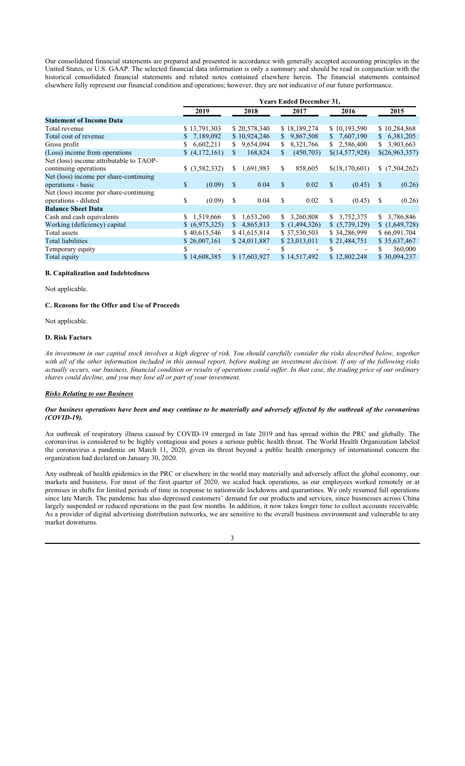Our consolidated financial statements are prepared and presented in accordance with generally accepted accounting principles in the United States, or U.S. GAAP. The selected financial data information is only a summary and should be read in conjunction with the historical consolidated financial statements and related notes contained elsewhere herein. The financial statements contained elsewhere fully represent our financial condition and operations; however, they are not indicative of our future performance.

| | Years Ended December 31, | | | | |
|---|---|---|---|---|---|
| | 2019 | 2018 | 2017 | 2016 | 2015 |
| **Statement of Income Data** | | | | | |
| Total revenue | $ 13,791,303 | $ 20,578,340 | $ 18,189,274 | $ 10,193,590 | $ 10,284,868 |
| Total cost of revenue | $ 7,189,092 | $ 10,924,246 | $ 9,867,508 | $ 7,607,190 | $ 6,381,205 |
| Gross profit | $ 6,602,211 | $ 9,654,094 | $ 8,321,766 | $ 2,586,400 | $ 3,903,663 |
| (Loss) income from operations | $ (4,172,161) | $ 168,824 | $ (450,703) | $(14,577,928) | $(26,963,357) |
| Net (loss) income attributable to TAOP-continuing operations | $ (3,582,332) | $ 1,691,983 | $ 858,605 | $(18,170,601) | $ (7,504,262) |
| Net (loss) income per share-continuing operations - basic | $ (0.09) | $ 0.04 | $ 0.02 | $ (0.45) | $ (0.26) |
| Net (loss) income per share-continuing operations - diluted | $ (0.09) | $ 0.04 | $ 0.02 | $ (0.45) | $ (0.26) |
| **Balance Sheet Data** | | | | | |
| Cash and cash equivalents | $ 1,519,666 | $ 1,653,260 | $ 3,260,808 | $ 3,752,375 | $ 3,786,846 |
| Working (deficiency) capital | $ (6,975,325) | $ 4,865,813 | $ (1,494,326) | $ (5,739,129) | $ (1,649,728) |
| Total assets | $ 40,615,546 | $ 41,615,814 | $ 37,530,503 | $ 34,286,999 | $ 66,091,704 |
| Total liabilities | $ 26,007,161 | $ 24,011,887 | $ 23,013,011 | $ 21,484,751 | $ 35,637,467 |
| Temporary equity | $ - | - | $ - | $ - | $ 360,000 |
| Total equity | $ 14,608,385 | $ 17,603,927 | $ 14,517,492 | $ 12,802,248 | $ 30,094,237 |

### B. Capitalization and Indebtedness

Not applicable.

### C. Reasons for the Offer and Use of Proceeds

Not applicable.

### D. Risk Factors

*An investment in our capital stock involves a high degree of risk. You should carefully consider the risks described below, together with all of the other information included in this annual report, before making an investment decision. If any of the following risks actually occurs, our business, financial condition or results of operations could suffer. In that case, the trading price of our ordinary shares could decline, and you may lose all or part of your investment.*

***Risks Relating to our Business***

***Our business operations have been and may continue to be materially and adversely affected by the outbreak of the coronavirus (COVID-19).***

An outbreak of respiratory illness caused by COVID-19 emerged in late 2019 and has spread within the PRC and globally. The coronavirus is considered to be highly contagious and poses a serious public health threat. The World Health Organization labeled the coronavirus a pandemic on March 11, 2020, given its threat beyond a public health emergency of international concern the organization had declared on January 30, 2020.

Any outbreak of health epidemics in the PRC or elsewhere in the world may materially and adversely affect the global economy, our markets and business. For most of the first quarter of 2020, we scaled back operations, as our employees worked remotely or at premises in shifts for limited periods of time in response to nationwide lockdowns and quarantines. We only resumed full operations since late March. The pandemic has also depressed customers' demand for our products and services, since businesses across China largely suspended or reduced operations in the past few months. In addition, it now takes longer time to collect accounts receivable. As a provider of digital advertising distribution networks, we are sensitive to the overall business environment and vulnerable to any market downturns.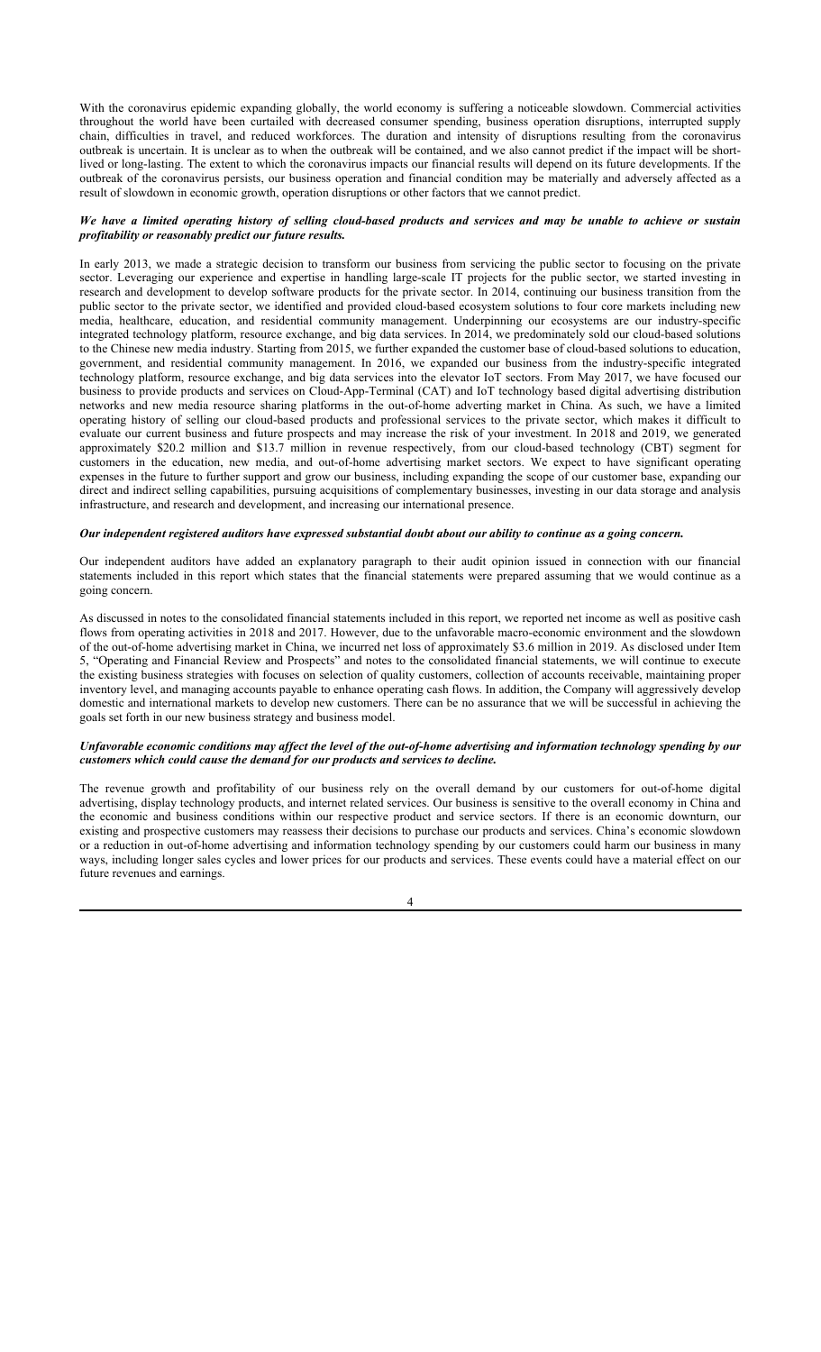With the coronavirus epidemic expanding globally, the world economy is suffering a noticeable slowdown. Commercial activities throughout the world have been curtailed with decreased consumer spending, business operation disruptions, interrupted supply chain, difficulties in travel, and reduced workforces. The duration and intensity of disruptions resulting from the coronavirus outbreak is uncertain. It is unclear as to when the outbreak will be contained, and we also cannot predict if the impact will be short-lived or long-lasting. The extent to which the coronavirus impacts our financial results will depend on its future developments. If the outbreak of the coronavirus persists, our business operation and financial condition may be materially and adversely affected as a result of slowdown in economic growth, operation disruptions or other factors that we cannot predict.

***We have a limited operating history of selling cloud-based products and services and may be unable to achieve or sustain profitability or reasonably predict our future results.***

In early 2013, we made a strategic decision to transform our business from servicing the public sector to focusing on the private sector. Leveraging our experience and expertise in handling large-scale IT projects for the public sector, we started investing in research and development to develop software products for the private sector. In 2014, continuing our business transition from the public sector to the private sector, we identified and provided cloud-based ecosystem solutions to four core markets including new media, healthcare, education, and residential community management. Underpinning our ecosystems are our industry-specific integrated technology platform, resource exchange, and big data services. In 2014, we predominately sold our cloud-based solutions to the Chinese new media industry. Starting from 2015, we further expanded the customer base of cloud-based solutions to education, government, and residential community management. In 2016, we expanded our business from the industry-specific integrated technology platform, resource exchange, and big data services into the elevator IoT sectors. From May 2017, we have focused our business to provide products and services on Cloud-App-Terminal (CAT) and IoT technology based digital advertising distribution networks and new media resource sharing platforms in the out-of-home adverting market in China. As such, we have a limited operating history of selling our cloud-based products and professional services to the private sector, which makes it difficult to evaluate our current business and future prospects and may increase the risk of your investment. In 2018 and 2019, we generated approximately $20.2 million and $13.7 million in revenue respectively, from our cloud-based technology (CBT) segment for customers in the education, new media, and out-of-home advertising market sectors. We expect to have significant operating expenses in the future to further support and grow our business, including expanding the scope of our customer base, expanding our direct and indirect selling capabilities, pursuing acquisitions of complementary businesses, investing in our data storage and analysis infrastructure, and research and development, and increasing our international presence.

***Our independent registered auditors have expressed substantial doubt about our ability to continue as a going concern.***

Our independent auditors have added an explanatory paragraph to their audit opinion issued in connection with our financial statements included in this report which states that the financial statements were prepared assuming that we would continue as a going concern.

As discussed in notes to the consolidated financial statements included in this report, we reported net income as well as positive cash flows from operating activities in 2018 and 2017. However, due to the unfavorable macro-economic environment and the slowdown of the out-of-home advertising market in China, we incurred net loss of approximately $3.6 million in 2019. As disclosed under Item 5, "Operating and Financial Review and Prospects" and notes to the consolidated financial statements, we will continue to execute the existing business strategies with focuses on selection of quality customers, collection of accounts receivable, maintaining proper inventory level, and managing accounts payable to enhance operating cash flows. In addition, the Company will aggressively develop domestic and international markets to develop new customers. There can be no assurance that we will be successful in achieving the goals set forth in our new business strategy and business model.

***Unfavorable economic conditions may affect the level of the out-of-home advertising and information technology spending by our customers which could cause the demand for our products and services to decline.***

The revenue growth and profitability of our business rely on the overall demand by our customers for out-of-home digital advertising, display technology products, and internet related services. Our business is sensitive to the overall economy in China and the economic and business conditions within our respective product and service sectors. If there is an economic downturn, our existing and prospective customers may reassess their decisions to purchase our products and services. China's economic slowdown or a reduction in out-of-home advertising and information technology spending by our customers could harm our business in many ways, including longer sales cycles and lower prices for our products and services. These events could have a material effect on our future revenues and earnings.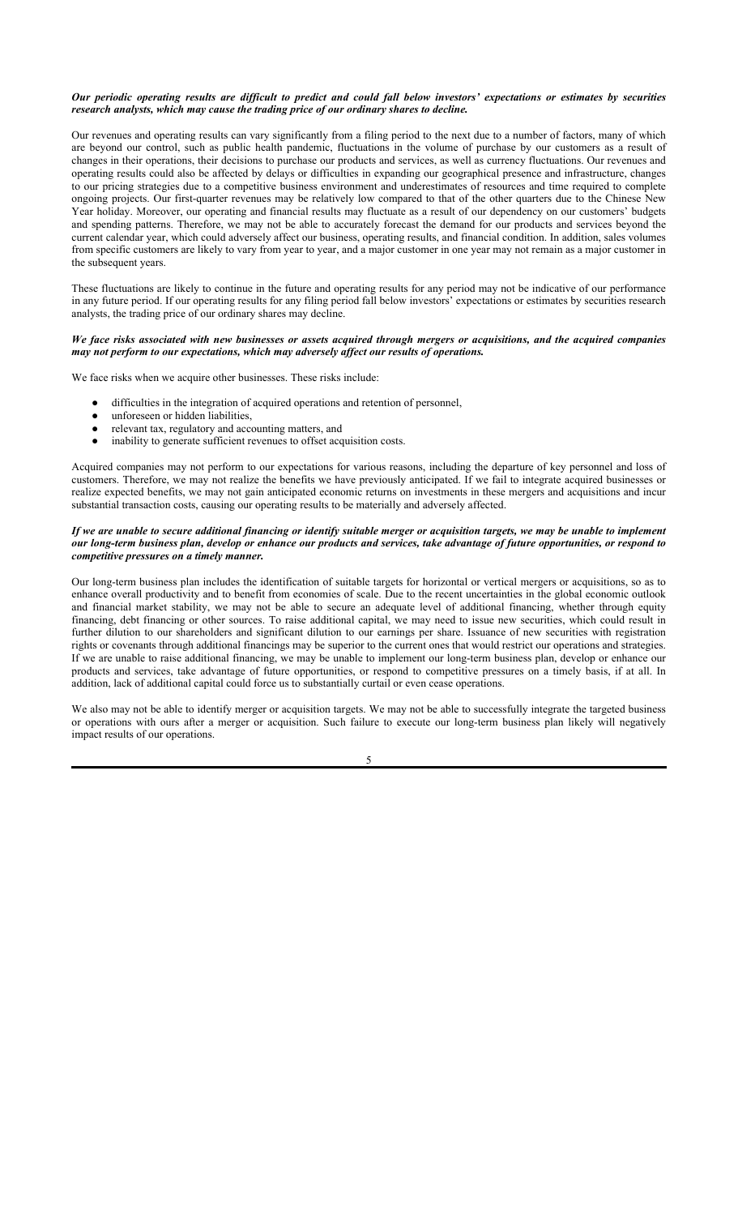***Our periodic operating results are difficult to predict and could fall below investors' expectations or estimates by securities research analysts, which may cause the trading price of our ordinary shares to decline.***

Our revenues and operating results can vary significantly from a filing period to the next due to a number of factors, many of which are beyond our control, such as public health pandemic, fluctuations in the volume of purchase by our customers as a result of changes in their operations, their decisions to purchase our products and services, as well as currency fluctuations. Our revenues and operating results could also be affected by delays or difficulties in expanding our geographical presence and infrastructure, changes to our pricing strategies due to a competitive business environment and underestimates of resources and time required to complete ongoing projects. Our first-quarter revenues may be relatively low compared to that of the other quarters due to the Chinese New Year holiday. Moreover, our operating and financial results may fluctuate as a result of our dependency on our customers' budgets and spending patterns. Therefore, we may not be able to accurately forecast the demand for our products and services beyond the current calendar year, which could adversely affect our business, operating results, and financial condition. In addition, sales volumes from specific customers are likely to vary from year to year, and a major customer in one year may not remain as a major customer in the subsequent years.

These fluctuations are likely to continue in the future and operating results for any period may not be indicative of our performance in any future period. If our operating results for any filing period fall below investors' expectations or estimates by securities research analysts, the trading price of our ordinary shares may decline.

***We face risks associated with new businesses or assets acquired through mergers or acquisitions, and the acquired companies may not perform to our expectations, which may adversely affect our results of operations.***

We face risks when we acquire other businesses. These risks include:

- difficulties in the integration of acquired operations and retention of personnel,
- unforeseen or hidden liabilities,
- relevant tax, regulatory and accounting matters, and
- inability to generate sufficient revenues to offset acquisition costs.

Acquired companies may not perform to our expectations for various reasons, including the departure of key personnel and loss of customers. Therefore, we may not realize the benefits we have previously anticipated. If we fail to integrate acquired businesses or realize expected benefits, we may not gain anticipated economic returns on investments in these mergers and acquisitions and incur substantial transaction costs, causing our operating results to be materially and adversely affected.

***If we are unable to secure additional financing or identify suitable merger or acquisition targets, we may be unable to implement our long-term business plan, develop or enhance our products and services, take advantage of future opportunities, or respond to competitive pressures on a timely manner.***

Our long-term business plan includes the identification of suitable targets for horizontal or vertical mergers or acquisitions, so as to enhance overall productivity and to benefit from economies of scale. Due to the recent uncertainties in the global economic outlook and financial market stability, we may not be able to secure an adequate level of additional financing, whether through equity financing, debt financing or other sources. To raise additional capital, we may need to issue new securities, which could result in further dilution to our shareholders and significant dilution to our earnings per share. Issuance of new securities with registration rights or covenants through additional financings may be superior to the current ones that would restrict our operations and strategies. If we are unable to raise additional financing, we may be unable to implement our long-term business plan, develop or enhance our products and services, take advantage of future opportunities, or respond to competitive pressures on a timely basis, if at all. In addition, lack of additional capital could force us to substantially curtail or even cease operations.

We also may not be able to identify merger or acquisition targets. We may not be able to successfully integrate the targeted business or operations with ours after a merger or acquisition. Such failure to execute our long-term business plan likely will negatively impact results of our operations.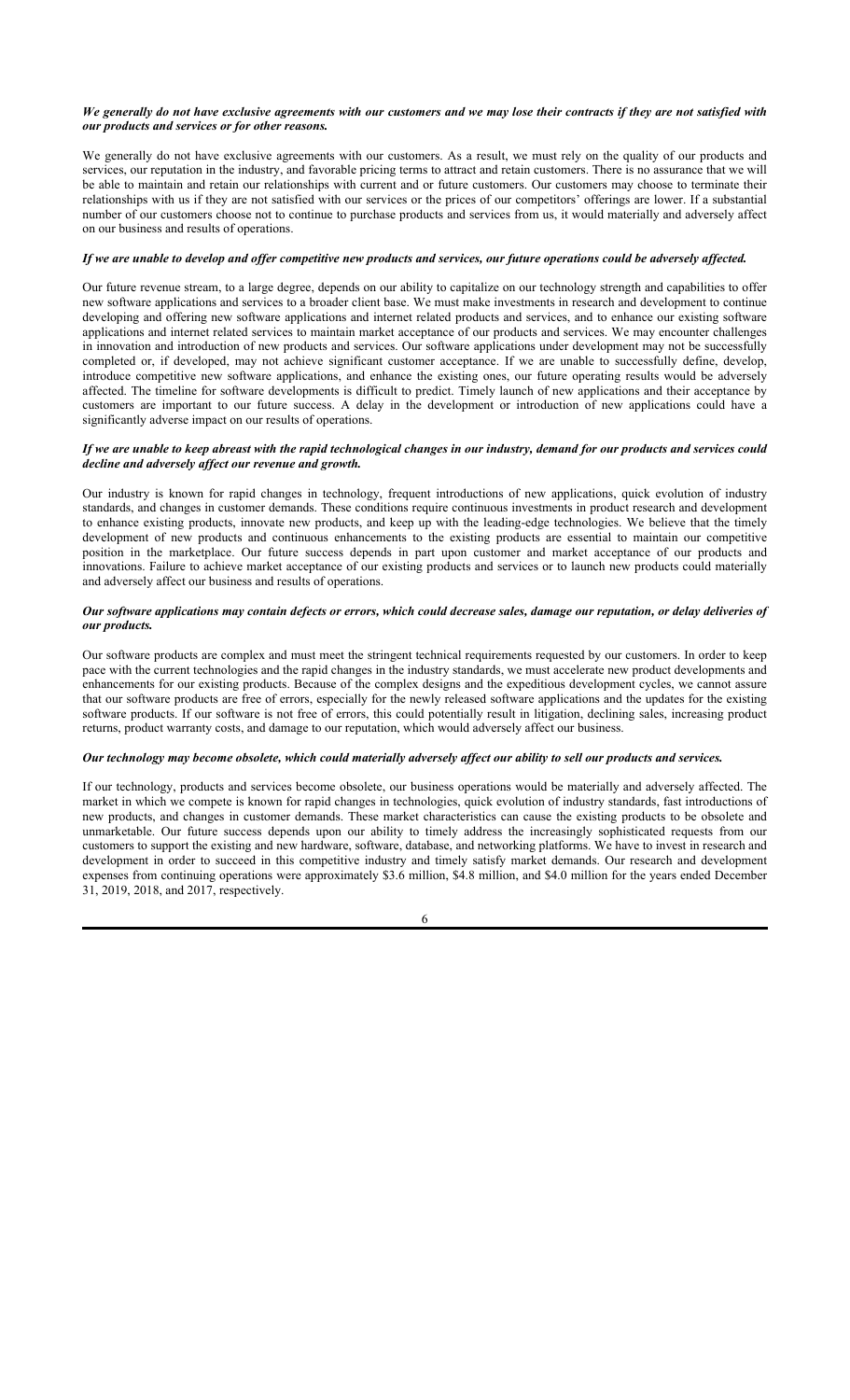***We generally do not have exclusive agreements with our customers and we may lose their contracts if they are not satisfied with our products and services or for other reasons.***

We generally do not have exclusive agreements with our customers. As a result, we must rely on the quality of our products and services, our reputation in the industry, and favorable pricing terms to attract and retain customers. There is no assurance that we will be able to maintain and retain our relationships with current and or future customers. Our customers may choose to terminate their relationships with us if they are not satisfied with our services or the prices of our competitors' offerings are lower. If a substantial number of our customers choose not to continue to purchase products and services from us, it would materially and adversely affect on our business and results of operations.

***If we are unable to develop and offer competitive new products and services, our future operations could be adversely affected.***

Our future revenue stream, to a large degree, depends on our ability to capitalize on our technology strength and capabilities to offer new software applications and services to a broader client base. We must make investments in research and development to continue developing and offering new software applications and internet related products and services, and to enhance our existing software applications and internet related services to maintain market acceptance of our products and services. We may encounter challenges in innovation and introduction of new products and services. Our software applications under development may not be successfully completed or, if developed, may not achieve significant customer acceptance. If we are unable to successfully define, develop, introduce competitive new software applications, and enhance the existing ones, our future operating results would be adversely affected. The timeline for software developments is difficult to predict. Timely launch of new applications and their acceptance by customers are important to our future success. A delay in the development or introduction of new applications could have a significantly adverse impact on our results of operations.

***If we are unable to keep abreast with the rapid technological changes in our industry, demand for our products and services could decline and adversely affect our revenue and growth.***

Our industry is known for rapid changes in technology, frequent introductions of new applications, quick evolution of industry standards, and changes in customer demands. These conditions require continuous investments in product research and development to enhance existing products, innovate new products, and keep up with the leading-edge technologies. We believe that the timely development of new products and continuous enhancements to the existing products are essential to maintain our competitive position in the marketplace. Our future success depends in part upon customer and market acceptance of our products and innovations. Failure to achieve market acceptance of our existing products and services or to launch new products could materially and adversely affect our business and results of operations.

***Our software applications may contain defects or errors, which could decrease sales, damage our reputation, or delay deliveries of our products.***

Our software products are complex and must meet the stringent technical requirements requested by our customers. In order to keep pace with the current technologies and the rapid changes in the industry standards, we must accelerate new product developments and enhancements for our existing products. Because of the complex designs and the expeditious development cycles, we cannot assure that our software products are free of errors, especially for the newly released software applications and the updates for the existing software products. If our software is not free of errors, this could potentially result in litigation, declining sales, increasing product returns, product warranty costs, and damage to our reputation, which would adversely affect our business.

***Our technology may become obsolete, which could materially adversely affect our ability to sell our products and services.***

If our technology, products and services become obsolete, our business operations would be materially and adversely affected. The market in which we compete is known for rapid changes in technologies, quick evolution of industry standards, fast introductions of new products, and changes in customer demands. These market characteristics can cause the existing products to be obsolete and unmarketable. Our future success depends upon our ability to timely address the increasingly sophisticated requests from our customers to support the existing and new hardware, software, database, and networking platforms. We have to invest in research and development in order to succeed in this competitive industry and timely satisfy market demands. Our research and development expenses from continuing operations were approximately \$3.6 million, \$4.8 million, and \$4.0 million for the years ended December 31, 2019, 2018, and 2017, respectively.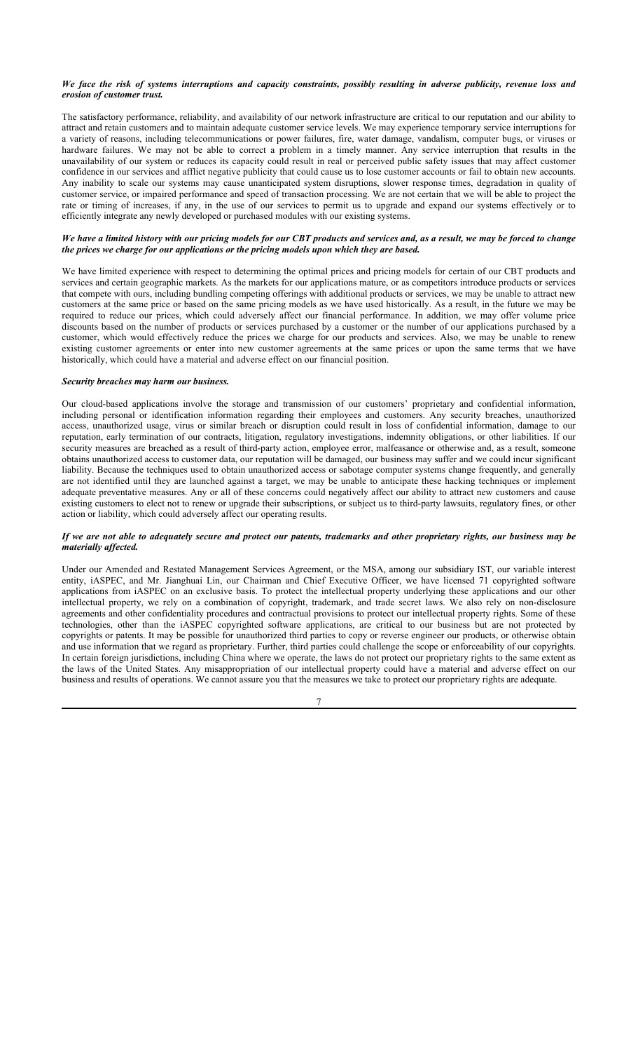***We face the risk of systems interruptions and capacity constraints, possibly resulting in adverse publicity, revenue loss and erosion of customer trust.***

The satisfactory performance, reliability, and availability of our network infrastructure are critical to our reputation and our ability to attract and retain customers and to maintain adequate customer service levels. We may experience temporary service interruptions for a variety of reasons, including telecommunications or power failures, fire, water damage, vandalism, computer bugs, or viruses or hardware failures. We may not be able to correct a problem in a timely manner. Any service interruption that results in the unavailability of our system or reduces its capacity could result in real or perceived public safety issues that may affect customer confidence in our services and afflict negative publicity that could cause us to lose customer accounts or fail to obtain new accounts. Any inability to scale our systems may cause unanticipated system disruptions, slower response times, degradation in quality of customer service, or impaired performance and speed of transaction processing. We are not certain that we will be able to project the rate or timing of increases, if any, in the use of our services to permit us to upgrade and expand our systems effectively or to efficiently integrate any newly developed or purchased modules with our existing systems.

***We have a limited history with our pricing models for our CBT products and services and, as a result, we may be forced to change the prices we charge for our applications or the pricing models upon which they are based.***

We have limited experience with respect to determining the optimal prices and pricing models for certain of our CBT products and services and certain geographic markets. As the markets for our applications mature, or as competitors introduce products or services that compete with ours, including bundling competing offerings with additional products or services, we may be unable to attract new customers at the same price or based on the same pricing models as we have used historically. As a result, in the future we may be required to reduce our prices, which could adversely affect our financial performance. In addition, we may offer volume price discounts based on the number of products or services purchased by a customer or the number of our applications purchased by a customer, which would effectively reduce the prices we charge for our products and services. Also, we may be unable to renew existing customer agreements or enter into new customer agreements at the same prices or upon the same terms that we have historically, which could have a material and adverse effect on our financial position.

***Security breaches may harm our business.***

Our cloud-based applications involve the storage and transmission of our customers' proprietary and confidential information, including personal or identification information regarding their employees and customers. Any security breaches, unauthorized access, unauthorized usage, virus or similar breach or disruption could result in loss of confidential information, damage to our reputation, early termination of our contracts, litigation, regulatory investigations, indemnity obligations, or other liabilities. If our security measures are breached as a result of third-party action, employee error, malfeasance or otherwise and, as a result, someone obtains unauthorized access to customer data, our reputation will be damaged, our business may suffer and we could incur significant liability. Because the techniques used to obtain unauthorized access or sabotage computer systems change frequently, and generally are not identified until they are launched against a target, we may be unable to anticipate these hacking techniques or implement adequate preventative measures. Any or all of these concerns could negatively affect our ability to attract new customers and cause existing customers to elect not to renew or upgrade their subscriptions, or subject us to third-party lawsuits, regulatory fines, or other action or liability, which could adversely affect our operating results.

***If we are not able to adequately secure and protect our patents, trademarks and other proprietary rights, our business may be materially affected.***

Under our Amended and Restated Management Services Agreement, or the MSA, among our subsidiary IST, our variable interest entity, iASPEC, and Mr. Jianghuai Lin, our Chairman and Chief Executive Officer, we have licensed 71 copyrighted software applications from iASPEC on an exclusive basis. To protect the intellectual property underlying these applications and our other intellectual property, we rely on a combination of copyright, trademark, and trade secret laws. We also rely on non-disclosure agreements and other confidentiality procedures and contractual provisions to protect our intellectual property rights. Some of these technologies, other than the iASPEC copyrighted software applications, are critical to our business but are not protected by copyrights or patents. It may be possible for unauthorized third parties to copy or reverse engineer our products, or otherwise obtain and use information that we regard as proprietary. Further, third parties could challenge the scope or enforceability of our copyrights. In certain foreign jurisdictions, including China where we operate, the laws do not protect our proprietary rights to the same extent as the laws of the United States. Any misappropriation of our intellectual property could have a material and adverse effect on our business and results of operations. We cannot assure you that the measures we take to protect our proprietary rights are adequate.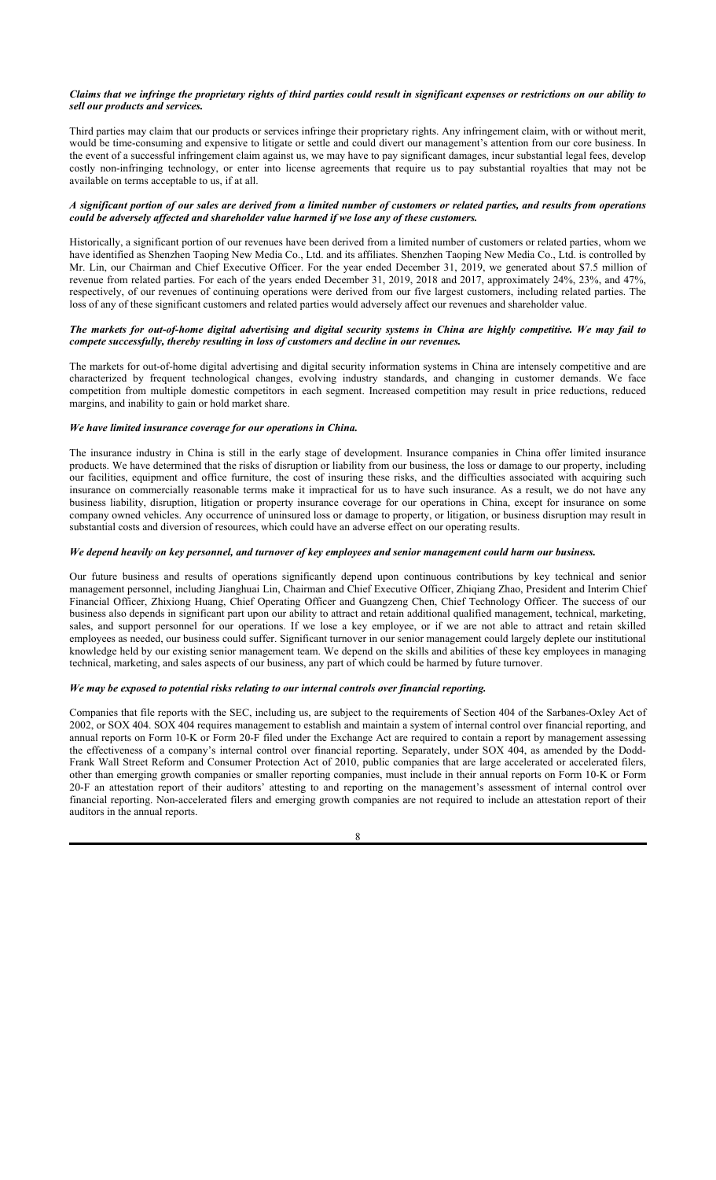***Claims that we infringe the proprietary rights of third parties could result in significant expenses or restrictions on our ability to sell our products and services.***

Third parties may claim that our products or services infringe their proprietary rights. Any infringement claim, with or without merit, would be time-consuming and expensive to litigate or settle and could divert our management's attention from our core business. In the event of a successful infringement claim against us, we may have to pay significant damages, incur substantial legal fees, develop costly non-infringing technology, or enter into license agreements that require us to pay substantial royalties that may not be available on terms acceptable to us, if at all.

***A significant portion of our sales are derived from a limited number of customers or related parties, and results from operations could be adversely affected and shareholder value harmed if we lose any of these customers.***

Historically, a significant portion of our revenues have been derived from a limited number of customers or related parties, whom we have identified as Shenzhen Taoping New Media Co., Ltd. and its affiliates. Shenzhen Taoping New Media Co., Ltd. is controlled by Mr. Lin, our Chairman and Chief Executive Officer. For the year ended December 31, 2019, we generated about $7.5 million of revenue from related parties. For each of the years ended December 31, 2019, 2018 and 2017, approximately 24%, 23%, and 47%, respectively, of our revenues of continuing operations were derived from our five largest customers, including related parties. The loss of any of these significant customers and related parties would adversely affect our revenues and shareholder value.

***The markets for out-of-home digital advertising and digital security systems in China are highly competitive. We may fail to compete successfully, thereby resulting in loss of customers and decline in our revenues.***

The markets for out-of-home digital advertising and digital security information systems in China are intensely competitive and are characterized by frequent technological changes, evolving industry standards, and changing in customer demands. We face competition from multiple domestic competitors in each segment. Increased competition may result in price reductions, reduced margins, and inability to gain or hold market share.

***We have limited insurance coverage for our operations in China.***

The insurance industry in China is still in the early stage of development. Insurance companies in China offer limited insurance products. We have determined that the risks of disruption or liability from our business, the loss or damage to our property, including our facilities, equipment and office furniture, the cost of insuring these risks, and the difficulties associated with acquiring such insurance on commercially reasonable terms make it impractical for us to have such insurance. As a result, we do not have any business liability, disruption, litigation or property insurance coverage for our operations in China, except for insurance on some company owned vehicles. Any occurrence of uninsured loss or damage to property, or litigation, or business disruption may result in substantial costs and diversion of resources, which could have an adverse effect on our operating results.

***We depend heavily on key personnel, and turnover of key employees and senior management could harm our business.***

Our future business and results of operations significantly depend upon continuous contributions by key technical and senior management personnel, including Jianghuai Lin, Chairman and Chief Executive Officer, Zhiqiang Zhao, President and Interim Chief Financial Officer, Zhixiong Huang, Chief Operating Officer and Guangzeng Chen, Chief Technology Officer. The success of our business also depends in significant part upon our ability to attract and retain additional qualified management, technical, marketing, sales, and support personnel for our operations. If we lose a key employee, or if we are not able to attract and retain skilled employees as needed, our business could suffer. Significant turnover in our senior management could largely deplete our institutional knowledge held by our existing senior management team. We depend on the skills and abilities of these key employees in managing technical, marketing, and sales aspects of our business, any part of which could be harmed by future turnover.

***We may be exposed to potential risks relating to our internal controls over financial reporting.***

Companies that file reports with the SEC, including us, are subject to the requirements of Section 404 of the Sarbanes-Oxley Act of 2002, or SOX 404. SOX 404 requires management to establish and maintain a system of internal control over financial reporting, and annual reports on Form 10-K or Form 20-F filed under the Exchange Act are required to contain a report by management assessing the effectiveness of a company's internal control over financial reporting. Separately, under SOX 404, as amended by the Dodd-Frank Wall Street Reform and Consumer Protection Act of 2010, public companies that are large accelerated or accelerated filers, other than emerging growth companies or smaller reporting companies, must include in their annual reports on Form 10-K or Form 20-F an attestation report of their auditors' attesting to and reporting on the management's assessment of internal control over financial reporting. Non-accelerated filers and emerging growth companies are not required to include an attestation report of their auditors in the annual reports.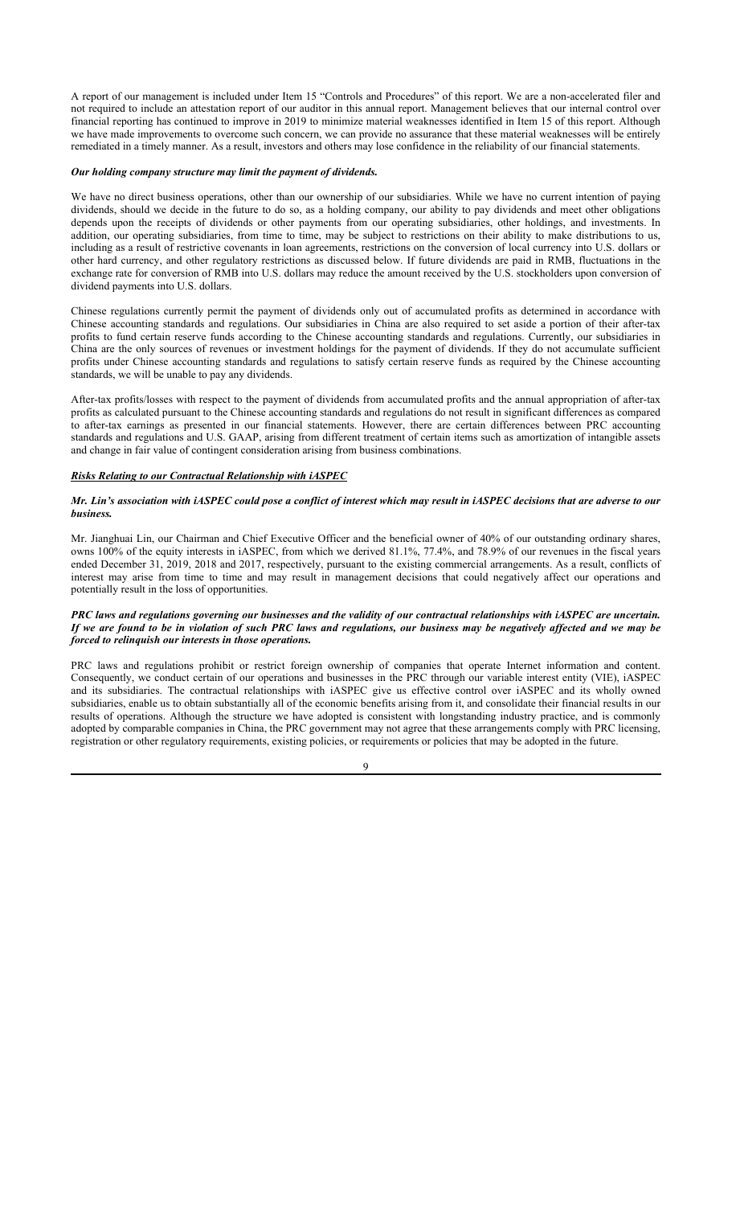A report of our management is included under Item 15 "Controls and Procedures" of this report. We are a non-accelerated filer and not required to include an attestation report of our auditor in this annual report. Management believes that our internal control over financial reporting has continued to improve in 2019 to minimize material weaknesses identified in Item 15 of this report. Although we have made improvements to overcome such concern, we can provide no assurance that these material weaknesses will be entirely remediated in a timely manner. As a result, investors and others may lose confidence in the reliability of our financial statements.

***Our holding company structure may limit the payment of dividends.***

We have no direct business operations, other than our ownership of our subsidiaries. While we have no current intention of paying dividends, should we decide in the future to do so, as a holding company, our ability to pay dividends and meet other obligations depends upon the receipts of dividends or other payments from our operating subsidiaries, other holdings, and investments. In addition, our operating subsidiaries, from time to time, may be subject to restrictions on their ability to make distributions to us, including as a result of restrictive covenants in loan agreements, restrictions on the conversion of local currency into U.S. dollars or other hard currency, and other regulatory restrictions as discussed below. If future dividends are paid in RMB, fluctuations in the exchange rate for conversion of RMB into U.S. dollars may reduce the amount received by the U.S. stockholders upon conversion of dividend payments into U.S. dollars.

Chinese regulations currently permit the payment of dividends only out of accumulated profits as determined in accordance with Chinese accounting standards and regulations. Our subsidiaries in China are also required to set aside a portion of their after-tax profits to fund certain reserve funds according to the Chinese accounting standards and regulations. Currently, our subsidiaries in China are the only sources of revenues or investment holdings for the payment of dividends. If they do not accumulate sufficient profits under Chinese accounting standards and regulations to satisfy certain reserve funds as required by the Chinese accounting standards, we will be unable to pay any dividends.

After-tax profits/losses with respect to the payment of dividends from accumulated profits and the annual appropriation of after-tax profits as calculated pursuant to the Chinese accounting standards and regulations do not result in significant differences as compared to after-tax earnings as presented in our financial statements. However, there are certain differences between PRC accounting standards and regulations and U.S. GAAP, arising from different treatment of certain items such as amortization of intangible assets and change in fair value of contingent consideration arising from business combinations.

***Risks Relating to our Contractual Relationship with iASPEC***

***Mr. Lin's association with iASPEC could pose a conflict of interest which may result in iASPEC decisions that are adverse to our business.***

Mr. Jianghuai Lin, our Chairman and Chief Executive Officer and the beneficial owner of 40% of our outstanding ordinary shares, owns 100% of the equity interests in iASPEC, from which we derived 81.1%, 77.4%, and 78.9% of our revenues in the fiscal years ended December 31, 2019, 2018 and 2017, respectively, pursuant to the existing commercial arrangements. As a result, conflicts of interest may arise from time to time and may result in management decisions that could negatively affect our operations and potentially result in the loss of opportunities.

***PRC laws and regulations governing our businesses and the validity of our contractual relationships with iASPEC are uncertain. If we are found to be in violation of such PRC laws and regulations, our business may be negatively affected and we may be forced to relinquish our interests in those operations.***

PRC laws and regulations prohibit or restrict foreign ownership of companies that operate Internet information and content. Consequently, we conduct certain of our operations and businesses in the PRC through our variable interest entity (VIE), iASPEC and its subsidiaries. The contractual relationships with iASPEC give us effective control over iASPEC and its wholly owned subsidiaries, enable us to obtain substantially all of the economic benefits arising from it, and consolidate their financial results in our results of operations. Although the structure we have adopted is consistent with longstanding industry practice, and is commonly adopted by comparable companies in China, the PRC government may not agree that these arrangements comply with PRC licensing, registration or other regulatory requirements, existing policies, or requirements or policies that may be adopted in the future.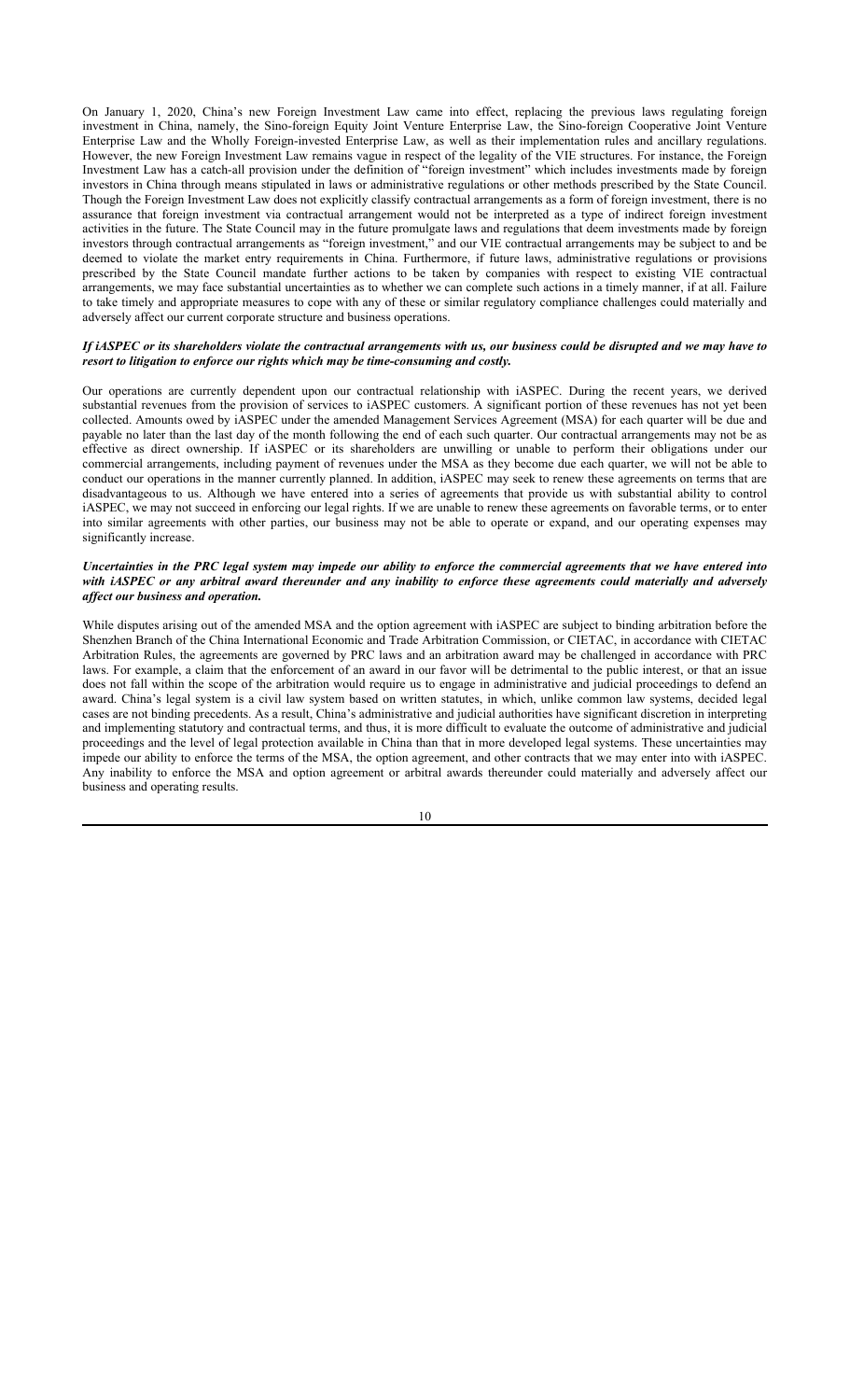On January 1, 2020, China's new Foreign Investment Law came into effect, replacing the previous laws regulating foreign investment in China, namely, the Sino-foreign Equity Joint Venture Enterprise Law, the Sino-foreign Cooperative Joint Venture Enterprise Law and the Wholly Foreign-invested Enterprise Law, as well as their implementation rules and ancillary regulations. However, the new Foreign Investment Law remains vague in respect of the legality of the VIE structures. For instance, the Foreign Investment Law has a catch-all provision under the definition of "foreign investment" which includes investments made by foreign investors in China through means stipulated in laws or administrative regulations or other methods prescribed by the State Council. Though the Foreign Investment Law does not explicitly classify contractual arrangements as a form of foreign investment, there is no assurance that foreign investment via contractual arrangement would not be interpreted as a type of indirect foreign investment activities in the future. The State Council may in the future promulgate laws and regulations that deem investments made by foreign investors through contractual arrangements as "foreign investment," and our VIE contractual arrangements may be subject to and be deemed to violate the market entry requirements in China. Furthermore, if future laws, administrative regulations or provisions prescribed by the State Council mandate further actions to be taken by companies with respect to existing VIE contractual arrangements, we may face substantial uncertainties as to whether we can complete such actions in a timely manner, if at all. Failure to take timely and appropriate measures to cope with any of these or similar regulatory compliance challenges could materially and adversely affect our current corporate structure and business operations.

***If iASPEC or its shareholders violate the contractual arrangements with us, our business could be disrupted and we may have to resort to litigation to enforce our rights which may be time-consuming and costly.***

Our operations are currently dependent upon our contractual relationship with iASPEC. During the recent years, we derived substantial revenues from the provision of services to iASPEC customers. A significant portion of these revenues has not yet been collected. Amounts owed by iASPEC under the amended Management Services Agreement (MSA) for each quarter will be due and payable no later than the last day of the month following the end of each such quarter. Our contractual arrangements may not be as effective as direct ownership. If iASPEC or its shareholders are unwilling or unable to perform their obligations under our commercial arrangements, including payment of revenues under the MSA as they become due each quarter, we will not be able to conduct our operations in the manner currently planned. In addition, iASPEC may seek to renew these agreements on terms that are disadvantageous to us. Although we have entered into a series of agreements that provide us with substantial ability to control iASPEC, we may not succeed in enforcing our legal rights. If we are unable to renew these agreements on favorable terms, or to enter into similar agreements with other parties, our business may not be able to operate or expand, and our operating expenses may significantly increase.

***Uncertainties in the PRC legal system may impede our ability to enforce the commercial agreements that we have entered into with iASPEC or any arbitral award thereunder and any inability to enforce these agreements could materially and adversely affect our business and operation.***

While disputes arising out of the amended MSA and the option agreement with iASPEC are subject to binding arbitration before the Shenzhen Branch of the China International Economic and Trade Arbitration Commission, or CIETAC, in accordance with CIETAC Arbitration Rules, the agreements are governed by PRC laws and an arbitration award may be challenged in accordance with PRC laws. For example, a claim that the enforcement of an award in our favor will be detrimental to the public interest, or that an issue does not fall within the scope of the arbitration would require us to engage in administrative and judicial proceedings to defend an award. China's legal system is a civil law system based on written statutes, in which, unlike common law systems, decided legal cases are not binding precedents. As a result, China's administrative and judicial authorities have significant discretion in interpreting and implementing statutory and contractual terms, and thus, it is more difficult to evaluate the outcome of administrative and judicial proceedings and the level of legal protection available in China than that in more developed legal systems. These uncertainties may impede our ability to enforce the terms of the MSA, the option agreement, and other contracts that we may enter into with iASPEC. Any inability to enforce the MSA and option agreement or arbitral awards thereunder could materially and adversely affect our business and operating results.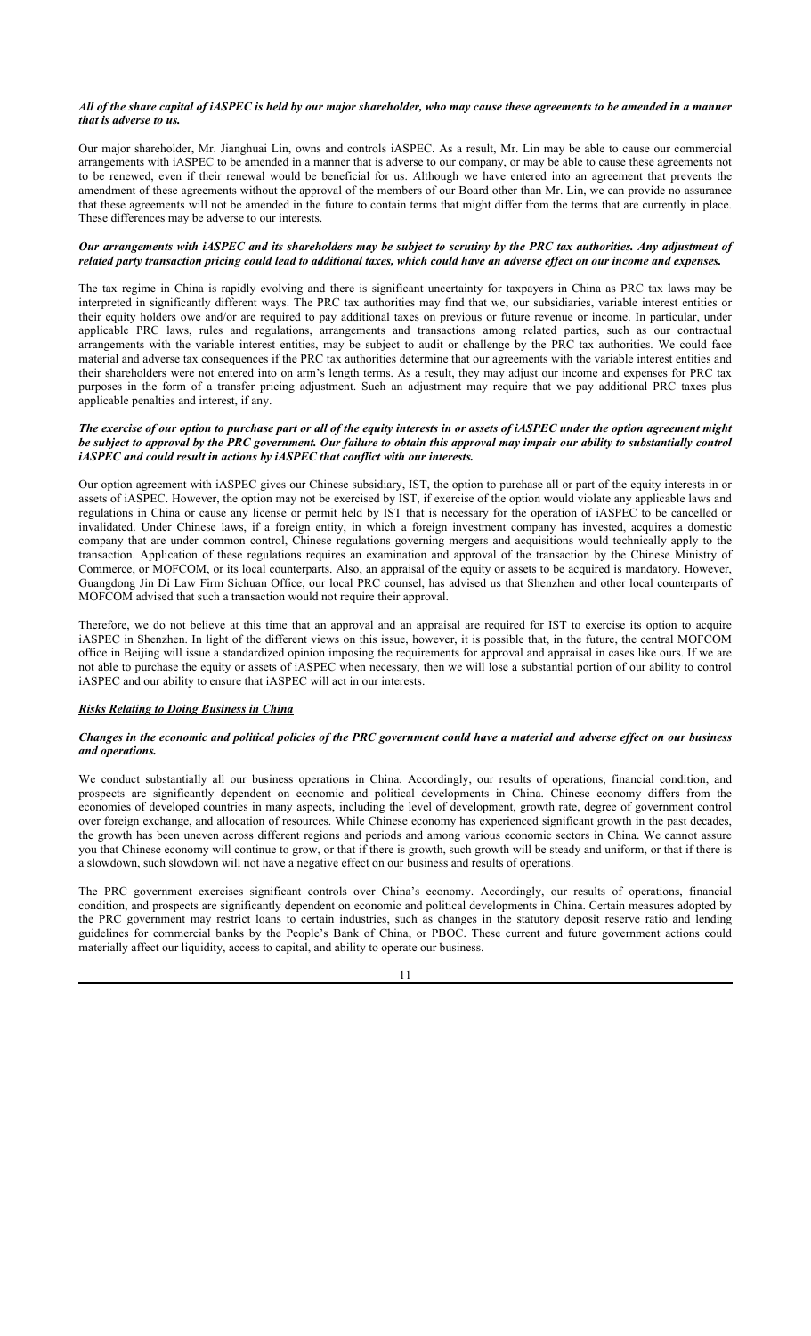***All of the share capital of iASPEC is held by our major shareholder, who may cause these agreements to be amended in a manner that is adverse to us.***

Our major shareholder, Mr. Jianghuai Lin, owns and controls iASPEC. As a result, Mr. Lin may be able to cause our commercial arrangements with iASPEC to be amended in a manner that is adverse to our company, or may be able to cause these agreements not to be renewed, even if their renewal would be beneficial for us. Although we have entered into an agreement that prevents the amendment of these agreements without the approval of the members of our Board other than Mr. Lin, we can provide no assurance that these agreements will not be amended in the future to contain terms that might differ from the terms that are currently in place. These differences may be adverse to our interests.

***Our arrangements with iASPEC and its shareholders may be subject to scrutiny by the PRC tax authorities. Any adjustment of related party transaction pricing could lead to additional taxes, which could have an adverse effect on our income and expenses.***

The tax regime in China is rapidly evolving and there is significant uncertainty for taxpayers in China as PRC tax laws may be interpreted in significantly different ways. The PRC tax authorities may find that we, our subsidiaries, variable interest entities or their equity holders owe and/or are required to pay additional taxes on previous or future revenue or income. In particular, under applicable PRC laws, rules and regulations, arrangements and transactions among related parties, such as our contractual arrangements with the variable interest entities, may be subject to audit or challenge by the PRC tax authorities. We could face material and adverse tax consequences if the PRC tax authorities determine that our agreements with the variable interest entities and their shareholders were not entered into on arm's length terms. As a result, they may adjust our income and expenses for PRC tax purposes in the form of a transfer pricing adjustment. Such an adjustment may require that we pay additional PRC taxes plus applicable penalties and interest, if any.

***The exercise of our option to purchase part or all of the equity interests in or assets of iASPEC under the option agreement might be subject to approval by the PRC government. Our failure to obtain this approval may impair our ability to substantially control iASPEC and could result in actions by iASPEC that conflict with our interests.***

Our option agreement with iASPEC gives our Chinese subsidiary, IST, the option to purchase all or part of the equity interests in or assets of iASPEC. However, the option may not be exercised by IST, if exercise of the option would violate any applicable laws and regulations in China or cause any license or permit held by IST that is necessary for the operation of iASPEC to be cancelled or invalidated. Under Chinese laws, if a foreign entity, in which a foreign investment company has invested, acquires a domestic company that are under common control, Chinese regulations governing mergers and acquisitions would technically apply to the transaction. Application of these regulations requires an examination and approval of the transaction by the Chinese Ministry of Commerce, or MOFCOM, or its local counterparts. Also, an appraisal of the equity or assets to be acquired is mandatory. However, Guangdong Jin Di Law Firm Sichuan Office, our local PRC counsel, has advised us that Shenzhen and other local counterparts of MOFCOM advised that such a transaction would not require their approval.

Therefore, we do not believe at this time that an approval and an appraisal are required for IST to exercise its option to acquire iASPEC in Shenzhen. In light of the different views on this issue, however, it is possible that, in the future, the central MOFCOM office in Beijing will issue a standardized opinion imposing the requirements for approval and appraisal in cases like ours. If we are not able to purchase the equity or assets of iASPEC when necessary, then we will lose a substantial portion of our ability to control iASPEC and our ability to ensure that iASPEC will act in our interests.

***Risks Relating to Doing Business in China***

***Changes in the economic and political policies of the PRC government could have a material and adverse effect on our business and operations.***

We conduct substantially all our business operations in China. Accordingly, our results of operations, financial condition, and prospects are significantly dependent on economic and political developments in China. Chinese economy differs from the economies of developed countries in many aspects, including the level of development, growth rate, degree of government control over foreign exchange, and allocation of resources. While Chinese economy has experienced significant growth in the past decades, the growth has been uneven across different regions and periods and among various economic sectors in China. We cannot assure you that Chinese economy will continue to grow, or that if there is growth, such growth will be steady and uniform, or that if there is a slowdown, such slowdown will not have a negative effect on our business and results of operations.

The PRC government exercises significant controls over China's economy. Accordingly, our results of operations, financial condition, and prospects are significantly dependent on economic and political developments in China. Certain measures adopted by the PRC government may restrict loans to certain industries, such as changes in the statutory deposit reserve ratio and lending guidelines for commercial banks by the People's Bank of China, or PBOC. These current and future government actions could materially affect our liquidity, access to capital, and ability to operate our business.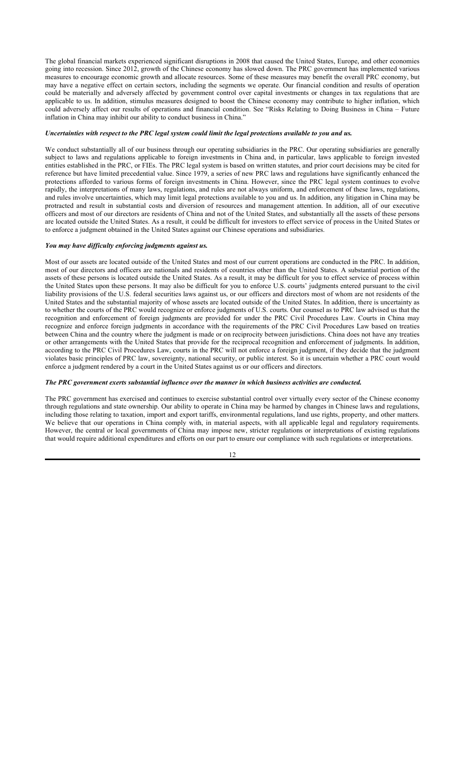The global financial markets experienced significant disruptions in 2008 that caused the United States, Europe, and other economies going into recession. Since 2012, growth of the Chinese economy has slowed down. The PRC government has implemented various measures to encourage economic growth and allocate resources. Some of these measures may benefit the overall PRC economy, but may have a negative effect on certain sectors, including the segments we operate. Our financial condition and results of operation could be materially and adversely affected by government control over capital investments or changes in tax regulations that are applicable to us. In addition, stimulus measures designed to boost the Chinese economy may contribute to higher inflation, which could adversely affect our results of operations and financial condition. See "Risks Relating to Doing Business in China – Future inflation in China may inhibit our ability to conduct business in China."

***Uncertainties with respect to the PRC legal system could limit the legal protections available to you and us.***

We conduct substantially all of our business through our operating subsidiaries in the PRC. Our operating subsidiaries are generally subject to laws and regulations applicable to foreign investments in China and, in particular, laws applicable to foreign invested entities established in the PRC, or FIEs. The PRC legal system is based on written statutes, and prior court decisions may be cited for reference but have limited precedential value. Since 1979, a series of new PRC laws and regulations have significantly enhanced the protections afforded to various forms of foreign investments in China. However, since the PRC legal system continues to evolve rapidly, the interpretations of many laws, regulations, and rules are not always uniform, and enforcement of these laws, regulations, and rules involve uncertainties, which may limit legal protections available to you and us. In addition, any litigation in China may be protracted and result in substantial costs and diversion of resources and management attention. In addition, all of our executive officers and most of our directors are residents of China and not of the United States, and substantially all the assets of these persons are located outside the United States. As a result, it could be difficult for investors to effect service of process in the United States or to enforce a judgment obtained in the United States against our Chinese operations and subsidiaries.

***You may have difficulty enforcing judgments against us.***

Most of our assets are located outside of the United States and most of our current operations are conducted in the PRC. In addition, most of our directors and officers are nationals and residents of countries other than the United States. A substantial portion of the assets of these persons is located outside the United States. As a result, it may be difficult for you to effect service of process within the United States upon these persons. It may also be difficult for you to enforce U.S. courts' judgments entered pursuant to the civil liability provisions of the U.S. federal securities laws against us, or our officers and directors most of whom are not residents of the United States and the substantial majority of whose assets are located outside of the United States. In addition, there is uncertainty as to whether the courts of the PRC would recognize or enforce judgments of U.S. courts. Our counsel as to PRC law advised us that the recognition and enforcement of foreign judgments are provided for under the PRC Civil Procedures Law. Courts in China may recognize and enforce foreign judgments in accordance with the requirements of the PRC Civil Procedures Law based on treaties between China and the country where the judgment is made or on reciprocity between jurisdictions. China does not have any treaties or other arrangements with the United States that provide for the reciprocal recognition and enforcement of judgments. In addition, according to the PRC Civil Procedures Law, courts in the PRC will not enforce a foreign judgment, if they decide that the judgment violates basic principles of PRC law, sovereignty, national security, or public interest. So it is uncertain whether a PRC court would enforce a judgment rendered by a court in the United States against us or our officers and directors.

***The PRC government exerts substantial influence over the manner in which business activities are conducted.***

The PRC government has exercised and continues to exercise substantial control over virtually every sector of the Chinese economy through regulations and state ownership. Our ability to operate in China may be harmed by changes in Chinese laws and regulations, including those relating to taxation, import and export tariffs, environmental regulations, land use rights, property, and other matters. We believe that our operations in China comply with, in material aspects, with all applicable legal and regulatory requirements. However, the central or local governments of China may impose new, stricter regulations or interpretations of existing regulations that would require additional expenditures and efforts on our part to ensure our compliance with such regulations or interpretations.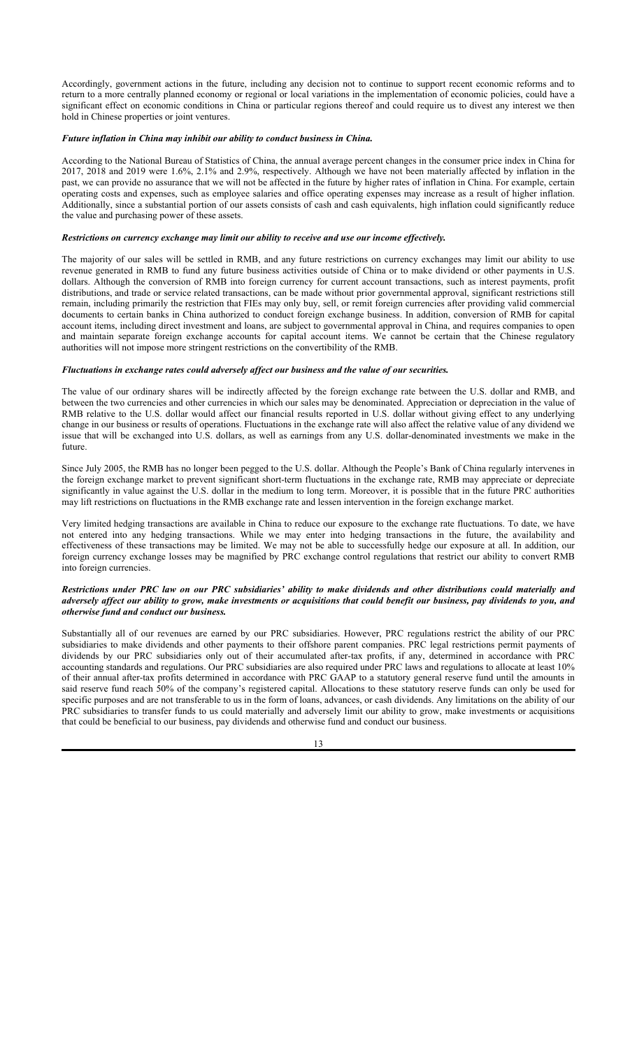Accordingly, government actions in the future, including any decision not to continue to support recent economic reforms and to return to a more centrally planned economy or regional or local variations in the implementation of economic policies, could have a significant effect on economic conditions in China or particular regions thereof and could require us to divest any interest we then hold in Chinese properties or joint ventures.

***Future inflation in China may inhibit our ability to conduct business in China.***

According to the National Bureau of Statistics of China, the annual average percent changes in the consumer price index in China for 2017, 2018 and 2019 were 1.6%, 2.1% and 2.9%, respectively. Although we have not been materially affected by inflation in the past, we can provide no assurance that we will not be affected in the future by higher rates of inflation in China. For example, certain operating costs and expenses, such as employee salaries and office operating expenses may increase as a result of higher inflation. Additionally, since a substantial portion of our assets consists of cash and cash equivalents, high inflation could significantly reduce the value and purchasing power of these assets.

***Restrictions on currency exchange may limit our ability to receive and use our income effectively.***

The majority of our sales will be settled in RMB, and any future restrictions on currency exchanges may limit our ability to use revenue generated in RMB to fund any future business activities outside of China or to make dividend or other payments in U.S. dollars. Although the conversion of RMB into foreign currency for current account transactions, such as interest payments, profit distributions, and trade or service related transactions, can be made without prior governmental approval, significant restrictions still remain, including primarily the restriction that FIEs may only buy, sell, or remit foreign currencies after providing valid commercial documents to certain banks in China authorized to conduct foreign exchange business. In addition, conversion of RMB for capital account items, including direct investment and loans, are subject to governmental approval in China, and requires companies to open and maintain separate foreign exchange accounts for capital account items. We cannot be certain that the Chinese regulatory authorities will not impose more stringent restrictions on the convertibility of the RMB.

***Fluctuations in exchange rates could adversely affect our business and the value of our securities.***

The value of our ordinary shares will be indirectly affected by the foreign exchange rate between the U.S. dollar and RMB, and between the two currencies and other currencies in which our sales may be denominated. Appreciation or depreciation in the value of RMB relative to the U.S. dollar would affect our financial results reported in U.S. dollar without giving effect to any underlying change in our business or results of operations. Fluctuations in the exchange rate will also affect the relative value of any dividend we issue that will be exchanged into U.S. dollars, as well as earnings from any U.S. dollar-denominated investments we make in the future.

Since July 2005, the RMB has no longer been pegged to the U.S. dollar. Although the People's Bank of China regularly intervenes in the foreign exchange market to prevent significant short-term fluctuations in the exchange rate, RMB may appreciate or depreciate significantly in value against the U.S. dollar in the medium to long term. Moreover, it is possible that in the future PRC authorities may lift restrictions on fluctuations in the RMB exchange rate and lessen intervention in the foreign exchange market.

Very limited hedging transactions are available in China to reduce our exposure to the exchange rate fluctuations. To date, we have not entered into any hedging transactions. While we may enter into hedging transactions in the future, the availability and effectiveness of these transactions may be limited. We may not be able to successfully hedge our exposure at all. In addition, our foreign currency exchange losses may be magnified by PRC exchange control regulations that restrict our ability to convert RMB into foreign currencies.

***Restrictions under PRC law on our PRC subsidiaries' ability to make dividends and other distributions could materially and adversely affect our ability to grow, make investments or acquisitions that could benefit our business, pay dividends to you, and otherwise fund and conduct our business.***

Substantially all of our revenues are earned by our PRC subsidiaries. However, PRC regulations restrict the ability of our PRC subsidiaries to make dividends and other payments to their offshore parent companies. PRC legal restrictions permit payments of dividends by our PRC subsidiaries only out of their accumulated after-tax profits, if any, determined in accordance with PRC accounting standards and regulations. Our PRC subsidiaries are also required under PRC laws and regulations to allocate at least 10% of their annual after-tax profits determined in accordance with PRC GAAP to a statutory general reserve fund until the amounts in said reserve fund reach 50% of the company's registered capital. Allocations to these statutory reserve funds can only be used for specific purposes and are not transferable to us in the form of loans, advances, or cash dividends. Any limitations on the ability of our PRC subsidiaries to transfer funds to us could materially and adversely limit our ability to grow, make investments or acquisitions that could be beneficial to our business, pay dividends and otherwise fund and conduct our business.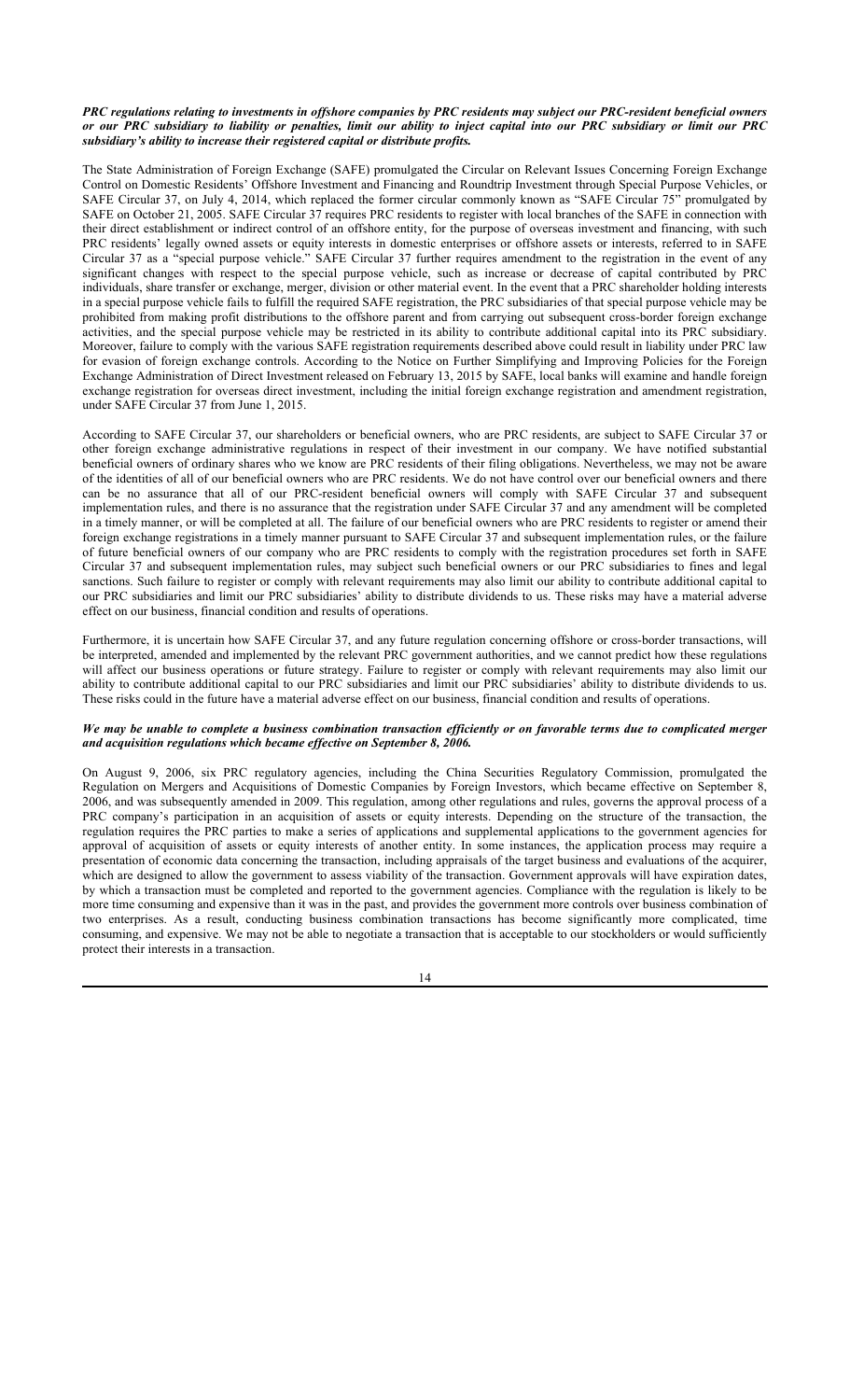***PRC regulations relating to investments in offshore companies by PRC residents may subject our PRC-resident beneficial owners or our PRC subsidiary to liability or penalties, limit our ability to inject capital into our PRC subsidiary or limit our PRC subsidiary's ability to increase their registered capital or distribute profits.***

The State Administration of Foreign Exchange (SAFE) promulgated the Circular on Relevant Issues Concerning Foreign Exchange Control on Domestic Residents' Offshore Investment and Financing and Roundtrip Investment through Special Purpose Vehicles, or SAFE Circular 37, on July 4, 2014, which replaced the former circular commonly known as "SAFE Circular 75" promulgated by SAFE on October 21, 2005. SAFE Circular 37 requires PRC residents to register with local branches of the SAFE in connection with their direct establishment or indirect control of an offshore entity, for the purpose of overseas investment and financing, with such PRC residents' legally owned assets or equity interests in domestic enterprises or offshore assets or interests, referred to in SAFE Circular 37 as a "special purpose vehicle." SAFE Circular 37 further requires amendment to the registration in the event of any significant changes with respect to the special purpose vehicle, such as increase or decrease of capital contributed by PRC individuals, share transfer or exchange, merger, division or other material event. In the event that a PRC shareholder holding interests in a special purpose vehicle fails to fulfill the required SAFE registration, the PRC subsidiaries of that special purpose vehicle may be prohibited from making profit distributions to the offshore parent and from carrying out subsequent cross-border foreign exchange activities, and the special purpose vehicle may be restricted in its ability to contribute additional capital into its PRC subsidiary. Moreover, failure to comply with the various SAFE registration requirements described above could result in liability under PRC law for evasion of foreign exchange controls. According to the Notice on Further Simplifying and Improving Policies for the Foreign Exchange Administration of Direct Investment released on February 13, 2015 by SAFE, local banks will examine and handle foreign exchange registration for overseas direct investment, including the initial foreign exchange registration and amendment registration, under SAFE Circular 37 from June 1, 2015.

According to SAFE Circular 37, our shareholders or beneficial owners, who are PRC residents, are subject to SAFE Circular 37 or other foreign exchange administrative regulations in respect of their investment in our company. We have notified substantial beneficial owners of ordinary shares who we know are PRC residents of their filing obligations. Nevertheless, we may not be aware of the identities of all of our beneficial owners who are PRC residents. We do not have control over our beneficial owners and there can be no assurance that all of our PRC-resident beneficial owners will comply with SAFE Circular 37 and subsequent implementation rules, and there is no assurance that the registration under SAFE Circular 37 and any amendment will be completed in a timely manner, or will be completed at all. The failure of our beneficial owners who are PRC residents to register or amend their foreign exchange registrations in a timely manner pursuant to SAFE Circular 37 and subsequent implementation rules, or the failure of future beneficial owners of our company who are PRC residents to comply with the registration procedures set forth in SAFE Circular 37 and subsequent implementation rules, may subject such beneficial owners or our PRC subsidiaries to fines and legal sanctions. Such failure to register or comply with relevant requirements may also limit our ability to contribute additional capital to our PRC subsidiaries and limit our PRC subsidiaries' ability to distribute dividends to us. These risks may have a material adverse effect on our business, financial condition and results of operations.

Furthermore, it is uncertain how SAFE Circular 37, and any future regulation concerning offshore or cross-border transactions, will be interpreted, amended and implemented by the relevant PRC government authorities, and we cannot predict how these regulations will affect our business operations or future strategy. Failure to register or comply with relevant requirements may also limit our ability to contribute additional capital to our PRC subsidiaries and limit our PRC subsidiaries' ability to distribute dividends to us. These risks could in the future have a material adverse effect on our business, financial condition and results of operations.

***We may be unable to complete a business combination transaction efficiently or on favorable terms due to complicated merger and acquisition regulations which became effective on September 8, 2006.***

On August 9, 2006, six PRC regulatory agencies, including the China Securities Regulatory Commission, promulgated the Regulation on Mergers and Acquisitions of Domestic Companies by Foreign Investors, which became effective on September 8, 2006, and was subsequently amended in 2009. This regulation, among other regulations and rules, governs the approval process of a PRC company's participation in an acquisition of assets or equity interests. Depending on the structure of the transaction, the regulation requires the PRC parties to make a series of applications and supplemental applications to the government agencies for approval of acquisition of assets or equity interests of another entity. In some instances, the application process may require a presentation of economic data concerning the transaction, including appraisals of the target business and evaluations of the acquirer, which are designed to allow the government to assess viability of the transaction. Government approvals will have expiration dates, by which a transaction must be completed and reported to the government agencies. Compliance with the regulation is likely to be more time consuming and expensive than it was in the past, and provides the government more controls over business combination of two enterprises. As a result, conducting business combination transactions has become significantly more complicated, time consuming, and expensive. We may not be able to negotiate a transaction that is acceptable to our stockholders or would sufficiently protect their interests in a transaction.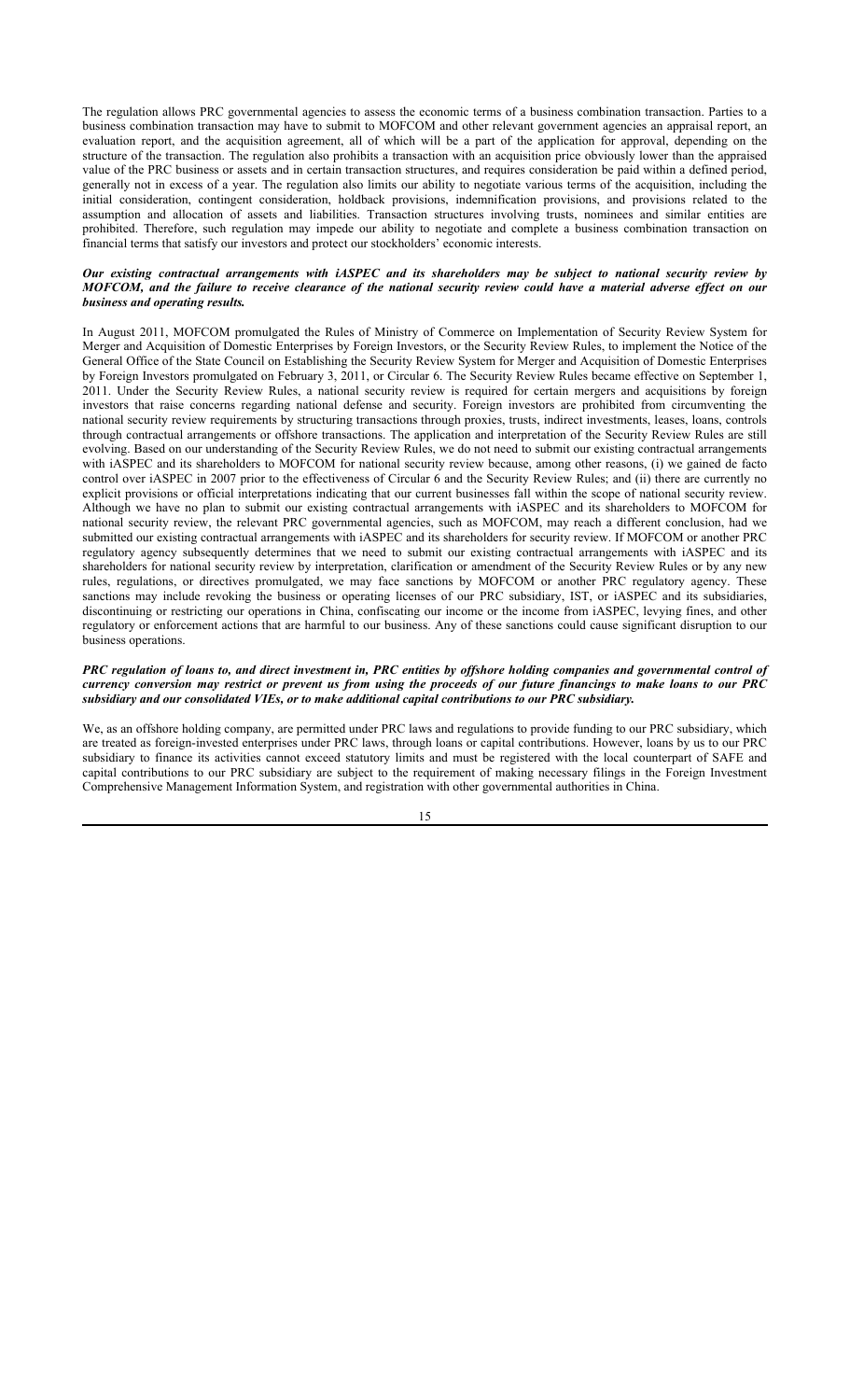The regulation allows PRC governmental agencies to assess the economic terms of a business combination transaction. Parties to a business combination transaction may have to submit to MOFCOM and other relevant government agencies an appraisal report, an evaluation report, and the acquisition agreement, all of which will be a part of the application for approval, depending on the structure of the transaction. The regulation also prohibits a transaction with an acquisition price obviously lower than the appraised value of the PRC business or assets and in certain transaction structures, and requires consideration be paid within a defined period, generally not in excess of a year. The regulation also limits our ability to negotiate various terms of the acquisition, including the initial consideration, contingent consideration, holdback provisions, indemnification provisions, and provisions related to the assumption and allocation of assets and liabilities. Transaction structures involving trusts, nominees and similar entities are prohibited. Therefore, such regulation may impede our ability to negotiate and complete a business combination transaction on financial terms that satisfy our investors and protect our stockholders' economic interests.

***Our existing contractual arrangements with iASPEC and its shareholders may be subject to national security review by MOFCOM, and the failure to receive clearance of the national security review could have a material adverse effect on our business and operating results.***

In August 2011, MOFCOM promulgated the Rules of Ministry of Commerce on Implementation of Security Review System for Merger and Acquisition of Domestic Enterprises by Foreign Investors, or the Security Review Rules, to implement the Notice of the General Office of the State Council on Establishing the Security Review System for Merger and Acquisition of Domestic Enterprises by Foreign Investors promulgated on February 3, 2011, or Circular 6. The Security Review Rules became effective on September 1, 2011. Under the Security Review Rules, a national security review is required for certain mergers and acquisitions by foreign investors that raise concerns regarding national defense and security. Foreign investors are prohibited from circumventing the national security review requirements by structuring transactions through proxies, trusts, indirect investments, leases, loans, controls through contractual arrangements or offshore transactions. The application and interpretation of the Security Review Rules are still evolving. Based on our understanding of the Security Review Rules, we do not need to submit our existing contractual arrangements with iASPEC and its shareholders to MOFCOM for national security review because, among other reasons, (i) we gained de facto control over iASPEC in 2007 prior to the effectiveness of Circular 6 and the Security Review Rules; and (ii) there are currently no explicit provisions or official interpretations indicating that our current businesses fall within the scope of national security review. Although we have no plan to submit our existing contractual arrangements with iASPEC and its shareholders to MOFCOM for national security review, the relevant PRC governmental agencies, such as MOFCOM, may reach a different conclusion, had we submitted our existing contractual arrangements with iASPEC and its shareholders for security review. If MOFCOM or another PRC regulatory agency subsequently determines that we need to submit our existing contractual arrangements with iASPEC and its shareholders for national security review by interpretation, clarification or amendment of the Security Review Rules or by any new rules, regulations, or directives promulgated, we may face sanctions by MOFCOM or another PRC regulatory agency. These sanctions may include revoking the business or operating licenses of our PRC subsidiary, IST, or iASPEC and its subsidiaries, discontinuing or restricting our operations in China, confiscating our income or the income from iASPEC, levying fines, and other regulatory or enforcement actions that are harmful to our business. Any of these sanctions could cause significant disruption to our business operations.

***PRC regulation of loans to, and direct investment in, PRC entities by offshore holding companies and governmental control of currency conversion may restrict or prevent us from using the proceeds of our future financings to make loans to our PRC subsidiary and our consolidated VIEs, or to make additional capital contributions to our PRC subsidiary.***

We, as an offshore holding company, are permitted under PRC laws and regulations to provide funding to our PRC subsidiary, which are treated as foreign-invested enterprises under PRC laws, through loans or capital contributions. However, loans by us to our PRC subsidiary to finance its activities cannot exceed statutory limits and must be registered with the local counterpart of SAFE and capital contributions to our PRC subsidiary are subject to the requirement of making necessary filings in the Foreign Investment Comprehensive Management Information System, and registration with other governmental authorities in China.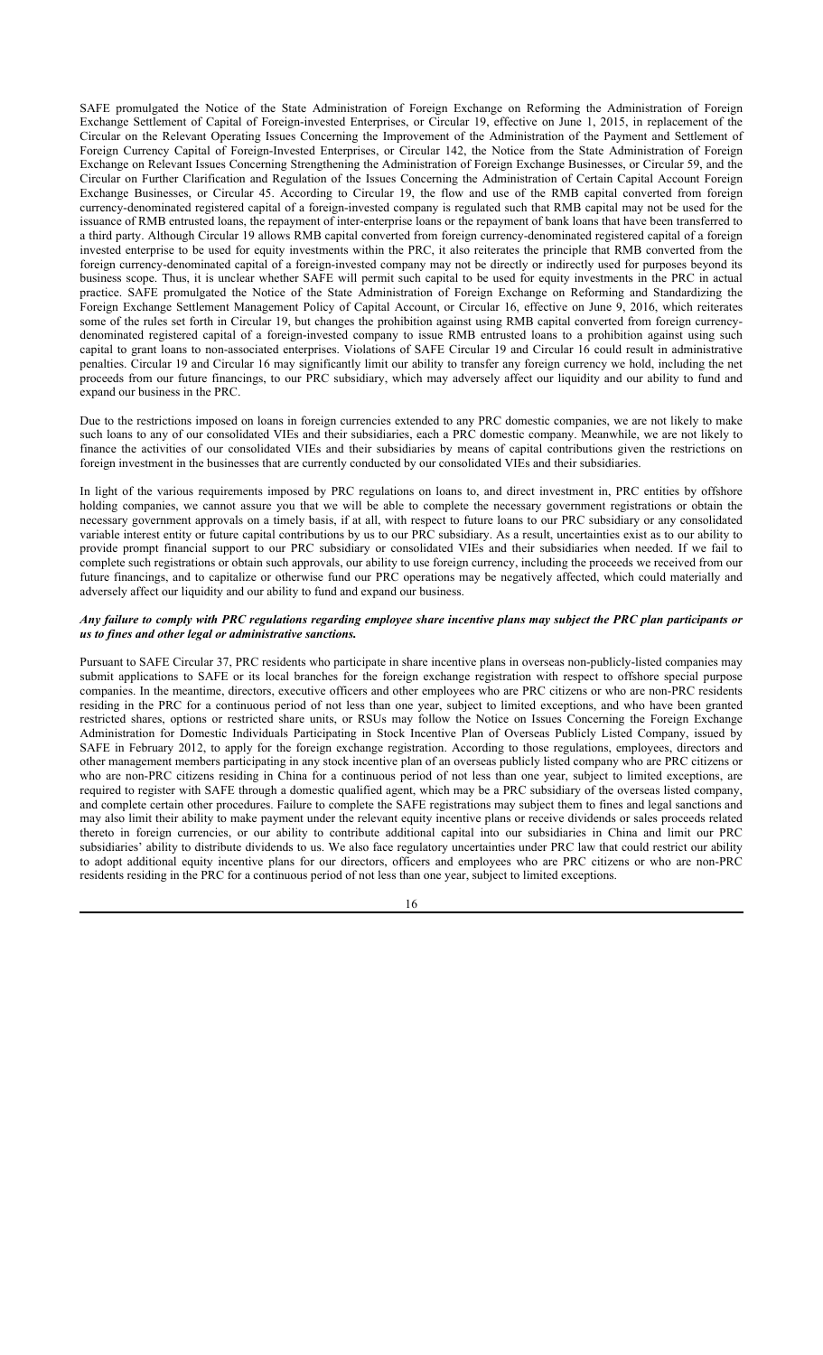SAFE promulgated the Notice of the State Administration of Foreign Exchange on Reforming the Administration of Foreign Exchange Settlement of Capital of Foreign-invested Enterprises, or Circular 19, effective on June 1, 2015, in replacement of the Circular on the Relevant Operating Issues Concerning the Improvement of the Administration of the Payment and Settlement of Foreign Currency Capital of Foreign-Invested Enterprises, or Circular 142, the Notice from the State Administration of Foreign Exchange on Relevant Issues Concerning Strengthening the Administration of Foreign Exchange Businesses, or Circular 59, and the Circular on Further Clarification and Regulation of the Issues Concerning the Administration of Certain Capital Account Foreign Exchange Businesses, or Circular 45. According to Circular 19, the flow and use of the RMB capital converted from foreign currency-denominated registered capital of a foreign-invested company is regulated such that RMB capital may not be used for the issuance of RMB entrusted loans, the repayment of inter-enterprise loans or the repayment of bank loans that have been transferred to a third party. Although Circular 19 allows RMB capital converted from foreign currency-denominated registered capital of a foreign invested enterprise to be used for equity investments within the PRC, it also reiterates the principle that RMB converted from the foreign currency-denominated capital of a foreign-invested company may not be directly or indirectly used for purposes beyond its business scope. Thus, it is unclear whether SAFE will permit such capital to be used for equity investments in the PRC in actual practice. SAFE promulgated the Notice of the State Administration of Foreign Exchange on Reforming and Standardizing the Foreign Exchange Settlement Management Policy of Capital Account, or Circular 16, effective on June 9, 2016, which reiterates some of the rules set forth in Circular 19, but changes the prohibition against using RMB capital converted from foreign currency-denominated registered capital of a foreign-invested company to issue RMB entrusted loans to a prohibition against using such capital to grant loans to non-associated enterprises. Violations of SAFE Circular 19 and Circular 16 could result in administrative penalties. Circular 19 and Circular 16 may significantly limit our ability to transfer any foreign currency we hold, including the net proceeds from our future financings, to our PRC subsidiary, which may adversely affect our liquidity and our ability to fund and expand our business in the PRC.

Due to the restrictions imposed on loans in foreign currencies extended to any PRC domestic companies, we are not likely to make such loans to any of our consolidated VIEs and their subsidiaries, each a PRC domestic company. Meanwhile, we are not likely to finance the activities of our consolidated VIEs and their subsidiaries by means of capital contributions given the restrictions on foreign investment in the businesses that are currently conducted by our consolidated VIEs and their subsidiaries.

In light of the various requirements imposed by PRC regulations on loans to, and direct investment in, PRC entities by offshore holding companies, we cannot assure you that we will be able to complete the necessary government registrations or obtain the necessary government approvals on a timely basis, if at all, with respect to future loans to our PRC subsidiary or any consolidated variable interest entity or future capital contributions by us to our PRC subsidiary. As a result, uncertainties exist as to our ability to provide prompt financial support to our PRC subsidiary or consolidated VIEs and their subsidiaries when needed. If we fail to complete such registrations or obtain such approvals, our ability to use foreign currency, including the proceeds we received from our future financings, and to capitalize or otherwise fund our PRC operations may be negatively affected, which could materially and adversely affect our liquidity and our ability to fund and expand our business.

***Any failure to comply with PRC regulations regarding employee share incentive plans may subject the PRC plan participants or us to fines and other legal or administrative sanctions.***

Pursuant to SAFE Circular 37, PRC residents who participate in share incentive plans in overseas non-publicly-listed companies may submit applications to SAFE or its local branches for the foreign exchange registration with respect to offshore special purpose companies. In the meantime, directors, executive officers and other employees who are PRC citizens or who are non-PRC residents residing in the PRC for a continuous period of not less than one year, subject to limited exceptions, and who have been granted restricted shares, options or restricted share units, or RSUs may follow the Notice on Issues Concerning the Foreign Exchange Administration for Domestic Individuals Participating in Stock Incentive Plan of Overseas Publicly Listed Company, issued by SAFE in February 2012, to apply for the foreign exchange registration. According to those regulations, employees, directors and other management members participating in any stock incentive plan of an overseas publicly listed company who are PRC citizens or who are non-PRC citizens residing in China for a continuous period of not less than one year, subject to limited exceptions, are required to register with SAFE through a domestic qualified agent, which may be a PRC subsidiary of the overseas listed company, and complete certain other procedures. Failure to complete the SAFE registrations may subject them to fines and legal sanctions and may also limit their ability to make payment under the relevant equity incentive plans or receive dividends or sales proceeds related thereto in foreign currencies, or our ability to contribute additional capital into our subsidiaries in China and limit our PRC subsidiaries' ability to distribute dividends to us. We also face regulatory uncertainties under PRC law that could restrict our ability to adopt additional equity incentive plans for our directors, officers and employees who are PRC citizens or who are non-PRC residents residing in the PRC for a continuous period of not less than one year, subject to limited exceptions.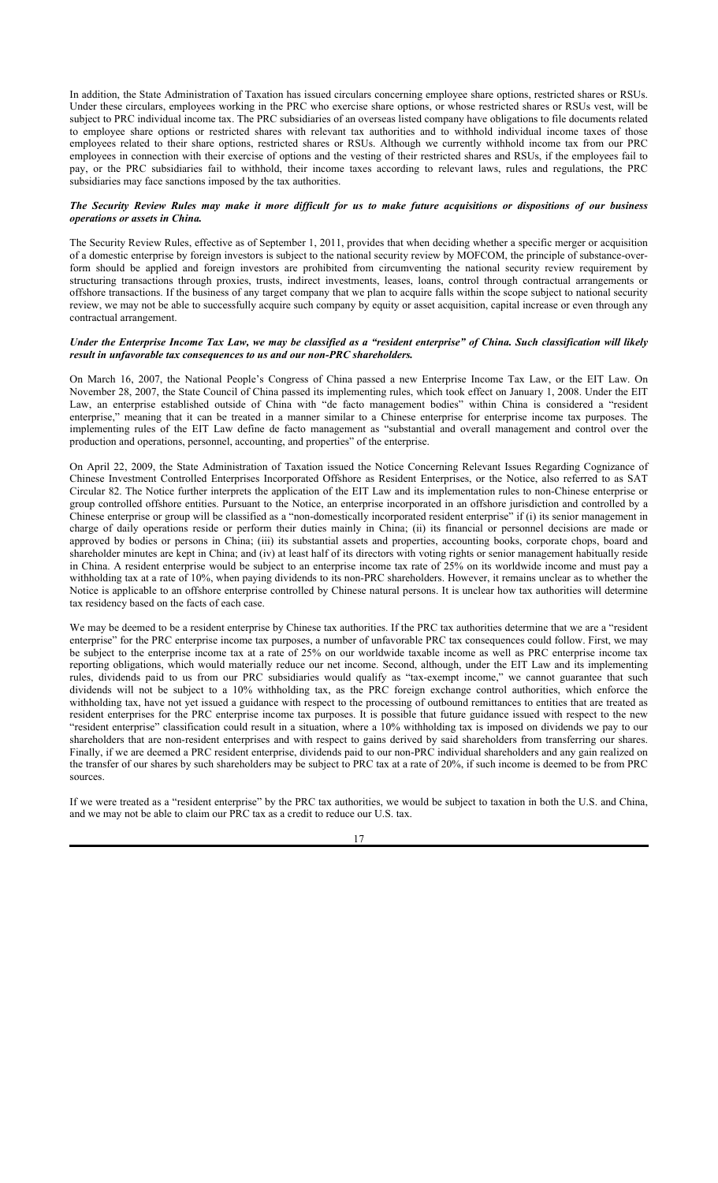In addition, the State Administration of Taxation has issued circulars concerning employee share options, restricted shares or RSUs. Under these circulars, employees working in the PRC who exercise share options, or whose restricted shares or RSUs vest, will be subject to PRC individual income tax. The PRC subsidiaries of an overseas listed company have obligations to file documents related to employee share options or restricted shares with relevant tax authorities and to withhold individual income taxes of those employees related to their share options, restricted shares or RSUs. Although we currently withhold income tax from our PRC employees in connection with their exercise of options and the vesting of their restricted shares and RSUs, if the employees fail to pay, or the PRC subsidiaries fail to withhold, their income taxes according to relevant laws, rules and regulations, the PRC subsidiaries may face sanctions imposed by the tax authorities.

***The Security Review Rules may make it more difficult for us to make future acquisitions or dispositions of our business operations or assets in China.***

The Security Review Rules, effective as of September 1, 2011, provides that when deciding whether a specific merger or acquisition of a domestic enterprise by foreign investors is subject to the national security review by MOFCOM, the principle of substance-over-form should be applied and foreign investors are prohibited from circumventing the national security review requirement by structuring transactions through proxies, trusts, indirect investments, leases, loans, control through contractual arrangements or offshore transactions. If the business of any target company that we plan to acquire falls within the scope subject to national security review, we may not be able to successfully acquire such company by equity or asset acquisition, capital increase or even through any contractual arrangement.

***Under the Enterprise Income Tax Law, we may be classified as a "resident enterprise" of China. Such classification will likely result in unfavorable tax consequences to us and our non-PRC shareholders.***

On March 16, 2007, the National People's Congress of China passed a new Enterprise Income Tax Law, or the EIT Law. On November 28, 2007, the State Council of China passed its implementing rules, which took effect on January 1, 2008. Under the EIT Law, an enterprise established outside of China with "de facto management bodies" within China is considered a "resident enterprise," meaning that it can be treated in a manner similar to a Chinese enterprise for enterprise income tax purposes. The implementing rules of the EIT Law define de facto management as "substantial and overall management and control over the production and operations, personnel, accounting, and properties" of the enterprise.

On April 22, 2009, the State Administration of Taxation issued the Notice Concerning Relevant Issues Regarding Cognizance of Chinese Investment Controlled Enterprises Incorporated Offshore as Resident Enterprises, or the Notice, also referred to as SAT Circular 82. The Notice further interprets the application of the EIT Law and its implementation rules to non-Chinese enterprise or group controlled offshore entities. Pursuant to the Notice, an enterprise incorporated in an offshore jurisdiction and controlled by a Chinese enterprise or group will be classified as a "non-domestically incorporated resident enterprise" if (i) its senior management in charge of daily operations reside or perform their duties mainly in China; (ii) its financial or personnel decisions are made or approved by bodies or persons in China; (iii) its substantial assets and properties, accounting books, corporate chops, board and shareholder minutes are kept in China; and (iv) at least half of its directors with voting rights or senior management habitually reside in China. A resident enterprise would be subject to an enterprise income tax rate of 25% on its worldwide income and must pay a withholding tax at a rate of 10%, when paying dividends to its non-PRC shareholders. However, it remains unclear as to whether the Notice is applicable to an offshore enterprise controlled by Chinese natural persons. It is unclear how tax authorities will determine tax residency based on the facts of each case.

We may be deemed to be a resident enterprise by Chinese tax authorities. If the PRC tax authorities determine that we are a "resident enterprise" for the PRC enterprise income tax purposes, a number of unfavorable PRC tax consequences could follow. First, we may be subject to the enterprise income tax at a rate of 25% on our worldwide taxable income as well as PRC enterprise income tax reporting obligations, which would materially reduce our net income. Second, although, under the EIT Law and its implementing rules, dividends paid to us from our PRC subsidiaries would qualify as "tax-exempt income," we cannot guarantee that such dividends will not be subject to a 10% withholding tax, as the PRC foreign exchange control authorities, which enforce the withholding tax, have not yet issued a guidance with respect to the processing of outbound remittances to entities that are treated as resident enterprises for the PRC enterprise income tax purposes. It is possible that future guidance issued with respect to the new "resident enterprise" classification could result in a situation, where a 10% withholding tax is imposed on dividends we pay to our shareholders that are non-resident enterprises and with respect to gains derived by said shareholders from transferring our shares. Finally, if we are deemed a PRC resident enterprise, dividends paid to our non-PRC individual shareholders and any gain realized on the transfer of our shares by such shareholders may be subject to PRC tax at a rate of 20%, if such income is deemed to be from PRC sources.

If we were treated as a "resident enterprise" by the PRC tax authorities, we would be subject to taxation in both the U.S. and China, and we may not be able to claim our PRC tax as a credit to reduce our U.S. tax.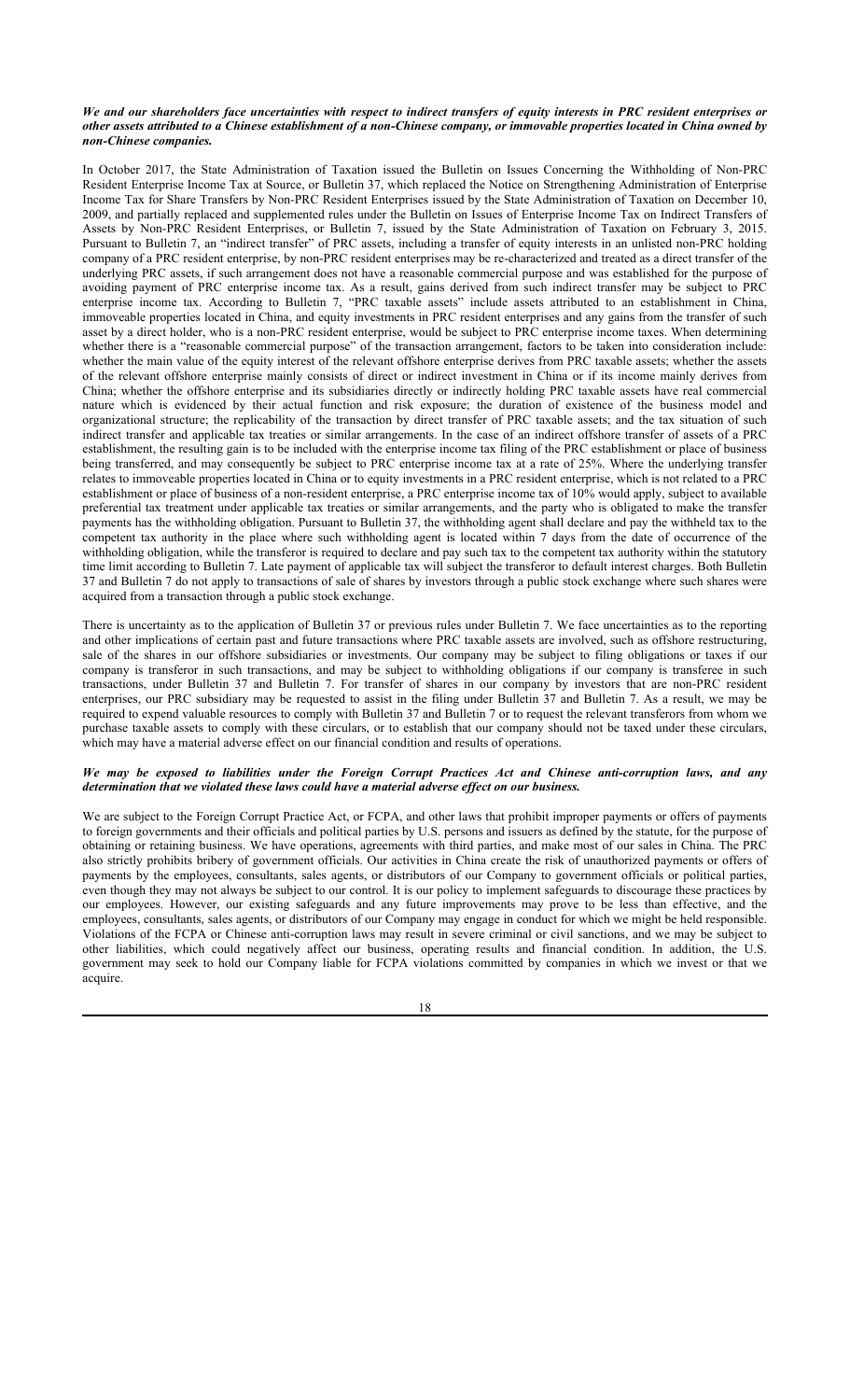***We and our shareholders face uncertainties with respect to indirect transfers of equity interests in PRC resident enterprises or other assets attributed to a Chinese establishment of a non-Chinese company, or immovable properties located in China owned by non-Chinese companies.***

In October 2017, the State Administration of Taxation issued the Bulletin on Issues Concerning the Withholding of Non-PRC Resident Enterprise Income Tax at Source, or Bulletin 37, which replaced the Notice on Strengthening Administration of Enterprise Income Tax for Share Transfers by Non-PRC Resident Enterprises issued by the State Administration of Taxation on December 10, 2009, and partially replaced and supplemented rules under the Bulletin on Issues of Enterprise Income Tax on Indirect Transfers of Assets by Non-PRC Resident Enterprises, or Bulletin 7, issued by the State Administration of Taxation on February 3, 2015. Pursuant to Bulletin 7, an "indirect transfer" of PRC assets, including a transfer of equity interests in an unlisted non-PRC holding company of a PRC resident enterprise, by non-PRC resident enterprises may be re-characterized and treated as a direct transfer of the underlying PRC assets, if such arrangement does not have a reasonable commercial purpose and was established for the purpose of avoiding payment of PRC enterprise income tax. As a result, gains derived from such indirect transfer may be subject to PRC enterprise income tax. According to Bulletin 7, "PRC taxable assets" include assets attributed to an establishment in China, immoveable properties located in China, and equity investments in PRC resident enterprises and any gains from the transfer of such asset by a direct holder, who is a non-PRC resident enterprise, would be subject to PRC enterprise income taxes. When determining whether there is a "reasonable commercial purpose" of the transaction arrangement, factors to be taken into consideration include: whether the main value of the equity interest of the relevant offshore enterprise derives from PRC taxable assets; whether the assets of the relevant offshore enterprise mainly consists of direct or indirect investment in China or if its income mainly derives from China; whether the offshore enterprise and its subsidiaries directly or indirectly holding PRC taxable assets have real commercial nature which is evidenced by their actual function and risk exposure; the duration of existence of the business model and organizational structure; the replicability of the transaction by direct transfer of PRC taxable assets; and the tax situation of such indirect transfer and applicable tax treaties or similar arrangements. In the case of an indirect offshore transfer of assets of a PRC establishment, the resulting gain is to be included with the enterprise income tax filing of the PRC establishment or place of business being transferred, and may consequently be subject to PRC enterprise income tax at a rate of 25%. Where the underlying transfer relates to immoveable properties located in China or to equity investments in a PRC resident enterprise, which is not related to a PRC establishment or place of business of a non-resident enterprise, a PRC enterprise income tax of 10% would apply, subject to available preferential tax treatment under applicable tax treaties or similar arrangements, and the party who is obligated to make the transfer payments has the withholding obligation. Pursuant to Bulletin 37, the withholding agent shall declare and pay the withheld tax to the competent tax authority in the place where such withholding agent is located within 7 days from the date of occurrence of the withholding obligation, while the transferor is required to declare and pay such tax to the competent tax authority within the statutory time limit according to Bulletin 7. Late payment of applicable tax will subject the transferor to default interest charges. Both Bulletin 37 and Bulletin 7 do not apply to transactions of sale of shares by investors through a public stock exchange where such shares were acquired from a transaction through a public stock exchange.

There is uncertainty as to the application of Bulletin 37 or previous rules under Bulletin 7. We face uncertainties as to the reporting and other implications of certain past and future transactions where PRC taxable assets are involved, such as offshore restructuring, sale of the shares in our offshore subsidiaries or investments. Our company may be subject to filing obligations or taxes if our company is transferor in such transactions, and may be subject to withholding obligations if our company is transferee in such transactions, under Bulletin 37 and Bulletin 7. For transfer of shares in our company by investors that are non-PRC resident enterprises, our PRC subsidiary may be requested to assist in the filing under Bulletin 37 and Bulletin 7. As a result, we may be required to expend valuable resources to comply with Bulletin 37 and Bulletin 7 or to request the relevant transferors from whom we purchase taxable assets to comply with these circulars, or to establish that our company should not be taxed under these circulars, which may have a material adverse effect on our financial condition and results of operations.

***We may be exposed to liabilities under the Foreign Corrupt Practices Act and Chinese anti-corruption laws, and any determination that we violated these laws could have a material adverse effect on our business.***

We are subject to the Foreign Corrupt Practice Act, or FCPA, and other laws that prohibit improper payments or offers of payments to foreign governments and their officials and political parties by U.S. persons and issuers as defined by the statute, for the purpose of obtaining or retaining business. We have operations, agreements with third parties, and make most of our sales in China. The PRC also strictly prohibits bribery of government officials. Our activities in China create the risk of unauthorized payments or offers of payments by the employees, consultants, sales agents, or distributors of our Company to government officials or political parties, even though they may not always be subject to our control. It is our policy to implement safeguards to discourage these practices by our employees. However, our existing safeguards and any future improvements may prove to be less than effective, and the employees, consultants, sales agents, or distributors of our Company may engage in conduct for which we might be held responsible. Violations of the FCPA or Chinese anti-corruption laws may result in severe criminal or civil sanctions, and we may be subject to other liabilities, which could negatively affect our business, operating results and financial condition. In addition, the U.S. government may seek to hold our Company liable for FCPA violations committed by companies in which we invest or that we acquire.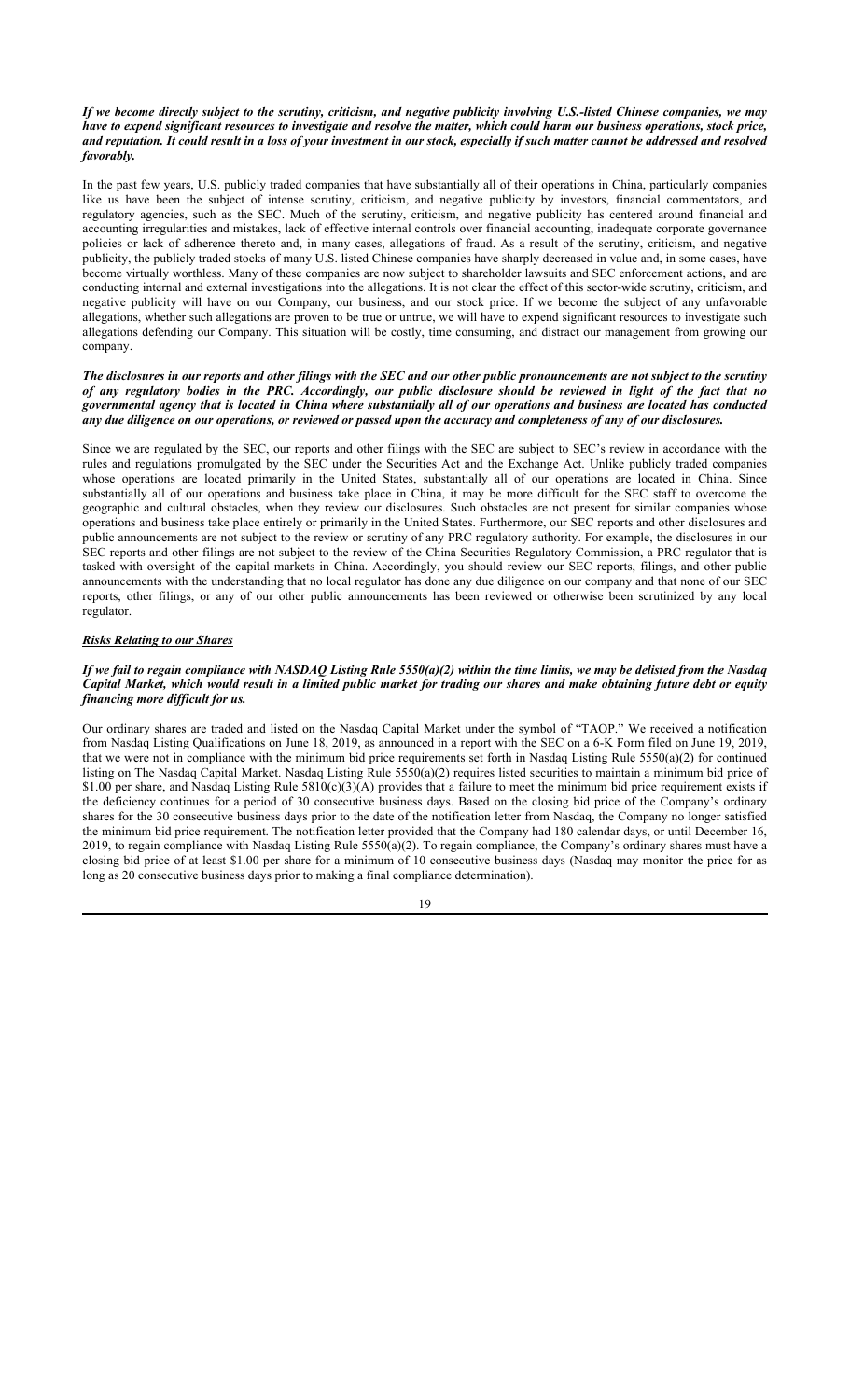***If we become directly subject to the scrutiny, criticism, and negative publicity involving U.S.-listed Chinese companies, we may have to expend significant resources to investigate and resolve the matter, which could harm our business operations, stock price, and reputation. It could result in a loss of your investment in our stock, especially if such matter cannot be addressed and resolved favorably.***

In the past few years, U.S. publicly traded companies that have substantially all of their operations in China, particularly companies like us have been the subject of intense scrutiny, criticism, and negative publicity by investors, financial commentators, and regulatory agencies, such as the SEC. Much of the scrutiny, criticism, and negative publicity has centered around financial and accounting irregularities and mistakes, lack of effective internal controls over financial accounting, inadequate corporate governance policies or lack of adherence thereto and, in many cases, allegations of fraud. As a result of the scrutiny, criticism, and negative publicity, the publicly traded stocks of many U.S. listed Chinese companies have sharply decreased in value and, in some cases, have become virtually worthless. Many of these companies are now subject to shareholder lawsuits and SEC enforcement actions, and are conducting internal and external investigations into the allegations. It is not clear the effect of this sector-wide scrutiny, criticism, and negative publicity will have on our Company, our business, and our stock price. If we become the subject of any unfavorable allegations, whether such allegations are proven to be true or untrue, we will have to expend significant resources to investigate such allegations defending our Company. This situation will be costly, time consuming, and distract our management from growing our company.

***The disclosures in our reports and other filings with the SEC and our other public pronouncements are not subject to the scrutiny of any regulatory bodies in the PRC. Accordingly, our public disclosure should be reviewed in light of the fact that no governmental agency that is located in China where substantially all of our operations and business are located has conducted any due diligence on our operations, or reviewed or passed upon the accuracy and completeness of any of our disclosures.***

Since we are regulated by the SEC, our reports and other filings with the SEC are subject to SEC's review in accordance with the rules and regulations promulgated by the SEC under the Securities Act and the Exchange Act. Unlike publicly traded companies whose operations are located primarily in the United States, substantially all of our operations are located in China. Since substantially all of our operations and business take place in China, it may be more difficult for the SEC staff to overcome the geographic and cultural obstacles, when they review our disclosures. Such obstacles are not present for similar companies whose operations and business take place entirely or primarily in the United States. Furthermore, our SEC reports and other disclosures and public announcements are not subject to the review or scrutiny of any PRC regulatory authority. For example, the disclosures in our SEC reports and other filings are not subject to the review of the China Securities Regulatory Commission, a PRC regulator that is tasked with oversight of the capital markets in China. Accordingly, you should review our SEC reports, filings, and other public announcements with the understanding that no local regulator has done any due diligence on our company and that none of our SEC reports, other filings, or any of our other public announcements has been reviewed or otherwise been scrutinized by any local regulator.

***Risks Relating to our Shares***

***If we fail to regain compliance with NASDAQ Listing Rule 5550(a)(2) within the time limits, we may be delisted from the Nasdaq Capital Market, which would result in a limited public market for trading our shares and make obtaining future debt or equity financing more difficult for us.***

Our ordinary shares are traded and listed on the Nasdaq Capital Market under the symbol of "TAOP." We received a notification from Nasdaq Listing Qualifications on June 18, 2019, as announced in a report with the SEC on a 6-K Form filed on June 19, 2019, that we were not in compliance with the minimum bid price requirements set forth in Nasdaq Listing Rule 5550(a)(2) for continued listing on The Nasdaq Capital Market. Nasdaq Listing Rule 5550(a)(2) requires listed securities to maintain a minimum bid price of $1.00 per share, and Nasdaq Listing Rule 5810(c)(3)(A) provides that a failure to meet the minimum bid price requirement exists if the deficiency continues for a period of 30 consecutive business days. Based on the closing bid price of the Company's ordinary shares for the 30 consecutive business days prior to the date of the notification letter from Nasdaq, the Company no longer satisfied the minimum bid price requirement. The notification letter provided that the Company had 180 calendar days, or until December 16, 2019, to regain compliance with Nasdaq Listing Rule 5550(a)(2). To regain compliance, the Company's ordinary shares must have a closing bid price of at least $1.00 per share for a minimum of 10 consecutive business days (Nasdaq may monitor the price for as long as 20 consecutive business days prior to making a final compliance determination).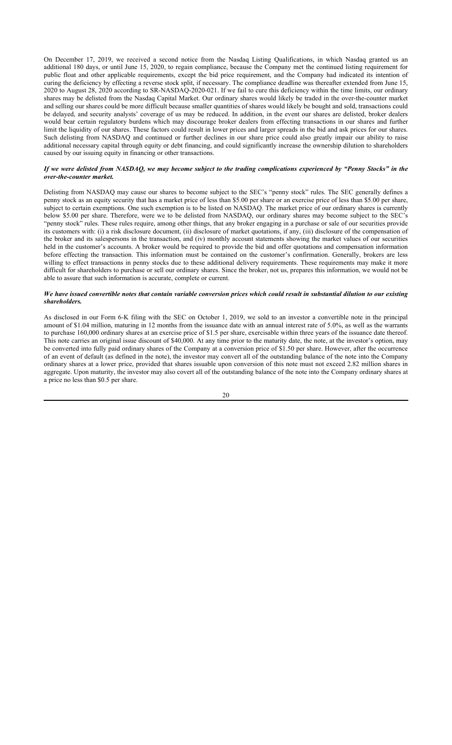On December 17, 2019, we received a second notice from the Nasdaq Listing Qualifications, in which Nasdaq granted us an additional 180 days, or until June 15, 2020, to regain compliance, because the Company met the continued listing requirement for public float and other applicable requirements, except the bid price requirement, and the Company had indicated its intention of curing the deficiency by effecting a reverse stock split, if necessary. The compliance deadline was thereafter extended from June 15, 2020 to August 28, 2020 according to SR-NASDAQ-2020-021. If we fail to cure this deficiency within the time limits, our ordinary shares may be delisted from the Nasdaq Capital Market. Our ordinary shares would likely be traded in the over-the-counter market and selling our shares could be more difficult because smaller quantities of shares would likely be bought and sold, transactions could be delayed, and security analysts' coverage of us may be reduced. In addition, in the event our shares are delisted, broker dealers would bear certain regulatory burdens which may discourage broker dealers from effecting transactions in our shares and further limit the liquidity of our shares. These factors could result in lower prices and larger spreads in the bid and ask prices for our shares. Such delisting from NASDAQ and continued or further declines in our share price could also greatly impair our ability to raise additional necessary capital through equity or debt financing, and could significantly increase the ownership dilution to shareholders caused by our issuing equity in financing or other transactions.

***If we were delisted from NASDAQ, we may become subject to the trading complications experienced by "Penny Stocks" in the over-the-counter market.***

Delisting from NASDAQ may cause our shares to become subject to the SEC's "penny stock" rules. The SEC generally defines a penny stock as an equity security that has a market price of less than $5.00 per share or an exercise price of less than $5.00 per share, subject to certain exemptions. One such exemption is to be listed on NASDAQ. The market price of our ordinary shares is currently below $5.00 per share. Therefore, were we to be delisted from NASDAQ, our ordinary shares may become subject to the SEC's "penny stock" rules. These rules require, among other things, that any broker engaging in a purchase or sale of our securities provide its customers with: (i) a risk disclosure document, (ii) disclosure of market quotations, if any, (iii) disclosure of the compensation of the broker and its salespersons in the transaction, and (iv) monthly account statements showing the market values of our securities held in the customer's accounts. A broker would be required to provide the bid and offer quotations and compensation information before effecting the transaction. This information must be contained on the customer's confirmation. Generally, brokers are less willing to effect transactions in penny stocks due to these additional delivery requirements. These requirements may make it more difficult for shareholders to purchase or sell our ordinary shares. Since the broker, not us, prepares this information, we would not be able to assure that such information is accurate, complete or current.

***We have issued convertible notes that contain variable conversion prices which could result in substantial dilution to our existing shareholders.***

As disclosed in our Form 6-K filing with the SEC on October 1, 2019, we sold to an investor a convertible note in the principal amount of $1.04 million, maturing in 12 months from the issuance date with an annual interest rate of 5.0%, as well as the warrants to purchase 160,000 ordinary shares at an exercise price of $1.5 per share, exercisable within three years of the issuance date thereof. This note carries an original issue discount of $40,000. At any time prior to the maturity date, the note, at the investor's option, may be converted into fully paid ordinary shares of the Company at a conversion price of $1.50 per share. However, after the occurrence of an event of default (as defined in the note), the investor may convert all of the outstanding balance of the note into the Company ordinary shares at a lower price, provided that shares issuable upon conversion of this note must not exceed 2.82 million shares in aggregate. Upon maturity, the investor may also covert all of the outstanding balance of the note into the Company ordinary shares at a price no less than $0.5 per share.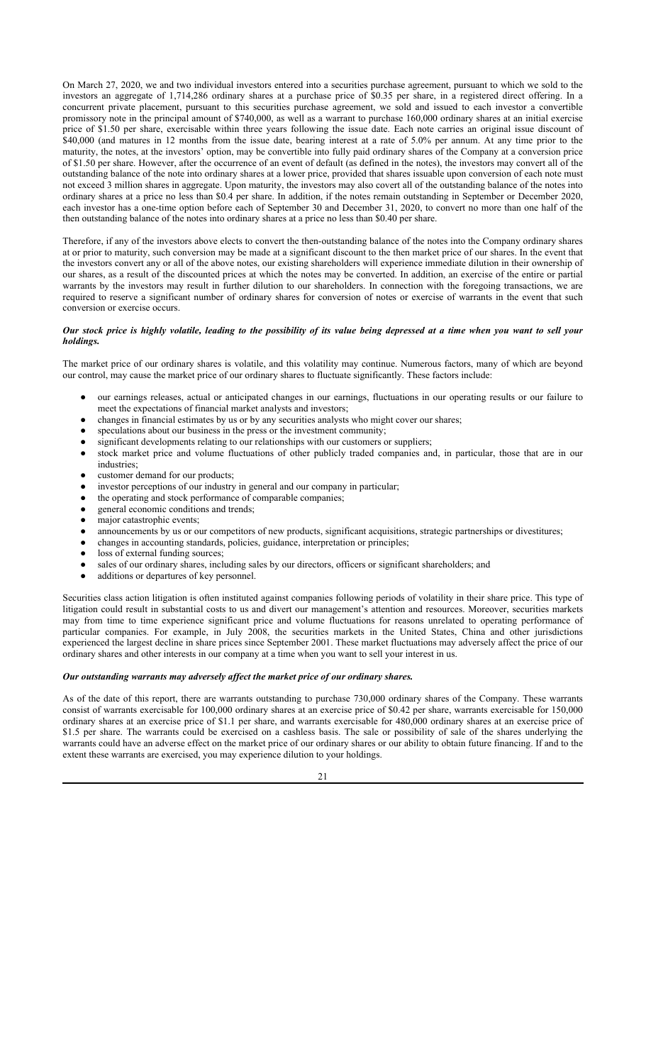On March 27, 2020, we and two individual investors entered into a securities purchase agreement, pursuant to which we sold to the investors an aggregate of 1,714,286 ordinary shares at a purchase price of $0.35 per share, in a registered direct offering. In a concurrent private placement, pursuant to this securities purchase agreement, we sold and issued to each investor a convertible promissory note in the principal amount of $740,000, as well as a warrant to purchase 160,000 ordinary shares at an initial exercise price of $1.50 per share, exercisable within three years following the issue date. Each note carries an original issue discount of $40,000 (and matures in 12 months from the issue date, bearing interest at a rate of 5.0% per annum. At any time prior to the maturity, the notes, at the investors' option, may be convertible into fully paid ordinary shares of the Company at a conversion price of $1.50 per share. However, after the occurrence of an event of default (as defined in the notes), the investors may convert all of the outstanding balance of the note into ordinary shares at a lower price, provided that shares issuable upon conversion of each note must not exceed 3 million shares in aggregate. Upon maturity, the investors may also covert all of the outstanding balance of the notes into ordinary shares at a price no less than $0.4 per share. In addition, if the notes remain outstanding in September or December 2020, each investor has a one-time option before each of September 30 and December 31, 2020, to convert no more than one half of the then outstanding balance of the notes into ordinary shares at a price no less than $0.40 per share.

Therefore, if any of the investors above elects to convert the then-outstanding balance of the notes into the Company ordinary shares at or prior to maturity, such conversion may be made at a significant discount to the then market price of our shares. In the event that the investors convert any or all of the above notes, our existing shareholders will experience immediate dilution in their ownership of our shares, as a result of the discounted prices at which the notes may be converted. In addition, an exercise of the entire or partial warrants by the investors may result in further dilution to our shareholders. In connection with the foregoing transactions, we are required to reserve a significant number of ordinary shares for conversion of notes or exercise of warrants in the event that such conversion or exercise occurs.

***Our stock price is highly volatile, leading to the possibility of its value being depressed at a time when you want to sell your holdings.***

The market price of our ordinary shares is volatile, and this volatility may continue. Numerous factors, many of which are beyond our control, may cause the market price of our ordinary shares to fluctuate significantly. These factors include:

- our earnings releases, actual or anticipated changes in our earnings, fluctuations in our operating results or our failure to meet the expectations of financial market analysts and investors;
- changes in financial estimates by us or by any securities analysts who might cover our shares;
- speculations about our business in the press or the investment community;
- significant developments relating to our relationships with our customers or suppliers;
- stock market price and volume fluctuations of other publicly traded companies and, in particular, those that are in our industries;
- customer demand for our products;
- investor perceptions of our industry in general and our company in particular;
- the operating and stock performance of comparable companies;
- general economic conditions and trends;
- major catastrophic events;
- announcements by us or our competitors of new products, significant acquisitions, strategic partnerships or divestitures;
- changes in accounting standards, policies, guidance, interpretation or principles;
- loss of external funding sources;
- sales of our ordinary shares, including sales by our directors, officers or significant shareholders; and
- additions or departures of key personnel.

Securities class action litigation is often instituted against companies following periods of volatility in their share price. This type of litigation could result in substantial costs to us and divert our management's attention and resources. Moreover, securities markets may from time to time experience significant price and volume fluctuations for reasons unrelated to operating performance of particular companies. For example, in July 2008, the securities markets in the United States, China and other jurisdictions experienced the largest decline in share prices since September 2001. These market fluctuations may adversely affect the price of our ordinary shares and other interests in our company at a time when you want to sell your interest in us.

***Our outstanding warrants may adversely affect the market price of our ordinary shares.***

As of the date of this report, there are warrants outstanding to purchase 730,000 ordinary shares of the Company. These warrants consist of warrants exercisable for 100,000 ordinary shares at an exercise price of $0.42 per share, warrants exercisable for 150,000 ordinary shares at an exercise price of $1.1 per share, and warrants exercisable for 480,000 ordinary shares at an exercise price of $1.5 per share. The warrants could be exercised on a cashless basis. The sale or possibility of sale of the shares underlying the warrants could have an adverse effect on the market price of our ordinary shares or our ability to obtain future financing. If and to the extent these warrants are exercised, you may experience dilution to your holdings.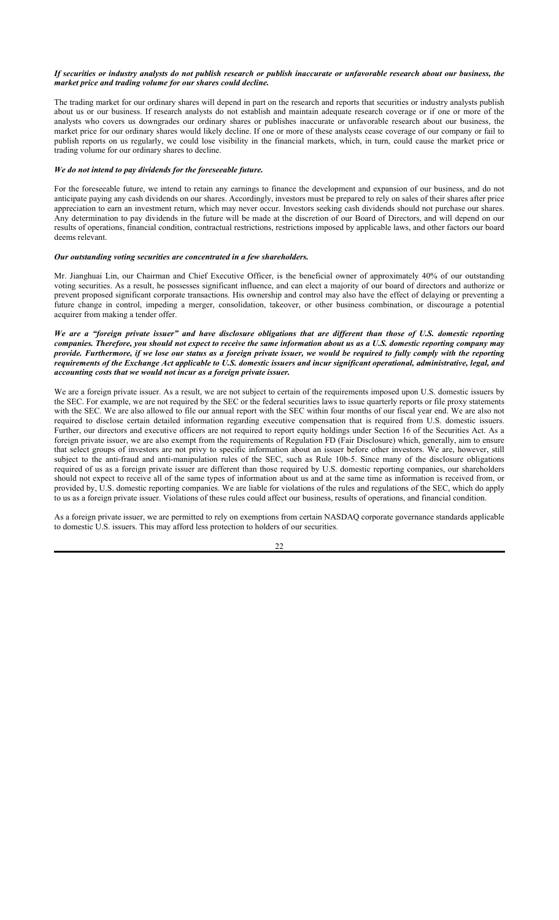***If securities or industry analysts do not publish research or publish inaccurate or unfavorable research about our business, the market price and trading volume for our shares could decline.***

The trading market for our ordinary shares will depend in part on the research and reports that securities or industry analysts publish about us or our business. If research analysts do not establish and maintain adequate research coverage or if one or more of the analysts who covers us downgrades our ordinary shares or publishes inaccurate or unfavorable research about our business, the market price for our ordinary shares would likely decline. If one or more of these analysts cease coverage of our company or fail to publish reports on us regularly, we could lose visibility in the financial markets, which, in turn, could cause the market price or trading volume for our ordinary shares to decline.

***We do not intend to pay dividends for the foreseeable future.***

For the foreseeable future, we intend to retain any earnings to finance the development and expansion of our business, and do not anticipate paying any cash dividends on our shares. Accordingly, investors must be prepared to rely on sales of their shares after price appreciation to earn an investment return, which may never occur. Investors seeking cash dividends should not purchase our shares. Any determination to pay dividends in the future will be made at the discretion of our Board of Directors, and will depend on our results of operations, financial condition, contractual restrictions, restrictions imposed by applicable laws, and other factors our board deems relevant.

***Our outstanding voting securities are concentrated in a few shareholders.***

Mr. Jianghuai Lin, our Chairman and Chief Executive Officer, is the beneficial owner of approximately 40% of our outstanding voting securities. As a result, he possesses significant influence, and can elect a majority of our board of directors and authorize or prevent proposed significant corporate transactions. His ownership and control may also have the effect of delaying or preventing a future change in control, impeding a merger, consolidation, takeover, or other business combination, or discourage a potential acquirer from making a tender offer.

***We are a "foreign private issuer" and have disclosure obligations that are different than those of U.S. domestic reporting companies. Therefore, you should not expect to receive the same information about us as a U.S. domestic reporting company may provide. Furthermore, if we lose our status as a foreign private issuer, we would be required to fully comply with the reporting requirements of the Exchange Act applicable to U.S. domestic issuers and incur significant operational, administrative, legal, and accounting costs that we would not incur as a foreign private issuer.***

We are a foreign private issuer. As a result, we are not subject to certain of the requirements imposed upon U.S. domestic issuers by the SEC. For example, we are not required by the SEC or the federal securities laws to issue quarterly reports or file proxy statements with the SEC. We are also allowed to file our annual report with the SEC within four months of our fiscal year end. We are also not required to disclose certain detailed information regarding executive compensation that is required from U.S. domestic issuers. Further, our directors and executive officers are not required to report equity holdings under Section 16 of the Securities Act. As a foreign private issuer, we are also exempt from the requirements of Regulation FD (Fair Disclosure) which, generally, aim to ensure that select groups of investors are not privy to specific information about an issuer before other investors. We are, however, still subject to the anti-fraud and anti-manipulation rules of the SEC, such as Rule 10b-5. Since many of the disclosure obligations required of us as a foreign private issuer are different than those required by U.S. domestic reporting companies, our shareholders should not expect to receive all of the same types of information about us and at the same time as information is received from, or provided by, U.S. domestic reporting companies. We are liable for violations of the rules and regulations of the SEC, which do apply to us as a foreign private issuer. Violations of these rules could affect our business, results of operations, and financial condition.

As a foreign private issuer, we are permitted to rely on exemptions from certain NASDAQ corporate governance standards applicable to domestic U.S. issuers. This may afford less protection to holders of our securities.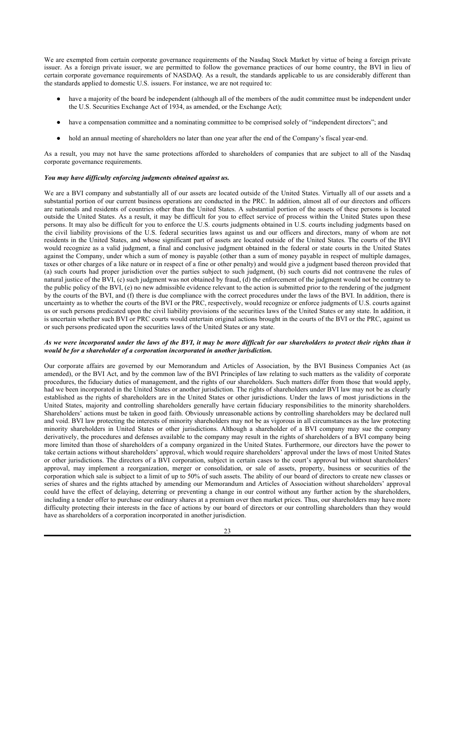We are exempted from certain corporate governance requirements of the Nasdaq Stock Market by virtue of being a foreign private issuer. As a foreign private issuer, we are permitted to follow the governance practices of our home country, the BVI in lieu of certain corporate governance requirements of NASDAQ. As a result, the standards applicable to us are considerably different than the standards applied to domestic U.S. issuers. For instance, we are not required to:

- have a majority of the board be independent (although all of the members of the audit committee must be independent under the U.S. Securities Exchange Act of 1934, as amended, or the Exchange Act);
- have a compensation committee and a nominating committee to be comprised solely of "independent directors"; and
- hold an annual meeting of shareholders no later than one year after the end of the Company's fiscal year-end.

As a result, you may not have the same protections afforded to shareholders of companies that are subject to all of the Nasdaq corporate governance requirements.

***You may have difficulty enforcing judgments obtained against us.***

We are a BVI company and substantially all of our assets are located outside of the United States. Virtually all of our assets and a substantial portion of our current business operations are conducted in the PRC. In addition, almost all of our directors and officers are nationals and residents of countries other than the United States. A substantial portion of the assets of these persons is located outside the United States. As a result, it may be difficult for you to effect service of process within the United States upon these persons. It may also be difficult for you to enforce the U.S. courts judgments obtained in U.S. courts including judgments based on the civil liability provisions of the U.S. federal securities laws against us and our officers and directors, many of whom are not residents in the United States, and whose significant part of assets are located outside of the United States. The courts of the BVI would recognize as a valid judgment, a final and conclusive judgment obtained in the federal or state courts in the United States against the Company, under which a sum of money is payable (other than a sum of money payable in respect of multiple damages, taxes or other charges of a like nature or in respect of a fine or other penalty) and would give a judgment based thereon provided that (a) such courts had proper jurisdiction over the parties subject to such judgment, (b) such courts did not contravene the rules of natural justice of the BVI, (c) such judgment was not obtained by fraud, (d) the enforcement of the judgment would not be contrary to the public policy of the BVI, (e) no new admissible evidence relevant to the action is submitted prior to the rendering of the judgment by the courts of the BVI, and (f) there is due compliance with the correct procedures under the laws of the BVI. In addition, there is uncertainty as to whether the courts of the BVI or the PRC, respectively, would recognize or enforce judgments of U.S. courts against us or such persons predicated upon the civil liability provisions of the securities laws of the United States or any state. In addition, it is uncertain whether such BVI or PRC courts would entertain original actions brought in the courts of the BVI or the PRC, against us or such persons predicated upon the securities laws of the United States or any state.

***As we were incorporated under the laws of the BVI, it may be more difficult for our shareholders to protect their rights than it would be for a shareholder of a corporation incorporated in another jurisdiction.***

Our corporate affairs are governed by our Memorandum and Articles of Association, by the BVI Business Companies Act (as amended), or the BVI Act, and by the common law of the BVI Principles of law relating to such matters as the validity of corporate procedures, the fiduciary duties of management, and the rights of our shareholders. Such matters differ from those that would apply, had we been incorporated in the United States or another jurisdiction. The rights of shareholders under BVI law may not be as clearly established as the rights of shareholders are in the United States or other jurisdictions. Under the laws of most jurisdictions in the United States, majority and controlling shareholders generally have certain fiduciary responsibilities to the minority shareholders. Shareholders' actions must be taken in good faith. Obviously unreasonable actions by controlling shareholders may be declared null and void. BVI law protecting the interests of minority shareholders may not be as vigorous in all circumstances as the law protecting minority shareholders in United States or other jurisdictions. Although a shareholder of a BVI company may sue the company derivatively, the procedures and defenses available to the company may result in the rights of shareholders of a BVI company being more limited than those of shareholders of a company organized in the United States. Furthermore, our directors have the power to take certain actions without shareholders' approval, which would require shareholders' approval under the laws of most United States or other jurisdictions. The directors of a BVI corporation, subject in certain cases to the court's approval but without shareholders' approval, may implement a reorganization, merger or consolidation, or sale of assets, property, business or securities of the corporation which sale is subject to a limit of up to 50% of such assets. The ability of our board of directors to create new classes or series of shares and the rights attached by amending our Memorandum and Articles of Association without shareholders' approval could have the effect of delaying, deterring or preventing a change in our control without any further action by the shareholders, including a tender offer to purchase our ordinary shares at a premium over then market prices. Thus, our shareholders may have more difficulty protecting their interests in the face of actions by our board of directors or our controlling shareholders than they would have as shareholders of a corporation incorporated in another jurisdiction.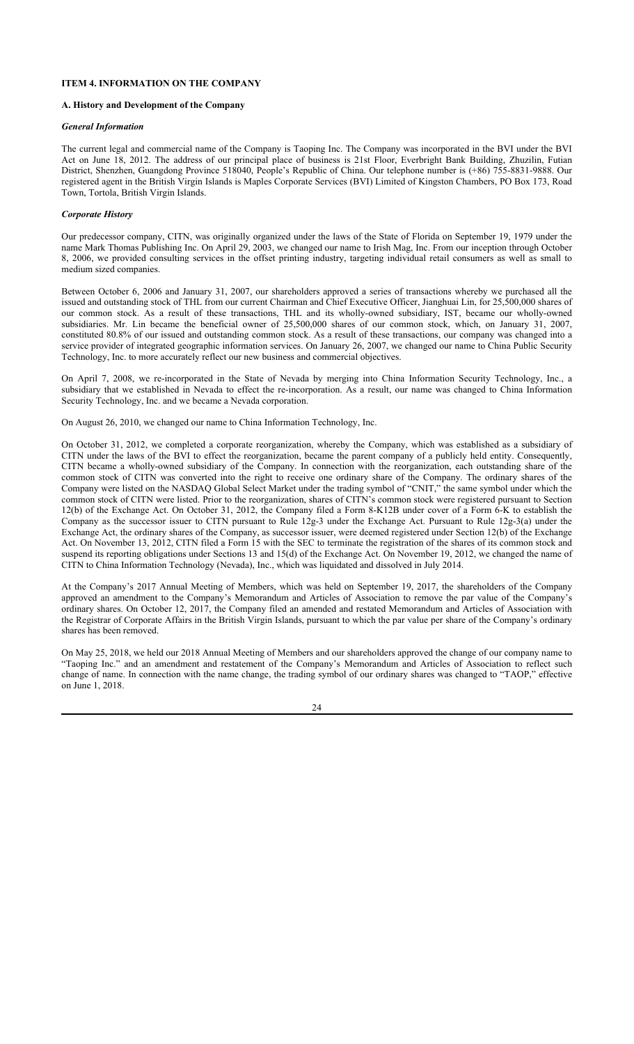## ITEM 4. INFORMATION ON THE COMPANY

### A. History and Development of the Company

#### *General Information*

The current legal and commercial name of the Company is Taoping Inc. The Company was incorporated in the BVI under the BVI Act on June 18, 2012. The address of our principal place of business is 21st Floor, Everbright Bank Building, Zhuzilin, Futian District, Shenzhen, Guangdong Province 518040, People's Republic of China. Our telephone number is (+86) 755-8831-9888. Our registered agent in the British Virgin Islands is Maples Corporate Services (BVI) Limited of Kingston Chambers, PO Box 173, Road Town, Tortola, British Virgin Islands.

#### *Corporate History*

Our predecessor company, CITN, was originally organized under the laws of the State of Florida on September 19, 1979 under the name Mark Thomas Publishing Inc. On April 29, 2003, we changed our name to Irish Mag, Inc. From our inception through October 8, 2006, we provided consulting services in the offset printing industry, targeting individual retail consumers as well as small to medium sized companies.

Between October 6, 2006 and January 31, 2007, our shareholders approved a series of transactions whereby we purchased all the issued and outstanding stock of THL from our current Chairman and Chief Executive Officer, Jianghuai Lin, for 25,500,000 shares of our common stock. As a result of these transactions, THL and its wholly-owned subsidiary, IST, became our wholly-owned subsidiaries. Mr. Lin became the beneficial owner of 25,500,000 shares of our common stock, which, on January 31, 2007, constituted 80.8% of our issued and outstanding common stock. As a result of these transactions, our company was changed into a service provider of integrated geographic information services. On January 26, 2007, we changed our name to China Public Security Technology, Inc. to more accurately reflect our new business and commercial objectives.

On April 7, 2008, we re-incorporated in the State of Nevada by merging into China Information Security Technology, Inc., a subsidiary that we established in Nevada to effect the re-incorporation. As a result, our name was changed to China Information Security Technology, Inc. and we became a Nevada corporation.

On August 26, 2010, we changed our name to China Information Technology, Inc.

On October 31, 2012, we completed a corporate reorganization, whereby the Company, which was established as a subsidiary of CITN under the laws of the BVI to effect the reorganization, became the parent company of a publicly held entity. Consequently, CITN became a wholly-owned subsidiary of the Company. In connection with the reorganization, each outstanding share of the common stock of CITN was converted into the right to receive one ordinary share of the Company. The ordinary shares of the Company were listed on the NASDAQ Global Select Market under the trading symbol of "CNIT," the same symbol under which the common stock of CITN were listed. Prior to the reorganization, shares of CITN's common stock were registered pursuant to Section 12(b) of the Exchange Act. On October 31, 2012, the Company filed a Form 8-K12B under cover of a Form 6-K to establish the Company as the successor issuer to CITN pursuant to Rule 12g-3 under the Exchange Act. Pursuant to Rule 12g-3(a) under the Exchange Act, the ordinary shares of the Company, as successor issuer, were deemed registered under Section 12(b) of the Exchange Act. On November 13, 2012, CITN filed a Form 15 with the SEC to terminate the registration of the shares of its common stock and suspend its reporting obligations under Sections 13 and 15(d) of the Exchange Act. On November 19, 2012, we changed the name of CITN to China Information Technology (Nevada), Inc., which was liquidated and dissolved in July 2014.

At the Company's 2017 Annual Meeting of Members, which was held on September 19, 2017, the shareholders of the Company approved an amendment to the Company's Memorandum and Articles of Association to remove the par value of the Company's ordinary shares. On October 12, 2017, the Company filed an amended and restated Memorandum and Articles of Association with the Registrar of Corporate Affairs in the British Virgin Islands, pursuant to which the par value per share of the Company's ordinary shares has been removed.

On May 25, 2018, we held our 2018 Annual Meeting of Members and our shareholders approved the change of our company name to "Taoping Inc." and an amendment and restatement of the Company's Memorandum and Articles of Association to reflect such change of name. In connection with the name change, the trading symbol of our ordinary shares was changed to "TAOP," effective on June 1, 2018.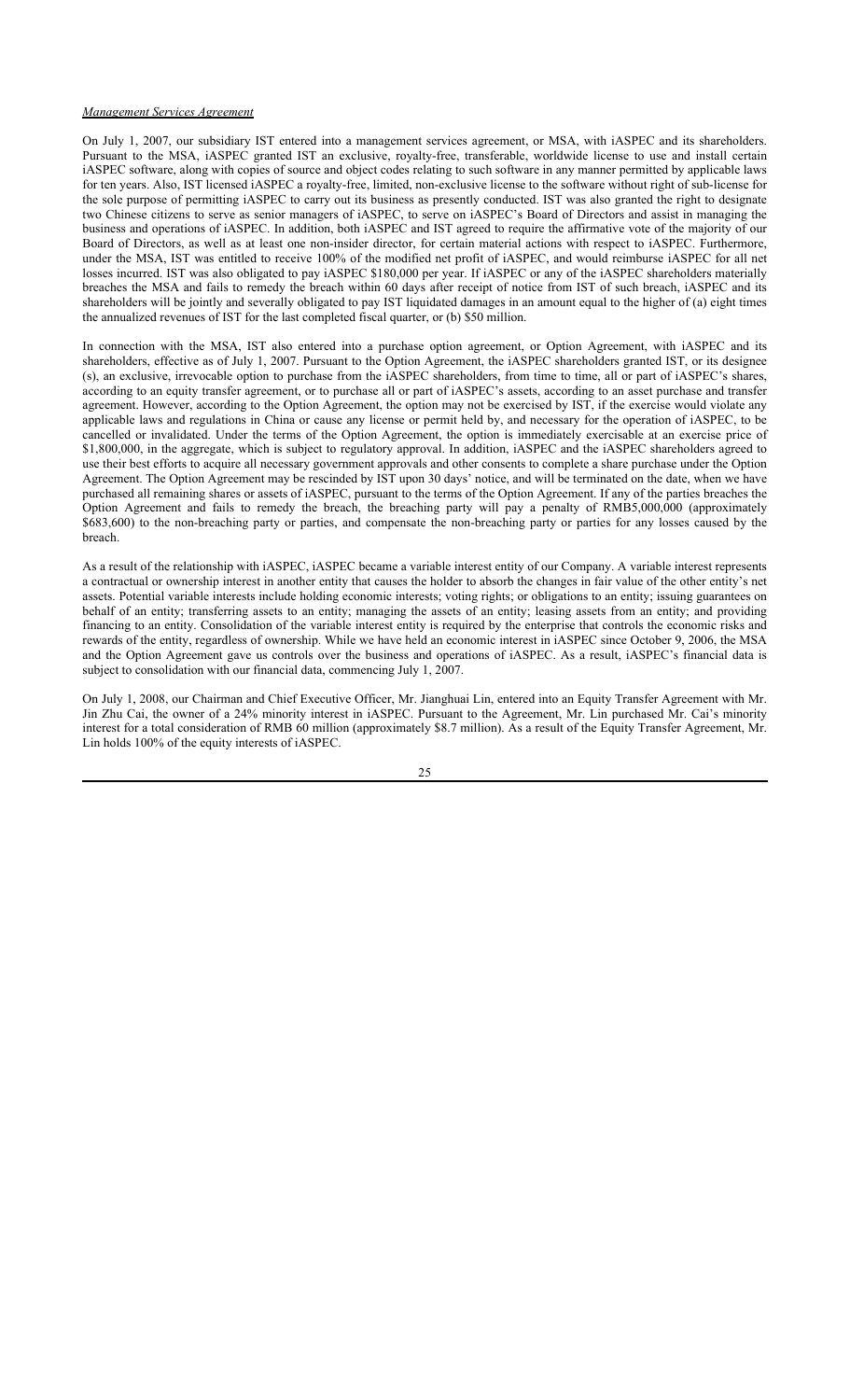*Management Services Agreement*

On July 1, 2007, our subsidiary IST entered into a management services agreement, or MSA, with iASPEC and its shareholders. Pursuant to the MSA, iASPEC granted IST an exclusive, royalty-free, transferable, worldwide license to use and install certain iASPEC software, along with copies of source and object codes relating to such software in any manner permitted by applicable laws for ten years. Also, IST licensed iASPEC a royalty-free, limited, non-exclusive license to the software without right of sub-license for the sole purpose of permitting iASPEC to carry out its business as presently conducted. IST was also granted the right to designate two Chinese citizens to serve as senior managers of iASPEC, to serve on iASPEC's Board of Directors and assist in managing the business and operations of iASPEC. In addition, both iASPEC and IST agreed to require the affirmative vote of the majority of our Board of Directors, as well as at least one non-insider director, for certain material actions with respect to iASPEC. Furthermore, under the MSA, IST was entitled to receive 100% of the modified net profit of iASPEC, and would reimburse iASPEC for all net losses incurred. IST was also obligated to pay iASPEC $180,000 per year. If iASPEC or any of the iASPEC shareholders materially breaches the MSA and fails to remedy the breach within 60 days after receipt of notice from IST of such breach, iASPEC and its shareholders will be jointly and severally obligated to pay IST liquidated damages in an amount equal to the higher of (a) eight times the annualized revenues of IST for the last completed fiscal quarter, or (b) $50 million.

In connection with the MSA, IST also entered into a purchase option agreement, or Option Agreement, with iASPEC and its shareholders, effective as of July 1, 2007. Pursuant to the Option Agreement, the iASPEC shareholders granted IST, or its designee (s), an exclusive, irrevocable option to purchase from the iASPEC shareholders, from time to time, all or part of iASPEC's shares, according to an equity transfer agreement, or to purchase all or part of iASPEC's assets, according to an asset purchase and transfer agreement. However, according to the Option Agreement, the option may not be exercised by IST, if the exercise would violate any applicable laws and regulations in China or cause any license or permit held by, and necessary for the operation of iASPEC, to be cancelled or invalidated. Under the terms of the Option Agreement, the option is immediately exercisable at an exercise price of $1,800,000, in the aggregate, which is subject to regulatory approval. In addition, iASPEC and the iASPEC shareholders agreed to use their best efforts to acquire all necessary government approvals and other consents to complete a share purchase under the Option Agreement. The Option Agreement may be rescinded by IST upon 30 days' notice, and will be terminated on the date, when we have purchased all remaining shares or assets of iASPEC, pursuant to the terms of the Option Agreement. If any of the parties breaches the Option Agreement and fails to remedy the breach, the breaching party will pay a penalty of RMB5,000,000 (approximately $683,600) to the non-breaching party or parties, and compensate the non-breaching party or parties for any losses caused by the breach.

As a result of the relationship with iASPEC, iASPEC became a variable interest entity of our Company. A variable interest represents a contractual or ownership interest in another entity that causes the holder to absorb the changes in fair value of the other entity's net assets. Potential variable interests include holding economic interests; voting rights; or obligations to an entity; issuing guarantees on behalf of an entity; transferring assets to an entity; managing the assets of an entity; leasing assets from an entity; and providing financing to an entity. Consolidation of the variable interest entity is required by the enterprise that controls the economic risks and rewards of the entity, regardless of ownership. While we have held an economic interest in iASPEC since October 9, 2006, the MSA and the Option Agreement gave us controls over the business and operations of iASPEC. As a result, iASPEC's financial data is subject to consolidation with our financial data, commencing July 1, 2007.

On July 1, 2008, our Chairman and Chief Executive Officer, Mr. Jianghuai Lin, entered into an Equity Transfer Agreement with Mr. Jin Zhu Cai, the owner of a 24% minority interest in iASPEC. Pursuant to the Agreement, Mr. Lin purchased Mr. Cai's minority interest for a total consideration of RMB 60 million (approximately $8.7 million). As a result of the Equity Transfer Agreement, Mr. Lin holds 100% of the equity interests of iASPEC.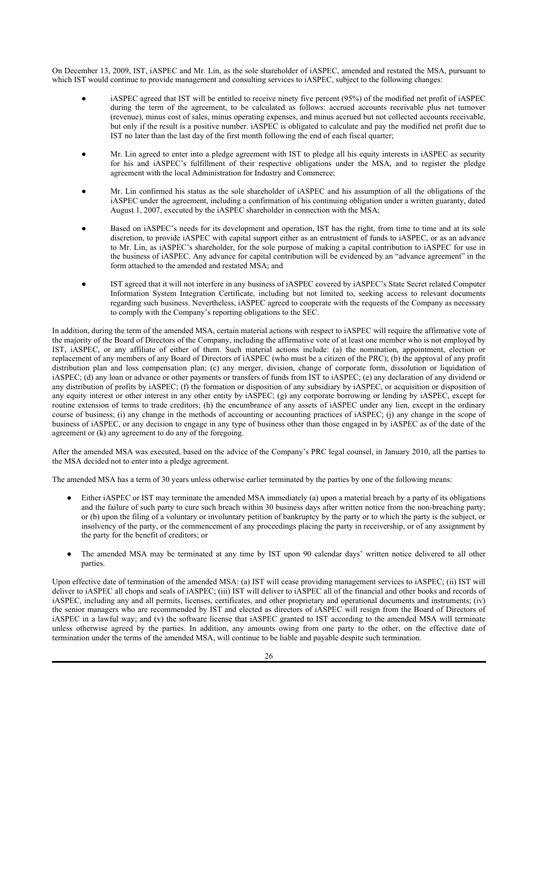On December 13, 2009, IST, iASPEC and Mr. Lin, as the sole shareholder of iASPEC, amended and restated the MSA, pursuant to which IST would continue to provide management and consulting services to iASPEC, subject to the following changes:

- iASPEC agreed that IST will be entitled to receive ninety five percent (95%) of the modified net profit of iASPEC during the term of the agreement, to be calculated as follows: accrued accounts receivable plus net turnover (revenue), minus cost of sales, minus operating expenses, and minus accrued but not collected accounts receivable, but only if the result is a positive number. iASPEC is obligated to calculate and pay the modified net profit due to IST no later than the last day of the first month following the end of each fiscal quarter;

- Mr. Lin agreed to enter into a pledge agreement with IST to pledge all his equity interests in iASPEC as security for his and iASPEC's fulfillment of their respective obligations under the MSA, and to register the pledge agreement with the local Administration for Industry and Commerce;

- Mr. Lin confirmed his status as the sole shareholder of iASPEC and his assumption of all the obligations of the iASPEC under the agreement, including a confirmation of his continuing obligation under a written guaranty, dated August 1, 2007, executed by the iASPEC shareholder in connection with the MSA;

- Based on iASPEC's needs for its development and operation, IST has the right, from time to time and at its sole discretion, to provide iASPEC with capital support either as an entrustment of funds to iASPEC, or as an advance to Mr. Lin, as iASPEC's shareholder, for the sole purpose of making a capital contribution to iASPEC for use in the business of iASPEC. Any advance for capital contribution will be evidenced by an "advance agreement" in the form attached to the amended and restated MSA; and

- IST agreed that it will not interfere in any business of iASPEC covered by iASPEC's State Secret related Computer Information System Integration Certificate, including but not limited to, seeking access to relevant documents regarding such business. Nevertheless, iASPEC agreed to cooperate with the requests of the Company as necessary to comply with the Company's reporting obligations to the SEC.

In addition, during the term of the amended MSA, certain material actions with respect to iASPEC will require the affirmative vote of the majority of the Board of Directors of the Company, including the affirmative vote of at least one member who is not employed by IST, iASPEC, or any affiliate of either of them. Such material actions include: (a) the nomination, appointment, election or replacement of any members of any Board of Directors of iASPEC (who must be a citizen of the PRC); (b) the approval of any profit distribution plan and loss compensation plan; (c) any merger, division, change of corporate form, dissolution or liquidation of iASPEC; (d) any loan or advance or other payments or transfers of funds from IST to iASPEC; (e) any declaration of any dividend or any distribution of profits by iASPEC; (f) the formation or disposition of any subsidiary by iASPEC, or acquisition or disposition of any equity interest or other interest in any other entity by iASPEC; (g) any corporate borrowing or lending by iASPEC, except for routine extension of terms to trade creditors; (h) the encumbrance of any assets of iASPEC under any lien, except in the ordinary course of business; (i) any change in the methods of accounting or accounting practices of iASPEC; (j) any change in the scope of business of iASPEC, or any decision to engage in any type of business other than those engaged in by iASPEC as of the date of the agreement or (k) any agreement to do any of the foregoing.

After the amended MSA was executed, based on the advice of the Company's PRC legal counsel, in January 2010, all the parties to the MSA decided not to enter into a pledge agreement.

The amended MSA has a term of 30 years unless otherwise earlier terminated by the parties by one of the following means:

- Either iASPEC or IST may terminate the amended MSA immediately (a) upon a material breach by a party of its obligations and the failure of such party to cure such breach within 30 business days after written notice from the non-breaching party; or (b) upon the filing of a voluntary or involuntary petition of bankruptcy by the party or to which the party is the subject, or insolvency of the party, or the commencement of any proceedings placing the party in receivership, or of any assignment by the party for the benefit of creditors; or

- The amended MSA may be terminated at any time by IST upon 90 calendar days' written notice delivered to all other parties.

Upon effective date of termination of the amended MSA: (a) IST will cease providing management services to iASPEC; (ii) IST will deliver to iASPEC all chops and seals of iASPEC; (iii) IST will deliver to iASPEC all of the financial and other books and records of iASPEC, including any and all permits, licenses, certificates, and other proprietary and operational documents and instruments; (iv) the senior managers who are recommended by IST and elected as directors of iASPEC will resign from the Board of Directors of iASPEC in a lawful way; and (v) the software license that iASPEC granted to IST according to the amended MSA will terminate unless otherwise agreed by the parties. In addition, any amounts owing from one party to the other, on the effective date of termination under the terms of the amended MSA, will continue to be liable and payable despite such termination.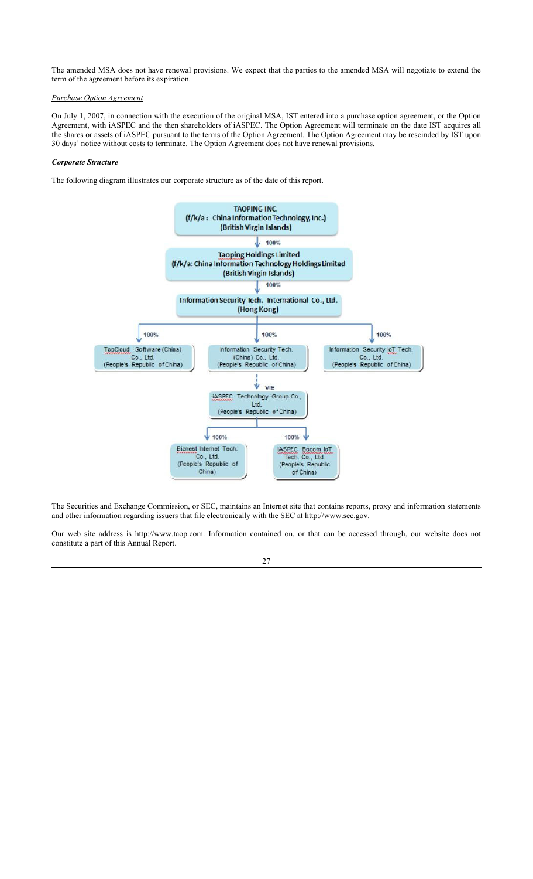The amended MSA does not have renewal provisions. We expect that the parties to the amended MSA will negotiate to extend the term of the agreement before its expiration.

*Purchase Option Agreement*

On July 1, 2007, in connection with the execution of the original MSA, IST entered into a purchase option agreement, or the Option Agreement, with iASPEC and the then shareholders of iASPEC. The Option Agreement will terminate on the date IST acquires all the shares or assets of iASPEC pursuant to the terms of the Option Agreement. The Option Agreement may be rescinded by IST upon 30 days' notice without costs to terminate. The Option Agreement does not have renewal provisions.

***Corporate Structure***

The following diagram illustrates our corporate structure as of the date of this report.

TAOPING INC.
(f/k/a: China Information Technology, Inc.)
(British Virgin Islands)

↓ 100%

Taoping Holdings Limited
(f/k/a: China Information Technology Holdings Limited)
(British Virgin Islands)

↓ 100%

Information Security Tech. International Co., Ltd.
(Hong Kong)

↓ 100% — TopCloud Software (China) Co., Ltd. (People's Republic of China)

↓ 100% — Information Security Tech. (China) Co., Ltd. (People's Republic of China)

↓ 100% — Information Security IoT Tech. Co., Ltd. (People's Republic of China)

Information Security Tech. (China) Co., Ltd. ↓ VIE — iASPEC Technology Group Co., Ltd. (People's Republic of China)

iASPEC Technology Group Co., Ltd.:

↓ 100% — Biznest Internet Tech. Co., Ltd. (People's Republic of China)

↓ 100% — iASPEC Bocom IoT Tech. Co., Ltd. (People's Republic of China)

The Securities and Exchange Commission, or SEC, maintains an Internet site that contains reports, proxy and information statements and other information regarding issuers that file electronically with the SEC at http://www.sec.gov.

Our web site address is http://www.taop.com. Information contained on, or that can be accessed through, our website does not constitute a part of this Annual Report.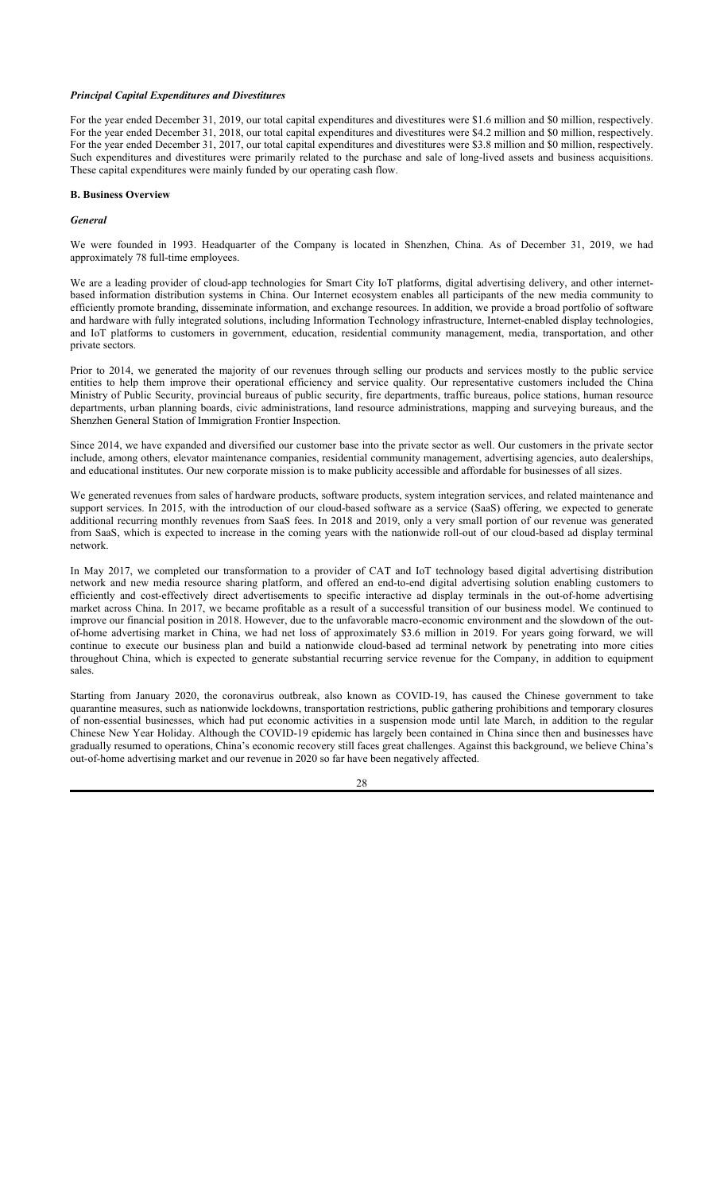***Principal Capital Expenditures and Divestitures***

For the year ended December 31, 2019, our total capital expenditures and divestitures were $1.6 million and $0 million, respectively. For the year ended December 31, 2018, our total capital expenditures and divestitures were $4.2 million and $0 million, respectively. For the year ended December 31, 2017, our total capital expenditures and divestitures were $3.8 million and $0 million, respectively. Such expenditures and divestitures were primarily related to the purchase and sale of long-lived assets and business acquisitions. These capital expenditures were mainly funded by our operating cash flow.

**B. Business Overview**

***General***

We were founded in 1993. Headquarter of the Company is located in Shenzhen, China. As of December 31, 2019, we had approximately 78 full-time employees.

We are a leading provider of cloud-app technologies for Smart City IoT platforms, digital advertising delivery, and other internet-based information distribution systems in China. Our Internet ecosystem enables all participants of the new media community to efficiently promote branding, disseminate information, and exchange resources. In addition, we provide a broad portfolio of software and hardware with fully integrated solutions, including Information Technology infrastructure, Internet-enabled display technologies, and IoT platforms to customers in government, education, residential community management, media, transportation, and other private sectors.

Prior to 2014, we generated the majority of our revenues through selling our products and services mostly to the public service entities to help them improve their operational efficiency and service quality. Our representative customers included the China Ministry of Public Security, provincial bureaus of public security, fire departments, traffic bureaus, police stations, human resource departments, urban planning boards, civic administrations, land resource administrations, mapping and surveying bureaus, and the Shenzhen General Station of Immigration Frontier Inspection.

Since 2014, we have expanded and diversified our customer base into the private sector as well. Our customers in the private sector include, among others, elevator maintenance companies, residential community management, advertising agencies, auto dealerships, and educational institutes. Our new corporate mission is to make publicity accessible and affordable for businesses of all sizes.

We generated revenues from sales of hardware products, software products, system integration services, and related maintenance and support services. In 2015, with the introduction of our cloud-based software as a service (SaaS) offering, we expected to generate additional recurring monthly revenues from SaaS fees. In 2018 and 2019, only a very small portion of our revenue was generated from SaaS, which is expected to increase in the coming years with the nationwide roll-out of our cloud-based ad display terminal network.

In May 2017, we completed our transformation to a provider of CAT and IoT technology based digital advertising distribution network and new media resource sharing platform, and offered an end-to-end digital advertising solution enabling customers to efficiently and cost-effectively direct advertisements to specific interactive ad display terminals in the out-of-home advertising market across China. In 2017, we became profitable as a result of a successful transition of our business model. We continued to improve our financial position in 2018. However, due to the unfavorable macro-economic environment and the slowdown of the out-of-home advertising market in China, we had net loss of approximately $3.6 million in 2019. For years going forward, we will continue to execute our business plan and build a nationwide cloud-based ad terminal network by penetrating into more cities throughout China, which is expected to generate substantial recurring service revenue for the Company, in addition to equipment sales.

Starting from January 2020, the coronavirus outbreak, also known as COVID-19, has caused the Chinese government to take quarantine measures, such as nationwide lockdowns, transportation restrictions, public gathering prohibitions and temporary closures of non-essential businesses, which had put economic activities in a suspension mode until late March, in addition to the regular Chinese New Year Holiday. Although the COVID-19 epidemic has largely been contained in China since then and businesses have gradually resumed to operations, China's economic recovery still faces great challenges. Against this background, we believe China's out-of-home advertising market and our revenue in 2020 so far have been negatively affected.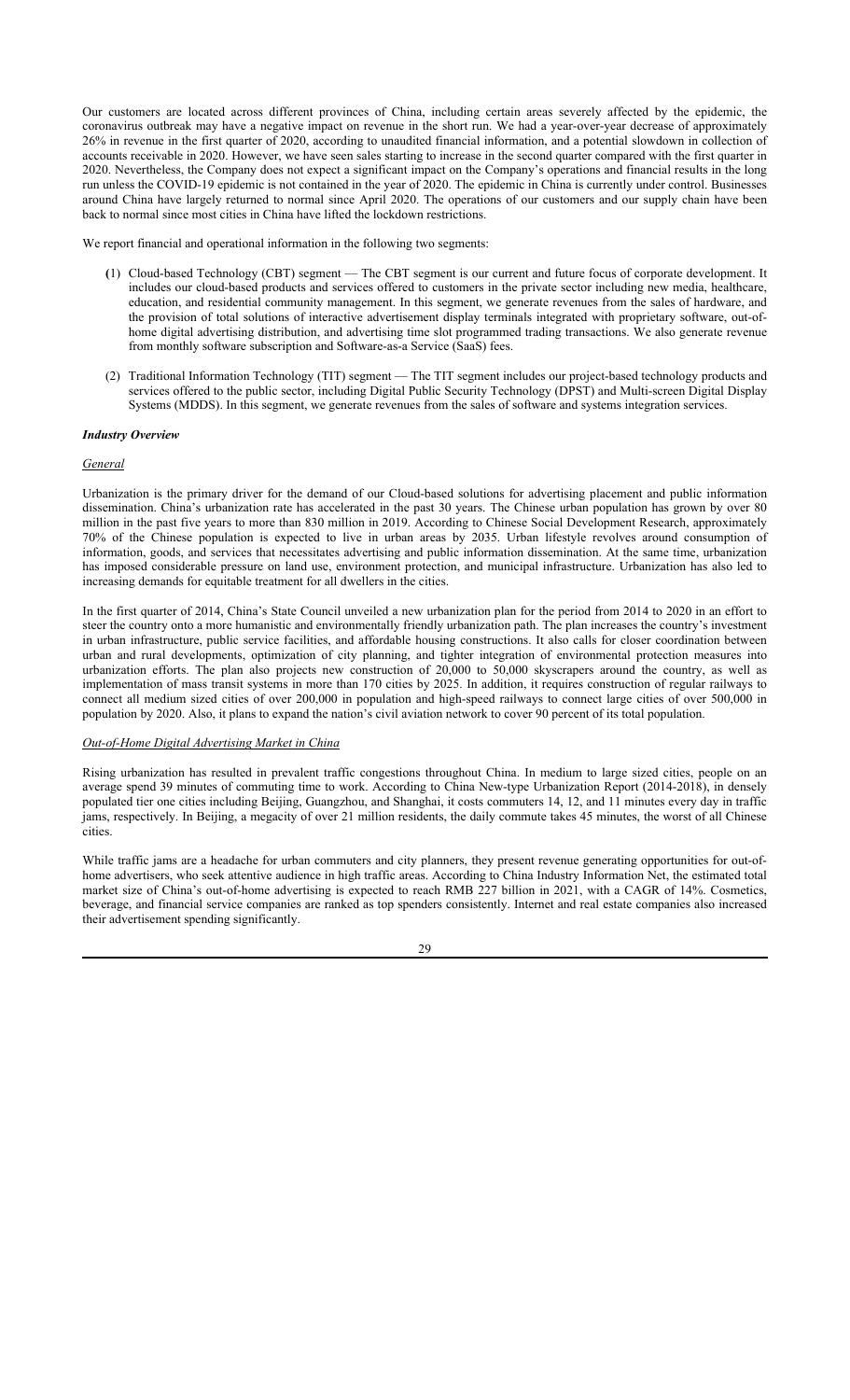Our customers are located across different provinces of China, including certain areas severely affected by the epidemic, the coronavirus outbreak may have a negative impact on revenue in the short run. We had a year-over-year decrease of approximately 26% in revenue in the first quarter of 2020, according to unaudited financial information, and a potential slowdown in collection of accounts receivable in 2020. However, we have seen sales starting to increase in the second quarter compared with the first quarter in 2020. Nevertheless, the Company does not expect a significant impact on the Company's operations and financial results in the long run unless the COVID-19 epidemic is not contained in the year of 2020. The epidemic in China is currently under control. Businesses around China have largely returned to normal since April 2020. The operations of our customers and our supply chain have been back to normal since most cities in China have lifted the lockdown restrictions.

We report financial and operational information in the following two segments:

(1) Cloud-based Technology (CBT) segment — The CBT segment is our current and future focus of corporate development. It includes our cloud-based products and services offered to customers in the private sector including new media, healthcare, education, and residential community management. In this segment, we generate revenues from the sales of hardware, and the provision of total solutions of interactive advertisement display terminals integrated with proprietary software, out-of-home digital advertising distribution, and advertising time slot programmed trading transactions. We also generate revenue from monthly software subscription and Software-as-a Service (SaaS) fees.

(2) Traditional Information Technology (TIT) segment — The TIT segment includes our project-based technology products and services offered to the public sector, including Digital Public Security Technology (DPST) and Multi-screen Digital Display Systems (MDDS). In this segment, we generate revenues from the sales of software and systems integration services.

***Industry Overview***

*General*

Urbanization is the primary driver for the demand of our Cloud-based solutions for advertising placement and public information dissemination. China's urbanization rate has accelerated in the past 30 years. The Chinese urban population has grown by over 80 million in the past five years to more than 830 million in 2019. According to Chinese Social Development Research, approximately 70% of the Chinese population is expected to live in urban areas by 2035. Urban lifestyle revolves around consumption of information, goods, and services that necessitates advertising and public information dissemination. At the same time, urbanization has imposed considerable pressure on land use, environment protection, and municipal infrastructure. Urbanization has also led to increasing demands for equitable treatment for all dwellers in the cities.

In the first quarter of 2014, China's State Council unveiled a new urbanization plan for the period from 2014 to 2020 in an effort to steer the country onto a more humanistic and environmentally friendly urbanization path. The plan increases the country's investment in urban infrastructure, public service facilities, and affordable housing constructions. It also calls for closer coordination between urban and rural developments, optimization of city planning, and tighter integration of environmental protection measures into urbanization efforts. The plan also projects new construction of 20,000 to 50,000 skyscrapers around the country, as well as implementation of mass transit systems in more than 170 cities by 2025. In addition, it requires construction of regular railways to connect all medium sized cities of over 200,000 in population and high-speed railways to connect large cities of over 500,000 in population by 2020. Also, it plans to expand the nation's civil aviation network to cover 90 percent of its total population.

*Out-of-Home Digital Advertising Market in China*

Rising urbanization has resulted in prevalent traffic congestions throughout China. In medium to large sized cities, people on an average spend 39 minutes of commuting time to work. According to China New-type Urbanization Report (2014-2018), in densely populated tier one cities including Beijing, Guangzhou, and Shanghai, it costs commuters 14, 12, and 11 minutes every day in traffic jams, respectively. In Beijing, a megacity of over 21 million residents, the daily commute takes 45 minutes, the worst of all Chinese cities.

While traffic jams are a headache for urban commuters and city planners, they present revenue generating opportunities for out-of-home advertisers, who seek attentive audience in high traffic areas. According to China Industry Information Net, the estimated total market size of China's out-of-home advertising is expected to reach RMB 227 billion in 2021, with a CAGR of 14%. Cosmetics, beverage, and financial service companies are ranked as top spenders consistently. Internet and real estate companies also increased their advertisement spending significantly.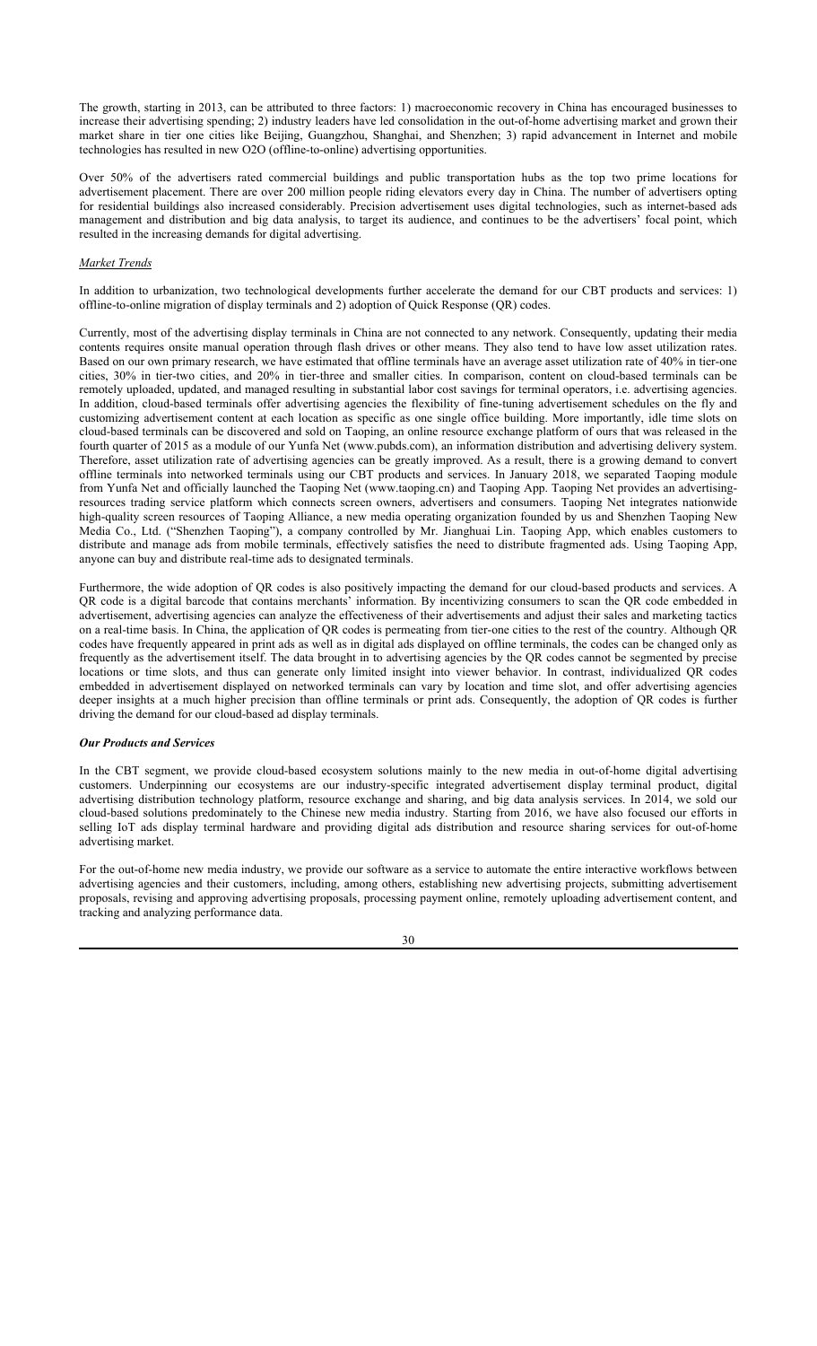The growth, starting in 2013, can be attributed to three factors: 1) macroeconomic recovery in China has encouraged businesses to increase their advertising spending; 2) industry leaders have led consolidation in the out-of-home advertising market and grown their market share in tier one cities like Beijing, Guangzhou, Shanghai, and Shenzhen; 3) rapid advancement in Internet and mobile technologies has resulted in new O2O (offline-to-online) advertising opportunities.

Over 50% of the advertisers rated commercial buildings and public transportation hubs as the top two prime locations for advertisement placement. There are over 200 million people riding elevators every day in China. The number of advertisers opting for residential buildings also increased considerably. Precision advertisement uses digital technologies, such as internet-based ads management and distribution and big data analysis, to target its audience, and continues to be the advertisers' focal point, which resulted in the increasing demands for digital advertising.

*Market Trends*

In addition to urbanization, two technological developments further accelerate the demand for our CBT products and services: 1) offline-to-online migration of display terminals and 2) adoption of Quick Response (QR) codes.

Currently, most of the advertising display terminals in China are not connected to any network. Consequently, updating their media contents requires onsite manual operation through flash drives or other means. They also tend to have low asset utilization rates. Based on our own primary research, we have estimated that offline terminals have an average asset utilization rate of 40% in tier-one cities, 30% in tier-two cities, and 20% in tier-three and smaller cities. In comparison, content on cloud-based terminals can be remotely uploaded, updated, and managed resulting in substantial labor cost savings for terminal operators, i.e. advertising agencies. In addition, cloud-based terminals offer advertising agencies the flexibility of fine-tuning advertisement schedules on the fly and customizing advertisement content at each location as specific as one single office building. More importantly, idle time slots on cloud-based terminals can be discovered and sold on Taoping, an online resource exchange platform of ours that was released in the fourth quarter of 2015 as a module of our Yunfa Net (www.pubds.com), an information distribution and advertising delivery system. Therefore, asset utilization rate of advertising agencies can be greatly improved. As a result, there is a growing demand to convert offline terminals into networked terminals using our CBT products and services. In January 2018, we separated Taoping module from Yunfa Net and officially launched the Taoping Net (www.taoping.cn) and Taoping App. Taoping Net provides an advertising-resources trading service platform which connects screen owners, advertisers and consumers. Taoping Net integrates nationwide high-quality screen resources of Taoping Alliance, a new media operating organization founded by us and Shenzhen Taoping New Media Co., Ltd. ("Shenzhen Taoping"), a company controlled by Mr. Jianghuai Lin. Taoping App, which enables customers to distribute and manage ads from mobile terminals, effectively satisfies the need to distribute fragmented ads. Using Taoping App, anyone can buy and distribute real-time ads to designated terminals.

Furthermore, the wide adoption of QR codes is also positively impacting the demand for our cloud-based products and services. A QR code is a digital barcode that contains merchants' information. By incentivizing consumers to scan the QR code embedded in advertisement, advertising agencies can analyze the effectiveness of their advertisements and adjust their sales and marketing tactics on a real-time basis. In China, the application of QR codes is permeating from tier-one cities to the rest of the country. Although QR codes have frequently appeared in print ads as well as in digital ads displayed on offline terminals, the codes can be changed only as frequently as the advertisement itself. The data brought in to advertising agencies by the QR codes cannot be segmented by precise locations or time slots, and thus can generate only limited insight into viewer behavior. In contrast, individualized QR codes embedded in advertisement displayed on networked terminals can vary by location and time slot, and offer advertising agencies deeper insights at a much higher precision than offline terminals or print ads. Consequently, the adoption of QR codes is further driving the demand for our cloud-based ad display terminals.

***Our Products and Services***

In the CBT segment, we provide cloud-based ecosystem solutions mainly to the new media in out-of-home digital advertising customers. Underpinning our ecosystems are our industry-specific integrated advertisement display terminal product, digital advertising distribution technology platform, resource exchange and sharing, and big data analysis services. In 2014, we sold our cloud-based solutions predominately to the Chinese new media industry. Starting from 2016, we have also focused our efforts in selling IoT ads display terminal hardware and providing digital ads distribution and resource sharing services for out-of-home advertising market.

For the out-of-home new media industry, we provide our software as a service to automate the entire interactive workflows between advertising agencies and their customers, including, among others, establishing new advertising projects, submitting advertisement proposals, revising and approving advertising proposals, processing payment online, remotely uploading advertisement content, and tracking and analyzing performance data.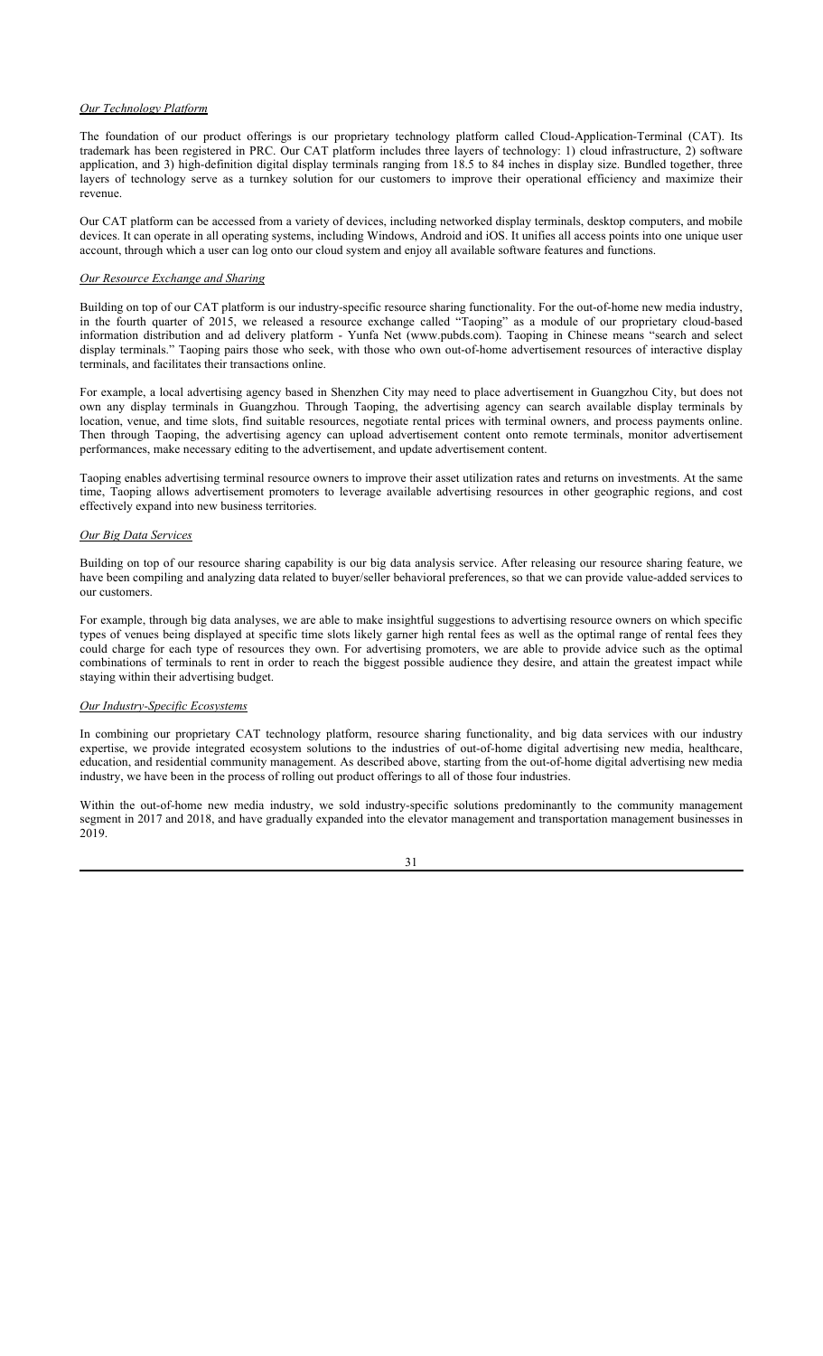*Our Technology Platform*

The foundation of our product offerings is our proprietary technology platform called Cloud-Application-Terminal (CAT). Its trademark has been registered in PRC. Our CAT platform includes three layers of technology: 1) cloud infrastructure, 2) software application, and 3) high-definition digital display terminals ranging from 18.5 to 84 inches in display size. Bundled together, three layers of technology serve as a turnkey solution for our customers to improve their operational efficiency and maximize their revenue.

Our CAT platform can be accessed from a variety of devices, including networked display terminals, desktop computers, and mobile devices. It can operate in all operating systems, including Windows, Android and iOS. It unifies all access points into one unique user account, through which a user can log onto our cloud system and enjoy all available software features and functions.

*Our Resource Exchange and Sharing*

Building on top of our CAT platform is our industry-specific resource sharing functionality. For the out-of-home new media industry, in the fourth quarter of 2015, we released a resource exchange called "Taoping" as a module of our proprietary cloud-based information distribution and ad delivery platform - Yunfa Net (www.pubds.com). Taoping in Chinese means "search and select display terminals." Taoping pairs those who seek, with those who own out-of-home advertisement resources of interactive display terminals, and facilitates their transactions online.

For example, a local advertising agency based in Shenzhen City may need to place advertisement in Guangzhou City, but does not own any display terminals in Guangzhou. Through Taoping, the advertising agency can search available display terminals by location, venue, and time slots, find suitable resources, negotiate rental prices with terminal owners, and process payments online. Then through Taoping, the advertising agency can upload advertisement content onto remote terminals, monitor advertisement performances, make necessary editing to the advertisement, and update advertisement content.

Taoping enables advertising terminal resource owners to improve their asset utilization rates and returns on investments. At the same time, Taoping allows advertisement promoters to leverage available advertising resources in other geographic regions, and cost effectively expand into new business territories.

*Our Big Data Services*

Building on top of our resource sharing capability is our big data analysis service. After releasing our resource sharing feature, we have been compiling and analyzing data related to buyer/seller behavioral preferences, so that we can provide value-added services to our customers.

For example, through big data analyses, we are able to make insightful suggestions to advertising resource owners on which specific types of venues being displayed at specific time slots likely garner high rental fees as well as the optimal range of rental fees they could charge for each type of resources they own. For advertising promoters, we are able to provide advice such as the optimal combinations of terminals to rent in order to reach the biggest possible audience they desire, and attain the greatest impact while staying within their advertising budget.

*Our Industry-Specific Ecosystems*

In combining our proprietary CAT technology platform, resource sharing functionality, and big data services with our industry expertise, we provide integrated ecosystem solutions to the industries of out-of-home digital advertising new media, healthcare, education, and residential community management. As described above, starting from the out-of-home digital advertising new media industry, we have been in the process of rolling out product offerings to all of those four industries.

Within the out-of-home new media industry, we sold industry-specific solutions predominantly to the community management segment in 2017 and 2018, and have gradually expanded into the elevator management and transportation management businesses in 2019.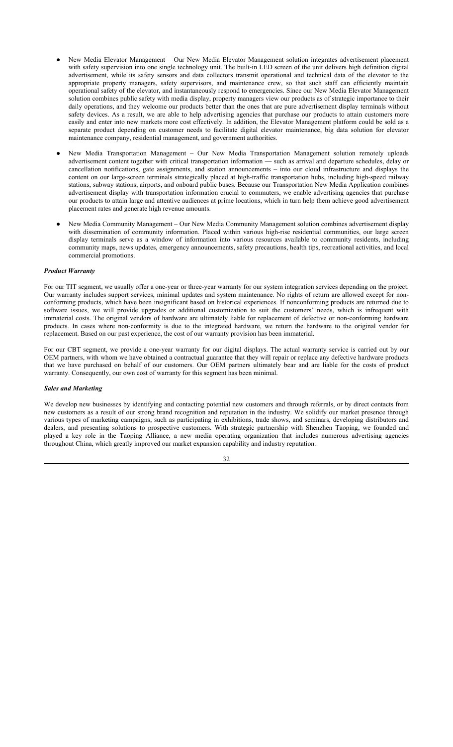- New Media Elevator Management – Our New Media Elevator Management solution integrates advertisement placement with safety supervision into one single technology unit. The built-in LED screen of the unit delivers high definition digital advertisement, while its safety sensors and data collectors transmit operational and technical data of the elevator to the appropriate property managers, safety supervisors, and maintenance crew, so that such staff can efficiently maintain operational safety of the elevator, and instantaneously respond to emergencies. Since our New Media Elevator Management solution combines public safety with media display, property managers view our products as of strategic importance to their daily operations, and they welcome our products better than the ones that are pure advertisement display terminals without safety devices. As a result, we are able to help advertising agencies that purchase our products to attain customers more easily and enter into new markets more cost effectively. In addition, the Elevator Management platform could be sold as a separate product depending on customer needs to facilitate digital elevator maintenance, big data solution for elevator maintenance company, residential management, and government authorities.

- New Media Transportation Management – Our New Media Transportation Management solution remotely uploads advertisement content together with critical transportation information — such as arrival and departure schedules, delay or cancellation notifications, gate assignments, and station announcements – into our cloud infrastructure and displays the content on our large-screen terminals strategically placed at high-traffic transportation hubs, including high-speed railway stations, subway stations, airports, and onboard public buses. Because our Transportation New Media Application combines advertisement display with transportation information crucial to commuters, we enable advertising agencies that purchase our products to attain large and attentive audiences at prime locations, which in turn help them achieve good advertisement placement rates and generate high revenue amounts.

- New Media Community Management – Our New Media Community Management solution combines advertisement display with dissemination of community information. Placed within various high-rise residential communities, our large screen display terminals serve as a window of information into various resources available to community residents, including community maps, news updates, emergency announcements, safety precautions, health tips, recreational activities, and local commercial promotions.

***Product Warranty***

For our TIT segment, we usually offer a one-year or three-year warranty for our system integration services depending on the project. Our warranty includes support services, minimal updates and system maintenance. No rights of return are allowed except for non-conforming products, which have been insignificant based on historical experiences. If nonconforming products are returned due to software issues, we will provide upgrades or additional customization to suit the customers' needs, which is infrequent with immaterial costs. The original vendors of hardware are ultimately liable for replacement of defective or non-conforming hardware products. In cases where non-conformity is due to the integrated hardware, we return the hardware to the original vendor for replacement. Based on our past experience, the cost of our warranty provision has been immaterial.

For our CBT segment, we provide a one-year warranty for our digital displays. The actual warranty service is carried out by our OEM partners, with whom we have obtained a contractual guarantee that they will repair or replace any defective hardware products that we have purchased on behalf of our customers. Our OEM partners ultimately bear and are liable for the costs of product warranty. Consequently, our own cost of warranty for this segment has been minimal.

***Sales and Marketing***

We develop new businesses by identifying and contacting potential new customers and through referrals, or by direct contacts from new customers as a result of our strong brand recognition and reputation in the industry. We solidify our market presence through various types of marketing campaigns, such as participating in exhibitions, trade shows, and seminars, developing distributors and dealers, and presenting solutions to prospective customers. With strategic partnership with Shenzhen Taoping, we founded and played a key role in the Taoping Alliance, a new media operating organization that includes numerous advertising agencies throughout China, which greatly improved our market expansion capability and industry reputation.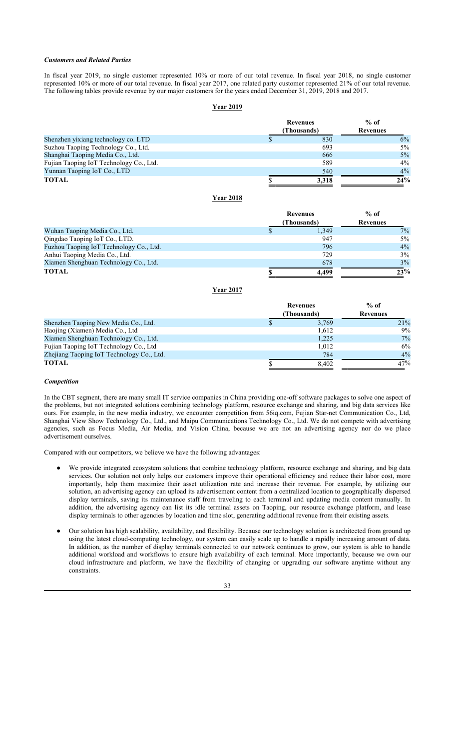### *Customers and Related Parties*

In fiscal year 2019, no single customer represented 10% or more of our total revenue. In fiscal year 2018, no single customer represented 10% or more of our total revenue. In fiscal year 2017, one related party customer represented 21% of our total revenue. The following tables provide revenue by our major customers for the years ended December 31, 2019, 2018 and 2017.

**Year 2019**

| | Revenues (Thousands) | % of Revenues |
|---|---|---|
| Shenzhen yixiang technology co. LTD | $ 830 | 6% |
| Suzhou Taoping Technology Co., Ltd. | 693 | 5% |
| Shanghai Taoping Media Co., Ltd. | 666 | 5% |
| Fujian Taoping IoT Technology Co., Ltd. | 589 | 4% |
| Yunnan Taoping IoT Co., LTD | 540 | 4% |
| **TOTAL** | **$ 3,318** | **24%** |

**Year 2018**

| | Revenues (Thousands) | % of Revenues |
|---|---|---|
| Wuhan Taoping Media Co., Ltd. | $ 1,349 | 7% |
| Qingdao Taoping IoT Co., LTD. | 947 | 5% |
| Fuzhou Taoping IoT Technology Co., Ltd. | 796 | 4% |
| Anhui Taoping Media Co., Ltd. | 729 | 3% |
| Xiamen Shenghuan Technology Co., Ltd. | 678 | 3% |
| **TOTAL** | **$ 4,499** | **23%** |

**Year 2017**

| | Revenues (Thousands) | % of Revenues |
|---|---|---|
| Shenzhen Taoping New Media Co., Ltd. | $ 3,769 | 21% |
| Haojing (Xiamen) Media Co., Ltd | 1,612 | 9% |
| Xiamen Shenghuan Technology Co., Ltd. | 1,225 | 7% |
| Fujian Taoping IoT Technology Co., Ltd | 1,012 | 6% |
| Zhejiang Taoping IoT Technology Co., Ltd. | 784 | 4% |
| **TOTAL** | $ 8,402 | 47% |

### *Competition*

In the CBT segment, there are many small IT service companies in China providing one-off software packages to solve one aspect of the problems, but not integrated solutions combining technology platform, resource exchange and sharing, and big data services like ours. For example, in the new media industry, we encounter competition from 56iq.com, Fujian Star-net Communication Co., Ltd, Shanghai View Show Technology Co., Ltd., and Maipu Communications Technology Co., Ltd. We do not compete with advertising agencies, such as Focus Media, Air Media, and Vision China, because we are not an advertising agency nor do we place advertisement ourselves.

Compared with our competitors, we believe we have the following advantages:

- We provide integrated ecosystem solutions that combine technology platform, resource exchange and sharing, and big data services. Our solution not only helps our customers improve their operational efficiency and reduce their labor cost, more importantly, help them maximize their asset utilization rate and increase their revenue. For example, by utilizing our solution, an advertising agency can upload its advertisement content from a centralized location to geographically dispersed display terminals, saving its maintenance staff from traveling to each terminal and updating media content manually. In addition, the advertising agency can list its idle terminal assets on Taoping, our resource exchange platform, and lease display terminals to other agencies by location and time slot, generating additional revenue from their existing assets.
- Our solution has high scalability, availability, and flexibility. Because our technology solution is architected from ground up using the latest cloud-computing technology, our system can easily scale up to handle a rapidly increasing amount of data. In addition, as the number of display terminals connected to our network continues to grow, our system is able to handle additional workload and workflows to ensure high availability of each terminal. More importantly, because we own our cloud infrastructure and platform, we have the flexibility of changing or upgrading our software anytime without any constraints.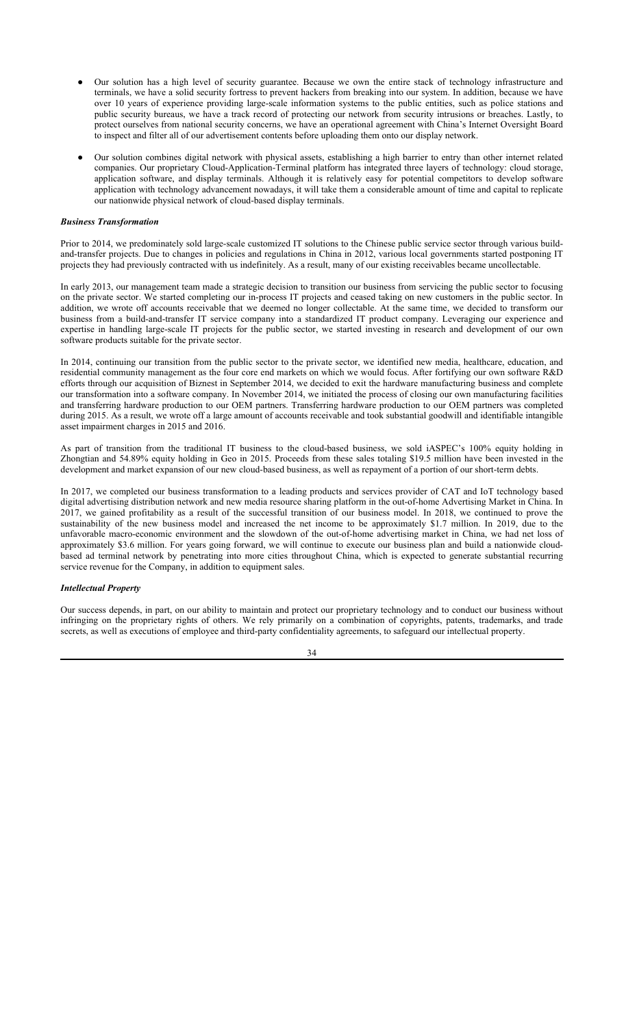- Our solution has a high level of security guarantee. Because we own the entire stack of technology infrastructure and terminals, we have a solid security fortress to prevent hackers from breaking into our system. In addition, because we have over 10 years of experience providing large-scale information systems to the public entities, such as police stations and public security bureaus, we have a track record of protecting our network from security intrusions or breaches. Lastly, to protect ourselves from national security concerns, we have an operational agreement with China's Internet Oversight Board to inspect and filter all of our advertisement contents before uploading them onto our display network.

- Our solution combines digital network with physical assets, establishing a high barrier to entry than other internet related companies. Our proprietary Cloud-Application-Terminal platform has integrated three layers of technology: cloud storage, application software, and display terminals. Although it is relatively easy for potential competitors to develop software application with technology advancement nowadays, it will take them a considerable amount of time and capital to replicate our nationwide physical network of cloud-based display terminals.

***Business Transformation***

Prior to 2014, we predominately sold large-scale customized IT solutions to the Chinese public service sector through various build-and-transfer projects. Due to changes in policies and regulations in China in 2012, various local governments started postponing IT projects they had previously contracted with us indefinitely. As a result, many of our existing receivables became uncollectable.

In early 2013, our management team made a strategic decision to transition our business from servicing the public sector to focusing on the private sector. We started completing our in-process IT projects and ceased taking on new customers in the public sector. In addition, we wrote off accounts receivable that we deemed no longer collectable. At the same time, we decided to transform our business from a build-and-transfer IT service company into a standardized IT product company. Leveraging our experience and expertise in handling large-scale IT projects for the public sector, we started investing in research and development of our own software products suitable for the private sector.

In 2014, continuing our transition from the public sector to the private sector, we identified new media, healthcare, education, and residential community management as the four core end markets on which we would focus. After fortifying our own software R&D efforts through our acquisition of Biznest in September 2014, we decided to exit the hardware manufacturing business and complete our transformation into a software company. In November 2014, we initiated the process of closing our own manufacturing facilities and transferring hardware production to our OEM partners. Transferring hardware production to our OEM partners was completed during 2015. As a result, we wrote off a large amount of accounts receivable and took substantial goodwill and identifiable intangible asset impairment charges in 2015 and 2016.

As part of transition from the traditional IT business to the cloud-based business, we sold iASPEC's 100% equity holding in Zhongtian and 54.89% equity holding in Geo in 2015. Proceeds from these sales totaling $19.5 million have been invested in the development and market expansion of our new cloud-based business, as well as repayment of a portion of our short-term debts.

In 2017, we completed our business transformation to a leading products and services provider of CAT and IoT technology based digital advertising distribution network and new media resource sharing platform in the out-of-home Advertising Market in China. In 2017, we gained profitability as a result of the successful transition of our business model. In 2018, we continued to prove the sustainability of the new business model and increased the net income to be approximately $1.7 million. In 2019, due to the unfavorable macro-economic environment and the slowdown of the out-of-home advertising market in China, we had net loss of approximately $3.6 million. For years going forward, we will continue to execute our business plan and build a nationwide cloud-based ad terminal network by penetrating into more cities throughout China, which is expected to generate substantial recurring service revenue for the Company, in addition to equipment sales.

***Intellectual Property***

Our success depends, in part, on our ability to maintain and protect our proprietary technology and to conduct our business without infringing on the proprietary rights of others. We rely primarily on a combination of copyrights, patents, trademarks, and trade secrets, as well as executions of employee and third-party confidentiality agreements, to safeguard our intellectual property.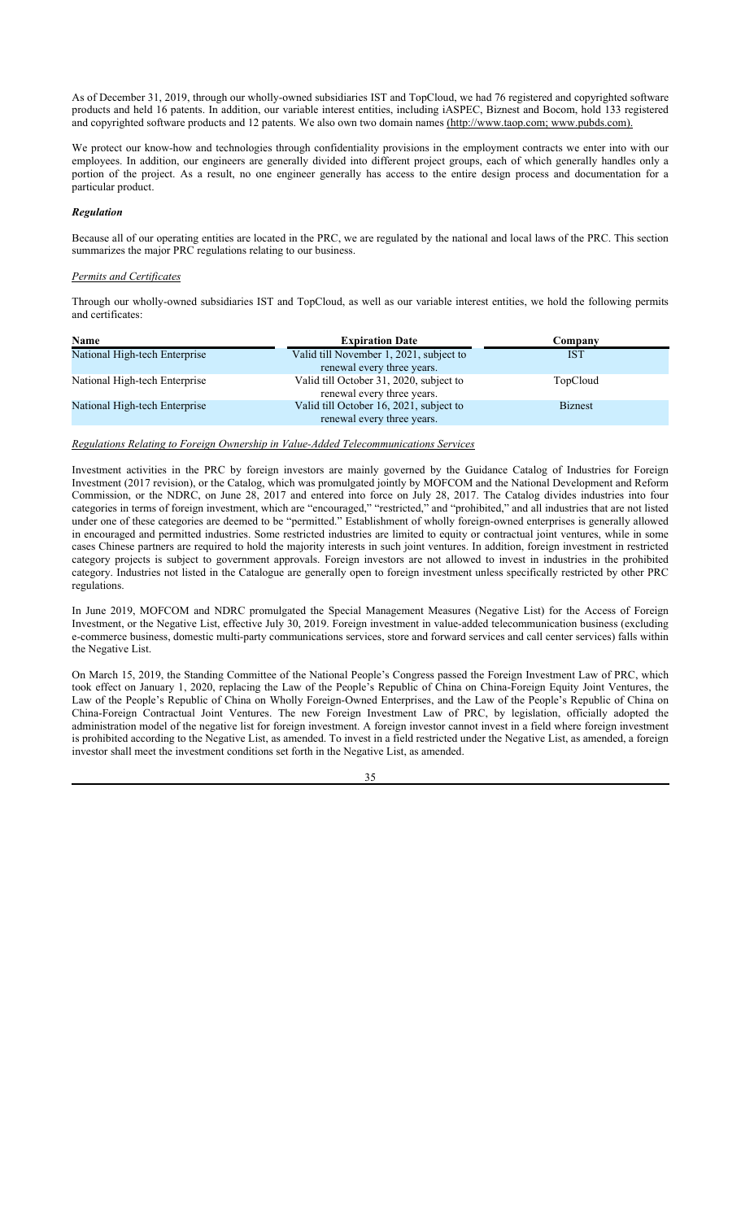As of December 31, 2019, through our wholly-owned subsidiaries IST and TopCloud, we had 76 registered and copyrighted software products and held 16 patents. In addition, our variable interest entities, including iASPEC, Biznest and Bocom, hold 133 registered and copyrighted software products and 12 patents. We also own two domain names (http://www.taop.com; www.pubds.com).

We protect our know-how and technologies through confidentiality provisions in the employment contracts we enter into with our employees. In addition, our engineers are generally divided into different project groups, each of which generally handles only a portion of the project. As a result, no one engineer generally has access to the entire design process and documentation for a particular product.

***Regulation***

Because all of our operating entities are located in the PRC, we are regulated by the national and local laws of the PRC. This section summarizes the major PRC regulations relating to our business.

*Permits and Certificates*

Through our wholly-owned subsidiaries IST and TopCloud, as well as our variable interest entities, we hold the following permits and certificates:

| Name | Expiration Date | Company |
|---|---|---|
| National High-tech Enterprise | Valid till November 1, 2021, subject to renewal every three years. | IST |
| National High-tech Enterprise | Valid till October 31, 2020, subject to renewal every three years. | TopCloud |
| National High-tech Enterprise | Valid till October 16, 2021, subject to renewal every three years. | Biznest |

*Regulations Relating to Foreign Ownership in Value-Added Telecommunications Services*

Investment activities in the PRC by foreign investors are mainly governed by the Guidance Catalog of Industries for Foreign Investment (2017 revision), or the Catalog, which was promulgated jointly by MOFCOM and the National Development and Reform Commission, or the NDRC, on June 28, 2017 and entered into force on July 28, 2017. The Catalog divides industries into four categories in terms of foreign investment, which are "encouraged," "restricted," and "prohibited," and all industries that are not listed under one of these categories are deemed to be "permitted." Establishment of wholly foreign-owned enterprises is generally allowed in encouraged and permitted industries. Some restricted industries are limited to equity or contractual joint ventures, while in some cases Chinese partners are required to hold the majority interests in such joint ventures. In addition, foreign investment in restricted category projects is subject to government approvals. Foreign investors are not allowed to invest in industries in the prohibited category. Industries not listed in the Catalogue are generally open to foreign investment unless specifically restricted by other PRC regulations.

In June 2019, MOFCOM and NDRC promulgated the Special Management Measures (Negative List) for the Access of Foreign Investment, or the Negative List, effective July 30, 2019. Foreign investment in value-added telecommunication business (excluding e-commerce business, domestic multi-party communications services, store and forward services and call center services) falls within the Negative List.

On March 15, 2019, the Standing Committee of the National People's Congress passed the Foreign Investment Law of PRC, which took effect on January 1, 2020, replacing the Law of the People's Republic of China on China-Foreign Equity Joint Ventures, the Law of the People's Republic of China on Wholly Foreign-Owned Enterprises, and the Law of the People's Republic of China on China-Foreign Contractual Joint Ventures. The new Foreign Investment Law of PRC, by legislation, officially adopted the administration model of the negative list for foreign investment. A foreign investor cannot invest in a field where foreign investment is prohibited according to the Negative List, as amended. To invest in a field restricted under the Negative List, as amended, a foreign investor shall meet the investment conditions set forth in the Negative List, as amended.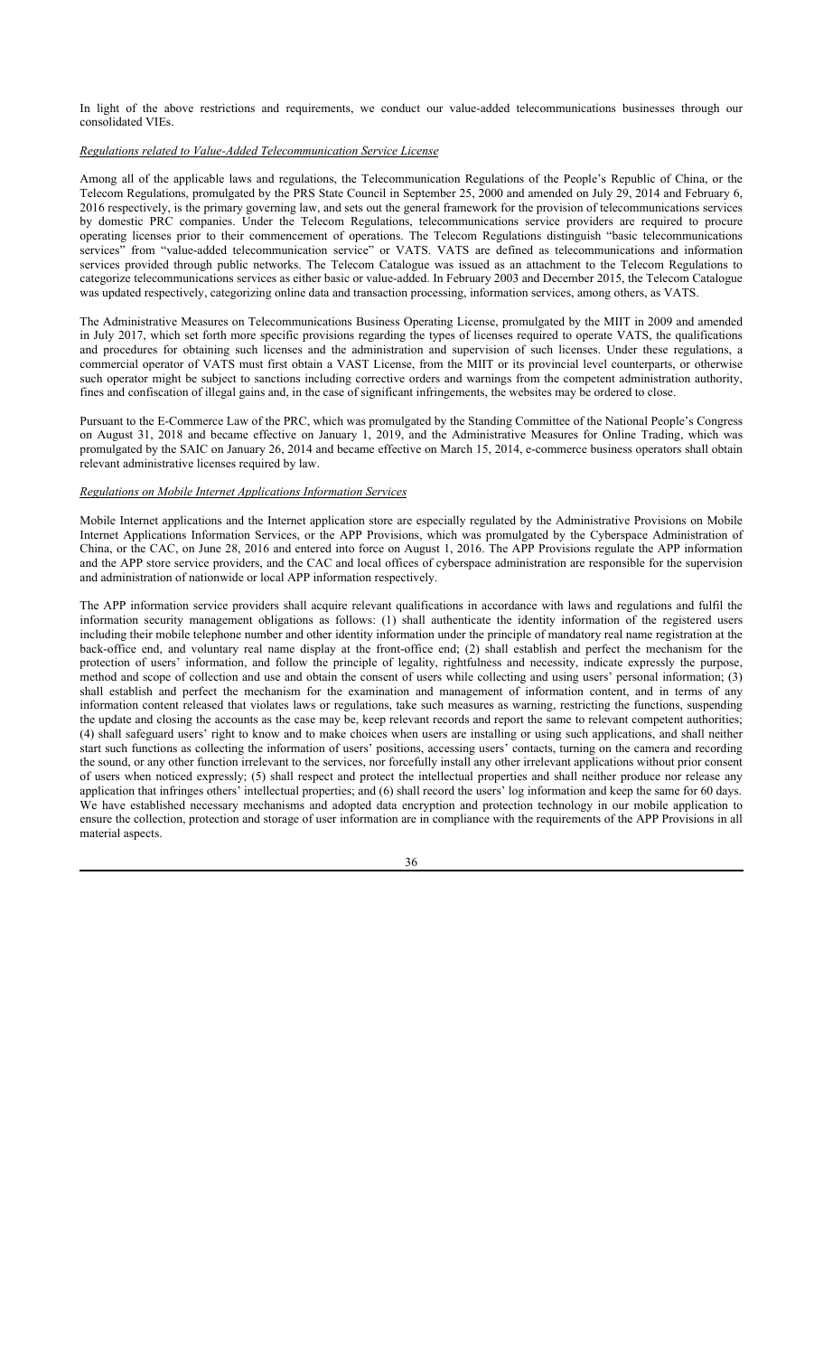In light of the above restrictions and requirements, we conduct our value-added telecommunications businesses through our consolidated VIEs.

*Regulations related to Value-Added Telecommunication Service License*

Among all of the applicable laws and regulations, the Telecommunication Regulations of the People's Republic of China, or the Telecom Regulations, promulgated by the PRS State Council in September 25, 2000 and amended on July 29, 2014 and February 6, 2016 respectively, is the primary governing law, and sets out the general framework for the provision of telecommunications services by domestic PRC companies. Under the Telecom Regulations, telecommunications service providers are required to procure operating licenses prior to their commencement of operations. The Telecom Regulations distinguish "basic telecommunications services" from "value-added telecommunication service" or VATS. VATS are defined as telecommunications and information services provided through public networks. The Telecom Catalogue was issued as an attachment to the Telecom Regulations to categorize telecommunications services as either basic or value-added. In February 2003 and December 2015, the Telecom Catalogue was updated respectively, categorizing online data and transaction processing, information services, among others, as VATS.

The Administrative Measures on Telecommunications Business Operating License, promulgated by the MIIT in 2009 and amended in July 2017, which set forth more specific provisions regarding the types of licenses required to operate VATS, the qualifications and procedures for obtaining such licenses and the administration and supervision of such licenses. Under these regulations, a commercial operator of VATS must first obtain a VAST License, from the MIIT or its provincial level counterparts, or otherwise such operator might be subject to sanctions including corrective orders and warnings from the competent administration authority, fines and confiscation of illegal gains and, in the case of significant infringements, the websites may be ordered to close.

Pursuant to the E-Commerce Law of the PRC, which was promulgated by the Standing Committee of the National People's Congress on August 31, 2018 and became effective on January 1, 2019, and the Administrative Measures for Online Trading, which was promulgated by the SAIC on January 26, 2014 and became effective on March 15, 2014, e-commerce business operators shall obtain relevant administrative licenses required by law.

*Regulations on Mobile Internet Applications Information Services*

Mobile Internet applications and the Internet application store are especially regulated by the Administrative Provisions on Mobile Internet Applications Information Services, or the APP Provisions, which was promulgated by the Cyberspace Administration of China, or the CAC, on June 28, 2016 and entered into force on August 1, 2016. The APP Provisions regulate the APP information and the APP store service providers, and the CAC and local offices of cyberspace administration are responsible for the supervision and administration of nationwide or local APP information respectively.

The APP information service providers shall acquire relevant qualifications in accordance with laws and regulations and fulfil the information security management obligations as follows: (1) shall authenticate the identity information of the registered users including their mobile telephone number and other identity information under the principle of mandatory real name registration at the back-office end, and voluntary real name display at the front-office end; (2) shall establish and perfect the mechanism for the protection of users' information, and follow the principle of legality, rightfulness and necessity, indicate expressly the purpose, method and scope of collection and use and obtain the consent of users while collecting and using users' personal information; (3) shall establish and perfect the mechanism for the examination and management of information content, and in terms of any information content released that violates laws or regulations, take such measures as warning, restricting the functions, suspending the update and closing the accounts as the case may be, keep relevant records and report the same to relevant competent authorities; (4) shall safeguard users' right to know and to make choices when users are installing or using such applications, and shall neither start such functions as collecting the information of users' positions, accessing users' contacts, turning on the camera and recording the sound, or any other function irrelevant to the services, nor forcefully install any other irrelevant applications without prior consent of users when noticed expressly; (5) shall respect and protect the intellectual properties and shall neither produce nor release any application that infringes others' intellectual properties; and (6) shall record the users' log information and keep the same for 60 days. We have established necessary mechanisms and adopted data encryption and protection technology in our mobile application to ensure the collection, protection and storage of user information are in compliance with the requirements of the APP Provisions in all material aspects.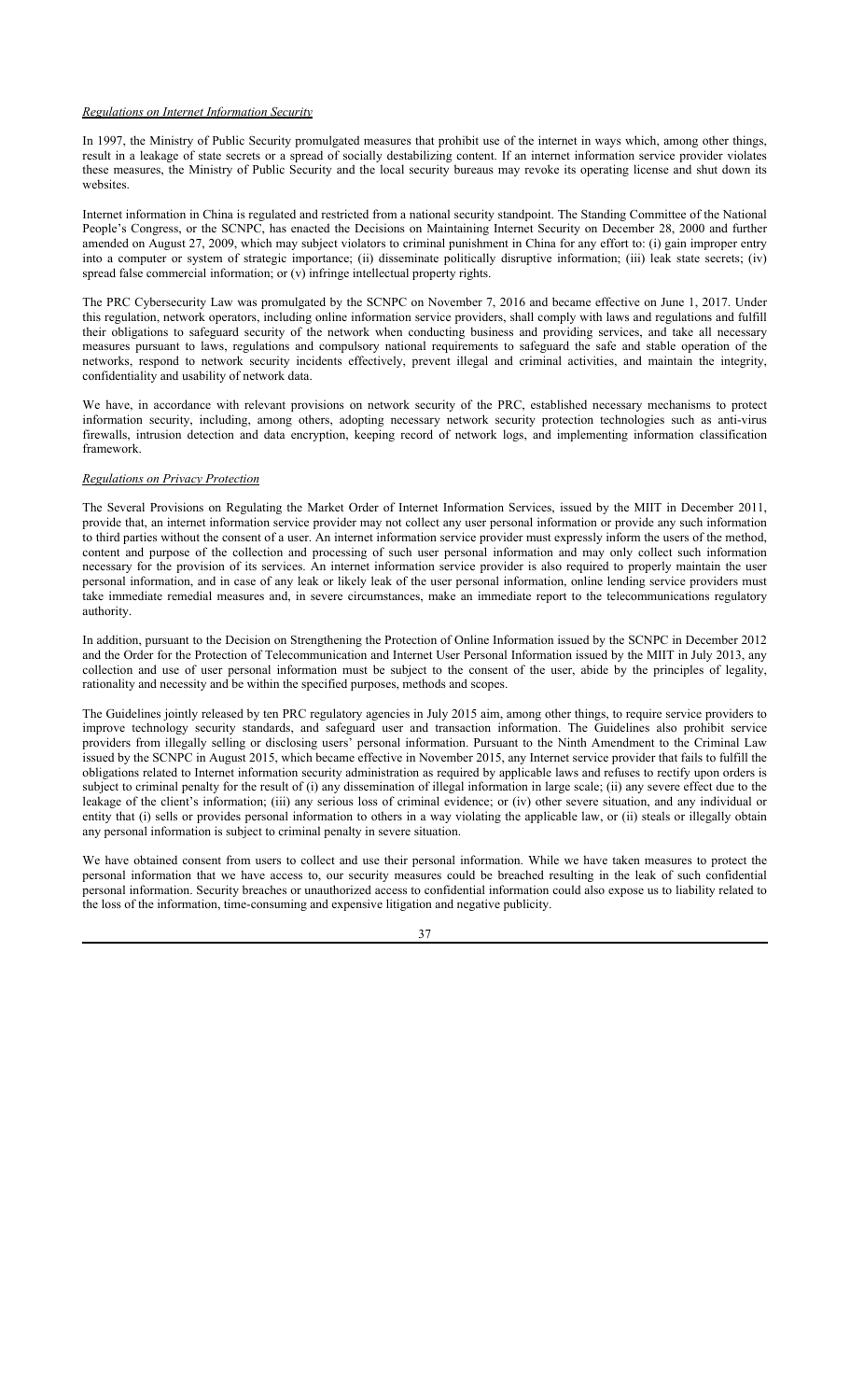*Regulations on Internet Information Security*

In 1997, the Ministry of Public Security promulgated measures that prohibit use of the internet in ways which, among other things, result in a leakage of state secrets or a spread of socially destabilizing content. If an internet information service provider violates these measures, the Ministry of Public Security and the local security bureaus may revoke its operating license and shut down its websites.

Internet information in China is regulated and restricted from a national security standpoint. The Standing Committee of the National People's Congress, or the SCNPC, has enacted the Decisions on Maintaining Internet Security on December 28, 2000 and further amended on August 27, 2009, which may subject violators to criminal punishment in China for any effort to: (i) gain improper entry into a computer or system of strategic importance; (ii) disseminate politically disruptive information; (iii) leak state secrets; (iv) spread false commercial information; or (v) infringe intellectual property rights.

The PRC Cybersecurity Law was promulgated by the SCNPC on November 7, 2016 and became effective on June 1, 2017. Under this regulation, network operators, including online information service providers, shall comply with laws and regulations and fulfill their obligations to safeguard security of the network when conducting business and providing services, and take all necessary measures pursuant to laws, regulations and compulsory national requirements to safeguard the safe and stable operation of the networks, respond to network security incidents effectively, prevent illegal and criminal activities, and maintain the integrity, confidentiality and usability of network data.

We have, in accordance with relevant provisions on network security of the PRC, established necessary mechanisms to protect information security, including, among others, adopting necessary network security protection technologies such as anti-virus firewalls, intrusion detection and data encryption, keeping record of network logs, and implementing information classification framework.

*Regulations on Privacy Protection*

The Several Provisions on Regulating the Market Order of Internet Information Services, issued by the MIIT in December 2011, provide that, an internet information service provider may not collect any user personal information or provide any such information to third parties without the consent of a user. An internet information service provider must expressly inform the users of the method, content and purpose of the collection and processing of such user personal information and may only collect such information necessary for the provision of its services. An internet information service provider is also required to properly maintain the user personal information, and in case of any leak or likely leak of the user personal information, online lending service providers must take immediate remedial measures and, in severe circumstances, make an immediate report to the telecommunications regulatory authority.

In addition, pursuant to the Decision on Strengthening the Protection of Online Information issued by the SCNPC in December 2012 and the Order for the Protection of Telecommunication and Internet User Personal Information issued by the MIIT in July 2013, any collection and use of user personal information must be subject to the consent of the user, abide by the principles of legality, rationality and necessity and be within the specified purposes, methods and scopes.

The Guidelines jointly released by ten PRC regulatory agencies in July 2015 aim, among other things, to require service providers to improve technology security standards, and safeguard user and transaction information. The Guidelines also prohibit service providers from illegally selling or disclosing users' personal information. Pursuant to the Ninth Amendment to the Criminal Law issued by the SCNPC in August 2015, which became effective in November 2015, any Internet service provider that fails to fulfill the obligations related to Internet information security administration as required by applicable laws and refuses to rectify upon orders is subject to criminal penalty for the result of (i) any dissemination of illegal information in large scale; (ii) any severe effect due to the leakage of the client's information; (iii) any serious loss of criminal evidence; or (iv) other severe situation, and any individual or entity that (i) sells or provides personal information to others in a way violating the applicable law, or (ii) steals or illegally obtain any personal information is subject to criminal penalty in severe situation.

We have obtained consent from users to collect and use their personal information. While we have taken measures to protect the personal information that we have access to, our security measures could be breached resulting in the leak of such confidential personal information. Security breaches or unauthorized access to confidential information could also expose us to liability related to the loss of the information, time-consuming and expensive litigation and negative publicity.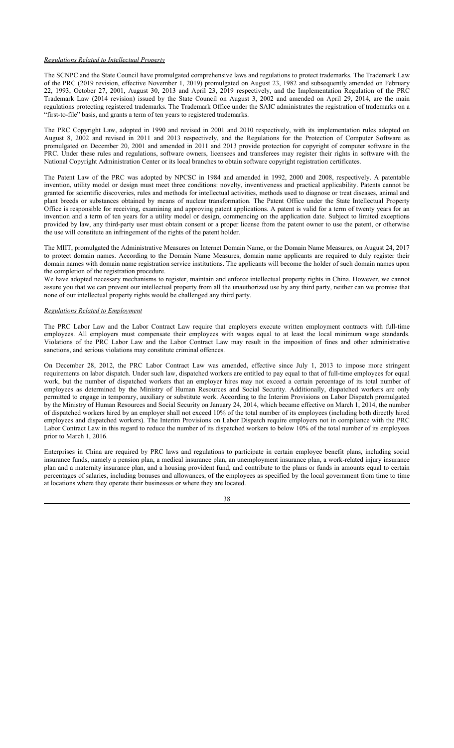*Regulations Related to Intellectual Property*

The SCNPC and the State Council have promulgated comprehensive laws and regulations to protect trademarks. The Trademark Law of the PRC (2019 revision, effective November 1, 2019) promulgated on August 23, 1982 and subsequently amended on February 22, 1993, October 27, 2001, August 30, 2013 and April 23, 2019 respectively, and the Implementation Regulation of the PRC Trademark Law (2014 revision) issued by the State Council on August 3, 2002 and amended on April 29, 2014, are the main regulations protecting registered trademarks. The Trademark Office under the SAIC administrates the registration of trademarks on a "first-to-file" basis, and grants a term of ten years to registered trademarks.

The PRC Copyright Law, adopted in 1990 and revised in 2001 and 2010 respectively, with its implementation rules adopted on August 8, 2002 and revised in 2011 and 2013 respectively, and the Regulations for the Protection of Computer Software as promulgated on December 20, 2001 and amended in 2011 and 2013 provide protection for copyright of computer software in the PRC. Under these rules and regulations, software owners, licensees and transferees may register their rights in software with the National Copyright Administration Center or its local branches to obtain software copyright registration certificates.

The Patent Law of the PRC was adopted by NPCSC in 1984 and amended in 1992, 2000 and 2008, respectively. A patentable invention, utility model or design must meet three conditions: novelty, inventiveness and practical applicability. Patents cannot be granted for scientific discoveries, rules and methods for intellectual activities, methods used to diagnose or treat diseases, animal and plant breeds or substances obtained by means of nuclear transformation. The Patent Office under the State Intellectual Property Office is responsible for receiving, examining and approving patent applications. A patent is valid for a term of twenty years for an invention and a term of ten years for a utility model or design, commencing on the application date. Subject to limited exceptions provided by law, any third-party user must obtain consent or a proper license from the patent owner to use the patent, or otherwise the use will constitute an infringement of the rights of the patent holder.

The MIIT, promulgated the Administrative Measures on Internet Domain Name, or the Domain Name Measures, on August 24, 2017 to protect domain names. According to the Domain Name Measures, domain name applicants are required to duly register their domain names with domain name registration service institutions. The applicants will become the holder of such domain names upon the completion of the registration procedure.

We have adopted necessary mechanisms to register, maintain and enforce intellectual property rights in China. However, we cannot assure you that we can prevent our intellectual property from all the unauthorized use by any third party, neither can we promise that none of our intellectual property rights would be challenged any third party.

*Regulations Related to Employment*

The PRC Labor Law and the Labor Contract Law require that employers execute written employment contracts with full-time employees. All employers must compensate their employees with wages equal to at least the local minimum wage standards. Violations of the PRC Labor Law and the Labor Contract Law may result in the imposition of fines and other administrative sanctions, and serious violations may constitute criminal offences.

On December 28, 2012, the PRC Labor Contract Law was amended, effective since July 1, 2013 to impose more stringent requirements on labor dispatch. Under such law, dispatched workers are entitled to pay equal to that of full-time employees for equal work, but the number of dispatched workers that an employer hires may not exceed a certain percentage of its total number of employees as determined by the Ministry of Human Resources and Social Security. Additionally, dispatched workers are only permitted to engage in temporary, auxiliary or substitute work. According to the Interim Provisions on Labor Dispatch promulgated by the Ministry of Human Resources and Social Security on January 24, 2014, which became effective on March 1, 2014, the number of dispatched workers hired by an employer shall not exceed 10% of the total number of its employees (including both directly hired employees and dispatched workers). The Interim Provisions on Labor Dispatch require employers not in compliance with the PRC Labor Contract Law in this regard to reduce the number of its dispatched workers to below 10% of the total number of its employees prior to March 1, 2016.

Enterprises in China are required by PRC laws and regulations to participate in certain employee benefit plans, including social insurance funds, namely a pension plan, a medical insurance plan, an unemployment insurance plan, a work-related injury insurance plan and a maternity insurance plan, and a housing provident fund, and contribute to the plans or funds in amounts equal to certain percentages of salaries, including bonuses and allowances, of the employees as specified by the local government from time to time at locations where they operate their businesses or where they are located.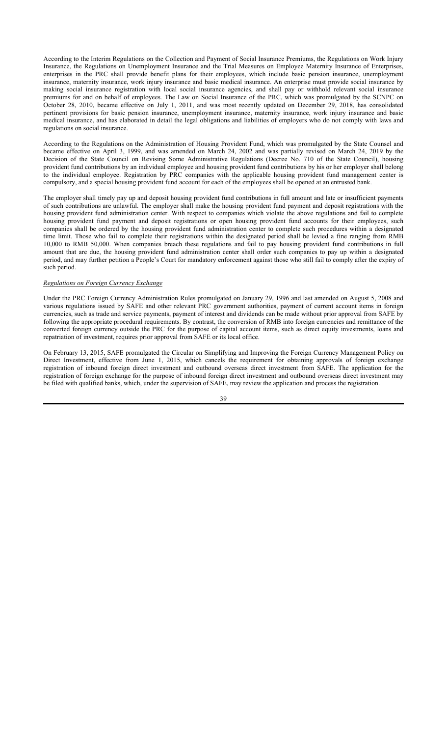According to the Interim Regulations on the Collection and Payment of Social Insurance Premiums, the Regulations on Work Injury Insurance, the Regulations on Unemployment Insurance and the Trial Measures on Employee Maternity Insurance of Enterprises, enterprises in the PRC shall provide benefit plans for their employees, which include basic pension insurance, unemployment insurance, maternity insurance, work injury insurance and basic medical insurance. An enterprise must provide social insurance by making social insurance registration with local social insurance agencies, and shall pay or withhold relevant social insurance premiums for and on behalf of employees. The Law on Social Insurance of the PRC, which was promulgated by the SCNPC on October 28, 2010, became effective on July 1, 2011, and was most recently updated on December 29, 2018, has consolidated pertinent provisions for basic pension insurance, unemployment insurance, maternity insurance, work injury insurance and basic medical insurance, and has elaborated in detail the legal obligations and liabilities of employers who do not comply with laws and regulations on social insurance.

According to the Regulations on the Administration of Housing Provident Fund, which was promulgated by the State Counsel and became effective on April 3, 1999, and was amended on March 24, 2002 and was partially revised on March 24, 2019 by the Decision of the State Council on Revising Some Administrative Regulations (Decree No. 710 of the State Council), housing provident fund contributions by an individual employee and housing provident fund contributions by his or her employer shall belong to the individual employee. Registration by PRC companies with the applicable housing provident fund management center is compulsory, and a special housing provident fund account for each of the employees shall be opened at an entrusted bank.

The employer shall timely pay up and deposit housing provident fund contributions in full amount and late or insufficient payments of such contributions are unlawful. The employer shall make the housing provident fund payment and deposit registrations with the housing provident fund administration center. With respect to companies which violate the above regulations and fail to complete housing provident fund payment and deposit registrations or open housing provident fund accounts for their employees, such companies shall be ordered by the housing provident fund administration center to complete such procedures within a designated time limit. Those who fail to complete their registrations within the designated period shall be levied a fine ranging from RMB 10,000 to RMB 50,000. When companies breach these regulations and fail to pay housing provident fund contributions in full amount that are due, the housing provident fund administration center shall order such companies to pay up within a designated period, and may further petition a People's Court for mandatory enforcement against those who still fail to comply after the expiry of such period.

*Regulations on Foreign Currency Exchange*

Under the PRC Foreign Currency Administration Rules promulgated on January 29, 1996 and last amended on August 5, 2008 and various regulations issued by SAFE and other relevant PRC government authorities, payment of current account items in foreign currencies, such as trade and service payments, payment of interest and dividends can be made without prior approval from SAFE by following the appropriate procedural requirements. By contrast, the conversion of RMB into foreign currencies and remittance of the converted foreign currency outside the PRC for the purpose of capital account items, such as direct equity investments, loans and repatriation of investment, requires prior approval from SAFE or its local office.

On February 13, 2015, SAFE promulgated the Circular on Simplifying and Improving the Foreign Currency Management Policy on Direct Investment, effective from June 1, 2015, which cancels the requirement for obtaining approvals of foreign exchange registration of inbound foreign direct investment and outbound overseas direct investment from SAFE. The application for the registration of foreign exchange for the purpose of inbound foreign direct investment and outbound overseas direct investment may be filed with qualified banks, which, under the supervision of SAFE, may review the application and process the registration.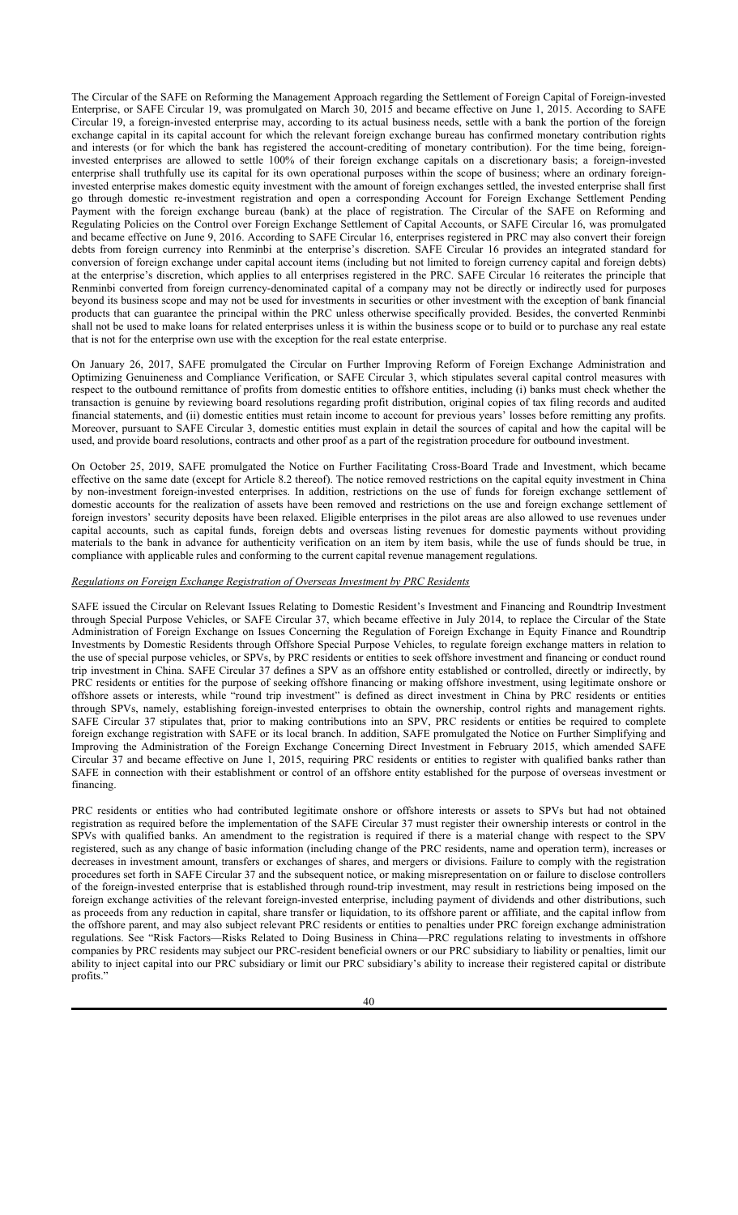The Circular of the SAFE on Reforming the Management Approach regarding the Settlement of Foreign Capital of Foreign-invested Enterprise, or SAFE Circular 19, was promulgated on March 30, 2015 and became effective on June 1, 2015. According to SAFE Circular 19, a foreign-invested enterprise may, according to its actual business needs, settle with a bank the portion of the foreign exchange capital in its capital account for which the relevant foreign exchange bureau has confirmed monetary contribution rights and interests (or for which the bank has registered the account-crediting of monetary contribution). For the time being, foreign-invested enterprises are allowed to settle 100% of their foreign exchange capitals on a discretionary basis; a foreign-invested enterprise shall truthfully use its capital for its own operational purposes within the scope of business; where an ordinary foreign-invested enterprise makes domestic equity investment with the amount of foreign exchanges settled, the invested enterprise shall first go through domestic re-investment registration and open a corresponding Account for Foreign Exchange Settlement Pending Payment with the foreign exchange bureau (bank) at the place of registration. The Circular of the SAFE on Reforming and Regulating Policies on the Control over Foreign Exchange Settlement of Capital Accounts, or SAFE Circular 16, was promulgated and became effective on June 9, 2016. According to SAFE Circular 16, enterprises registered in PRC may also convert their foreign debts from foreign currency into Renminbi at the enterprise's discretion. SAFE Circular 16 provides an integrated standard for conversion of foreign exchange under capital account items (including but not limited to foreign currency capital and foreign debts) at the enterprise's discretion, which applies to all enterprises registered in the PRC. SAFE Circular 16 reiterates the principle that Renminbi converted from foreign currency-denominated capital of a company may not be directly or indirectly used for purposes beyond its business scope and may not be used for investments in securities or other investment with the exception of bank financial products that can guarantee the principal within the PRC unless otherwise specifically provided. Besides, the converted Renminbi shall not be used to make loans for related enterprises unless it is within the business scope or to build or to purchase any real estate that is not for the enterprise own use with the exception for the real estate enterprise.

On January 26, 2017, SAFE promulgated the Circular on Further Improving Reform of Foreign Exchange Administration and Optimizing Genuineness and Compliance Verification, or SAFE Circular 3, which stipulates several capital control measures with respect to the outbound remittance of profits from domestic entities to offshore entities, including (i) banks must check whether the transaction is genuine by reviewing board resolutions regarding profit distribution, original copies of tax filing records and audited financial statements, and (ii) domestic entities must retain income to account for previous years' losses before remitting any profits. Moreover, pursuant to SAFE Circular 3, domestic entities must explain in detail the sources of capital and how the capital will be used, and provide board resolutions, contracts and other proof as a part of the registration procedure for outbound investment.

On October 25, 2019, SAFE promulgated the Notice on Further Facilitating Cross-Board Trade and Investment, which became effective on the same date (except for Article 8.2 thereof). The notice removed restrictions on the capital equity investment in China by non-investment foreign-invested enterprises. In addition, restrictions on the use of funds for foreign exchange settlement of domestic accounts for the realization of assets have been removed and restrictions on the use and foreign exchange settlement of foreign investors' security deposits have been relaxed. Eligible enterprises in the pilot areas are also allowed to use revenues under capital accounts, such as capital funds, foreign debts and overseas listing revenues for domestic payments without providing materials to the bank in advance for authenticity verification on an item by item basis, while the use of funds should be true, in compliance with applicable rules and conforming to the current capital revenue management regulations.

*Regulations on Foreign Exchange Registration of Overseas Investment by PRC Residents*

SAFE issued the Circular on Relevant Issues Relating to Domestic Resident's Investment and Financing and Roundtrip Investment through Special Purpose Vehicles, or SAFE Circular 37, which became effective in July 2014, to replace the Circular of the State Administration of Foreign Exchange on Issues Concerning the Regulation of Foreign Exchange in Equity Finance and Roundtrip Investments by Domestic Residents through Offshore Special Purpose Vehicles, to regulate foreign exchange matters in relation to the use of special purpose vehicles, or SPVs, by PRC residents or entities to seek offshore investment and financing or conduct round trip investment in China. SAFE Circular 37 defines a SPV as an offshore entity established or controlled, directly or indirectly, by PRC residents or entities for the purpose of seeking offshore financing or making offshore investment, using legitimate onshore or offshore assets or interests, while "round trip investment" is defined as direct investment in China by PRC residents or entities through SPVs, namely, establishing foreign-invested enterprises to obtain the ownership, control rights and management rights. SAFE Circular 37 stipulates that, prior to making contributions into an SPV, PRC residents or entities be required to complete foreign exchange registration with SAFE or its local branch. In addition, SAFE promulgated the Notice on Further Simplifying and Improving the Administration of the Foreign Exchange Concerning Direct Investment in February 2015, which amended SAFE Circular 37 and became effective on June 1, 2015, requiring PRC residents or entities to register with qualified banks rather than SAFE in connection with their establishment or control of an offshore entity established for the purpose of overseas investment or financing.

PRC residents or entities who had contributed legitimate onshore or offshore interests or assets to SPVs but had not obtained registration as required before the implementation of the SAFE Circular 37 must register their ownership interests or control in the SPVs with qualified banks. An amendment to the registration is required if there is a material change with respect to the SPV registered, such as any change of basic information (including change of the PRC residents, name and operation term), increases or decreases in investment amount, transfers or exchanges of shares, and mergers or divisions. Failure to comply with the registration procedures set forth in SAFE Circular 37 and the subsequent notice, or making misrepresentation on or failure to disclose controllers of the foreign-invested enterprise that is established through round-trip investment, may result in restrictions being imposed on the foreign exchange activities of the relevant foreign-invested enterprise, including payment of dividends and other distributions, such as proceeds from any reduction in capital, share transfer or liquidation, to its offshore parent or affiliate, and the capital inflow from the offshore parent, and may also subject relevant PRC residents or entities to penalties under PRC foreign exchange administration regulations. See "Risk Factors—Risks Related to Doing Business in China—PRC regulations relating to investments in offshore companies by PRC residents may subject our PRC-resident beneficial owners or our PRC subsidiary to liability or penalties, limit our ability to inject capital into our PRC subsidiary or limit our PRC subsidiary's ability to increase their registered capital or distribute profits."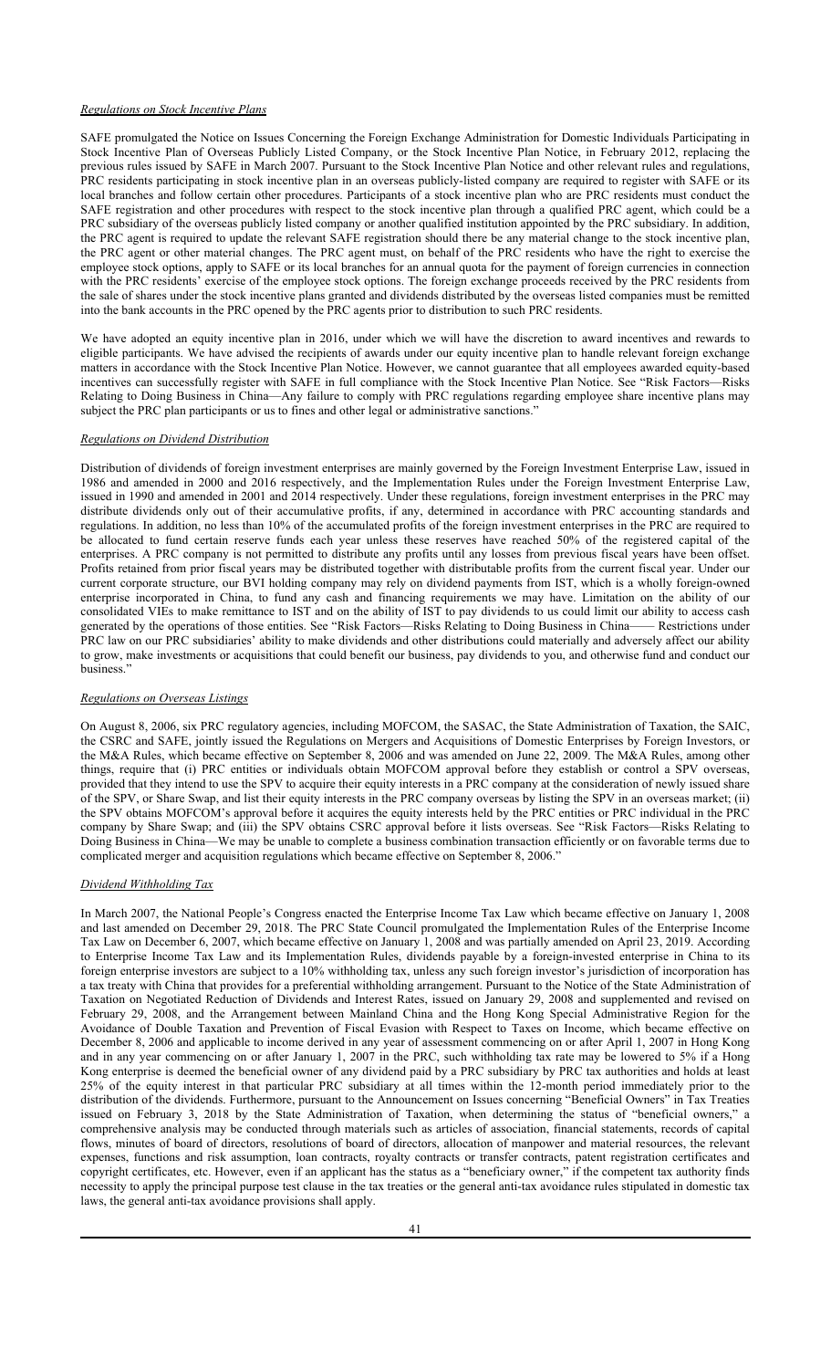*Regulations on Stock Incentive Plans*

SAFE promulgated the Notice on Issues Concerning the Foreign Exchange Administration for Domestic Individuals Participating in Stock Incentive Plan of Overseas Publicly Listed Company, or the Stock Incentive Plan Notice, in February 2012, replacing the previous rules issued by SAFE in March 2007. Pursuant to the Stock Incentive Plan Notice and other relevant rules and regulations, PRC residents participating in stock incentive plan in an overseas publicly-listed company are required to register with SAFE or its local branches and follow certain other procedures. Participants of a stock incentive plan who are PRC residents must conduct the SAFE registration and other procedures with respect to the stock incentive plan through a qualified PRC agent, which could be a PRC subsidiary of the overseas publicly listed company or another qualified institution appointed by the PRC subsidiary. In addition, the PRC agent is required to update the relevant SAFE registration should there be any material change to the stock incentive plan, the PRC agent or other material changes. The PRC agent must, on behalf of the PRC residents who have the right to exercise the employee stock options, apply to SAFE or its local branches for an annual quota for the payment of foreign currencies in connection with the PRC residents' exercise of the employee stock options. The foreign exchange proceeds received by the PRC residents from the sale of shares under the stock incentive plans granted and dividends distributed by the overseas listed companies must be remitted into the bank accounts in the PRC opened by the PRC agents prior to distribution to such PRC residents.

We have adopted an equity incentive plan in 2016, under which we will have the discretion to award incentives and rewards to eligible participants. We have advised the recipients of awards under our equity incentive plan to handle relevant foreign exchange matters in accordance with the Stock Incentive Plan Notice. However, we cannot guarantee that all employees awarded equity-based incentives can successfully register with SAFE in full compliance with the Stock Incentive Plan Notice. See "Risk Factors—Risks Relating to Doing Business in China—Any failure to comply with PRC regulations regarding employee share incentive plans may subject the PRC plan participants or us to fines and other legal or administrative sanctions."

*Regulations on Dividend Distribution*

Distribution of dividends of foreign investment enterprises are mainly governed by the Foreign Investment Enterprise Law, issued in 1986 and amended in 2000 and 2016 respectively, and the Implementation Rules under the Foreign Investment Enterprise Law, issued in 1990 and amended in 2001 and 2014 respectively. Under these regulations, foreign investment enterprises in the PRC may distribute dividends only out of their accumulative profits, if any, determined in accordance with PRC accounting standards and regulations. In addition, no less than 10% of the accumulated profits of the foreign investment enterprises in the PRC are required to be allocated to fund certain reserve funds each year unless these reserves have reached 50% of the registered capital of the enterprises. A PRC company is not permitted to distribute any profits until any losses from previous fiscal years have been offset. Profits retained from prior fiscal years may be distributed together with distributable profits from the current fiscal year. Under our current corporate structure, our BVI holding company may rely on dividend payments from IST, which is a wholly foreign-owned enterprise incorporated in China, to fund any cash and financing requirements we may have. Limitation on the ability of our consolidated VIEs to make remittance to IST and on the ability of IST to pay dividends to us could limit our ability to access cash generated by the operations of those entities. See "Risk Factors—Risks Relating to Doing Business in China—— Restrictions under PRC law on our PRC subsidiaries' ability to make dividends and other distributions could materially and adversely affect our ability to grow, make investments or acquisitions that could benefit our business, pay dividends to you, and otherwise fund and conduct our business."

*Regulations on Overseas Listings*

On August 8, 2006, six PRC regulatory agencies, including MOFCOM, the SASAC, the State Administration of Taxation, the SAIC, the CSRC and SAFE, jointly issued the Regulations on Mergers and Acquisitions of Domestic Enterprises by Foreign Investors, or the M&A Rules, which became effective on September 8, 2006 and was amended on June 22, 2009. The M&A Rules, among other things, require that (i) PRC entities or individuals obtain MOFCOM approval before they establish or control a SPV overseas, provided that they intend to use the SPV to acquire their equity interests in a PRC company at the consideration of newly issued share of the SPV, or Share Swap, and list their equity interests in the PRC company overseas by listing the SPV in an overseas market; (ii) the SPV obtains MOFCOM's approval before it acquires the equity interests held by the PRC entities or PRC individual in the PRC company by Share Swap; and (iii) the SPV obtains CSRC approval before it lists overseas. See "Risk Factors—Risks Relating to Doing Business in China—We may be unable to complete a business combination transaction efficiently or on favorable terms due to complicated merger and acquisition regulations which became effective on September 8, 2006."

*Dividend Withholding Tax*

In March 2007, the National People's Congress enacted the Enterprise Income Tax Law which became effective on January 1, 2008 and last amended on December 29, 2018. The PRC State Council promulgated the Implementation Rules of the Enterprise Income Tax Law on December 6, 2007, which became effective on January 1, 2008 and was partially amended on April 23, 2019. According to Enterprise Income Tax Law and its Implementation Rules, dividends payable by a foreign-invested enterprise in China to its foreign enterprise investors are subject to a 10% withholding tax, unless any such foreign investor's jurisdiction of incorporation has a tax treaty with China that provides for a preferential withholding arrangement. Pursuant to the Notice of the State Administration of Taxation on Negotiated Reduction of Dividends and Interest Rates, issued on January 29, 2008 and supplemented and revised on February 29, 2008, and the Arrangement between Mainland China and the Hong Kong Special Administrative Region for the Avoidance of Double Taxation and Prevention of Fiscal Evasion with Respect to Taxes on Income, which became effective on December 8, 2006 and applicable to income derived in any year of assessment commencing on or after April 1, 2007 in Hong Kong and in any year commencing on or after January 1, 2007 in the PRC, such withholding tax rate may be lowered to 5% if a Hong Kong enterprise is deemed the beneficial owner of any dividend paid by a PRC subsidiary by PRC tax authorities and holds at least 25% of the equity interest in that particular PRC subsidiary at all times within the 12-month period immediately prior to the distribution of the dividends. Furthermore, pursuant to the Announcement on Issues concerning "Beneficial Owners" in Tax Treaties issued on February 3, 2018 by the State Administration of Taxation, when determining the status of "beneficial owners," a comprehensive analysis may be conducted through materials such as articles of association, financial statements, records of capital flows, minutes of board of directors, resolutions of board of directors, allocation of manpower and material resources, the relevant expenses, functions and risk assumption, loan contracts, royalty contracts or transfer contracts, patent registration certificates and copyright certificates, etc. However, even if an applicant has the status as a "beneficiary owner," if the competent tax authority finds necessity to apply the principal purpose test clause in the tax treaties or the general anti-tax avoidance rules stipulated in domestic tax laws, the general anti-tax avoidance provisions shall apply.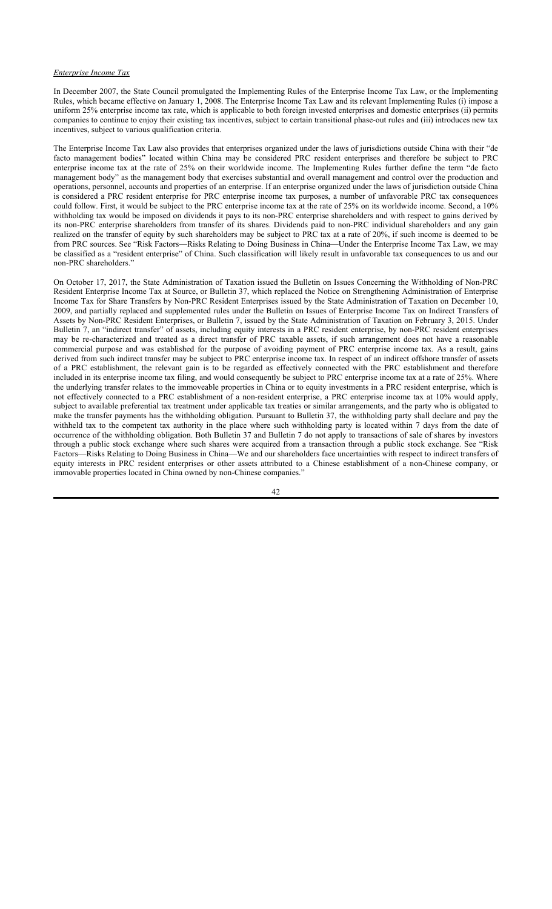*Enterprise Income Tax*

In December 2007, the State Council promulgated the Implementing Rules of the Enterprise Income Tax Law, or the Implementing Rules, which became effective on January 1, 2008. The Enterprise Income Tax Law and its relevant Implementing Rules (i) impose a uniform 25% enterprise income tax rate, which is applicable to both foreign invested enterprises and domestic enterprises (ii) permits companies to continue to enjoy their existing tax incentives, subject to certain transitional phase-out rules and (iii) introduces new tax incentives, subject to various qualification criteria.

The Enterprise Income Tax Law also provides that enterprises organized under the laws of jurisdictions outside China with their "de facto management bodies" located within China may be considered PRC resident enterprises and therefore be subject to PRC enterprise income tax at the rate of 25% on their worldwide income. The Implementing Rules further define the term "de facto management body" as the management body that exercises substantial and overall management and control over the production and operations, personnel, accounts and properties of an enterprise. If an enterprise organized under the laws of jurisdiction outside China is considered a PRC resident enterprise for PRC enterprise income tax purposes, a number of unfavorable PRC tax consequences could follow. First, it would be subject to the PRC enterprise income tax at the rate of 25% on its worldwide income. Second, a 10% withholding tax would be imposed on dividends it pays to its non-PRC enterprise shareholders and with respect to gains derived by its non-PRC enterprise shareholders from transfer of its shares. Dividends paid to non-PRC individual shareholders and any gain realized on the transfer of equity by such shareholders may be subject to PRC tax at a rate of 20%, if such income is deemed to be from PRC sources. See "Risk Factors—Risks Relating to Doing Business in China—Under the Enterprise Income Tax Law, we may be classified as a "resident enterprise" of China. Such classification will likely result in unfavorable tax consequences to us and our non-PRC shareholders."

On October 17, 2017, the State Administration of Taxation issued the Bulletin on Issues Concerning the Withholding of Non-PRC Resident Enterprise Income Tax at Source, or Bulletin 37, which replaced the Notice on Strengthening Administration of Enterprise Income Tax for Share Transfers by Non-PRC Resident Enterprises issued by the State Administration of Taxation on December 10, 2009, and partially replaced and supplemented rules under the Bulletin on Issues of Enterprise Income Tax on Indirect Transfers of Assets by Non-PRC Resident Enterprises, or Bulletin 7, issued by the State Administration of Taxation on February 3, 2015. Under Bulletin 7, an "indirect transfer" of assets, including equity interests in a PRC resident enterprise, by non-PRC resident enterprises may be re-characterized and treated as a direct transfer of PRC taxable assets, if such arrangement does not have a reasonable commercial purpose and was established for the purpose of avoiding payment of PRC enterprise income tax. As a result, gains derived from such indirect transfer may be subject to PRC enterprise income tax. In respect of an indirect offshore transfer of assets of a PRC establishment, the relevant gain is to be regarded as effectively connected with the PRC establishment and therefore included in its enterprise income tax filing, and would consequently be subject to PRC enterprise income tax at a rate of 25%. Where the underlying transfer relates to the immoveable properties in China or to equity investments in a PRC resident enterprise, which is not effectively connected to a PRC establishment of a non-resident enterprise, a PRC enterprise income tax at 10% would apply, subject to available preferential tax treatment under applicable tax treaties or similar arrangements, and the party who is obligated to make the transfer payments has the withholding obligation. Pursuant to Bulletin 37, the withholding party shall declare and pay the withheld tax to the competent tax authority in the place where such withholding party is located within 7 days from the date of occurrence of the withholding obligation. Both Bulletin 37 and Bulletin 7 do not apply to transactions of sale of shares by investors through a public stock exchange where such shares were acquired from a transaction through a public stock exchange. See "Risk Factors—Risks Relating to Doing Business in China—We and our shareholders face uncertainties with respect to indirect transfers of equity interests in PRC resident enterprises or other assets attributed to a Chinese establishment of a non-Chinese company, or immovable properties located in China owned by non-Chinese companies."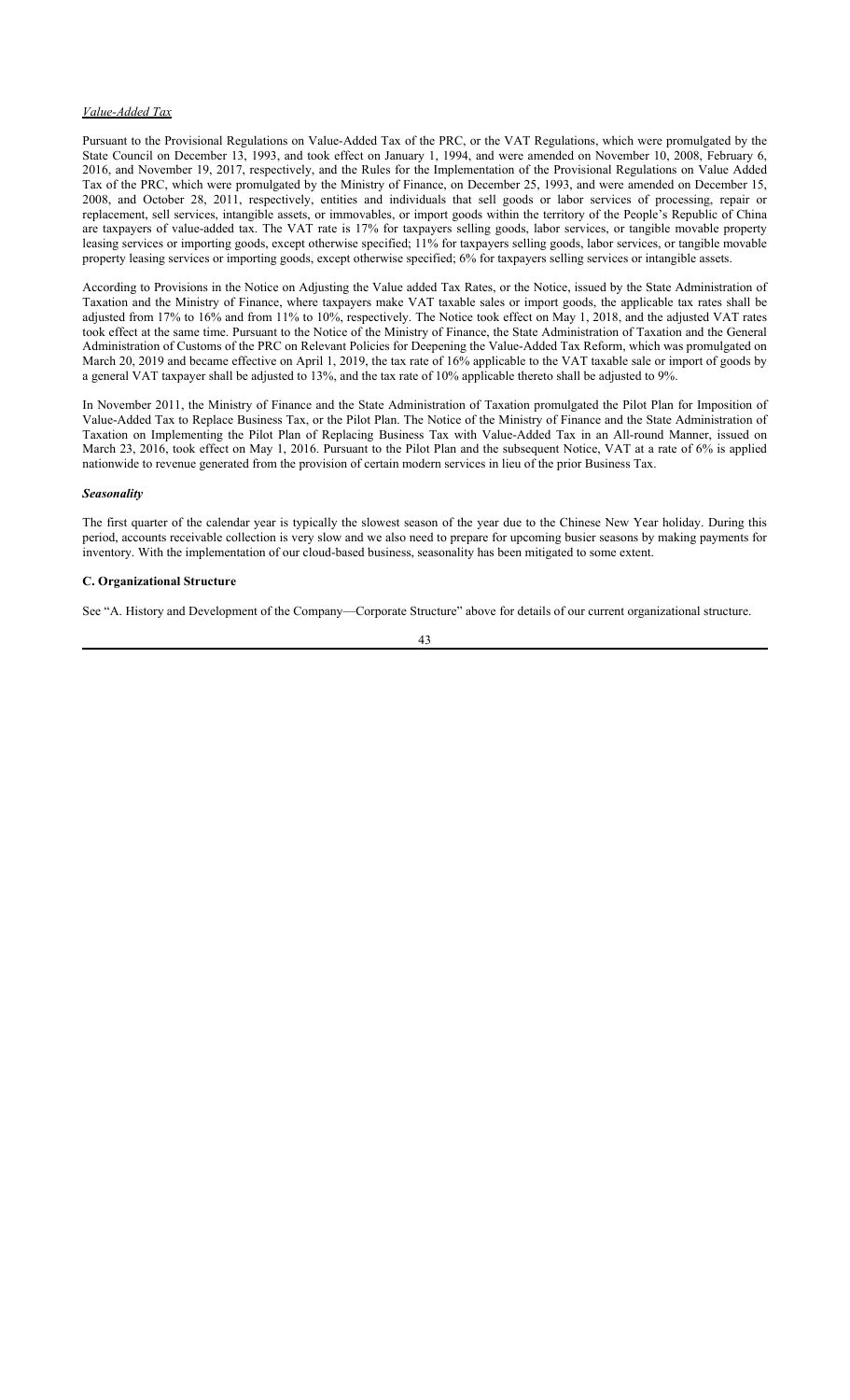*Value-Added Tax*

Pursuant to the Provisional Regulations on Value-Added Tax of the PRC, or the VAT Regulations, which were promulgated by the State Council on December 13, 1993, and took effect on January 1, 1994, and were amended on November 10, 2008, February 6, 2016, and November 19, 2017, respectively, and the Rules for the Implementation of the Provisional Regulations on Value Added Tax of the PRC, which were promulgated by the Ministry of Finance, on December 25, 1993, and were amended on December 15, 2008, and October 28, 2011, respectively, entities and individuals that sell goods or labor services of processing, repair or replacement, sell services, intangible assets, or immovables, or import goods within the territory of the People's Republic of China are taxpayers of value-added tax. The VAT rate is 17% for taxpayers selling goods, labor services, or tangible movable property leasing services or importing goods, except otherwise specified; 11% for taxpayers selling goods, labor services, or tangible movable property leasing services or importing goods, except otherwise specified; 6% for taxpayers selling services or intangible assets.

According to Provisions in the Notice on Adjusting the Value added Tax Rates, or the Notice, issued by the State Administration of Taxation and the Ministry of Finance, where taxpayers make VAT taxable sales or import goods, the applicable tax rates shall be adjusted from 17% to 16% and from 11% to 10%, respectively. The Notice took effect on May 1, 2018, and the adjusted VAT rates took effect at the same time. Pursuant to the Notice of the Ministry of Finance, the State Administration of Taxation and the General Administration of Customs of the PRC on Relevant Policies for Deepening the Value-Added Tax Reform, which was promulgated on March 20, 2019 and became effective on April 1, 2019, the tax rate of 16% applicable to the VAT taxable sale or import of goods by a general VAT taxpayer shall be adjusted to 13%, and the tax rate of 10% applicable thereto shall be adjusted to 9%.

In November 2011, the Ministry of Finance and the State Administration of Taxation promulgated the Pilot Plan for Imposition of Value-Added Tax to Replace Business Tax, or the Pilot Plan. The Notice of the Ministry of Finance and the State Administration of Taxation on Implementing the Pilot Plan of Replacing Business Tax with Value-Added Tax in an All-round Manner, issued on March 23, 2016, took effect on May 1, 2016. Pursuant to the Pilot Plan and the subsequent Notice, VAT at a rate of 6% is applied nationwide to revenue generated from the provision of certain modern services in lieu of the prior Business Tax.

***Seasonality***

The first quarter of the calendar year is typically the slowest season of the year due to the Chinese New Year holiday. During this period, accounts receivable collection is very slow and we also need to prepare for upcoming busier seasons by making payments for inventory. With the implementation of our cloud-based business, seasonality has been mitigated to some extent.

**C. Organizational Structure**

See "A. History and Development of the Company—Corporate Structure" above for details of our current organizational structure.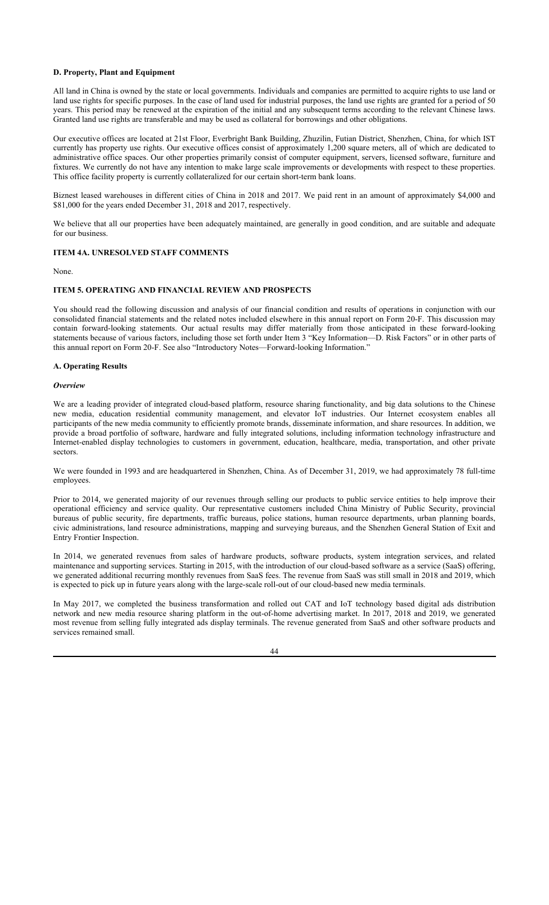### D. Property, Plant and Equipment

All land in China is owned by the state or local governments. Individuals and companies are permitted to acquire rights to use land or land use rights for specific purposes. In the case of land used for industrial purposes, the land use rights are granted for a period of 50 years. This period may be renewed at the expiration of the initial and any subsequent terms according to the relevant Chinese laws. Granted land use rights are transferable and may be used as collateral for borrowings and other obligations.

Our executive offices are located at 21st Floor, Everbright Bank Building, Zhuzilin, Futian District, Shenzhen, China, for which IST currently has property use rights. Our executive offices consist of approximately 1,200 square meters, all of which are dedicated to administrative office spaces. Our other properties primarily consist of computer equipment, servers, licensed software, furniture and fixtures. We currently do not have any intention to make large scale improvements or developments with respect to these properties. This office facility property is currently collateralized for our certain short-term bank loans.

Biznest leased warehouses in different cities of China in 2018 and 2017. We paid rent in an amount of approximately $4,000 and $81,000 for the years ended December 31, 2018 and 2017, respectively.

We believe that all our properties have been adequately maintained, are generally in good condition, and are suitable and adequate for our business.

## ITEM 4A. UNRESOLVED STAFF COMMENTS

None.

## ITEM 5. OPERATING AND FINANCIAL REVIEW AND PROSPECTS

You should read the following discussion and analysis of our financial condition and results of operations in conjunction with our consolidated financial statements and the related notes included elsewhere in this annual report on Form 20-F. This discussion may contain forward-looking statements. Our actual results may differ materially from those anticipated in these forward-looking statements because of various factors, including those set forth under Item 3 "Key Information—D. Risk Factors" or in other parts of this annual report on Form 20-F. See also "Introductory Notes—Forward-looking Information."

### A. Operating Results

#### *Overview*

We are a leading provider of integrated cloud-based platform, resource sharing functionality, and big data solutions to the Chinese new media, education residential community management, and elevator IoT industries. Our Internet ecosystem enables all participants of the new media community to efficiently promote brands, disseminate information, and share resources. In addition, we provide a broad portfolio of software, hardware and fully integrated solutions, including information technology infrastructure and Internet-enabled display technologies to customers in government, education, healthcare, media, transportation, and other private sectors.

We were founded in 1993 and are headquartered in Shenzhen, China. As of December 31, 2019, we had approximately 78 full-time employees.

Prior to 2014, we generated majority of our revenues through selling our products to public service entities to help improve their operational efficiency and service quality. Our representative customers included China Ministry of Public Security, provincial bureaus of public security, fire departments, traffic bureaus, police stations, human resource departments, urban planning boards, civic administrations, land resource administrations, mapping and surveying bureaus, and the Shenzhen General Station of Exit and Entry Frontier Inspection.

In 2014, we generated revenues from sales of hardware products, software products, system integration services, and related maintenance and supporting services. Starting in 2015, with the introduction of our cloud-based software as a service (SaaS) offering, we generated additional recurring monthly revenues from SaaS fees. The revenue from SaaS was still small in 2018 and 2019, which is expected to pick up in future years along with the large-scale roll-out of our cloud-based new media terminals.

In May 2017, we completed the business transformation and rolled out CAT and IoT technology based digital ads distribution network and new media resource sharing platform in the out-of-home advertising market. In 2017, 2018 and 2019, we generated most revenue from selling fully integrated ads display terminals. The revenue generated from SaaS and other software products and services remained small.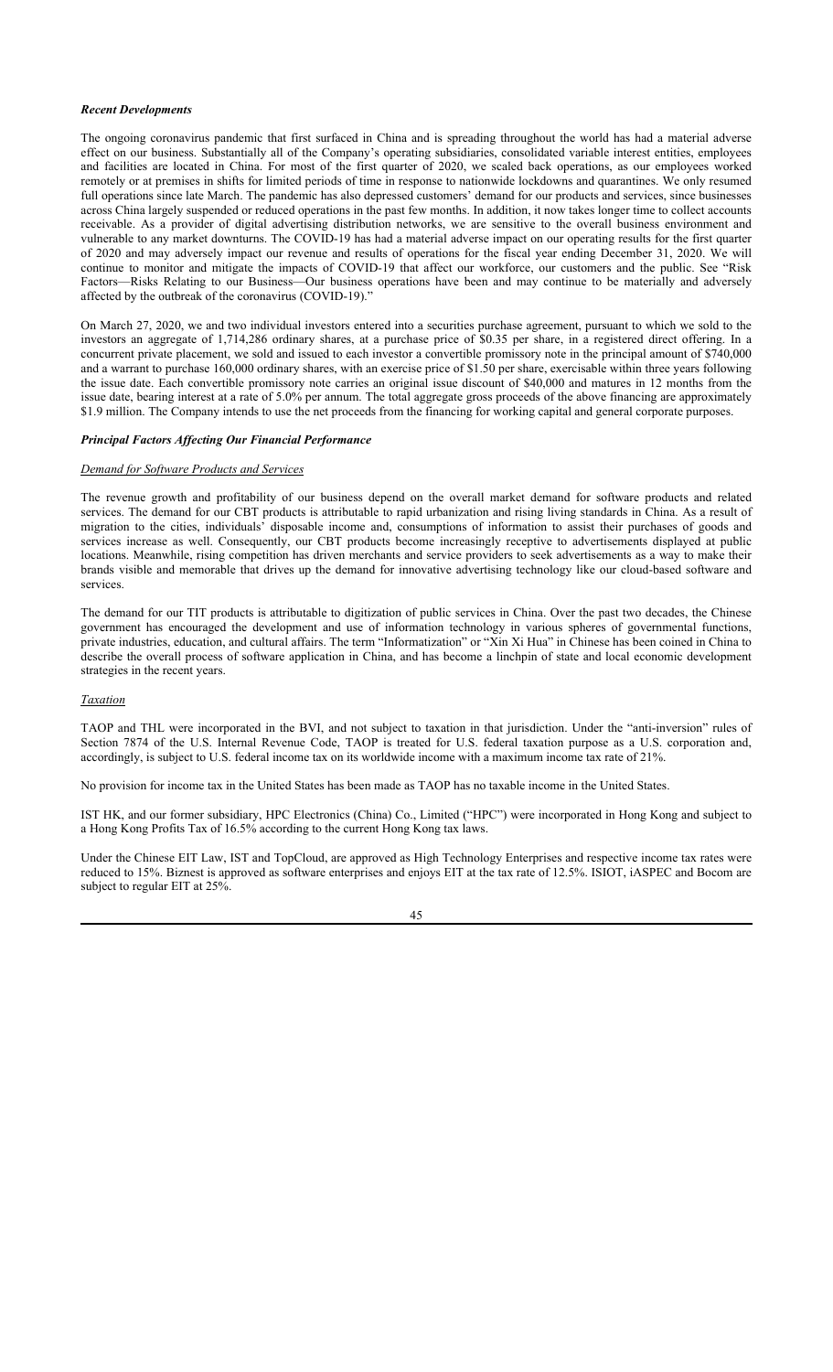### *Recent Developments*

The ongoing coronavirus pandemic that first surfaced in China and is spreading throughout the world has had a material adverse effect on our business. Substantially all of the Company's operating subsidiaries, consolidated variable interest entities, employees and facilities are located in China. For most of the first quarter of 2020, we scaled back operations, as our employees worked remotely or at premises in shifts for limited periods of time in response to nationwide lockdowns and quarantines. We only resumed full operations since late March. The pandemic has also depressed customers' demand for our products and services, since businesses across China largely suspended or reduced operations in the past few months. In addition, it now takes longer time to collect accounts receivable. As a provider of digital advertising distribution networks, we are sensitive to the overall business environment and vulnerable to any market downturns. The COVID-19 has had a material adverse impact on our operating results for the first quarter of 2020 and may adversely impact our revenue and results of operations for the fiscal year ending December 31, 2020. We will continue to monitor and mitigate the impacts of COVID-19 that affect our workforce, our customers and the public. See "Risk Factors—Risks Relating to our Business—Our business operations have been and may continue to be materially and adversely affected by the outbreak of the coronavirus (COVID-19)."

On March 27, 2020, we and two individual investors entered into a securities purchase agreement, pursuant to which we sold to the investors an aggregate of 1,714,286 ordinary shares, at a purchase price of $0.35 per share, in a registered direct offering. In a concurrent private placement, we sold and issued to each investor a convertible promissory note in the principal amount of $740,000 and a warrant to purchase 160,000 ordinary shares, with an exercise price of $1.50 per share, exercisable within three years following the issue date. Each convertible promissory note carries an original issue discount of $40,000 and matures in 12 months from the issue date, bearing interest at a rate of 5.0% per annum. The total aggregate gross proceeds of the above financing are approximately $1.9 million. The Company intends to use the net proceeds from the financing for working capital and general corporate purposes.

### *Principal Factors Affecting Our Financial Performance*

#### *Demand for Software Products and Services*

The revenue growth and profitability of our business depend on the overall market demand for software products and related services. The demand for our CBT products is attributable to rapid urbanization and rising living standards in China. As a result of migration to the cities, individuals' disposable income and, consumptions of information to assist their purchases of goods and services increase as well. Consequently, our CBT products become increasingly receptive to advertisements displayed at public locations. Meanwhile, rising competition has driven merchants and service providers to seek advertisements as a way to make their brands visible and memorable that drives up the demand for innovative advertising technology like our cloud-based software and services.

The demand for our TIT products is attributable to digitization of public services in China. Over the past two decades, the Chinese government has encouraged the development and use of information technology in various spheres of governmental functions, private industries, education, and cultural affairs. The term "Informatization" or "Xin Xi Hua" in Chinese has been coined in China to describe the overall process of software application in China, and has become a linchpin of state and local economic development strategies in the recent years.

#### *Taxation*

TAOP and THL were incorporated in the BVI, and not subject to taxation in that jurisdiction. Under the "anti-inversion" rules of Section 7874 of the U.S. Internal Revenue Code, TAOP is treated for U.S. federal taxation purpose as a U.S. corporation and, accordingly, is subject to U.S. federal income tax on its worldwide income with a maximum income tax rate of 21%.

No provision for income tax in the United States has been made as TAOP has no taxable income in the United States.

IST HK, and our former subsidiary, HPC Electronics (China) Co., Limited ("HPC") were incorporated in Hong Kong and subject to a Hong Kong Profits Tax of 16.5% according to the current Hong Kong tax laws.

Under the Chinese EIT Law, IST and TopCloud, are approved as High Technology Enterprises and respective income tax rates were reduced to 15%. Biznest is approved as software enterprises and enjoys EIT at the tax rate of 12.5%. ISIOT, iASPEC and Bocom are subject to regular EIT at 25%.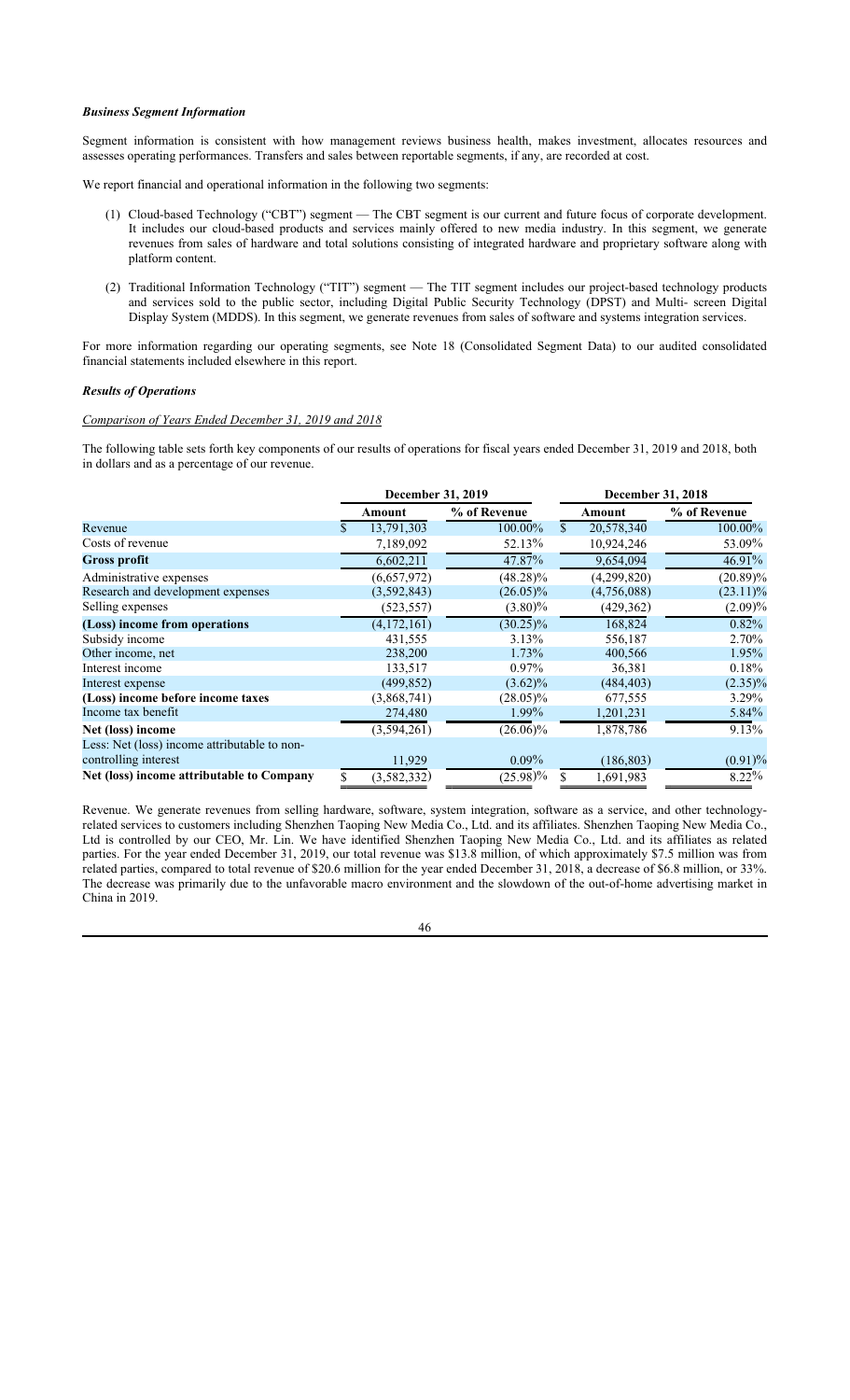***Business Segment Information***

Segment information is consistent with how management reviews business health, makes investment, allocates resources and assesses operating performances. Transfers and sales between reportable segments, if any, are recorded at cost.

We report financial and operational information in the following two segments:

(1) Cloud-based Technology ("CBT") segment — The CBT segment is our current and future focus of corporate development. It includes our cloud-based products and services mainly offered to new media industry. In this segment, we generate revenues from sales of hardware and total solutions consisting of integrated hardware and proprietary software along with platform content.

(2) Traditional Information Technology ("TIT") segment — The TIT segment includes our project-based technology products and services sold to the public sector, including Digital Public Security Technology (DPST) and Multi- screen Digital Display System (MDDS). In this segment, we generate revenues from sales of software and systems integration services.

For more information regarding our operating segments, see Note 18 (Consolidated Segment Data) to our audited consolidated financial statements included elsewhere in this report.

***Results of Operations***

*Comparison of Years Ended December 31, 2019 and 2018*

The following table sets forth key components of our results of operations for fiscal years ended December 31, 2019 and 2018, both in dollars and as a percentage of our revenue.

| | December 31, 2019 | | December 31, 2018 | |
|---|---|---|---|---|
| | Amount | % of Revenue | Amount | % of Revenue |
| Revenue | $ 13,791,303 | 100.00% | $ 20,578,340 | 100.00% |
| Costs of revenue | 7,189,092 | 52.13% | 10,924,246 | 53.09% |
| **Gross profit** | 6,602,211 | 47.87% | 9,654,094 | 46.91% |
| Administrative expenses | (6,657,972) | (48.28)% | (4,299,820) | (20.89)% |
| Research and development expenses | (3,592,843) | (26.05)% | (4,756,088) | (23.11)% |
| Selling expenses | (523,557) | (3.80)% | (429,362) | (2.09)% |
| **(Loss) income from operations** | (4,172,161) | (30.25)% | 168,824 | 0.82% |
| Subsidy income | 431,555 | 3.13% | 556,187 | 2.70% |
| Other income, net | 238,200 | 1.73% | 400,566 | 1.95% |
| Interest income | 133,517 | 0.97% | 36,381 | 0.18% |
| Interest expense | (499,852) | (3.62)% | (484,403) | (2.35)% |
| **(Loss) income before income taxes** | (3,868,741) | (28.05)% | 677,555 | 3.29% |
| Income tax benefit | 274,480 | 1.99% | 1,201,231 | 5.84% |
| **Net (loss) income** | (3,594,261) | (26.06)% | 1,878,786 | 9.13% |
| Less: Net (loss) income attributable to non-controlling interest | 11,929 | 0.09% | (186,803) | (0.91)% |
| **Net (loss) income attributable to Company** | $ (3,582,332) | (25.98)% | $ 1,691,983 | 8.22% |

Revenue. We generate revenues from selling hardware, software, system integration, software as a service, and other technology-related services to customers including Shenzhen Taoping New Media Co., Ltd. and its affiliates. Shenzhen Taoping New Media Co., Ltd is controlled by our CEO, Mr. Lin. We have identified Shenzhen Taoping New Media Co., Ltd. and its affiliates as related parties. For the year ended December 31, 2019, our total revenue was $13.8 million, of which approximately $7.5 million was from related parties, compared to total revenue of $20.6 million for the year ended December 31, 2018, a decrease of $6.8 million, or 33%. The decrease was primarily due to the unfavorable macro environment and the slowdown of the out-of-home advertising market in China in 2019.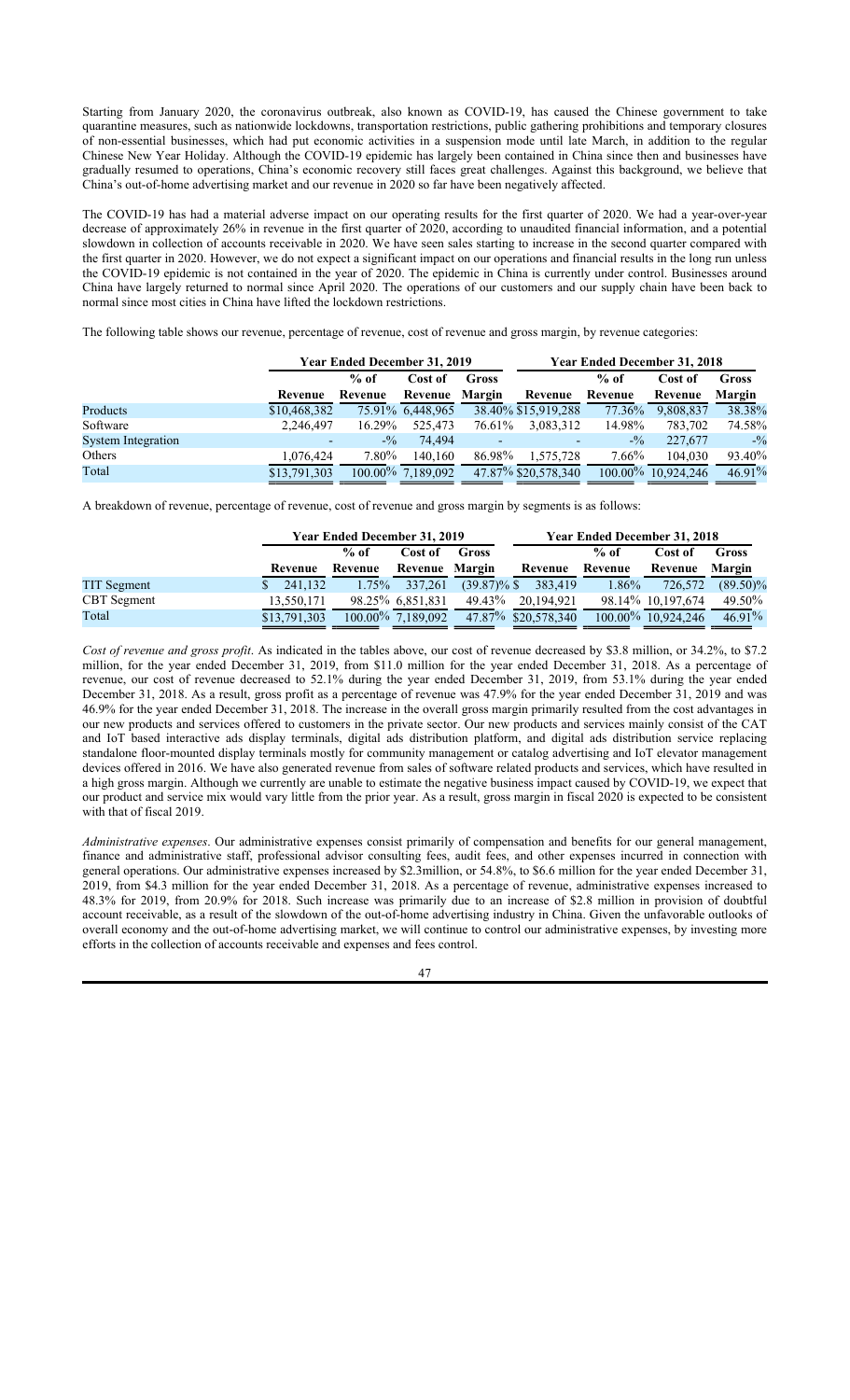Starting from January 2020, the coronavirus outbreak, also known as COVID-19, has caused the Chinese government to take quarantine measures, such as nationwide lockdowns, transportation restrictions, public gathering prohibitions and temporary closures of non-essential businesses, which had put economic activities in a suspension mode until late March, in addition to the regular Chinese New Year Holiday. Although the COVID-19 epidemic has largely been contained in China since then and businesses have gradually resumed to operations, China's economic recovery still faces great challenges. Against this background, we believe that China's out-of-home advertising market and our revenue in 2020 so far have been negatively affected.

The COVID-19 has had a material adverse impact on our operating results for the first quarter of 2020. We had a year-over-year decrease of approximately 26% in revenue in the first quarter of 2020, according to unaudited financial information, and a potential slowdown in collection of accounts receivable in 2020. We have seen sales starting to increase in the second quarter compared with the first quarter in 2020. However, we do not expect a significant impact on our operations and financial results in the long run unless the COVID-19 epidemic is not contained in the year of 2020. The epidemic in China is currently under control. Businesses around China have largely returned to normal since April 2020. The operations of our customers and our supply chain have been back to normal since most cities in China have lifted the lockdown restrictions.

The following table shows our revenue, percentage of revenue, cost of revenue and gross margin, by revenue categories:

| | Year Ended December 31, 2019 | | | | Year Ended December 31, 2018 | | | |
|---|---|---|---|---|---|---|---|---|
| | Revenue | % of Revenue | Cost of Revenue | Gross Margin | Revenue | % of Revenue | Cost of Revenue | Gross Margin |
| Products | $10,468,382 | 75.91% | 6,448,965 | 38.40% | $15,919,288 | 77.36% | 9,808,837 | 38.38% |
| Software | 2,246,497 | 16.29% | 525,473 | 76.61% | 3,083,312 | 14.98% | 783,702 | 74.58% |
| System Integration | - | -% | 74,494 | - | - | -% | 227,677 | -% |
| Others | 1,076,424 | 7.80% | 140,160 | 86.98% | 1,575,728 | 7.66% | 104,030 | 93.40% |
| Total | $13,791,303 | 100.00% | 7,189,092 | 47.87% | $20,578,340 | 100.00% | 10,924,246 | 46.91% |

A breakdown of revenue, percentage of revenue, cost of revenue and gross margin by segments is as follows:

| | Year Ended December 31, 2019 | | | | Year Ended December 31, 2018 | | | |
|---|---|---|---|---|---|---|---|---|
| | Revenue | % of Revenue | Cost of Revenue | Gross Margin | Revenue | % of Revenue | Cost of Revenue | Gross Margin |
| TIT Segment | $ 241,132 | 1.75% | 337,261 | (39.87)% | $ 383,419 | 1.86% | 726,572 | (89.50)% |
| CBT Segment | 13,550,171 | 98.25% | 6,851,831 | 49.43% | 20,194,921 | 98.14% | 10,197,674 | 49.50% |
| Total | $13,791,303 | 100.00% | 7,189,092 | 47.87% | $20,578,340 | 100.00% | 10,924,246 | 46.91% |

*Cost of revenue and gross profit*. As indicated in the tables above, our cost of revenue decreased by $3.8 million, or 34.2%, to $7.2 million, for the year ended December 31, 2019, from $11.0 million for the year ended December 31, 2018. As a percentage of revenue, our cost of revenue decreased to 52.1% during the year ended December 31, 2019, from 53.1% during the year ended December 31, 2018. As a result, gross profit as a percentage of revenue was 47.9% for the year ended December 31, 2019 and was 46.9% for the year ended December 31, 2018. The increase in the overall gross margin primarily resulted from the cost advantages in our new products and services offered to customers in the private sector. Our new products and services mainly consist of the CAT and IoT based interactive ads display terminals, digital ads distribution platform, and digital ads distribution service replacing standalone floor-mounted display terminals mostly for community management or catalog advertising and IoT elevator management devices offered in 2016. We have also generated revenue from sales of software related products and services, which have resulted in a high gross margin. Although we currently are unable to estimate the negative business impact caused by COVID-19, we expect that our product and service mix would vary little from the prior year. As a result, gross margin in fiscal 2020 is expected to be consistent with that of fiscal 2019.

*Administrative expenses*. Our administrative expenses consist primarily of compensation and benefits for our general management, finance and administrative staff, professional advisor consulting fees, audit fees, and other expenses incurred in connection with general operations. Our administrative expenses increased by $2.3million, or 54.8%, to $6.6 million for the year ended December 31, 2019, from $4.3 million for the year ended December 31, 2018. As a percentage of revenue, administrative expenses increased to 48.3% for 2019, from 20.9% for 2018. Such increase was primarily due to an increase of $2.8 million in provision of doubtful account receivable, as a result of the slowdown of the out-of-home advertising industry in China. Given the unfavorable outlooks of overall economy and the out-of-home advertising market, we will continue to control our administrative expenses, by investing more efforts in the collection of accounts receivable and expenses and fees control.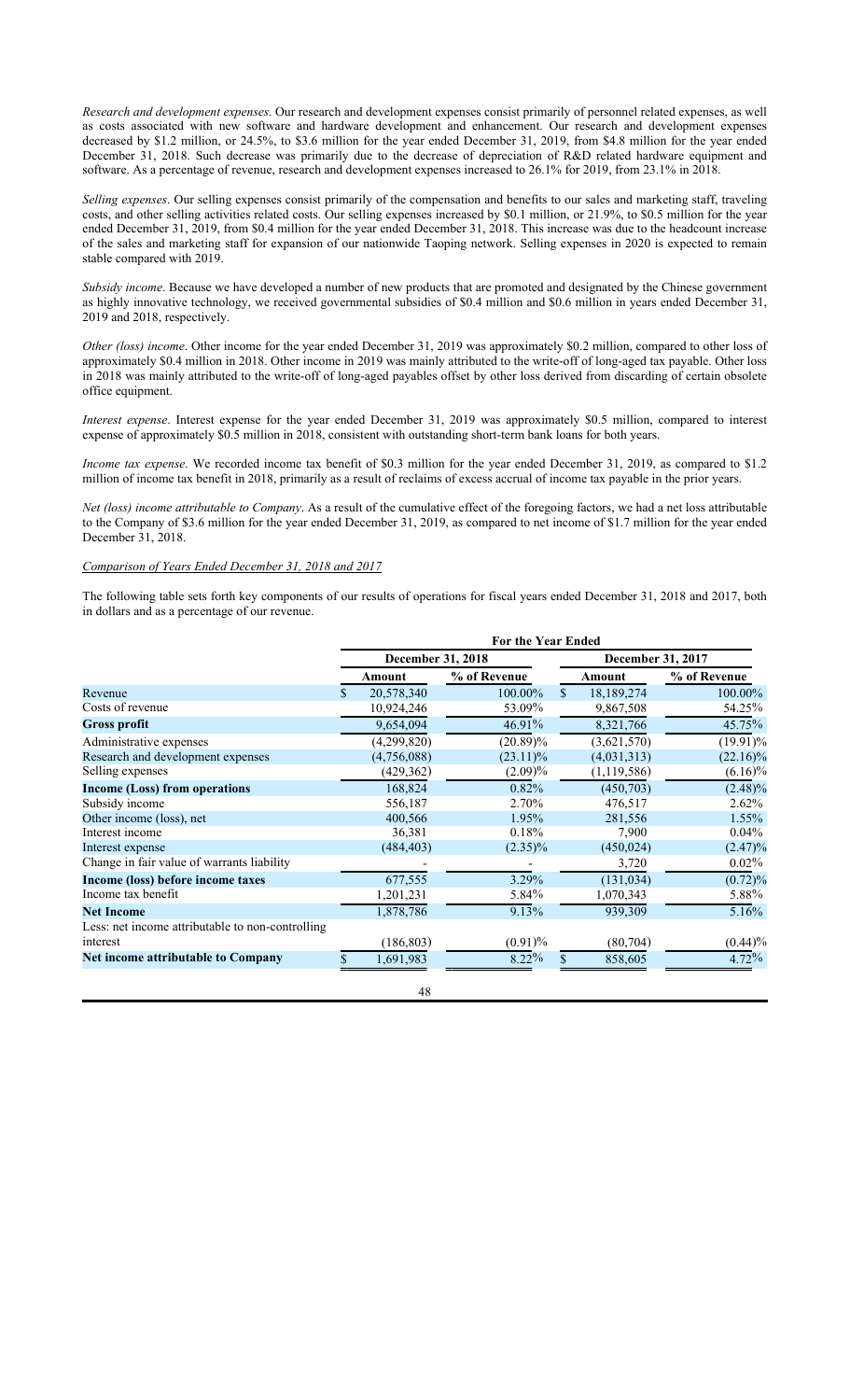*Research and development expenses*. Our research and development expenses consist primarily of personnel related expenses, as well as costs associated with new software and hardware development and enhancement. Our research and development expenses decreased by $1.2 million, or 24.5%, to $3.6 million for the year ended December 31, 2019, from $4.8 million for the year ended December 31, 2018. Such decrease was primarily due to the decrease of depreciation of R&D related hardware equipment and software. As a percentage of revenue, research and development expenses increased to 26.1% for 2019, from 23.1% in 2018.

*Selling expenses*. Our selling expenses consist primarily of the compensation and benefits to our sales and marketing staff, traveling costs, and other selling activities related costs. Our selling expenses increased by $0.1 million, or 21.9%, to $0.5 million for the year ended December 31, 2019, from $0.4 million for the year ended December 31, 2018. This increase was due to the headcount increase of the sales and marketing staff for expansion of our nationwide Taoping network. Selling expenses in 2020 is expected to remain stable compared with 2019.

*Subsidy income*. Because we have developed a number of new products that are promoted and designated by the Chinese government as highly innovative technology, we received governmental subsidies of $0.4 million and $0.6 million in years ended December 31, 2019 and 2018, respectively.

*Other (loss) income*. Other income for the year ended December 31, 2019 was approximately $0.2 million, compared to other loss of approximately $0.4 million in 2018. Other income in 2019 was mainly attributed to the write-off of long-aged tax payable. Other loss in 2018 was mainly attributed to the write-off of long-aged payables offset by other loss derived from discarding of certain obsolete office equipment.

*Interest expense*. Interest expense for the year ended December 31, 2019 was approximately $0.5 million, compared to interest expense of approximately $0.5 million in 2018, consistent with outstanding short-term bank loans for both years.

*Income tax expense*. We recorded income tax benefit of $0.3 million for the year ended December 31, 2019, as compared to $1.2 million of income tax benefit in 2018, primarily as a result of reclaims of excess accrual of income tax payable in the prior years.

*Net (loss) income attributable to Company*. As a result of the cumulative effect of the foregoing factors, we had a net loss attributable to the Company of $3.6 million for the year ended December 31, 2019, as compared to net income of $1.7 million for the year ended December 31, 2018.

*Comparison of Years Ended December 31, 2018 and 2017*

The following table sets forth key components of our results of operations for fiscal years ended December 31, 2018 and 2017, both in dollars and as a percentage of our revenue.

| | For the Year Ended | | | |
|---|---|---|---|---|
| | December 31, 2018 | | December 31, 2017 | |
| | Amount | % of Revenue | Amount | % of Revenue |
| Revenue | $ 20,578,340 | 100.00% | $ 18,189,274 | 100.00% |
| Costs of revenue | 10,924,246 | 53.09% | 9,867,508 | 54.25% |
| **Gross profit** | 9,654,094 | 46.91% | 8,321,766 | 45.75% |
| Administrative expenses | (4,299,820) | (20.89)% | (3,621,570) | (19.91)% |
| Research and development expenses | (4,756,088) | (23.11)% | (4,031,313) | (22.16)% |
| Selling expenses | (429,362) | (2.09)% | (1,119,586) | (6.16)% |
| **Income (Loss) from operations** | 168,824 | 0.82% | (450,703) | (2.48)% |
| Subsidy income | 556,187 | 2.70% | 476,517 | 2.62% |
| Other income (loss), net | 400,566 | 1.95% | 281,556 | 1.55% |
| Interest income | 36,381 | 0.18% | 7,900 | 0.04% |
| Interest expense | (484,403) | (2.35)% | (450,024) | (2.47)% |
| Change in fair value of warrants liability | - | - | 3,720 | 0.02% |
| **Income (loss) before income taxes** | 677,555 | 3.29% | (131,034) | (0.72)% |
| Income tax benefit | 1,201,231 | 5.84% | 1,070,343 | 5.88% |
| **Net Income** | 1,878,786 | 9.13% | 939,309 | 5.16% |
| Less: net income attributable to non-controlling interest | (186,803) | (0.91)% | (80,704) | (0.44)% |
| **Net income attributable to Company** | $ 1,691,983 | 8.22% | $ 858,605 | 4.72% |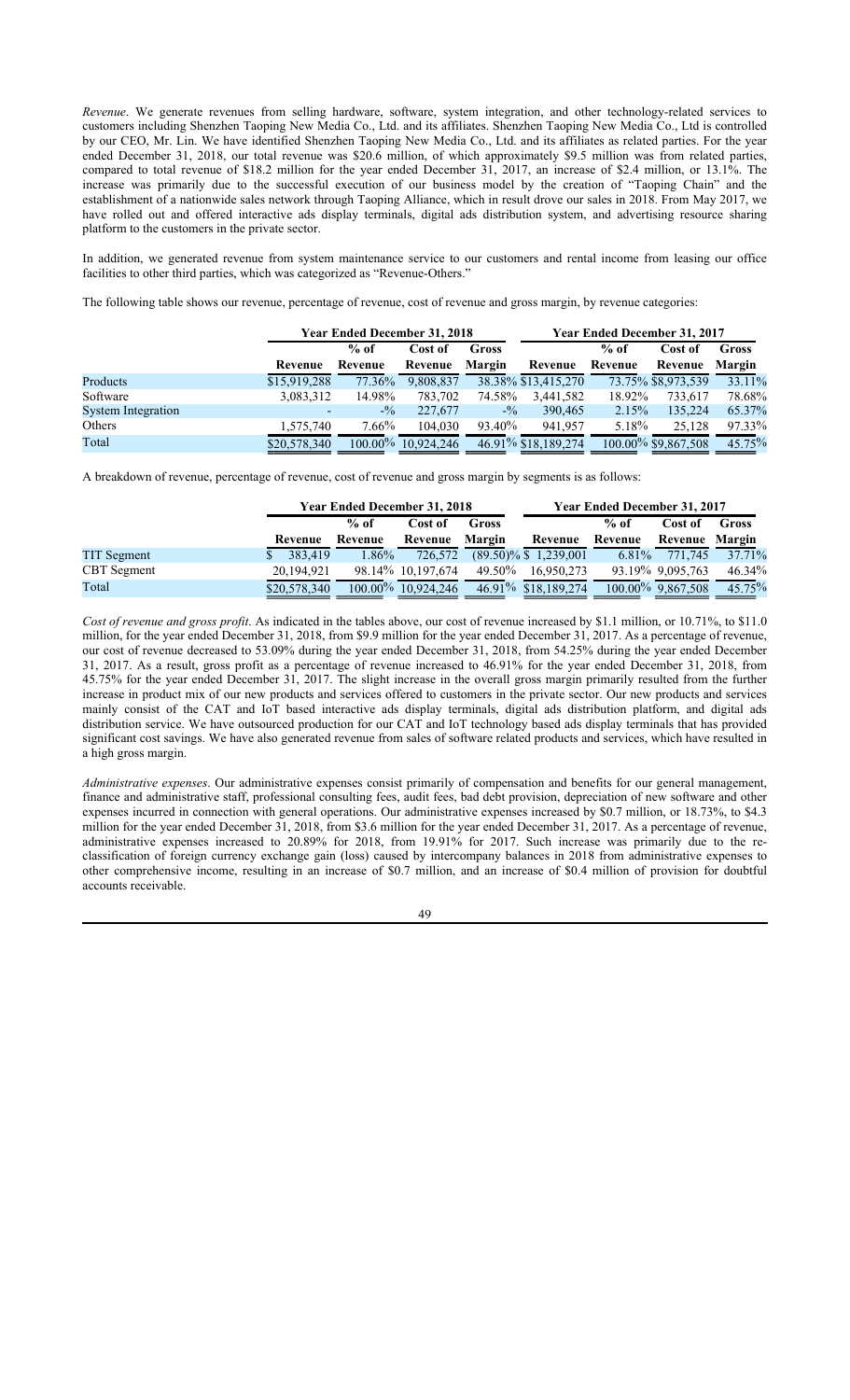*Revenue*. We generate revenues from selling hardware, software, system integration, and other technology-related services to customers including Shenzhen Taoping New Media Co., Ltd. and its affiliates. Shenzhen Taoping New Media Co., Ltd is controlled by our CEO, Mr. Lin. We have identified Shenzhen Taoping New Media Co., Ltd. and its affiliates as related parties. For the year ended December 31, 2018, our total revenue was $20.6 million, of which approximately $9.5 million was from related parties, compared to total revenue of $18.2 million for the year ended December 31, 2017, an increase of $2.4 million, or 13.1%. The increase was primarily due to the successful execution of our business model by the creation of "Taoping Chain" and the establishment of a nationwide sales network through Taoping Alliance, which in result drove our sales in 2018. From May 2017, we have rolled out and offered interactive ads display terminals, digital ads distribution system, and advertising resource sharing platform to the customers in the private sector.

In addition, we generated revenue from system maintenance service to our customers and rental income from leasing our office facilities to other third parties, which was categorized as "Revenue-Others."

The following table shows our revenue, percentage of revenue, cost of revenue and gross margin, by revenue categories:

| | Year Ended December 31, 2018 | | | | Year Ended December 31, 2017 | | | |
|---|---|---|---|---|---|---|---|---|
| | Revenue | % of Revenue | Cost of Revenue | Gross Margin | Revenue | % of Revenue | Cost of Revenue | Gross Margin |
| Products | $15,919,288 | 77.36% | 9,808,837 | 38.38% | $13,415,270 | 73.75% | $8,973,539 | 33.11% |
| Software | 3,083,312 | 14.98% | 783,702 | 74.58% | 3,441,582 | 18.92% | 733,617 | 78.68% |
| System Integration | - | -% | 227,677 | -% | 390,465 | 2.15% | 135,224 | 65.37% |
| Others | 1,575,740 | 7.66% | 104,030 | 93.40% | 941,957 | 5.18% | 25,128 | 97.33% |
| Total | $20,578,340 | 100.00% | 10,924,246 | 46.91% | $18,189,274 | 100.00% | $9,867,508 | 45.75% |

A breakdown of revenue, percentage of revenue, cost of revenue and gross margin by segments is as follows:

| | Year Ended December 31, 2018 | | | | Year Ended December 31, 2017 | | | |
|---|---|---|---|---|---|---|---|---|
| | Revenue | % of Revenue | Cost of Revenue | Gross Margin | Revenue | % of Revenue | Cost of Revenue | Gross Margin |
| TIT Segment | $ 383,419 | 1.86% | 726,572 | (89.50)% | $ 1,239,001 | 6.81% | 771,745 | 37.71% |
| CBT Segment | 20,194,921 | 98.14% | 10,197,674 | 49.50% | 16,950,273 | 93.19% | 9,095,763 | 46.34% |
| Total | $20,578,340 | 100.00% | 10,924,246 | 46.91% | $18,189,274 | 100.00% | 9,867,508 | 45.75% |

*Cost of revenue and gross profit*. As indicated in the tables above, our cost of revenue increased by $1.1 million, or 10.71%, to $11.0 million, for the year ended December 31, 2018, from $9.9 million for the year ended December 31, 2017. As a percentage of revenue, our cost of revenue decreased to 53.09% during the year ended December 31, 2018, from 54.25% during the year ended December 31, 2017. As a result, gross profit as a percentage of revenue increased to 46.91% for the year ended December 31, 2018, from 45.75% for the year ended December 31, 2017. The slight increase in the overall gross margin primarily resulted from the further increase in product mix of our new products and services offered to customers in the private sector. Our new products and services mainly consist of the CAT and IoT based interactive ads display terminals, digital ads distribution platform, and digital ads distribution service. We have outsourced production for our CAT and IoT technology based ads display terminals that has provided significant cost savings. We have also generated revenue from sales of software related products and services, which have resulted in a high gross margin.

*Administrative expenses*. Our administrative expenses consist primarily of compensation and benefits for our general management, finance and administrative staff, professional consulting fees, audit fees, bad debt provision, depreciation of new software and other expenses incurred in connection with general operations. Our administrative expenses increased by $0.7 million, or 18.73%, to $4.3 million for the year ended December 31, 2018, from $3.6 million for the year ended December 31, 2017. As a percentage of revenue, administrative expenses increased to 20.89% for 2018, from 19.91% for 2017. Such increase was primarily due to the re-classification of foreign currency exchange gain (loss) caused by intercompany balances in 2018 from administrative expenses to other comprehensive income, resulting in an increase of $0.7 million, and an increase of $0.4 million of provision for doubtful accounts receivable.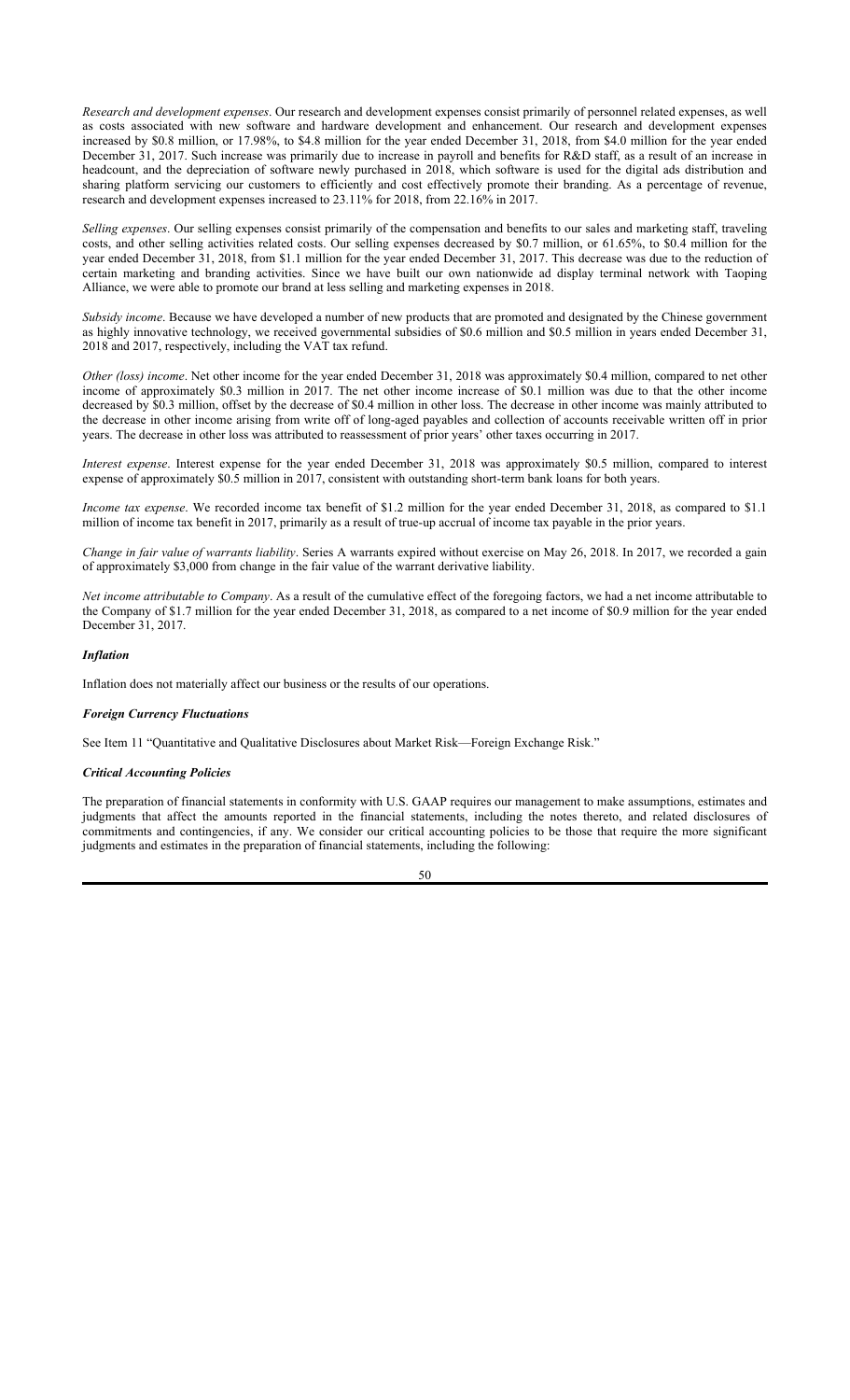*Research and development expenses*. Our research and development expenses consist primarily of personnel related expenses, as well as costs associated with new software and hardware development and enhancement. Our research and development expenses increased by $0.8 million, or 17.98%, to $4.8 million for the year ended December 31, 2018, from $4.0 million for the year ended December 31, 2017. Such increase was primarily due to increase in payroll and benefits for R&D staff, as a result of an increase in headcount, and the depreciation of software newly purchased in 2018, which software is used for the digital ads distribution and sharing platform servicing our customers to efficiently and cost effectively promote their branding. As a percentage of revenue, research and development expenses increased to 23.11% for 2018, from 22.16% in 2017.

*Selling expenses*. Our selling expenses consist primarily of the compensation and benefits to our sales and marketing staff, traveling costs, and other selling activities related costs. Our selling expenses decreased by $0.7 million, or 61.65%, to $0.4 million for the year ended December 31, 2018, from $1.1 million for the year ended December 31, 2017. This decrease was due to the reduction of certain marketing and branding activities. Since we have built our own nationwide ad display terminal network with Taoping Alliance, we were able to promote our brand at less selling and marketing expenses in 2018.

*Subsidy income*. Because we have developed a number of new products that are promoted and designated by the Chinese government as highly innovative technology, we received governmental subsidies of $0.6 million and $0.5 million in years ended December 31, 2018 and 2017, respectively, including the VAT tax refund.

*Other (loss) income*. Net other income for the year ended December 31, 2018 was approximately $0.4 million, compared to net other income of approximately $0.3 million in 2017. The net other income increase of $0.1 million was due to that the other income decreased by $0.3 million, offset by the decrease of $0.4 million in other loss. The decrease in other income was mainly attributed to the decrease in other income arising from write off of long-aged payables and collection of accounts receivable written off in prior years. The decrease in other loss was attributed to reassessment of prior years' other taxes occurring in 2017.

*Interest expense*. Interest expense for the year ended December 31, 2018 was approximately $0.5 million, compared to interest expense of approximately $0.5 million in 2017, consistent with outstanding short-term bank loans for both years.

*Income tax expense*. We recorded income tax benefit of $1.2 million for the year ended December 31, 2018, as compared to $1.1 million of income tax benefit in 2017, primarily as a result of true-up accrual of income tax payable in the prior years.

*Change in fair value of warrants liability*. Series A warrants expired without exercise on May 26, 2018. In 2017, we recorded a gain of approximately $3,000 from change in the fair value of the warrant derivative liability.

*Net income attributable to Company*. As a result of the cumulative effect of the foregoing factors, we had a net income attributable to the Company of $1.7 million for the year ended December 31, 2018, as compared to a net income of $0.9 million for the year ended December 31, 2017.

### *Inflation*

Inflation does not materially affect our business or the results of our operations.

### *Foreign Currency Fluctuations*

See Item 11 "Quantitative and Qualitative Disclosures about Market Risk—Foreign Exchange Risk."

### *Critical Accounting Policies*

The preparation of financial statements in conformity with U.S. GAAP requires our management to make assumptions, estimates and judgments that affect the amounts reported in the financial statements, including the notes thereto, and related disclosures of commitments and contingencies, if any. We consider our critical accounting policies to be those that require the more significant judgments and estimates in the preparation of financial statements, including the following: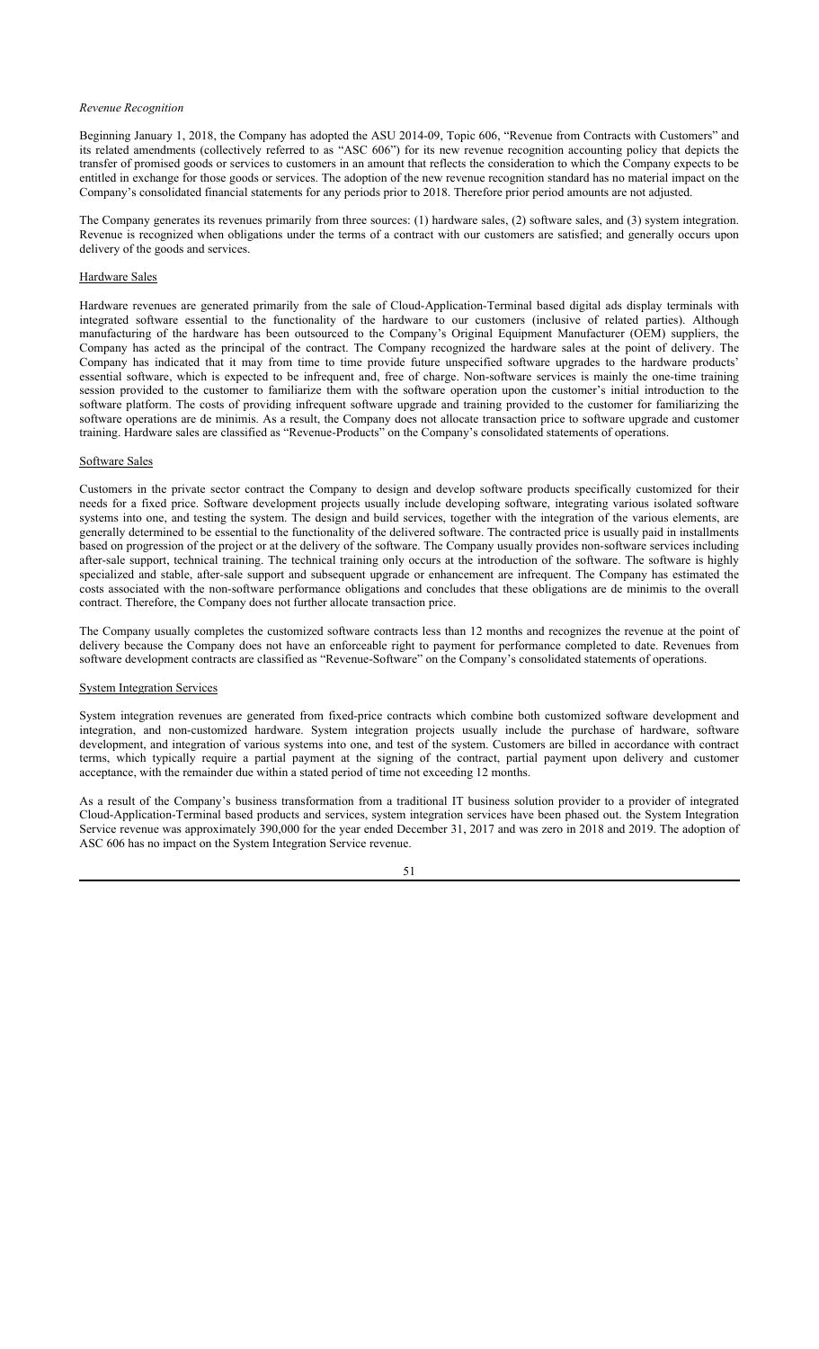*Revenue Recognition*

Beginning January 1, 2018, the Company has adopted the ASU 2014-09, Topic 606, "Revenue from Contracts with Customers" and its related amendments (collectively referred to as "ASC 606") for its new revenue recognition accounting policy that depicts the transfer of promised goods or services to customers in an amount that reflects the consideration to which the Company expects to be entitled in exchange for those goods or services. The adoption of the new revenue recognition standard has no material impact on the Company's consolidated financial statements for any periods prior to 2018. Therefore prior period amounts are not adjusted.

The Company generates its revenues primarily from three sources: (1) hardware sales, (2) software sales, and (3) system integration. Revenue is recognized when obligations under the terms of a contract with our customers are satisfied; and generally occurs upon delivery of the goods and services.

Hardware Sales

Hardware revenues are generated primarily from the sale of Cloud-Application-Terminal based digital ads display terminals with integrated software essential to the functionality of the hardware to our customers (inclusive of related parties). Although manufacturing of the hardware has been outsourced to the Company's Original Equipment Manufacturer (OEM) suppliers, the Company has acted as the principal of the contract. The Company recognized the hardware sales at the point of delivery. The Company has indicated that it may from time to time provide future unspecified software upgrades to the hardware products' essential software, which is expected to be infrequent and, free of charge. Non-software services is mainly the one-time training session provided to the customer to familiarize them with the software operation upon the customer's initial introduction to the software platform. The costs of providing infrequent software upgrade and training provided to the customer for familiarizing the software operations are de minimis. As a result, the Company does not allocate transaction price to software upgrade and customer training. Hardware sales are classified as "Revenue-Products" on the Company's consolidated statements of operations.

Software Sales

Customers in the private sector contract the Company to design and develop software products specifically customized for their needs for a fixed price. Software development projects usually include developing software, integrating various isolated software systems into one, and testing the system. The design and build services, together with the integration of the various elements, are generally determined to be essential to the functionality of the delivered software. The contracted price is usually paid in installments based on progression of the project or at the delivery of the software. The Company usually provides non-software services including after-sale support, technical training. The technical training only occurs at the introduction of the software. The software is highly specialized and stable, after-sale support and subsequent upgrade or enhancement are infrequent. The Company has estimated the costs associated with the non-software performance obligations and concludes that these obligations are de minimis to the overall contract. Therefore, the Company does not further allocate transaction price.

The Company usually completes the customized software contracts less than 12 months and recognizes the revenue at the point of delivery because the Company does not have an enforceable right to payment for performance completed to date. Revenues from software development contracts are classified as "Revenue-Software" on the Company's consolidated statements of operations.

System Integration Services

System integration revenues are generated from fixed-price contracts which combine both customized software development and integration, and non-customized hardware. System integration projects usually include the purchase of hardware, software development, and integration of various systems into one, and test of the system. Customers are billed in accordance with contract terms, which typically require a partial payment at the signing of the contract, partial payment upon delivery and customer acceptance, with the remainder due within a stated period of time not exceeding 12 months.

As a result of the Company's business transformation from a traditional IT business solution provider to a provider of integrated Cloud-Application-Terminal based products and services, system integration services have been phased out. the System Integration Service revenue was approximately 390,000 for the year ended December 31, 2017 and was zero in 2018 and 2019. The adoption of ASC 606 has no impact on the System Integration Service revenue.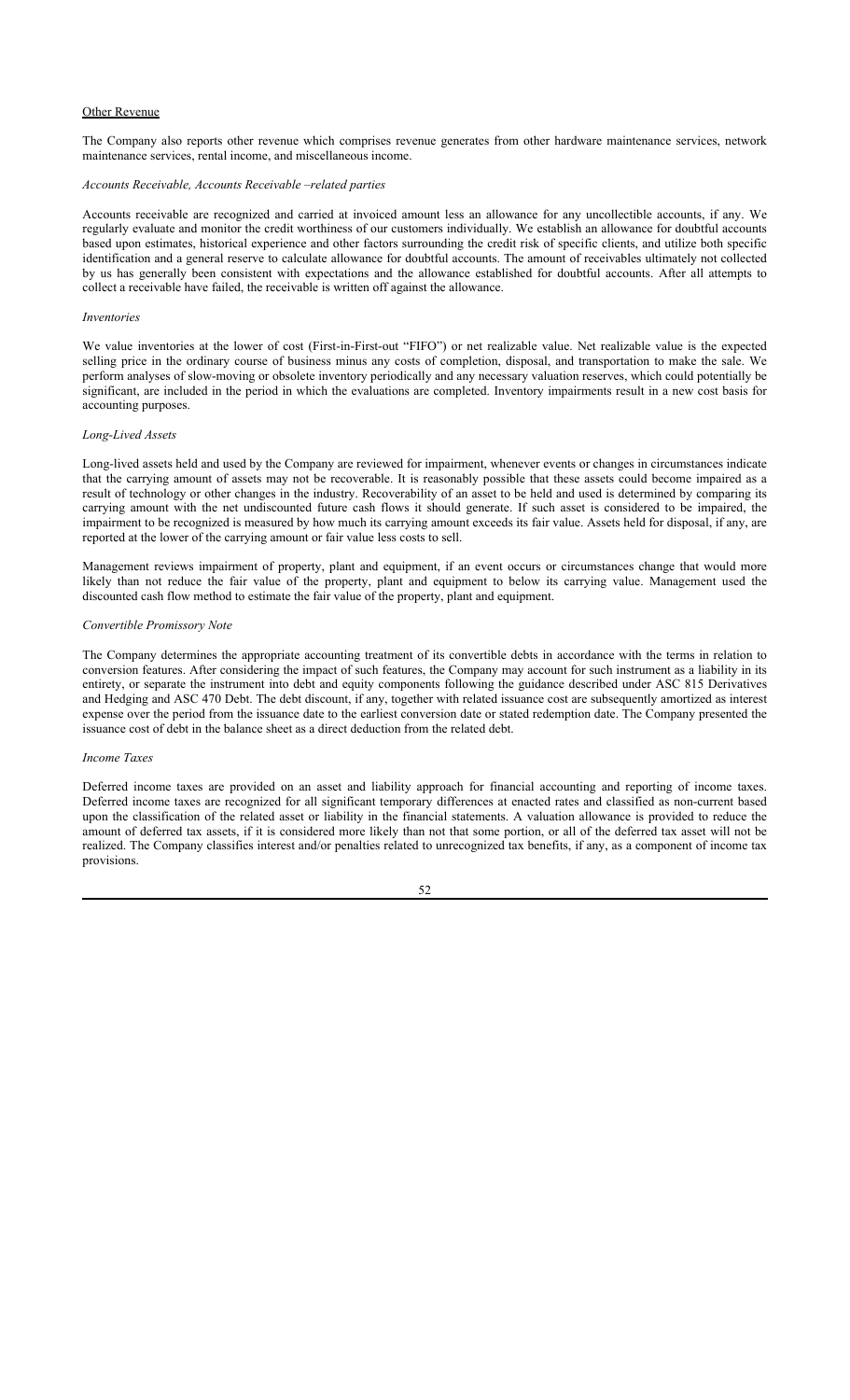Other Revenue

The Company also reports other revenue which comprises revenue generates from other hardware maintenance services, network maintenance services, rental income, and miscellaneous income.

*Accounts Receivable, Accounts Receivable –related parties*

Accounts receivable are recognized and carried at invoiced amount less an allowance for any uncollectible accounts, if any. We regularly evaluate and monitor the credit worthiness of our customers individually. We establish an allowance for doubtful accounts based upon estimates, historical experience and other factors surrounding the credit risk of specific clients, and utilize both specific identification and a general reserve to calculate allowance for doubtful accounts. The amount of receivables ultimately not collected by us has generally been consistent with expectations and the allowance established for doubtful accounts. After all attempts to collect a receivable have failed, the receivable is written off against the allowance.

*Inventories*

We value inventories at the lower of cost (First-in-First-out "FIFO") or net realizable value. Net realizable value is the expected selling price in the ordinary course of business minus any costs of completion, disposal, and transportation to make the sale. We perform analyses of slow-moving or obsolete inventory periodically and any necessary valuation reserves, which could potentially be significant, are included in the period in which the evaluations are completed. Inventory impairments result in a new cost basis for accounting purposes.

*Long-Lived Assets*

Long-lived assets held and used by the Company are reviewed for impairment, whenever events or changes in circumstances indicate that the carrying amount of assets may not be recoverable. It is reasonably possible that these assets could become impaired as a result of technology or other changes in the industry. Recoverability of an asset to be held and used is determined by comparing its carrying amount with the net undiscounted future cash flows it should generate. If such asset is considered to be impaired, the impairment to be recognized is measured by how much its carrying amount exceeds its fair value. Assets held for disposal, if any, are reported at the lower of the carrying amount or fair value less costs to sell.

Management reviews impairment of property, plant and equipment, if an event occurs or circumstances change that would more likely than not reduce the fair value of the property, plant and equipment to below its carrying value. Management used the discounted cash flow method to estimate the fair value of the property, plant and equipment.

*Convertible Promissory Note*

The Company determines the appropriate accounting treatment of its convertible debts in accordance with the terms in relation to conversion features. After considering the impact of such features, the Company may account for such instrument as a liability in its entirety, or separate the instrument into debt and equity components following the guidance described under ASC 815 Derivatives and Hedging and ASC 470 Debt. The debt discount, if any, together with related issuance cost are subsequently amortized as interest expense over the period from the issuance date to the earliest conversion date or stated redemption date. The Company presented the issuance cost of debt in the balance sheet as a direct deduction from the related debt.

*Income Taxes*

Deferred income taxes are provided on an asset and liability approach for financial accounting and reporting of income taxes. Deferred income taxes are recognized for all significant temporary differences at enacted rates and classified as non-current based upon the classification of the related asset or liability in the financial statements. A valuation allowance is provided to reduce the amount of deferred tax assets, if it is considered more likely than not that some portion, or all of the deferred tax asset will not be realized. The Company classifies interest and/or penalties related to unrecognized tax benefits, if any, as a component of income tax provisions.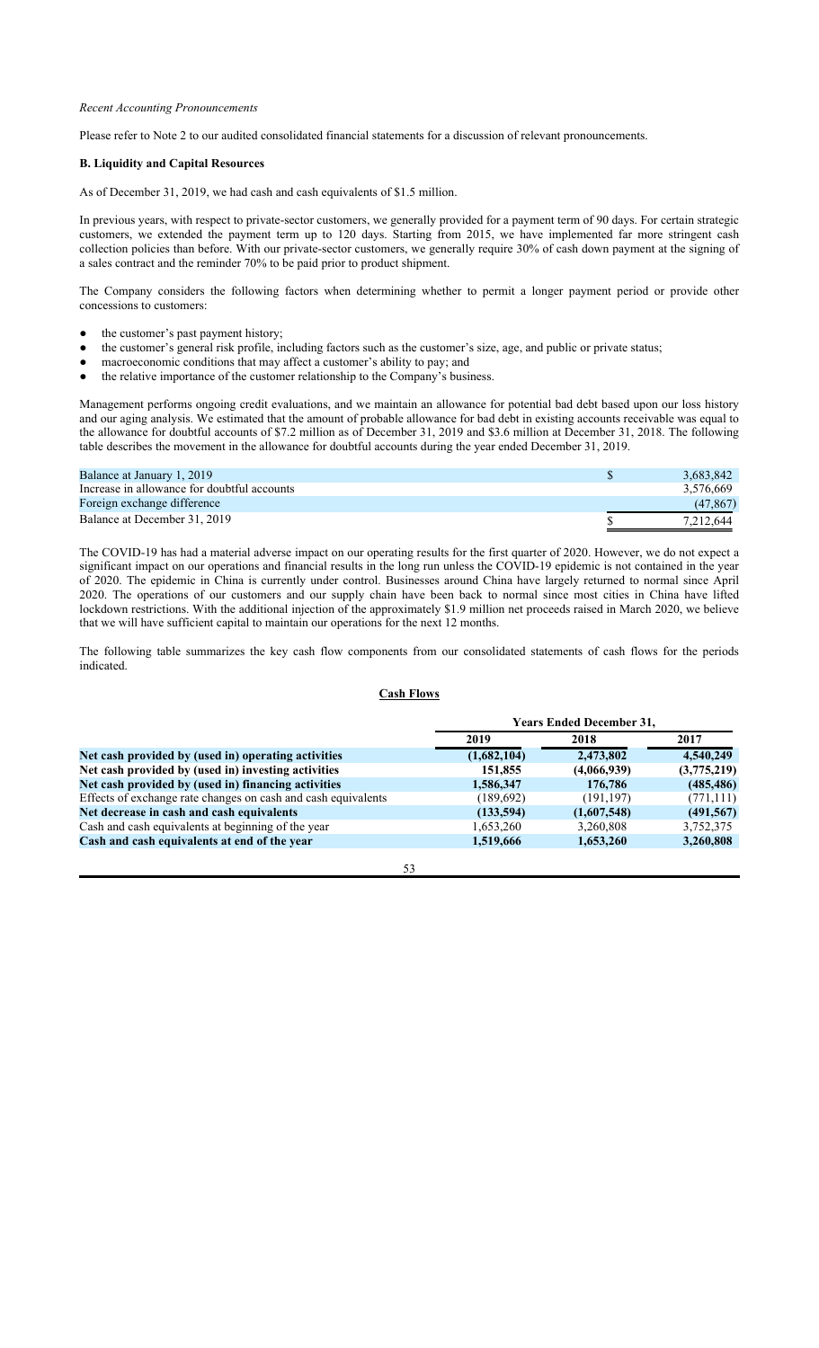*Recent Accounting Pronouncements*

Please refer to Note 2 to our audited consolidated financial statements for a discussion of relevant pronouncements.

**B. Liquidity and Capital Resources**

As of December 31, 2019, we had cash and cash equivalents of $1.5 million.

In previous years, with respect to private-sector customers, we generally provided for a payment term of 90 days. For certain strategic customers, we extended the payment term up to 120 days. Starting from 2015, we have implemented far more stringent cash collection policies than before. With our private-sector customers, we generally require 30% of cash down payment at the signing of a sales contract and the reminder 70% to be paid prior to product shipment.

The Company considers the following factors when determining whether to permit a longer payment period or provide other concessions to customers:

- the customer's past payment history;
- the customer's general risk profile, including factors such as the customer's size, age, and public or private status;
- macroeconomic conditions that may affect a customer's ability to pay; and
- the relative importance of the customer relationship to the Company's business.

Management performs ongoing credit evaluations, and we maintain an allowance for potential bad debt based upon our loss history and our aging analysis. We estimated that the amount of probable allowance for bad debt in existing accounts receivable was equal to the allowance for doubtful accounts of $7.2 million as of December 31, 2019 and $3.6 million at December 31, 2018. The following table describes the movement in the allowance for doubtful accounts during the year ended December 31, 2019.

| | | |
|---|---|---|
| Balance at January 1, 2019 | $ | 3,683,842 |
| Increase in allowance for doubtful accounts | | 3,576,669 |
| Foreign exchange difference | | (47,867) |
| Balance at December 31, 2019 | $ | 7,212,644 |

The COVID-19 has had a material adverse impact on our operating results for the first quarter of 2020. However, we do not expect a significant impact on our operations and financial results in the long run unless the COVID-19 epidemic is not contained in the year of 2020. The epidemic in China is currently under control. Businesses around China have largely returned to normal since April 2020. The operations of our customers and our supply chain have been back to normal since most cities in China have lifted lockdown restrictions. With the additional injection of the approximately $1.9 million net proceeds raised in March 2020, we believe that we will have sufficient capital to maintain our operations for the next 12 months.

The following table summarizes the key cash flow components from our consolidated statements of cash flows for the periods indicated.

**Cash Flows**

| | Years Ended December 31, | | |
|---|---|---|---|
| | 2019 | 2018 | 2017 |
| **Net cash provided by (used in) operating activities** | **(1,682,104)** | **2,473,802** | **4,540,249** |
| **Net cash provided by (used in) investing activities** | **151,855** | **(4,066,939)** | **(3,775,219)** |
| **Net cash provided by (used in) financing activities** | **1,586,347** | **176,786** | **(485,486)** |
| Effects of exchange rate changes on cash and cash equivalents | (189,692) | (191,197) | (771,111) |
| **Net decrease in cash and cash equivalents** | **(133,594)** | **(1,607,548)** | **(491,567)** |
| Cash and cash equivalents at beginning of the year | 1,653,260 | 3,260,808 | 3,752,375 |
| **Cash and cash equivalents at end of the year** | **1,519,666** | **1,653,260** | **3,260,808** |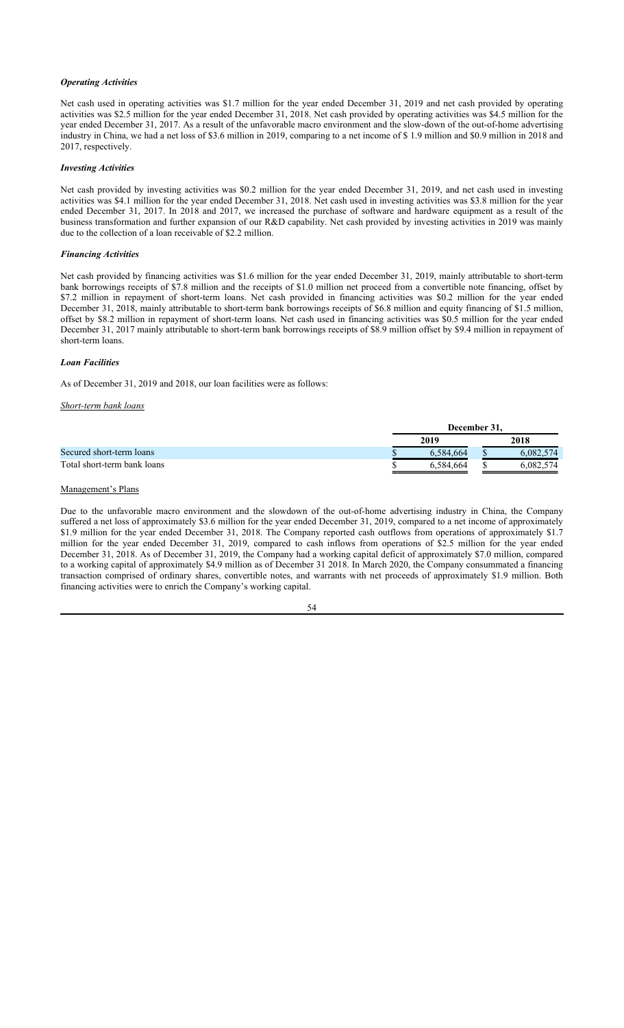### *Operating Activities*

Net cash used in operating activities was $1.7 million for the year ended December 31, 2019 and net cash provided by operating activities was $2.5 million for the year ended December 31, 2018. Net cash provided by operating activities was $4.5 million for the year ended December 31, 2017. As a result of the unfavorable macro environment and the slow-down of the out-of-home advertising industry in China, we had a net loss of $3.6 million in 2019, comparing to a net income of $ 1.9 million and $0.9 million in 2018 and 2017, respectively.

### *Investing Activities*

Net cash provided by investing activities was $0.2 million for the year ended December 31, 2019, and net cash used in investing activities was $4.1 million for the year ended December 31, 2018. Net cash used in investing activities was $3.8 million for the year ended December 31, 2017. In 2018 and 2017, we increased the purchase of software and hardware equipment as a result of the business transformation and further expansion of our R&D capability. Net cash provided by investing activities in 2019 was mainly due to the collection of a loan receivable of $2.2 million.

### *Financing Activities*

Net cash provided by financing activities was $1.6 million for the year ended December 31, 2019, mainly attributable to short-term bank borrowings receipts of $7.8 million and the receipts of $1.0 million net proceed from a convertible note financing, offset by $7.2 million in repayment of short-term loans. Net cash provided in financing activities was $0.2 million for the year ended December 31, 2018, mainly attributable to short-term bank borrowings receipts of $6.8 million and equity financing of $1.5 million, offset by $8.2 million in repayment of short-term loans. Net cash used in financing activities was $0.5 million for the year ended December 31, 2017 mainly attributable to short-term bank borrowings receipts of $8.9 million offset by $9.4 million in repayment of short-term loans.

### *Loan Facilities*

As of December 31, 2019 and 2018, our loan facilities were as follows:

*Short-term bank loans*

| | December 31, | |
|---|---|---|
| | 2019 | 2018 |
| Secured short-term loans | $ 6,584,664 | $ 6,082,574 |
| Total short-term bank loans | $ 6,584,664 | $ 6,082,574 |

Management's Plans

Due to the unfavorable macro environment and the slowdown of the out-of-home advertising industry in China, the Company suffered a net loss of approximately $3.6 million for the year ended December 31, 2019, compared to a net income of approximately $1.9 million for the year ended December 31, 2018. The Company reported cash outflows from operations of approximately $1.7 million for the year ended December 31, 2019, compared to cash inflows from operations of $2.5 million for the year ended December 31, 2018. As of December 31, 2019, the Company had a working capital deficit of approximately $7.0 million, compared to a working capital of approximately $4.9 million as of December 31 2018. In March 2020, the Company consummated a financing transaction comprised of ordinary shares, convertible notes, and warrants with net proceeds of approximately $1.9 million. Both financing activities were to enrich the Company's working capital.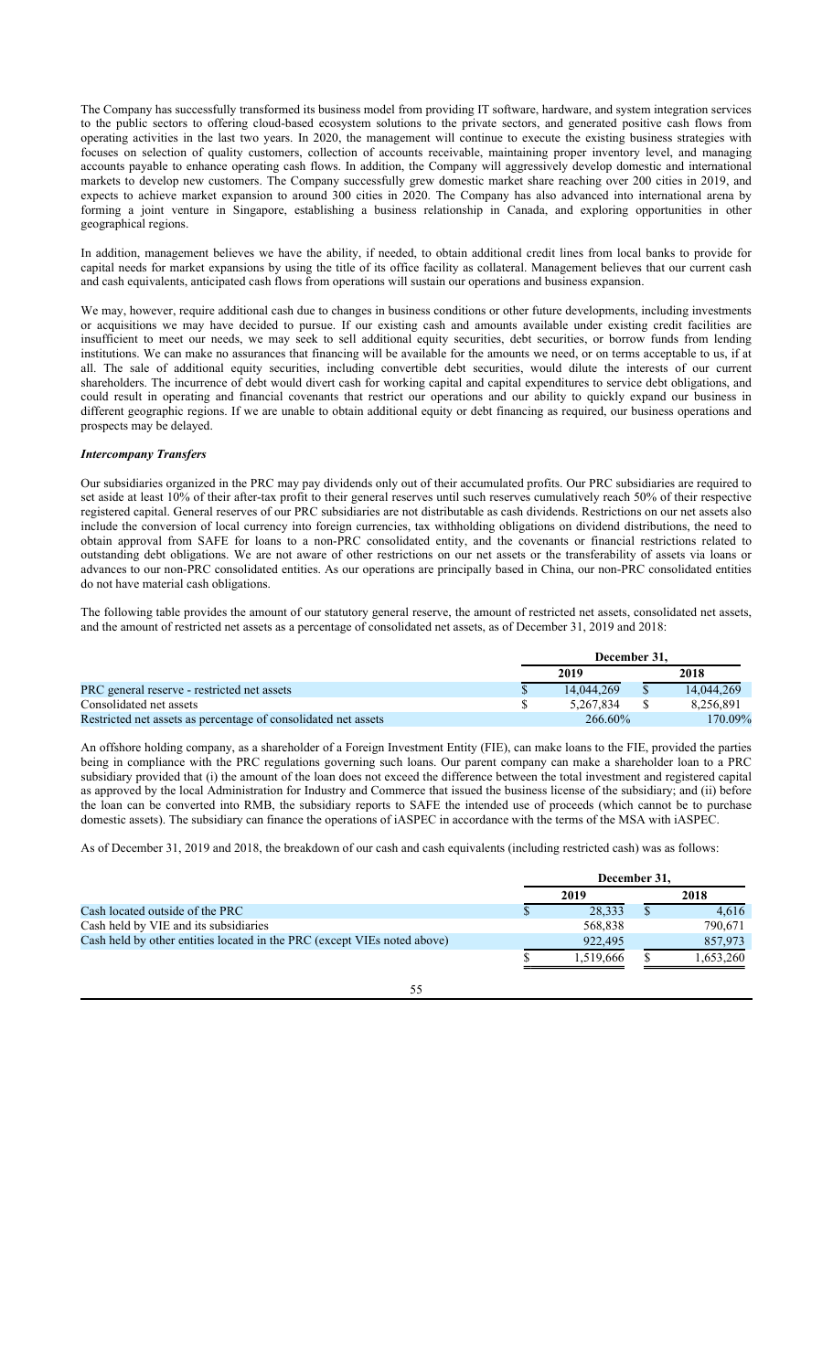The Company has successfully transformed its business model from providing IT software, hardware, and system integration services to the public sectors to offering cloud-based ecosystem solutions to the private sectors, and generated positive cash flows from operating activities in the last two years. In 2020, the management will continue to execute the existing business strategies with focuses on selection of quality customers, collection of accounts receivable, maintaining proper inventory level, and managing accounts payable to enhance operating cash flows. In addition, the Company will aggressively develop domestic and international markets to develop new customers. The Company successfully grew domestic market share reaching over 200 cities in 2019, and expects to achieve market expansion to around 300 cities in 2020. The Company has also advanced into international arena by forming a joint venture in Singapore, establishing a business relationship in Canada, and exploring opportunities in other geographical regions.

In addition, management believes we have the ability, if needed, to obtain additional credit lines from local banks to provide for capital needs for market expansions by using the title of its office facility as collateral. Management believes that our current cash and cash equivalents, anticipated cash flows from operations will sustain our operations and business expansion.

We may, however, require additional cash due to changes in business conditions or other future developments, including investments or acquisitions we may have decided to pursue. If our existing cash and amounts available under existing credit facilities are insufficient to meet our needs, we may seek to sell additional equity securities, debt securities, or borrow funds from lending institutions. We can make no assurances that financing will be available for the amounts we need, or on terms acceptable to us, if at all. The sale of additional equity securities, including convertible debt securities, would dilute the interests of our current shareholders. The incurrence of debt would divert cash for working capital and capital expenditures to service debt obligations, and could result in operating and financial covenants that restrict our operations and our ability to quickly expand our business in different geographic regions. If we are unable to obtain additional equity or debt financing as required, our business operations and prospects may be delayed.

***Intercompany Transfers***

Our subsidiaries organized in the PRC may pay dividends only out of their accumulated profits. Our PRC subsidiaries are required to set aside at least 10% of their after-tax profit to their general reserves until such reserves cumulatively reach 50% of their respective registered capital. General reserves of our PRC subsidiaries are not distributable as cash dividends. Restrictions on our net assets also include the conversion of local currency into foreign currencies, tax withholding obligations on dividend distributions, the need to obtain approval from SAFE for loans to a non-PRC consolidated entity, and the covenants or financial restrictions related to outstanding debt obligations. We are not aware of other restrictions on our net assets or the transferability of assets via loans or advances to our non-PRC consolidated entities. As our operations are principally based in China, our non-PRC consolidated entities do not have material cash obligations.

The following table provides the amount of our statutory general reserve, the amount of restricted net assets, consolidated net assets, and the amount of restricted net assets as a percentage of consolidated net assets, as of December 31, 2019 and 2018:

| | December 31, | |
|---|---|---|
| | 2019 | 2018 |
| PRC general reserve - restricted net assets | $ 14,044,269 | $ 14,044,269 |
| Consolidated net assets | $ 5,267,834 | $ 8,256,891 |
| Restricted net assets as percentage of consolidated net assets | 266.60% | 170.09% |

An offshore holding company, as a shareholder of a Foreign Investment Entity (FIE), can make loans to the FIE, provided the parties being in compliance with the PRC regulations governing such loans. Our parent company can make a shareholder loan to a PRC subsidiary provided that (i) the amount of the loan does not exceed the difference between the total investment and registered capital as approved by the local Administration for Industry and Commerce that issued the business license of the subsidiary; and (ii) before the loan can be converted into RMB, the subsidiary reports to SAFE the intended use of proceeds (which cannot be to purchase domestic assets). The subsidiary can finance the operations of iASPEC in accordance with the terms of the MSA with iASPEC.

As of December 31, 2019 and 2018, the breakdown of our cash and cash equivalents (including restricted cash) was as follows:

| | December 31, | |
|---|---|---|
| | 2019 | 2018 |
| Cash located outside of the PRC | $ 28,333 | $ 4,616 |
| Cash held by VIE and its subsidiaries | 568,838 | 790,671 |
| Cash held by other entities located in the PRC (except VIEs noted above) | 922,495 | 857,973 |
| | $ 1,519,666 | $ 1,653,260 |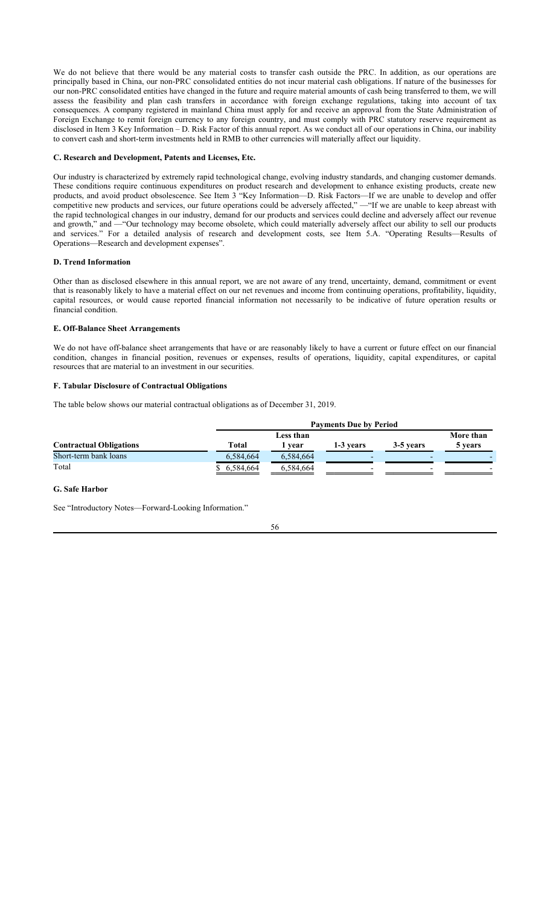We do not believe that there would be any material costs to transfer cash outside the PRC. In addition, as our operations are principally based in China, our non-PRC consolidated entities do not incur material cash obligations. If nature of the businesses for our non-PRC consolidated entities have changed in the future and require material amounts of cash being transferred to them, we will assess the feasibility and plan cash transfers in accordance with foreign exchange regulations, taking into account of tax consequences. A company registered in mainland China must apply for and receive an approval from the State Administration of Foreign Exchange to remit foreign currency to any foreign country, and must comply with PRC statutory reserve requirement as disclosed in Item 3 Key Information – D. Risk Factor of this annual report. As we conduct all of our operations in China, our inability to convert cash and short-term investments held in RMB to other currencies will materially affect our liquidity.

### C. Research and Development, Patents and Licenses, Etc.

Our industry is characterized by extremely rapid technological change, evolving industry standards, and changing customer demands. These conditions require continuous expenditures on product research and development to enhance existing products, create new products, and avoid product obsolescence. See Item 3 "Key Information—D. Risk Factors—If we are unable to develop and offer competitive new products and services, our future operations could be adversely affected," —"If we are unable to keep abreast with the rapid technological changes in our industry, demand for our products and services could decline and adversely affect our revenue and growth," and —"Our technology may become obsolete, which could materially adversely affect our ability to sell our products and services." For a detailed analysis of research and development costs, see Item 5.A. "Operating Results—Results of Operations—Research and development expenses".

### D. Trend Information

Other than as disclosed elsewhere in this annual report, we are not aware of any trend, uncertainty, demand, commitment or event that is reasonably likely to have a material effect on our net revenues and income from continuing operations, profitability, liquidity, capital resources, or would cause reported financial information not necessarily to be indicative of future operation results or financial condition.

### E. Off-Balance Sheet Arrangements

We do not have off-balance sheet arrangements that have or are reasonably likely to have a current or future effect on our financial condition, changes in financial position, revenues or expenses, results of operations, liquidity, capital expenditures, or capital resources that are material to an investment in our securities.

### F. Tabular Disclosure of Contractual Obligations

The table below shows our material contractual obligations as of December 31, 2019.

| | Payments Due by Period | | | | |
|---|---|---|---|---|---|
| **Contractual Obligations** | **Total** | **Less than 1 year** | **1-3 years** | **3-5 years** | **More than 5 years** |
| Short-term bank loans | 6,584,664 | 6,584,664 | - | - | - |
| Total | $ 6,584,664 | 6,584,664 | - | - | - |

### G. Safe Harbor

See "Introductory Notes—Forward-Looking Information."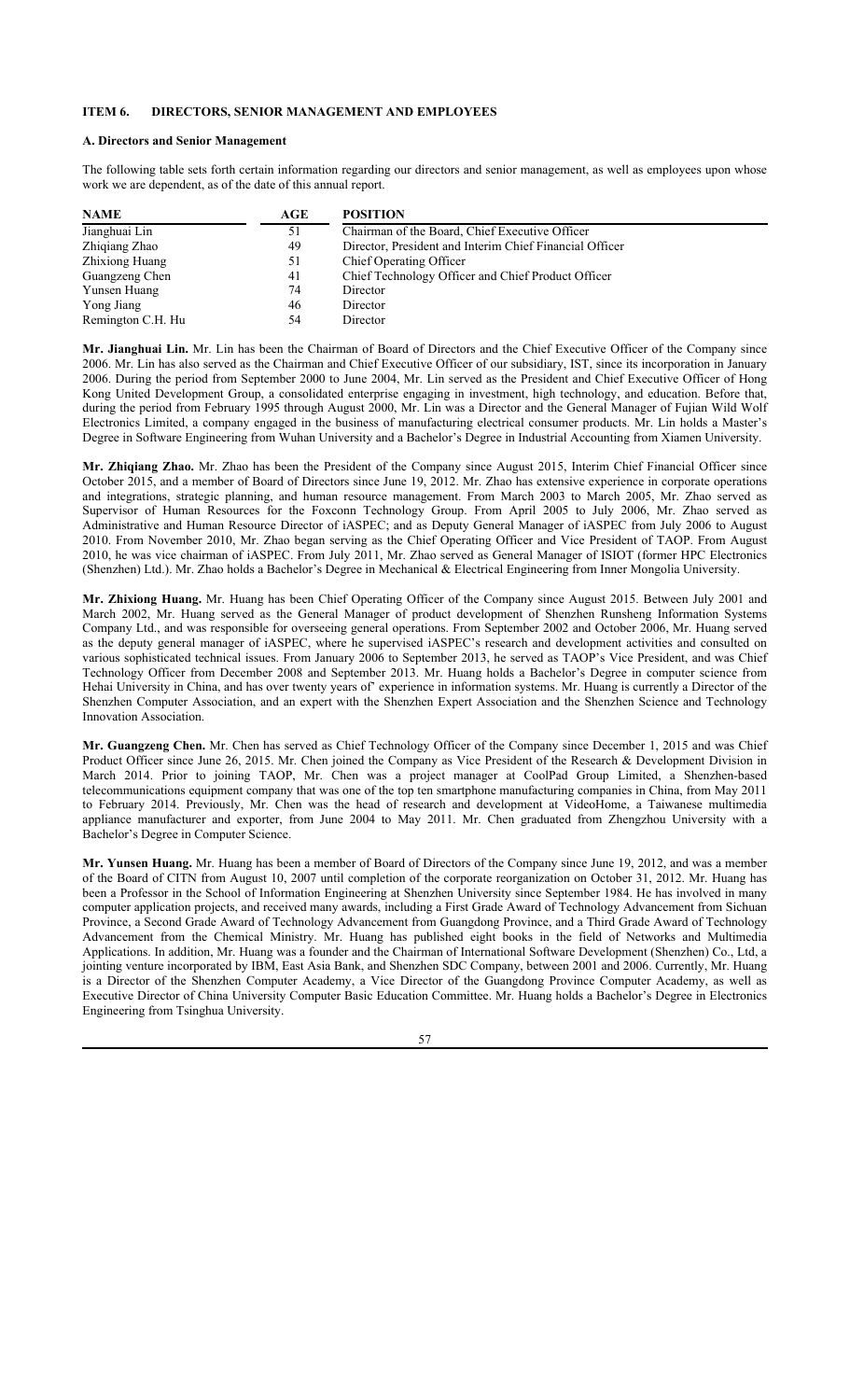## ITEM 6. DIRECTORS, SENIOR MANAGEMENT AND EMPLOYEES

### A. Directors and Senior Management

The following table sets forth certain information regarding our directors and senior management, as well as employees upon whose work we are dependent, as of the date of this annual report.

| NAME | AGE | POSITION |
|---|---|---|
| Jianghuai Lin | 51 | Chairman of the Board, Chief Executive Officer |
| Zhiqiang Zhao | 49 | Director, President and Interim Chief Financial Officer |
| Zhixiong Huang | 51 | Chief Operating Officer |
| Guangzeng Chen | 41 | Chief Technology Officer and Chief Product Officer |
| Yunsen Huang | 74 | Director |
| Yong Jiang | 46 | Director |
| Remington C.H. Hu | 54 | Director |

**Mr. Jianghuai Lin.** Mr. Lin has been the Chairman of Board of Directors and the Chief Executive Officer of the Company since 2006. Mr. Lin has also served as the Chairman and Chief Executive Officer of our subsidiary, IST, since its incorporation in January 2006. During the period from September 2000 to June 2004, Mr. Lin served as the President and Chief Executive Officer of Hong Kong United Development Group, a consolidated enterprise engaging in investment, high technology, and education. Before that, during the period from February 1995 through August 2000, Mr. Lin was a Director and the General Manager of Fujian Wild Wolf Electronics Limited, a company engaged in the business of manufacturing electrical consumer products. Mr. Lin holds a Master's Degree in Software Engineering from Wuhan University and a Bachelor's Degree in Industrial Accounting from Xiamen University.

**Mr. Zhiqiang Zhao.** Mr. Zhao has been the President of the Company since August 2015, Interim Chief Financial Officer since October 2015, and a member of Board of Directors since June 19, 2012. Mr. Zhao has extensive experience in corporate operations and integrations, strategic planning, and human resource management. From March 2003 to March 2005, Mr. Zhao served as Supervisor of Human Resources for the Foxconn Technology Group. From April 2005 to July 2006, Mr. Zhao served as Administrative and Human Resource Director of iASPEC; and as Deputy General Manager of iASPEC from July 2006 to August 2010. From November 2010, Mr. Zhao began serving as the Chief Operating Officer and Vice President of TAOP. From August 2010, he was vice chairman of iASPEC. From July 2011, Mr. Zhao served as General Manager of ISIOT (former HPC Electronics (Shenzhen) Ltd.). Mr. Zhao holds a Bachelor's Degree in Mechanical & Electrical Engineering from Inner Mongolia University.

**Mr. Zhixiong Huang.** Mr. Huang has been Chief Operating Officer of the Company since August 2015. Between July 2001 and March 2002, Mr. Huang served as the General Manager of product development of Shenzhen Runsheng Information Systems Company Ltd., and was responsible for overseeing general operations. From September 2002 and October 2006, Mr. Huang served as the deputy general manager of iASPEC, where he supervised iASPEC's research and development activities and consulted on various sophisticated technical issues. From January 2006 to September 2013, he served as TAOP's Vice President, and was Chief Technology Officer from December 2008 and September 2013. Mr. Huang holds a Bachelor's Degree in computer science from Hehai University in China, and has over twenty years of' experience in information systems. Mr. Huang is currently a Director of the Shenzhen Computer Association, and an expert with the Shenzhen Expert Association and the Shenzhen Science and Technology Innovation Association.

**Mr. Guangzeng Chen.** Mr. Chen has served as Chief Technology Officer of the Company since December 1, 2015 and was Chief Product Officer since June 26, 2015. Mr. Chen joined the Company as Vice President of the Research & Development Division in March 2014. Prior to joining TAOP, Mr. Chen was a project manager at CoolPad Group Limited, a Shenzhen-based telecommunications equipment company that was one of the top ten smartphone manufacturing companies in China, from May 2011 to February 2014. Previously, Mr. Chen was the head of research and development at VideoHome, a Taiwanese multimedia appliance manufacturer and exporter, from June 2004 to May 2011. Mr. Chen graduated from Zhengzhou University with a Bachelor's Degree in Computer Science.

**Mr. Yunsen Huang.** Mr. Huang has been a member of Board of Directors of the Company since June 19, 2012, and was a member of the Board of CITN from August 10, 2007 until completion of the corporate reorganization on October 31, 2012. Mr. Huang has been a Professor in the School of Information Engineering at Shenzhen University since September 1984. He has involved in many computer application projects, and received many awards, including a First Grade Award of Technology Advancement from Sichuan Province, a Second Grade Award of Technology Advancement from Guangdong Province, and a Third Grade Award of Technology Advancement from the Chemical Ministry. Mr. Huang has published eight books in the field of Networks and Multimedia Applications. In addition, Mr. Huang was a founder and the Chairman of International Software Development (Shenzhen) Co., Ltd, a jointing venture incorporated by IBM, East Asia Bank, and Shenzhen SDC Company, between 2001 and 2006. Currently, Mr. Huang is a Director of the Shenzhen Computer Academy, a Vice Director of the Guangdong Province Computer Academy, as well as Executive Director of China University Computer Basic Education Committee. Mr. Huang holds a Bachelor's Degree in Electronics Engineering from Tsinghua University.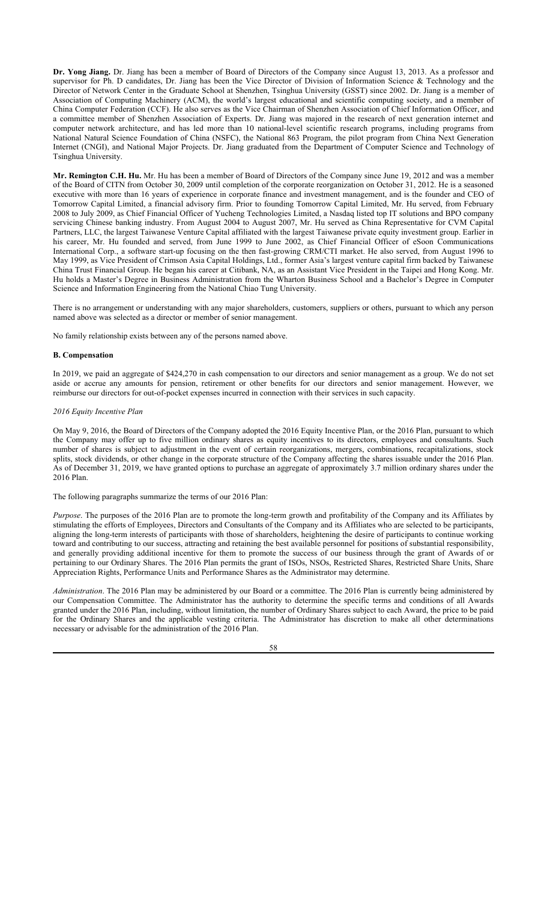**Dr. Yong Jiang.** Dr. Jiang has been a member of Board of Directors of the Company since August 13, 2013. As a professor and supervisor for Ph. D candidates, Dr. Jiang has been the Vice Director of Division of Information Science & Technology and the Director of Network Center in the Graduate School at Shenzhen, Tsinghua University (GSST) since 2002. Dr. Jiang is a member of Association of Computing Machinery (ACM), the world's largest educational and scientific computing society, and a member of China Computer Federation (CCF). He also serves as the Vice Chairman of Shenzhen Association of Chief Information Officer, and a committee member of Shenzhen Association of Experts. Dr. Jiang was majored in the research of next generation internet and computer network architecture, and has led more than 10 national-level scientific research programs, including programs from National Natural Science Foundation of China (NSFC), the National 863 Program, the pilot program from China Next Generation Internet (CNGI), and National Major Projects. Dr. Jiang graduated from the Department of Computer Science and Technology of Tsinghua University.

**Mr. Remington C.H. Hu.** Mr. Hu has been a member of Board of Directors of the Company since June 19, 2012 and was a member of the Board of CITN from October 30, 2009 until completion of the corporate reorganization on October 31, 2012. He is a seasoned executive with more than 16 years of experience in corporate finance and investment management, and is the founder and CEO of Tomorrow Capital Limited, a financial advisory firm. Prior to founding Tomorrow Capital Limited, Mr. Hu served, from February 2008 to July 2009, as Chief Financial Officer of Yucheng Technologies Limited, a Nasdaq listed top IT solutions and BPO company servicing Chinese banking industry. From August 2004 to August 2007, Mr. Hu served as China Representative for CVM Capital Partners, LLC, the largest Taiwanese Venture Capital affiliated with the largest Taiwanese private equity investment group. Earlier in his career, Mr. Hu founded and served, from June 1999 to June 2002, as Chief Financial Officer of eSoon Communications International Corp., a software start-up focusing on the then fast-growing CRM/CTI market. He also served, from August 1996 to May 1999, as Vice President of Crimson Asia Capital Holdings, Ltd., former Asia's largest venture capital firm backed by Taiwanese China Trust Financial Group. He began his career at Citibank, NA, as an Assistant Vice President in the Taipei and Hong Kong. Mr. Hu holds a Master's Degree in Business Administration from the Wharton Business School and a Bachelor's Degree in Computer Science and Information Engineering from the National Chiao Tung University.

There is no arrangement or understanding with any major shareholders, customers, suppliers or others, pursuant to which any person named above was selected as a director or member of senior management.

No family relationship exists between any of the persons named above.

## B. Compensation

In 2019, we paid an aggregate of $424,270 in cash compensation to our directors and senior management as a group. We do not set aside or accrue any amounts for pension, retirement or other benefits for our directors and senior management. However, we reimburse our directors for out-of-pocket expenses incurred in connection with their services in such capacity.

### *2016 Equity Incentive Plan*

On May 9, 2016, the Board of Directors of the Company adopted the 2016 Equity Incentive Plan, or the 2016 Plan, pursuant to which the Company may offer up to five million ordinary shares as equity incentives to its directors, employees and consultants. Such number of shares is subject to adjustment in the event of certain reorganizations, mergers, combinations, recapitalizations, stock splits, stock dividends, or other change in the corporate structure of the Company affecting the shares issuable under the 2016 Plan. As of December 31, 2019, we have granted options to purchase an aggregate of approximately 3.7 million ordinary shares under the 2016 Plan.

The following paragraphs summarize the terms of our 2016 Plan:

*Purpose*. The purposes of the 2016 Plan are to promote the long-term growth and profitability of the Company and its Affiliates by stimulating the efforts of Employees, Directors and Consultants of the Company and its Affiliates who are selected to be participants, aligning the long-term interests of participants with those of shareholders, heightening the desire of participants to continue working toward and contributing to our success, attracting and retaining the best available personnel for positions of substantial responsibility, and generally providing additional incentive for them to promote the success of our business through the grant of Awards of or pertaining to our Ordinary Shares. The 2016 Plan permits the grant of ISOs, NSOs, Restricted Shares, Restricted Share Units, Share Appreciation Rights, Performance Units and Performance Shares as the Administrator may determine.

*Administration*. The 2016 Plan may be administered by our Board or a committee. The 2016 Plan is currently being administered by our Compensation Committee. The Administrator has the authority to determine the specific terms and conditions of all Awards granted under the 2016 Plan, including, without limitation, the number of Ordinary Shares subject to each Award, the price to be paid for the Ordinary Shares and the applicable vesting criteria. The Administrator has discretion to make all other determinations necessary or advisable for the administration of the 2016 Plan.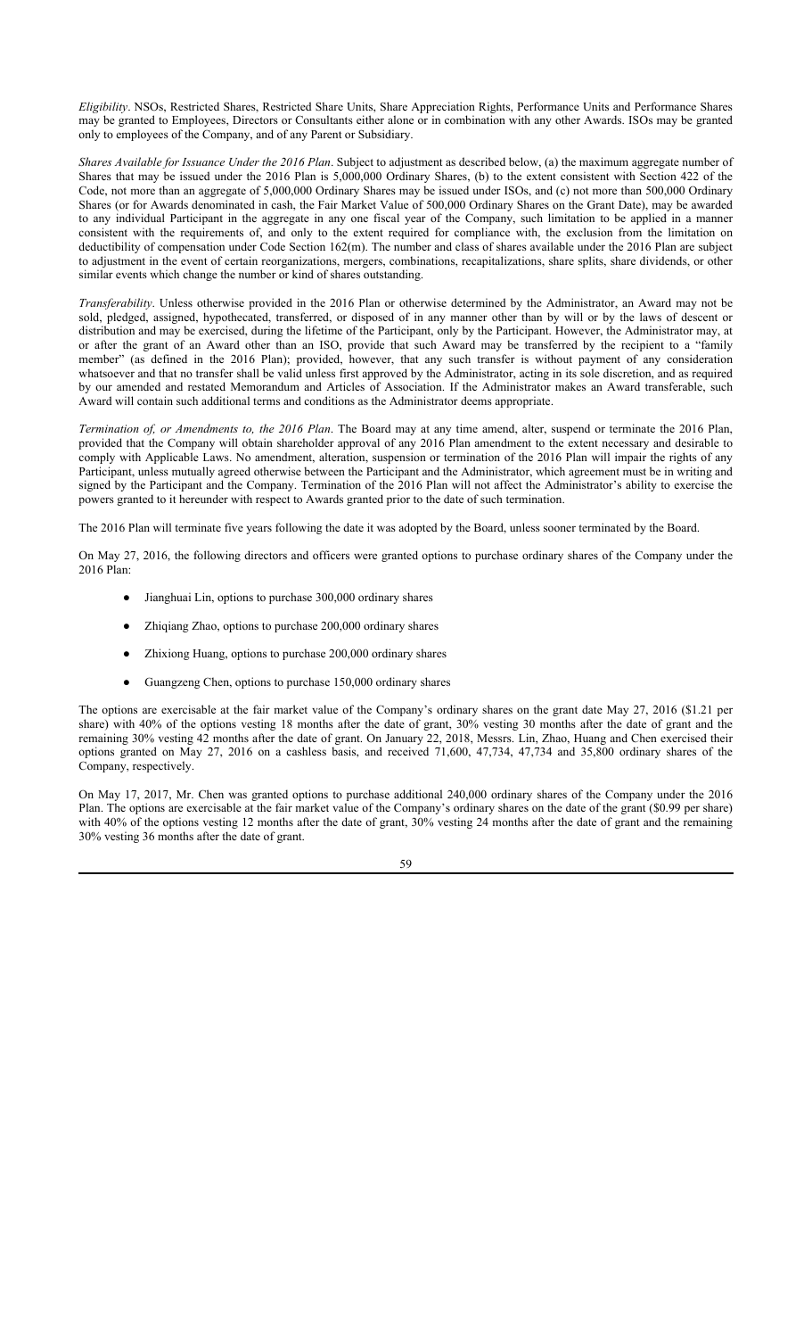*Eligibility*. NSOs, Restricted Shares, Restricted Share Units, Share Appreciation Rights, Performance Units and Performance Shares may be granted to Employees, Directors or Consultants either alone or in combination with any other Awards. ISOs may be granted only to employees of the Company, and of any Parent or Subsidiary.

*Shares Available for Issuance Under the 2016 Plan*. Subject to adjustment as described below, (a) the maximum aggregate number of Shares that may be issued under the 2016 Plan is 5,000,000 Ordinary Shares, (b) to the extent consistent with Section 422 of the Code, not more than an aggregate of 5,000,000 Ordinary Shares may be issued under ISOs, and (c) not more than 500,000 Ordinary Shares (or for Awards denominated in cash, the Fair Market Value of 500,000 Ordinary Shares on the Grant Date), may be awarded to any individual Participant in the aggregate in any one fiscal year of the Company, such limitation to be applied in a manner consistent with the requirements of, and only to the extent required for compliance with, the exclusion from the limitation on deductibility of compensation under Code Section 162(m). The number and class of shares available under the 2016 Plan are subject to adjustment in the event of certain reorganizations, mergers, combinations, recapitalizations, share splits, share dividends, or other similar events which change the number or kind of shares outstanding.

*Transferability*. Unless otherwise provided in the 2016 Plan or otherwise determined by the Administrator, an Award may not be sold, pledged, assigned, hypothecated, transferred, or disposed of in any manner other than by will or by the laws of descent or distribution and may be exercised, during the lifetime of the Participant, only by the Participant. However, the Administrator may, at or after the grant of an Award other than an ISO, provide that such Award may be transferred by the recipient to a "family member" (as defined in the 2016 Plan); provided, however, that any such transfer is without payment of any consideration whatsoever and that no transfer shall be valid unless first approved by the Administrator, acting in its sole discretion, and as required by our amended and restated Memorandum and Articles of Association. If the Administrator makes an Award transferable, such Award will contain such additional terms and conditions as the Administrator deems appropriate.

*Termination of, or Amendments to, the 2016 Plan*. The Board may at any time amend, alter, suspend or terminate the 2016 Plan, provided that the Company will obtain shareholder approval of any 2016 Plan amendment to the extent necessary and desirable to comply with Applicable Laws. No amendment, alteration, suspension or termination of the 2016 Plan will impair the rights of any Participant, unless mutually agreed otherwise between the Participant and the Administrator, which agreement must be in writing and signed by the Participant and the Company. Termination of the 2016 Plan will not affect the Administrator's ability to exercise the powers granted to it hereunder with respect to Awards granted prior to the date of such termination.

The 2016 Plan will terminate five years following the date it was adopted by the Board, unless sooner terminated by the Board.

On May 27, 2016, the following directors and officers were granted options to purchase ordinary shares of the Company under the 2016 Plan:

- Jianghuai Lin, options to purchase 300,000 ordinary shares
- Zhiqiang Zhao, options to purchase 200,000 ordinary shares
- Zhixiong Huang, options to purchase 200,000 ordinary shares
- Guangzeng Chen, options to purchase 150,000 ordinary shares

The options are exercisable at the fair market value of the Company's ordinary shares on the grant date May 27, 2016 ($1.21 per share) with 40% of the options vesting 18 months after the date of grant, 30% vesting 30 months after the date of grant and the remaining 30% vesting 42 months after the date of grant. On January 22, 2018, Messrs. Lin, Zhao, Huang and Chen exercised their options granted on May 27, 2016 on a cashless basis, and received 71,600, 47,734, 47,734 and 35,800 ordinary shares of the Company, respectively.

On May 17, 2017, Mr. Chen was granted options to purchase additional 240,000 ordinary shares of the Company under the 2016 Plan. The options are exercisable at the fair market value of the Company's ordinary shares on the date of the grant ($0.99 per share) with 40% of the options vesting 12 months after the date of grant, 30% vesting 24 months after the date of grant and the remaining 30% vesting 36 months after the date of grant.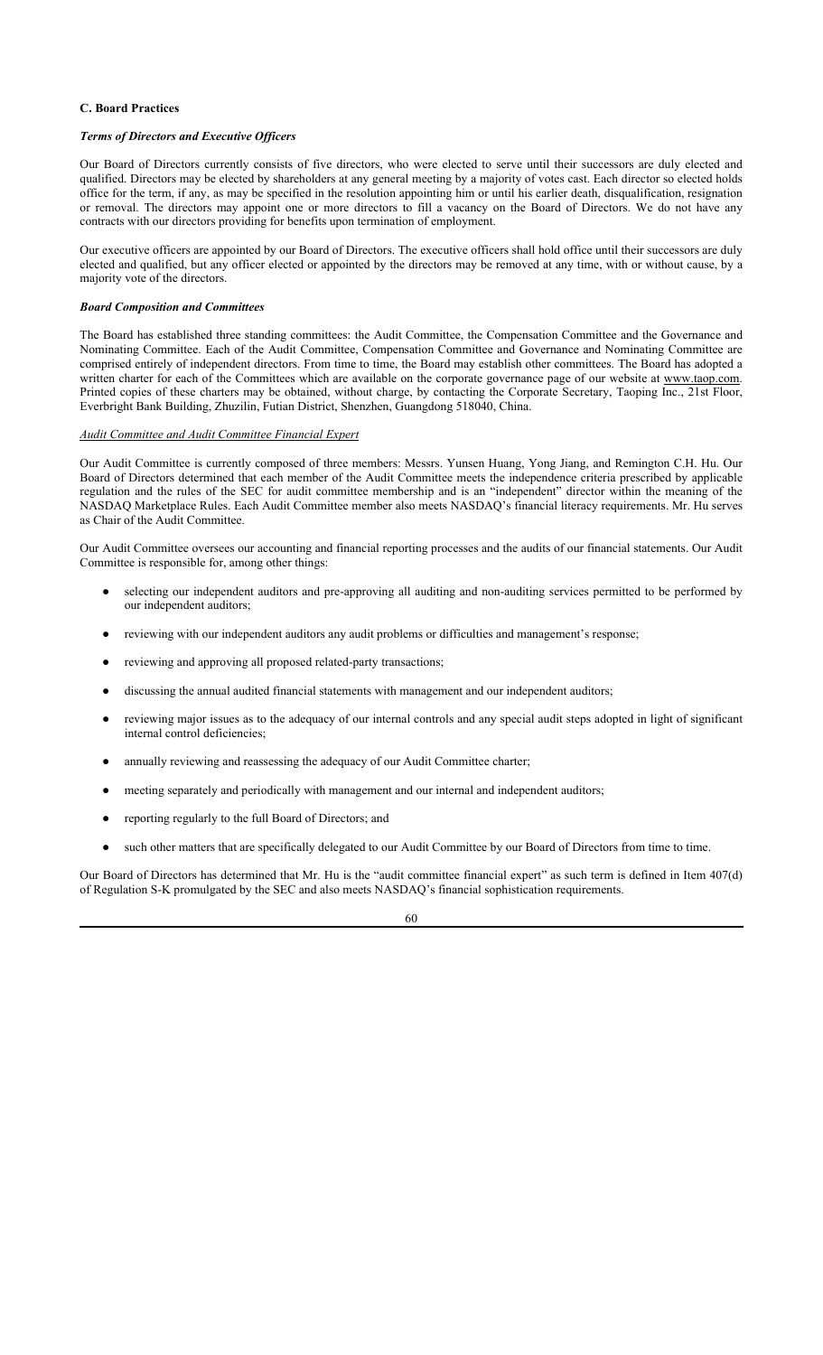### C. Board Practices

#### *Terms of Directors and Executive Officers*

Our Board of Directors currently consists of five directors, who were elected to serve until their successors are duly elected and qualified. Directors may be elected by shareholders at any general meeting by a majority of votes cast. Each director so elected holds office for the term, if any, as may be specified in the resolution appointing him or until his earlier death, disqualification, resignation or removal. The directors may appoint one or more directors to fill a vacancy on the Board of Directors. We do not have any contracts with our directors providing for benefits upon termination of employment.

Our executive officers are appointed by our Board of Directors. The executive officers shall hold office until their successors are duly elected and qualified, but any officer elected or appointed by the directors may be removed at any time, with or without cause, by a majority vote of the directors.

#### *Board Composition and Committees*

The Board has established three standing committees: the Audit Committee, the Compensation Committee and the Governance and Nominating Committee. Each of the Audit Committee, Compensation Committee and Governance and Nominating Committee are comprised entirely of independent directors. From time to time, the Board may establish other committees. The Board has adopted a written charter for each of the Committees which are available on the corporate governance page of our website at www.taop.com. Printed copies of these charters may be obtained, without charge, by contacting the Corporate Secretary, Taoping Inc., 21st Floor, Everbright Bank Building, Zhuzilin, Futian District, Shenzhen, Guangdong 518040, China.

*Audit Committee and Audit Committee Financial Expert*

Our Audit Committee is currently composed of three members: Messrs. Yunsen Huang, Yong Jiang, and Remington C.H. Hu. Our Board of Directors determined that each member of the Audit Committee meets the independence criteria prescribed by applicable regulation and the rules of the SEC for audit committee membership and is an "independent" director within the meaning of the NASDAQ Marketplace Rules. Each Audit Committee member also meets NASDAQ's financial literacy requirements. Mr. Hu serves as Chair of the Audit Committee.

Our Audit Committee oversees our accounting and financial reporting processes and the audits of our financial statements. Our Audit Committee is responsible for, among other things:

- selecting our independent auditors and pre-approving all auditing and non-auditing services permitted to be performed by our independent auditors;
- reviewing with our independent auditors any audit problems or difficulties and management's response;
- reviewing and approving all proposed related-party transactions;
- discussing the annual audited financial statements with management and our independent auditors;
- reviewing major issues as to the adequacy of our internal controls and any special audit steps adopted in light of significant internal control deficiencies;
- annually reviewing and reassessing the adequacy of our Audit Committee charter;
- meeting separately and periodically with management and our internal and independent auditors;
- reporting regularly to the full Board of Directors; and
- such other matters that are specifically delegated to our Audit Committee by our Board of Directors from time to time.

Our Board of Directors has determined that Mr. Hu is the "audit committee financial expert" as such term is defined in Item 407(d) of Regulation S-K promulgated by the SEC and also meets NASDAQ's financial sophistication requirements.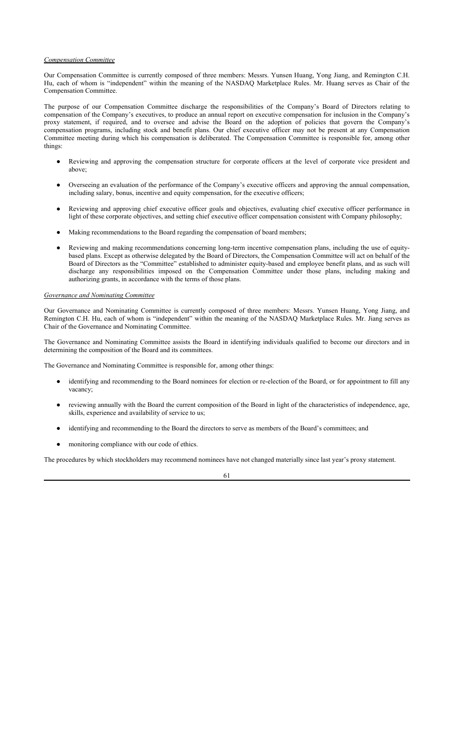*Compensation Committee*

Our Compensation Committee is currently composed of three members: Messrs. Yunsen Huang, Yong Jiang, and Remington C.H. Hu, each of whom is "independent" within the meaning of the NASDAQ Marketplace Rules. Mr. Huang serves as Chair of the Compensation Committee.

The purpose of our Compensation Committee discharge the responsibilities of the Company's Board of Directors relating to compensation of the Company's executives, to produce an annual report on executive compensation for inclusion in the Company's proxy statement, if required, and to oversee and advise the Board on the adoption of policies that govern the Company's compensation programs, including stock and benefit plans. Our chief executive officer may not be present at any Compensation Committee meeting during which his compensation is deliberated. The Compensation Committee is responsible for, among other things:

- Reviewing and approving the compensation structure for corporate officers at the level of corporate vice president and above;
- Overseeing an evaluation of the performance of the Company's executive officers and approving the annual compensation, including salary, bonus, incentive and equity compensation, for the executive officers;
- Reviewing and approving chief executive officer goals and objectives, evaluating chief executive officer performance in light of these corporate objectives, and setting chief executive officer compensation consistent with Company philosophy;
- Making recommendations to the Board regarding the compensation of board members;
- Reviewing and making recommendations concerning long-term incentive compensation plans, including the use of equity-based plans. Except as otherwise delegated by the Board of Directors, the Compensation Committee will act on behalf of the Board of Directors as the "Committee" established to administer equity-based and employee benefit plans, and as such will discharge any responsibilities imposed on the Compensation Committee under those plans, including making and authorizing grants, in accordance with the terms of those plans.

*Governance and Nominating Committee*

Our Governance and Nominating Committee is currently composed of three members: Messrs. Yunsen Huang, Yong Jiang, and Remington C.H. Hu, each of whom is "independent" within the meaning of the NASDAQ Marketplace Rules. Mr. Jiang serves as Chair of the Governance and Nominating Committee.

The Governance and Nominating Committee assists the Board in identifying individuals qualified to become our directors and in determining the composition of the Board and its committees.

The Governance and Nominating Committee is responsible for, among other things:

- identifying and recommending to the Board nominees for election or re-election of the Board, or for appointment to fill any vacancy;
- reviewing annually with the Board the current composition of the Board in light of the characteristics of independence, age, skills, experience and availability of service to us;
- identifying and recommending to the Board the directors to serve as members of the Board's committees; and
- monitoring compliance with our code of ethics.

The procedures by which stockholders may recommend nominees have not changed materially since last year's proxy statement.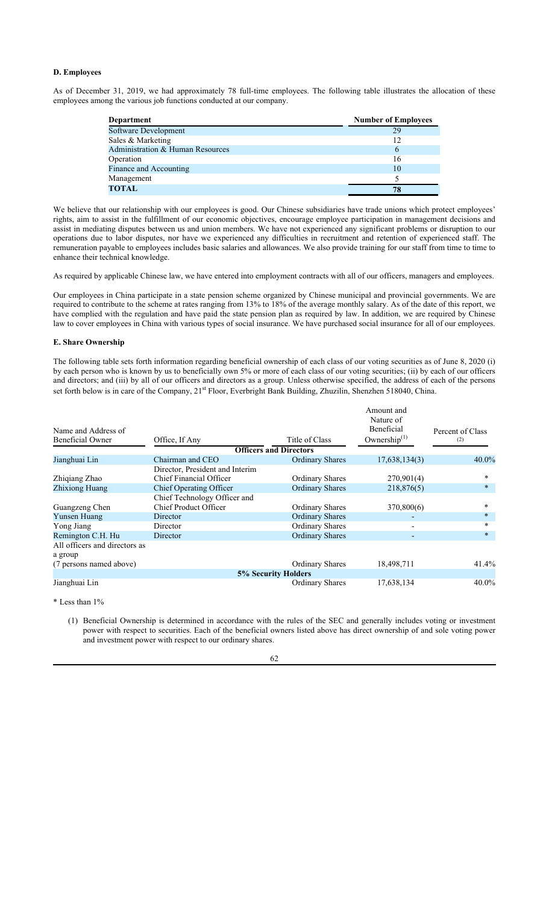### D. Employees

As of December 31, 2019, we had approximately 78 full-time employees. The following table illustrates the allocation of these employees among the various job functions conducted at our company.

| Department | Number of Employees |
|---|---|
| Software Development | 29 |
| Sales & Marketing | 12 |
| Administration & Human Resources | 6 |
| Operation | 16 |
| Finance and Accounting | 10 |
| Management | 5 |
| **TOTAL** | **78** |

We believe that our relationship with our employees is good. Our Chinese subsidiaries have trade unions which protect employees' rights, aim to assist in the fulfillment of our economic objectives, encourage employee participation in management decisions and assist in mediating disputes between us and union members. We have not experienced any significant problems or disruption to our operations due to labor disputes, nor have we experienced any difficulties in recruitment and retention of experienced staff. The remuneration payable to employees includes basic salaries and allowances. We also provide training for our staff from time to time to enhance their technical knowledge.

As required by applicable Chinese law, we have entered into employment contracts with all of our officers, managers and employees.

Our employees in China participate in a state pension scheme organized by Chinese municipal and provincial governments. We are required to contribute to the scheme at rates ranging from 13% to 18% of the average monthly salary. As of the date of this report, we have complied with the regulation and have paid the state pension plan as required by law. In addition, we are required by Chinese law to cover employees in China with various types of social insurance. We have purchased social insurance for all of our employees.

### E. Share Ownership

The following table sets forth information regarding beneficial ownership of each class of our voting securities as of June 8, 2020 (i) by each person who is known by us to beneficially own 5% or more of each class of our voting securities; (ii) by each of our officers and directors; and (iii) by all of our officers and directors as a group. Unless otherwise specified, the address of each of the persons set forth below is in care of the Company, 21st Floor, Everbright Bank Building, Zhuzilin, Shenzhen 518040, China.

| Name and Address of Beneficial Owner | Office, If Any | Title of Class | Amount and Nature of Beneficial Ownership(1) | Percent of Class (2) |
|---|---|---|---|---|
| | | **Officers and Directors** | | |
| Jianghuai Lin | Chairman and CEO | Ordinary Shares | 17,638,134(3) | 40.0% |
| Zhiqiang Zhao | Director, President and Interim Chief Financial Officer | Ordinary Shares | 270,901(4) | * |
| Zhixiong Huang | Chief Operating Officer | Ordinary Shares | 218,876(5) | * |
| Guangzeng Chen | Chief Technology Officer and Chief Product Officer | Ordinary Shares | 370,800(6) | * |
| Yunsen Huang | Director | Ordinary Shares | - | * |
| Yong Jiang | Director | Ordinary Shares | - | * |
| Remington C.H. Hu | Director | Ordinary Shares | - | * |
| All officers and directors as a group (7 persons named above) | | Ordinary Shares | 18,498,711 | 41.4% |
| | | **5% Security Holders** | | |
| Jianghuai Lin | | Ordinary Shares | 17,638,134 | 40.0% |

\* Less than 1%

(1) Beneficial Ownership is determined in accordance with the rules of the SEC and generally includes voting or investment power with respect to securities. Each of the beneficial owners listed above has direct ownership of and sole voting power and investment power with respect to our ordinary shares.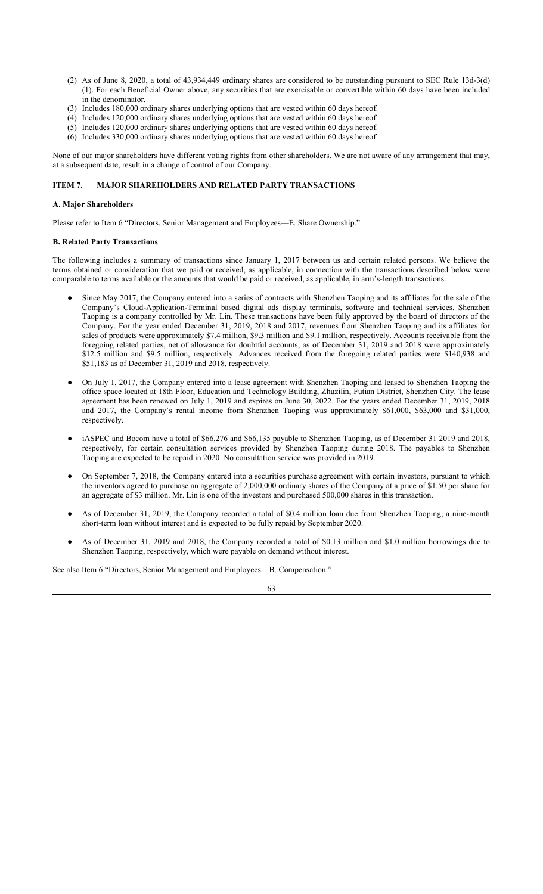(2) As of June 8, 2020, a total of 43,934,449 ordinary shares are considered to be outstanding pursuant to SEC Rule 13d-3(d)(1). For each Beneficial Owner above, any securities that are exercisable or convertible within 60 days have been included in the denominator.
(3) Includes 180,000 ordinary shares underlying options that are vested within 60 days hereof.
(4) Includes 120,000 ordinary shares underlying options that are vested within 60 days hereof.
(5) Includes 120,000 ordinary shares underlying options that are vested within 60 days hereof.
(6) Includes 330,000 ordinary shares underlying options that are vested within 60 days hereof.

None of our major shareholders have different voting rights from other shareholders. We are not aware of any arrangement that may, at a subsequent date, result in a change of control of our Company.

## ITEM 7. MAJOR SHAREHOLDERS AND RELATED PARTY TRANSACTIONS

### A. Major Shareholders

Please refer to Item 6 "Directors, Senior Management and Employees—E. Share Ownership."

### B. Related Party Transactions

The following includes a summary of transactions since January 1, 2017 between us and certain related persons. We believe the terms obtained or consideration that we paid or received, as applicable, in connection with the transactions described below were comparable to terms available or the amounts that would be paid or received, as applicable, in arm's-length transactions.

- Since May 2017, the Company entered into a series of contracts with Shenzhen Taoping and its affiliates for the sale of the Company's Cloud-Application-Terminal based digital ads display terminals, software and technical services. Shenzhen Taoping is a company controlled by Mr. Lin. These transactions have been fully approved by the board of directors of the Company. For the year ended December 31, 2019, 2018 and 2017, revenues from Shenzhen Taoping and its affiliates for sales of products were approximately $7.4 million, $9.3 million and $9.1 million, respectively. Accounts receivable from the foregoing related parties, net of allowance for doubtful accounts, as of December 31, 2019 and 2018 were approximately $12.5 million and $9.5 million, respectively. Advances received from the foregoing related parties were $140,938 and $51,183 as of December 31, 2019 and 2018, respectively.

- On July 1, 2017, the Company entered into a lease agreement with Shenzhen Taoping and leased to Shenzhen Taoping the office space located at 18th Floor, Education and Technology Building, Zhuzilin, Futian District, Shenzhen City. The lease agreement has been renewed on July 1, 2019 and expires on June 30, 2022. For the years ended December 31, 2019, 2018 and 2017, the Company's rental income from Shenzhen Taoping was approximately $61,000, $63,000 and $31,000, respectively.

- iASPEC and Bocom have a total of $66,276 and $66,135 payable to Shenzhen Taoping, as of December 31 2019 and 2018, respectively, for certain consultation services provided by Shenzhen Taoping during 2018. The payables to Shenzhen Taoping are expected to be repaid in 2020. No consultation service was provided in 2019.

- On September 7, 2018, the Company entered into a securities purchase agreement with certain investors, pursuant to which the inventors agreed to purchase an aggregate of 2,000,000 ordinary shares of the Company at a price of $1.50 per share for an aggregate of $3 million. Mr. Lin is one of the investors and purchased 500,000 shares in this transaction.

- As of December 31, 2019, the Company recorded a total of $0.4 million loan due from Shenzhen Taoping, a nine-month short-term loan without interest and is expected to be fully repaid by September 2020.

- As of December 31, 2019 and 2018, the Company recorded a total of $0.13 million and $1.0 million borrowings due to Shenzhen Taoping, respectively, which were payable on demand without interest.

See also Item 6 "Directors, Senior Management and Employees—B. Compensation."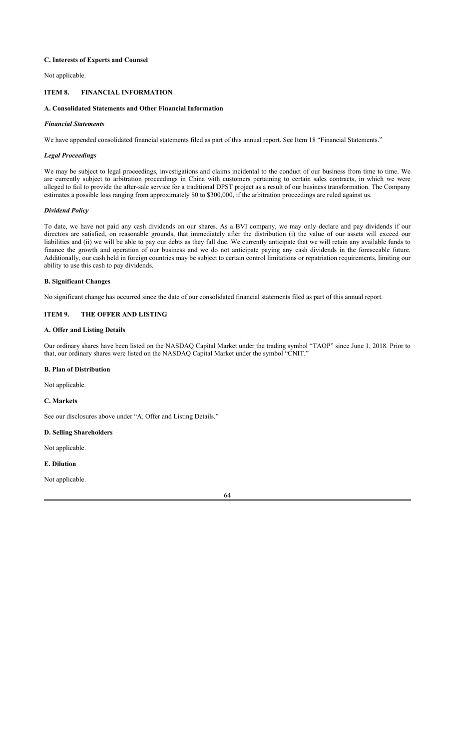#### C. Interests of Experts and Counsel

Not applicable.

## ITEM 8. FINANCIAL INFORMATION

#### A. Consolidated Statements and Other Financial Information

***Financial Statements***

We have appended consolidated financial statements filed as part of this annual report. See Item 18 "Financial Statements."

***Legal Proceedings***

We may be subject to legal proceedings, investigations and claims incidental to the conduct of our business from time to time. We are currently subject to arbitration proceedings in China with customers pertaining to certain sales contracts, in which we were alleged to fail to provide the after-sale service for a traditional DPST project as a result of our business transformation. The Company estimates a possible loss ranging from approximately $0 to $300,000, if the arbitration proceedings are ruled against us.

***Dividend Policy***

To date, we have not paid any cash dividends on our shares. As a BVI company, we may only declare and pay dividends if our directors are satisfied, on reasonable grounds, that immediately after the distribution (i) the value of our assets will exceed our liabilities and (ii) we will be able to pay our debts as they fall due. We currently anticipate that we will retain any available funds to finance the growth and operation of our business and we do not anticipate paying any cash dividends in the foreseeable future. Additionally, our cash held in foreign countries may be subject to certain control limitations or repatriation requirements, limiting our ability to use this cash to pay dividends.

#### B. Significant Changes

No significant change has occurred since the date of our consolidated financial statements filed as part of this annual report.

## ITEM 9. THE OFFER AND LISTING

#### A. Offer and Listing Details

Our ordinary shares have been listed on the NASDAQ Capital Market under the trading symbol "TAOP" since June 1, 2018. Prior to that, our ordinary shares were listed on the NASDAQ Capital Market under the symbol "CNIT."

#### B. Plan of Distribution

Not applicable.

#### C. Markets

See our disclosures above under "A. Offer and Listing Details."

#### D. Selling Shareholders

Not applicable.

#### E. Dilution

Not applicable.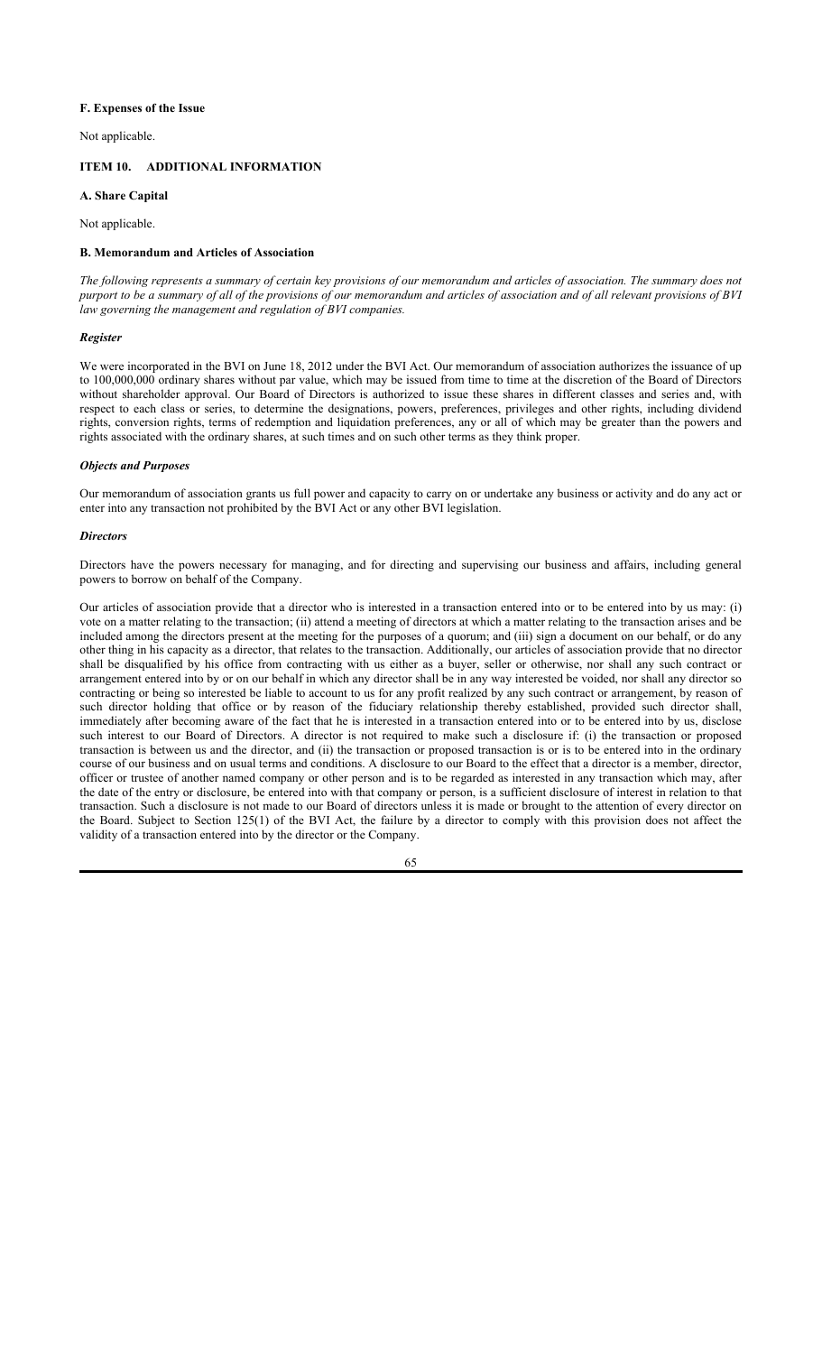### F. Expenses of the Issue

Not applicable.

## ITEM 10. ADDITIONAL INFORMATION

### A. Share Capital

Not applicable.

### B. Memorandum and Articles of Association

*The following represents a summary of certain key provisions of our memorandum and articles of association. The summary does not purport to be a summary of all of the provisions of our memorandum and articles of association and of all relevant provisions of BVI law governing the management and regulation of BVI companies.*

***Register***

We were incorporated in the BVI on June 18, 2012 under the BVI Act. Our memorandum of association authorizes the issuance of up to 100,000,000 ordinary shares without par value, which may be issued from time to time at the discretion of the Board of Directors without shareholder approval. Our Board of Directors is authorized to issue these shares in different classes and series and, with respect to each class or series, to determine the designations, powers, preferences, privileges and other rights, including dividend rights, conversion rights, terms of redemption and liquidation preferences, any or all of which may be greater than the powers and rights associated with the ordinary shares, at such times and on such other terms as they think proper.

***Objects and Purposes***

Our memorandum of association grants us full power and capacity to carry on or undertake any business or activity and do any act or enter into any transaction not prohibited by the BVI Act or any other BVI legislation.

***Directors***

Directors have the powers necessary for managing, and for directing and supervising our business and affairs, including general powers to borrow on behalf of the Company.

Our articles of association provide that a director who is interested in a transaction entered into or to be entered into by us may: (i) vote on a matter relating to the transaction; (ii) attend a meeting of directors at which a matter relating to the transaction arises and be included among the directors present at the meeting for the purposes of a quorum; and (iii) sign a document on our behalf, or do any other thing in his capacity as a director, that relates to the transaction. Additionally, our articles of association provide that no director shall be disqualified by his office from contracting with us either as a buyer, seller or otherwise, nor shall any such contract or arrangement entered into by or on our behalf in which any director shall be in any way interested be voided, nor shall any director so contracting or being so interested be liable to account to us for any profit realized by any such contract or arrangement, by reason of such director holding that office or by reason of the fiduciary relationship thereby established, provided such director shall, immediately after becoming aware of the fact that he is interested in a transaction entered into or to be entered into by us, disclose such interest to our Board of Directors. A director is not required to make such a disclosure if: (i) the transaction or proposed transaction is between us and the director, and (ii) the transaction or proposed transaction is or is to be entered into in the ordinary course of our business and on usual terms and conditions. A disclosure to our Board to the effect that a director is a member, director, officer or trustee of another named company or other person and is to be regarded as interested in any transaction which may, after the date of the entry or disclosure, be entered into with that company or person, is a sufficient disclosure of interest in relation to that transaction. Such a disclosure is not made to our Board of directors unless it is made or brought to the attention of every director on the Board. Subject to Section 125(1) of the BVI Act, the failure by a director to comply with this provision does not affect the validity of a transaction entered into by the director or the Company.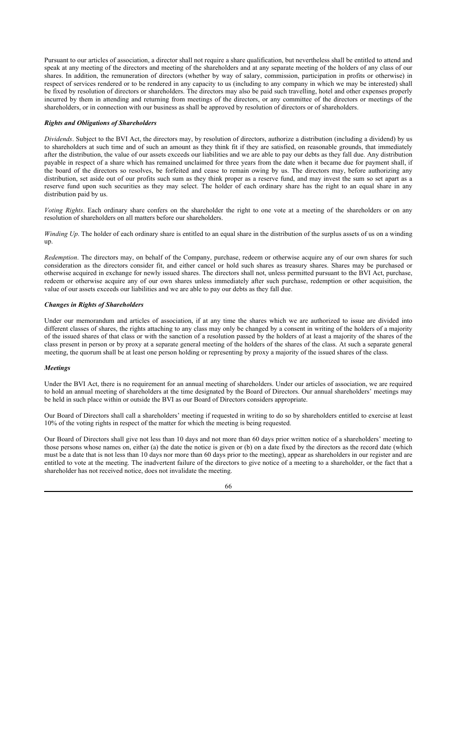Pursuant to our articles of association, a director shall not require a share qualification, but nevertheless shall be entitled to attend and speak at any meeting of the directors and meeting of the shareholders and at any separate meeting of the holders of any class of our shares. In addition, the remuneration of directors (whether by way of salary, commission, participation in profits or otherwise) in respect of services rendered or to be rendered in any capacity to us (including to any company in which we may be interested) shall be fixed by resolution of directors or shareholders. The directors may also be paid such travelling, hotel and other expenses properly incurred by them in attending and returning from meetings of the directors, or any committee of the directors or meetings of the shareholders, or in connection with our business as shall be approved by resolution of directors or of shareholders.

### ***Rights and Obligations of Shareholders***

*Dividends*. Subject to the BVI Act, the directors may, by resolution of directors, authorize a distribution (including a dividend) by us to shareholders at such time and of such an amount as they think fit if they are satisfied, on reasonable grounds, that immediately after the distribution, the value of our assets exceeds our liabilities and we are able to pay our debts as they fall due. Any distribution payable in respect of a share which has remained unclaimed for three years from the date when it became due for payment shall, if the board of the directors so resolves, be forfeited and cease to remain owing by us. The directors may, before authorizing any distribution, set aside out of our profits such sum as they think proper as a reserve fund, and may invest the sum so set apart as a reserve fund upon such securities as they may select. The holder of each ordinary share has the right to an equal share in any distribution paid by us.

*Voting Rights*. Each ordinary share confers on the shareholder the right to one vote at a meeting of the shareholders or on any resolution of shareholders on all matters before our shareholders.

*Winding Up*. The holder of each ordinary share is entitled to an equal share in the distribution of the surplus assets of us on a winding up.

*Redemption*. The directors may, on behalf of the Company, purchase, redeem or otherwise acquire any of our own shares for such consideration as the directors consider fit, and either cancel or hold such shares as treasury shares. Shares may be purchased or otherwise acquired in exchange for newly issued shares. The directors shall not, unless permitted pursuant to the BVI Act, purchase, redeem or otherwise acquire any of our own shares unless immediately after such purchase, redemption or other acquisition, the value of our assets exceeds our liabilities and we are able to pay our debts as they fall due.

### ***Changes in Rights of Shareholders***

Under our memorandum and articles of association, if at any time the shares which we are authorized to issue are divided into different classes of shares, the rights attaching to any class may only be changed by a consent in writing of the holders of a majority of the issued shares of that class or with the sanction of a resolution passed by the holders of at least a majority of the shares of the class present in person or by proxy at a separate general meeting of the holders of the shares of the class. At such a separate general meeting, the quorum shall be at least one person holding or representing by proxy a majority of the issued shares of the class.

### ***Meetings***

Under the BVI Act, there is no requirement for an annual meeting of shareholders. Under our articles of association, we are required to hold an annual meeting of shareholders at the time designated by the Board of Directors. Our annual shareholders' meetings may be held in such place within or outside the BVI as our Board of Directors considers appropriate.

Our Board of Directors shall call a shareholders' meeting if requested in writing to do so by shareholders entitled to exercise at least 10% of the voting rights in respect of the matter for which the meeting is being requested.

Our Board of Directors shall give not less than 10 days and not more than 60 days prior written notice of a shareholders' meeting to those persons whose names on, either (a) the date the notice is given or (b) on a date fixed by the directors as the record date (which must be a date that is not less than 10 days nor more than 60 days prior to the meeting), appear as shareholders in our register and are entitled to vote at the meeting. The inadvertent failure of the directors to give notice of a meeting to a shareholder, or the fact that a shareholder has not received notice, does not invalidate the meeting.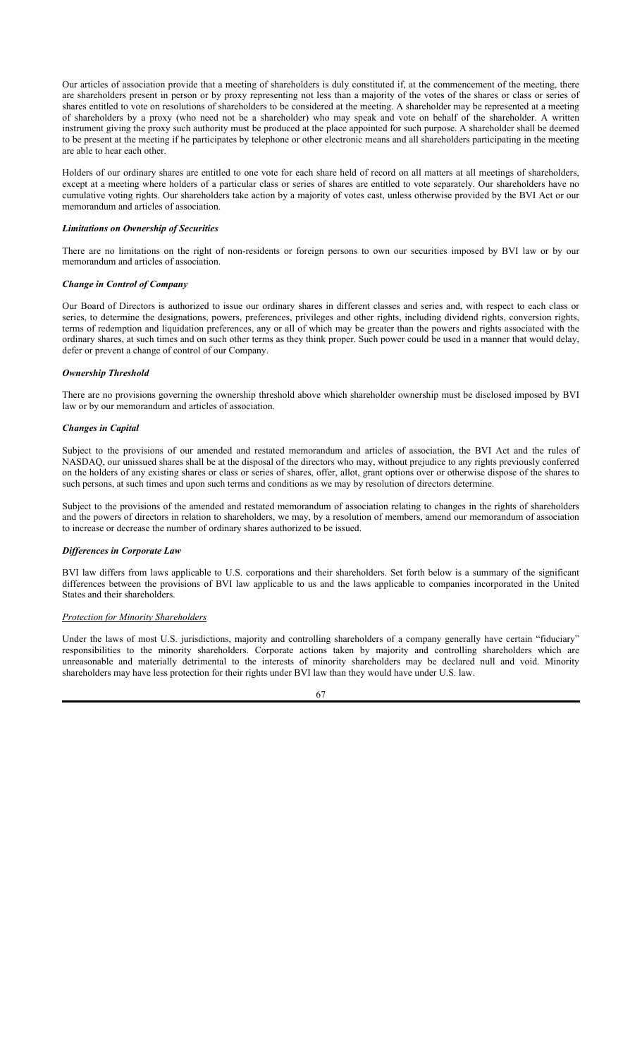Our articles of association provide that a meeting of shareholders is duly constituted if, at the commencement of the meeting, there are shareholders present in person or by proxy representing not less than a majority of the votes of the shares or class or series of shares entitled to vote on resolutions of shareholders to be considered at the meeting. A shareholder may be represented at a meeting of shareholders by a proxy (who need not be a shareholder) who may speak and vote on behalf of the shareholder. A written instrument giving the proxy such authority must be produced at the place appointed for such purpose. A shareholder shall be deemed to be present at the meeting if he participates by telephone or other electronic means and all shareholders participating in the meeting are able to hear each other.

Holders of our ordinary shares are entitled to one vote for each share held of record on all matters at all meetings of shareholders, except at a meeting where holders of a particular class or series of shares are entitled to vote separately. Our shareholders have no cumulative voting rights. Our shareholders take action by a majority of votes cast, unless otherwise provided by the BVI Act or our memorandum and articles of association.

***Limitations on Ownership of Securities***

There are no limitations on the right of non-residents or foreign persons to own our securities imposed by BVI law or by our memorandum and articles of association.

***Change in Control of Company***

Our Board of Directors is authorized to issue our ordinary shares in different classes and series and, with respect to each class or series, to determine the designations, powers, preferences, privileges and other rights, including dividend rights, conversion rights, terms of redemption and liquidation preferences, any or all of which may be greater than the powers and rights associated with the ordinary shares, at such times and on such other terms as they think proper. Such power could be used in a manner that would delay, defer or prevent a change of control of our Company.

***Ownership Threshold***

There are no provisions governing the ownership threshold above which shareholder ownership must be disclosed imposed by BVI law or by our memorandum and articles of association.

***Changes in Capital***

Subject to the provisions of our amended and restated memorandum and articles of association, the BVI Act and the rules of NASDAQ, our unissued shares shall be at the disposal of the directors who may, without prejudice to any rights previously conferred on the holders of any existing shares or class or series of shares, offer, allot, grant options over or otherwise dispose of the shares to such persons, at such times and upon such terms and conditions as we may by resolution of directors determine.

Subject to the provisions of the amended and restated memorandum of association relating to changes in the rights of shareholders and the powers of directors in relation to shareholders, we may, by a resolution of members, amend our memorandum of association to increase or decrease the number of ordinary shares authorized to be issued.

***Differences in Corporate Law***

BVI law differs from laws applicable to U.S. corporations and their shareholders. Set forth below is a summary of the significant differences between the provisions of BVI law applicable to us and the laws applicable to companies incorporated in the United States and their shareholders.

*Protection for Minority Shareholders*

Under the laws of most U.S. jurisdictions, majority and controlling shareholders of a company generally have certain "fiduciary" responsibilities to the minority shareholders. Corporate actions taken by majority and controlling shareholders which are unreasonable and materially detrimental to the interests of minority shareholders may be declared null and void. Minority shareholders may have less protection for their rights under BVI law than they would have under U.S. law.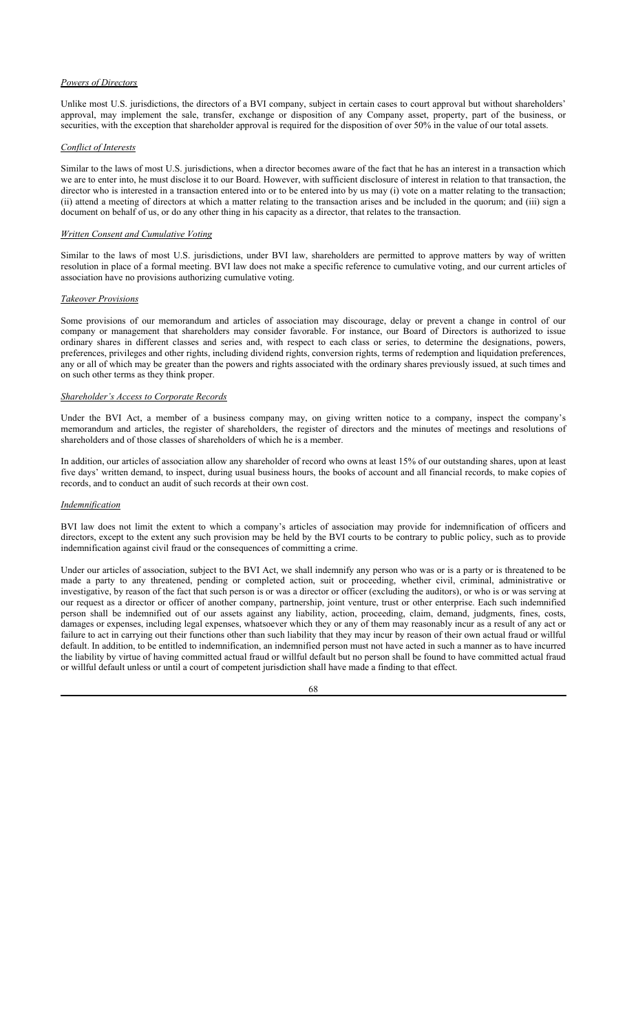*Powers of Directors*

Unlike most U.S. jurisdictions, the directors of a BVI company, subject in certain cases to court approval but without shareholders' approval, may implement the sale, transfer, exchange or disposition of any Company asset, property, part of the business, or securities, with the exception that shareholder approval is required for the disposition of over 50% in the value of our total assets.

*Conflict of Interests*

Similar to the laws of most U.S. jurisdictions, when a director becomes aware of the fact that he has an interest in a transaction which we are to enter into, he must disclose it to our Board. However, with sufficient disclosure of interest in relation to that transaction, the director who is interested in a transaction entered into or to be entered into by us may (i) vote on a matter relating to the transaction; (ii) attend a meeting of directors at which a matter relating to the transaction arises and be included in the quorum; and (iii) sign a document on behalf of us, or do any other thing in his capacity as a director, that relates to the transaction.

*Written Consent and Cumulative Voting*

Similar to the laws of most U.S. jurisdictions, under BVI law, shareholders are permitted to approve matters by way of written resolution in place of a formal meeting. BVI law does not make a specific reference to cumulative voting, and our current articles of association have no provisions authorizing cumulative voting.

*Takeover Provisions*

Some provisions of our memorandum and articles of association may discourage, delay or prevent a change in control of our company or management that shareholders may consider favorable. For instance, our Board of Directors is authorized to issue ordinary shares in different classes and series and, with respect to each class or series, to determine the designations, powers, preferences, privileges and other rights, including dividend rights, conversion rights, terms of redemption and liquidation preferences, any or all of which may be greater than the powers and rights associated with the ordinary shares previously issued, at such times and on such other terms as they think proper.

*Shareholder's Access to Corporate Records*

Under the BVI Act, a member of a business company may, on giving written notice to a company, inspect the company's memorandum and articles, the register of shareholders, the register of directors and the minutes of meetings and resolutions of shareholders and of those classes of shareholders of which he is a member.

In addition, our articles of association allow any shareholder of record who owns at least 15% of our outstanding shares, upon at least five days' written demand, to inspect, during usual business hours, the books of account and all financial records, to make copies of records, and to conduct an audit of such records at their own cost.

*Indemnification*

BVI law does not limit the extent to which a company's articles of association may provide for indemnification of officers and directors, except to the extent any such provision may be held by the BVI courts to be contrary to public policy, such as to provide indemnification against civil fraud or the consequences of committing a crime.

Under our articles of association, subject to the BVI Act, we shall indemnify any person who was or is a party or is threatened to be made a party to any threatened, pending or completed action, suit or proceeding, whether civil, criminal, administrative or investigative, by reason of the fact that such person is or was a director or officer (excluding the auditors), or who is or was serving at our request as a director or officer of another company, partnership, joint venture, trust or other enterprise. Each such indemnified person shall be indemnified out of our assets against any liability, action, proceeding, claim, demand, judgments, fines, costs, damages or expenses, including legal expenses, whatsoever which they or any of them may reasonably incur as a result of any act or failure to act in carrying out their functions other than such liability that they may incur by reason of their own actual fraud or willful default. In addition, to be entitled to indemnification, an indemnified person must not have acted in such a manner as to have incurred the liability by virtue of having committed actual fraud or willful default but no person shall be found to have committed actual fraud or willful default unless or until a court of competent jurisdiction shall have made a finding to that effect.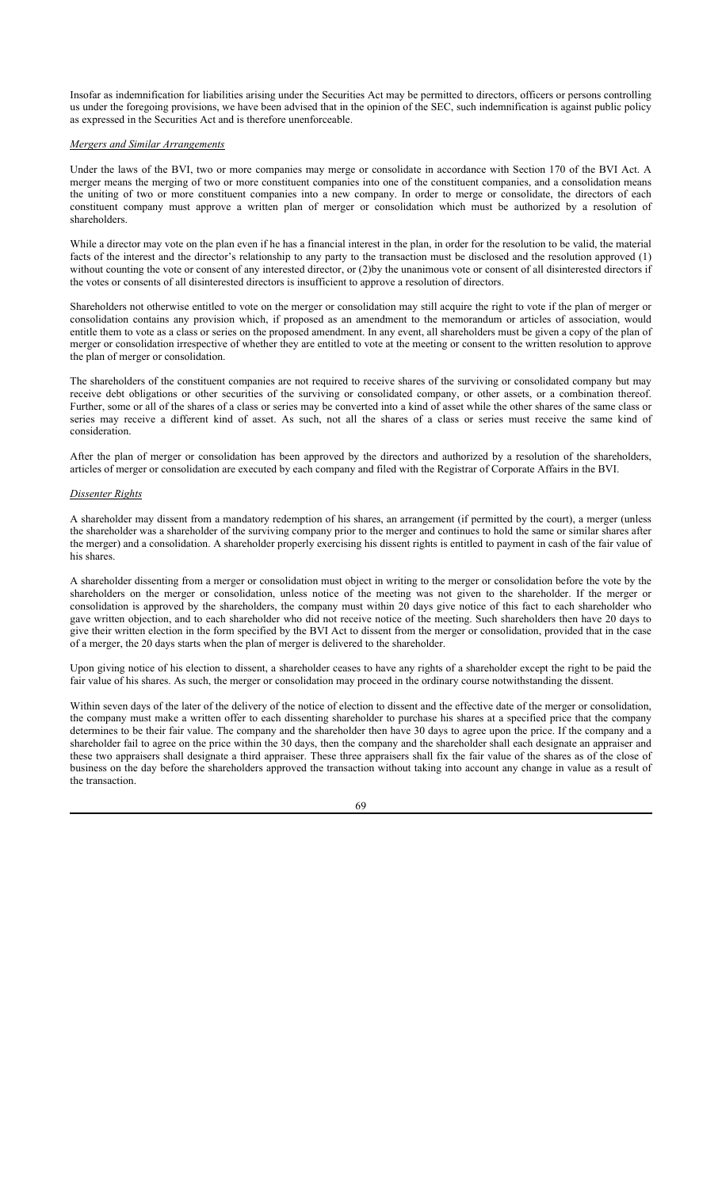Insofar as indemnification for liabilities arising under the Securities Act may be permitted to directors, officers or persons controlling us under the foregoing provisions, we have been advised that in the opinion of the SEC, such indemnification is against public policy as expressed in the Securities Act and is therefore unenforceable.

*Mergers and Similar Arrangements*

Under the laws of the BVI, two or more companies may merge or consolidate in accordance with Section 170 of the BVI Act. A merger means the merging of two or more constituent companies into one of the constituent companies, and a consolidation means the uniting of two or more constituent companies into a new company. In order to merge or consolidate, the directors of each constituent company must approve a written plan of merger or consolidation which must be authorized by a resolution of shareholders.

While a director may vote on the plan even if he has a financial interest in the plan, in order for the resolution to be valid, the material facts of the interest and the director's relationship to any party to the transaction must be disclosed and the resolution approved (1) without counting the vote or consent of any interested director, or (2)by the unanimous vote or consent of all disinterested directors if the votes or consents of all disinterested directors is insufficient to approve a resolution of directors.

Shareholders not otherwise entitled to vote on the merger or consolidation may still acquire the right to vote if the plan of merger or consolidation contains any provision which, if proposed as an amendment to the memorandum or articles of association, would entitle them to vote as a class or series on the proposed amendment. In any event, all shareholders must be given a copy of the plan of merger or consolidation irrespective of whether they are entitled to vote at the meeting or consent to the written resolution to approve the plan of merger or consolidation.

The shareholders of the constituent companies are not required to receive shares of the surviving or consolidated company but may receive debt obligations or other securities of the surviving or consolidated company, or other assets, or a combination thereof. Further, some or all of the shares of a class or series may be converted into a kind of asset while the other shares of the same class or series may receive a different kind of asset. As such, not all the shares of a class or series must receive the same kind of consideration.

After the plan of merger or consolidation has been approved by the directors and authorized by a resolution of the shareholders, articles of merger or consolidation are executed by each company and filed with the Registrar of Corporate Affairs in the BVI.

*Dissenter Rights*

A shareholder may dissent from a mandatory redemption of his shares, an arrangement (if permitted by the court), a merger (unless the shareholder was a shareholder of the surviving company prior to the merger and continues to hold the same or similar shares after the merger) and a consolidation. A shareholder properly exercising his dissent rights is entitled to payment in cash of the fair value of his shares.

A shareholder dissenting from a merger or consolidation must object in writing to the merger or consolidation before the vote by the shareholders on the merger or consolidation, unless notice of the meeting was not given to the shareholder. If the merger or consolidation is approved by the shareholders, the company must within 20 days give notice of this fact to each shareholder who gave written objection, and to each shareholder who did not receive notice of the meeting. Such shareholders then have 20 days to give their written election in the form specified by the BVI Act to dissent from the merger or consolidation, provided that in the case of a merger, the 20 days starts when the plan of merger is delivered to the shareholder.

Upon giving notice of his election to dissent, a shareholder ceases to have any rights of a shareholder except the right to be paid the fair value of his shares. As such, the merger or consolidation may proceed in the ordinary course notwithstanding the dissent.

Within seven days of the later of the delivery of the notice of election to dissent and the effective date of the merger or consolidation, the company must make a written offer to each dissenting shareholder to purchase his shares at a specified price that the company determines to be their fair value. The company and the shareholder then have 30 days to agree upon the price. If the company and a shareholder fail to agree on the price within the 30 days, then the company and the shareholder shall each designate an appraiser and these two appraisers shall designate a third appraiser. These three appraisers shall fix the fair value of the shares as of the close of business on the day before the shareholders approved the transaction without taking into account any change in value as a result of the transaction.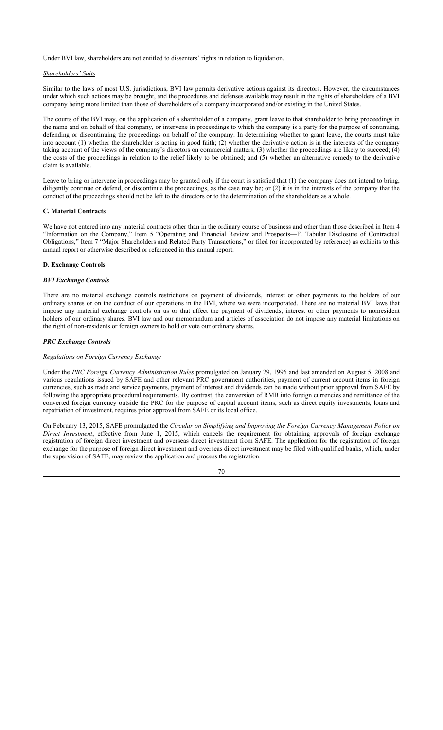Under BVI law, shareholders are not entitled to dissenters' rights in relation to liquidation.

*Shareholders' Suits*

Similar to the laws of most U.S. jurisdictions, BVI law permits derivative actions against its directors. However, the circumstances under which such actions may be brought, and the procedures and defenses available may result in the rights of shareholders of a BVI company being more limited than those of shareholders of a company incorporated and/or existing in the United States.

The courts of the BVI may, on the application of a shareholder of a company, grant leave to that shareholder to bring proceedings in the name and on behalf of that company, or intervene in proceedings to which the company is a party for the purpose of continuing, defending or discontinuing the proceedings on behalf of the company. In determining whether to grant leave, the courts must take into account (1) whether the shareholder is acting in good faith; (2) whether the derivative action is in the interests of the company taking account of the views of the company's directors on commercial matters; (3) whether the proceedings are likely to succeed; (4) the costs of the proceedings in relation to the relief likely to be obtained; and (5) whether an alternative remedy to the derivative claim is available.

Leave to bring or intervene in proceedings may be granted only if the court is satisfied that (1) the company does not intend to bring, diligently continue or defend, or discontinue the proceedings, as the case may be; or (2) it is in the interests of the company that the conduct of the proceedings should not be left to the directors or to the determination of the shareholders as a whole.

### C. Material Contracts

We have not entered into any material contracts other than in the ordinary course of business and other than those described in Item 4 "Information on the Company," Item 5 "Operating and Financial Review and Prospects—F. Tabular Disclosure of Contractual Obligations," Item 7 "Major Shareholders and Related Party Transactions," or filed (or incorporated by reference) as exhibits to this annual report or otherwise described or referenced in this annual report.

### D. Exchange Controls

#### *BVI Exchange Controls*

There are no material exchange controls restrictions on payment of dividends, interest or other payments to the holders of our ordinary shares or on the conduct of our operations in the BVI, where we were incorporated. There are no material BVI laws that impose any material exchange controls on us or that affect the payment of dividends, interest or other payments to nonresident holders of our ordinary shares. BVI law and our memorandum and articles of association do not impose any material limitations on the right of non-residents or foreign owners to hold or vote our ordinary shares.

#### *PRC Exchange Controls*

*Regulations on Foreign Currency Exchange*

Under the *PRC Foreign Currency Administration Rules* promulgated on January 29, 1996 and last amended on August 5, 2008 and various regulations issued by SAFE and other relevant PRC government authorities, payment of current account items in foreign currencies, such as trade and service payments, payment of interest and dividends can be made without prior approval from SAFE by following the appropriate procedural requirements. By contrast, the conversion of RMB into foreign currencies and remittance of the converted foreign currency outside the PRC for the purpose of capital account items, such as direct equity investments, loans and repatriation of investment, requires prior approval from SAFE or its local office.

On February 13, 2015, SAFE promulgated the *Circular on Simplifying and Improving the Foreign Currency Management Policy on Direct Investment*, effective from June 1, 2015, which cancels the requirement for obtaining approvals of foreign exchange registration of foreign direct investment and overseas direct investment from SAFE. The application for the registration of foreign exchange for the purpose of foreign direct investment and overseas direct investment may be filed with qualified banks, which, under the supervision of SAFE, may review the application and process the registration.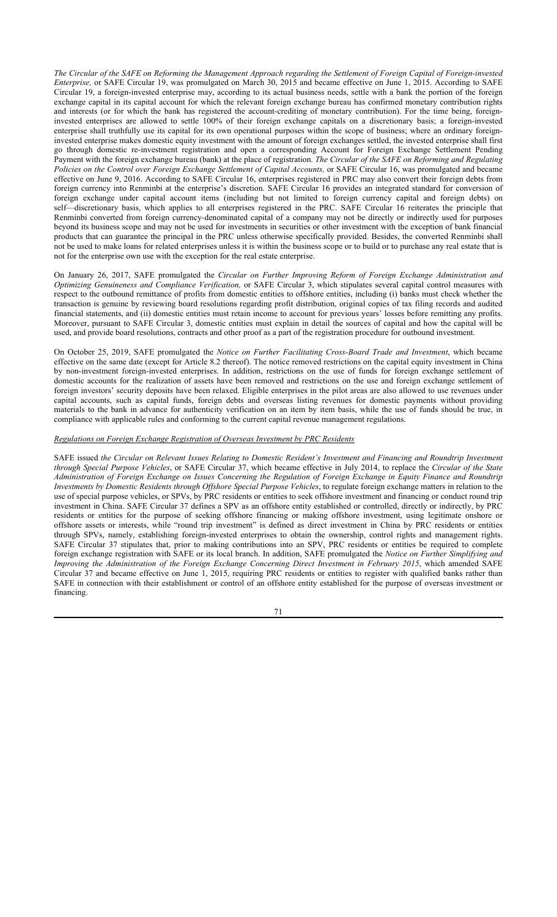*The Circular of the SAFE on Reforming the Management Approach regarding the Settlement of Foreign Capital of Foreign-invested Enterprise,* or SAFE Circular 19, was promulgated on March 30, 2015 and became effective on June 1, 2015. According to SAFE Circular 19, a foreign-invested enterprise may, according to its actual business needs, settle with a bank the portion of the foreign exchange capital in its capital account for which the relevant foreign exchange bureau has confirmed monetary contribution rights and interests (or for which the bank has registered the account-crediting of monetary contribution). For the time being, foreign-invested enterprises are allowed to settle 100% of their foreign exchange capitals on a discretionary basis; a foreign-invested enterprise shall truthfully use its capital for its own operational purposes within the scope of business; where an ordinary foreign-invested enterprise makes domestic equity investment with the amount of foreign exchanges settled, the invested enterprise shall first go through domestic re-investment registration and open a corresponding Account for Foreign Exchange Settlement Pending Payment with the foreign exchange bureau (bank) at the place of registration. *The Circular of the SAFE on Reforming and Regulating Policies on the Control over Foreign Exchange Settlement of Capital Accounts,* or SAFE Circular 16, was promulgated and became effective on June 9, 2016. According to SAFE Circular 16, enterprises registered in PRC may also convert their foreign debts from foreign currency into Renminbi at the enterprise's discretion. SAFE Circular 16 provides an integrated standard for conversion of foreign exchange under capital account items (including but not limited to foreign currency capital and foreign debts) on self—discretionary basis, which applies to all enterprises registered in the PRC. SAFE Circular 16 reiterates the principle that Renminbi converted from foreign currency-denominated capital of a company may not be directly or indirectly used for purposes beyond its business scope and may not be used for investments in securities or other investment with the exception of bank financial products that can guarantee the principal in the PRC unless otherwise specifically provided. Besides, the converted Renminbi shall not be used to make loans for related enterprises unless it is within the business scope or to build or to purchase any real estate that is not for the enterprise own use with the exception for the real estate enterprise.

On January 26, 2017, SAFE promulgated the *Circular on Further Improving Reform of Foreign Exchange Administration and Optimizing Genuineness and Compliance Verification,* or SAFE Circular 3, which stipulates several capital control measures with respect to the outbound remittance of profits from domestic entities to offshore entities, including (i) banks must check whether the transaction is genuine by reviewing board resolutions regarding profit distribution, original copies of tax filing records and audited financial statements, and (ii) domestic entities must retain income to account for previous years' losses before remitting any profits. Moreover, pursuant to SAFE Circular 3, domestic entities must explain in detail the sources of capital and how the capital will be used, and provide board resolutions, contracts and other proof as a part of the registration procedure for outbound investment.

On October 25, 2019, SAFE promulgated the *Notice on Further Facilitating Cross-Board Trade and Investment*, which became effective on the same date (except for Article 8.2 thereof). The notice removed restrictions on the capital equity investment in China by non-investment foreign-invested enterprises. In addition, restrictions on the use of funds for foreign exchange settlement of domestic accounts for the realization of assets have been removed and restrictions on the use and foreign exchange settlement of foreign investors' security deposits have been relaxed. Eligible enterprises in the pilot areas are also allowed to use revenues under capital accounts, such as capital funds, foreign debts and overseas listing revenues for domestic payments without providing materials to the bank in advance for authenticity verification on an item by item basis, while the use of funds should be true, in compliance with applicable rules and conforming to the current capital revenue management regulations.

*Regulations on Foreign Exchange Registration of Overseas Investment by PRC Residents*

SAFE issued *the Circular on Relevant Issues Relating to Domestic Resident's Investment and Financing and Roundtrip Investment through Special Purpose Vehicles*, or SAFE Circular 37, which became effective in July 2014, to replace the *Circular of the State Administration of Foreign Exchange on Issues Concerning the Regulation of Foreign Exchange in Equity Finance and Roundtrip Investments by Domestic Residents through Offshore Special Purpose Vehicles*, to regulate foreign exchange matters in relation to the use of special purpose vehicles, or SPVs, by PRC residents or entities to seek offshore investment and financing or conduct round trip investment in China. SAFE Circular 37 defines a SPV as an offshore entity established or controlled, directly or indirectly, by PRC residents or entities for the purpose of seeking offshore financing or making offshore investment, using legitimate onshore or offshore assets or interests, while "round trip investment" is defined as direct investment in China by PRC residents or entities through SPVs, namely, establishing foreign-invested enterprises to obtain the ownership, control rights and management rights. SAFE Circular 37 stipulates that, prior to making contributions into an SPV, PRC residents or entities be required to complete foreign exchange registration with SAFE or its local branch. In addition, SAFE promulgated the *Notice on Further Simplifying and Improving the Administration of the Foreign Exchange Concerning Direct Investment in February 2015*, which amended SAFE Circular 37 and became effective on June 1, 2015, requiring PRC residents or entities to register with qualified banks rather than SAFE in connection with their establishment or control of an offshore entity established for the purpose of overseas investment or financing.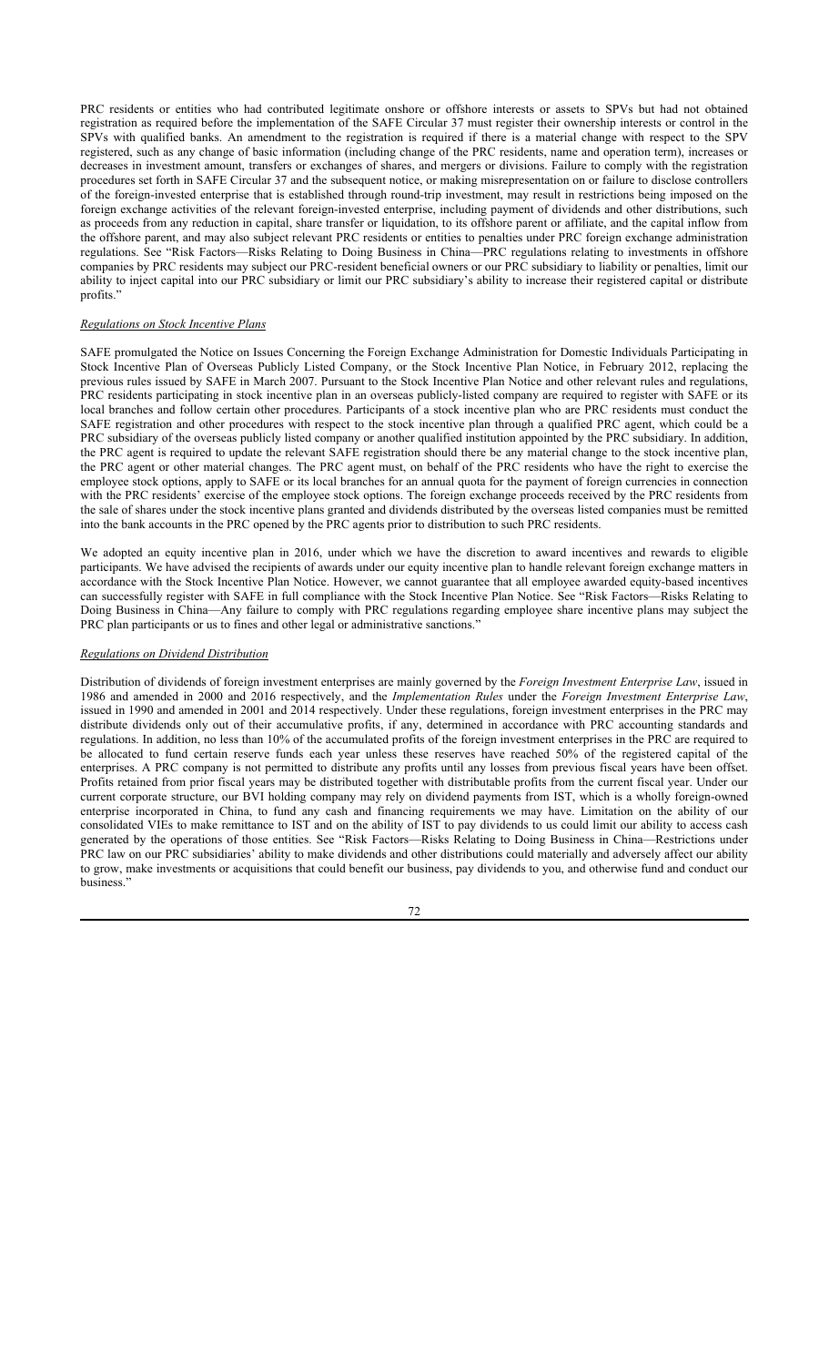PRC residents or entities who had contributed legitimate onshore or offshore interests or assets to SPVs but had not obtained registration as required before the implementation of the SAFE Circular 37 must register their ownership interests or control in the SPVs with qualified banks. An amendment to the registration is required if there is a material change with respect to the SPV registered, such as any change of basic information (including change of the PRC residents, name and operation term), increases or decreases in investment amount, transfers or exchanges of shares, and mergers or divisions. Failure to comply with the registration procedures set forth in SAFE Circular 37 and the subsequent notice, or making misrepresentation on or failure to disclose controllers of the foreign-invested enterprise that is established through round-trip investment, may result in restrictions being imposed on the foreign exchange activities of the relevant foreign-invested enterprise, including payment of dividends and other distributions, such as proceeds from any reduction in capital, share transfer or liquidation, to its offshore parent or affiliate, and the capital inflow from the offshore parent, and may also subject relevant PRC residents or entities to penalties under PRC foreign exchange administration regulations. See "Risk Factors—Risks Relating to Doing Business in China—PRC regulations relating to investments in offshore companies by PRC residents may subject our PRC-resident beneficial owners or our PRC subsidiary to liability or penalties, limit our ability to inject capital into our PRC subsidiary or limit our PRC subsidiary's ability to increase their registered capital or distribute profits."

### *Regulations on Stock Incentive Plans*

SAFE promulgated the Notice on Issues Concerning the Foreign Exchange Administration for Domestic Individuals Participating in Stock Incentive Plan of Overseas Publicly Listed Company, or the Stock Incentive Plan Notice, in February 2012, replacing the previous rules issued by SAFE in March 2007. Pursuant to the Stock Incentive Plan Notice and other relevant rules and regulations, PRC residents participating in stock incentive plan in an overseas publicly-listed company are required to register with SAFE or its local branches and follow certain other procedures. Participants of a stock incentive plan who are PRC residents must conduct the SAFE registration and other procedures with respect to the stock incentive plan through a qualified PRC agent, which could be a PRC subsidiary of the overseas publicly listed company or another qualified institution appointed by the PRC subsidiary. In addition, the PRC agent is required to update the relevant SAFE registration should there be any material change to the stock incentive plan, the PRC agent or other material changes. The PRC agent must, on behalf of the PRC residents who have the right to exercise the employee stock options, apply to SAFE or its local branches for an annual quota for the payment of foreign currencies in connection with the PRC residents' exercise of the employee stock options. The foreign exchange proceeds received by the PRC residents from the sale of shares under the stock incentive plans granted and dividends distributed by the overseas listed companies must be remitted into the bank accounts in the PRC opened by the PRC agents prior to distribution to such PRC residents.

We adopted an equity incentive plan in 2016, under which we have the discretion to award incentives and rewards to eligible participants. We have advised the recipients of awards under our equity incentive plan to handle relevant foreign exchange matters in accordance with the Stock Incentive Plan Notice. However, we cannot guarantee that all employee awarded equity-based incentives can successfully register with SAFE in full compliance with the Stock Incentive Plan Notice. See "Risk Factors—Risks Relating to Doing Business in China—Any failure to comply with PRC regulations regarding employee share incentive plans may subject the PRC plan participants or us to fines and other legal or administrative sanctions."

### *Regulations on Dividend Distribution*

Distribution of dividends of foreign investment enterprises are mainly governed by the *Foreign Investment Enterprise Law*, issued in 1986 and amended in 2000 and 2016 respectively, and the *Implementation Rules* under the *Foreign Investment Enterprise Law*, issued in 1990 and amended in 2001 and 2014 respectively. Under these regulations, foreign investment enterprises in the PRC may distribute dividends only out of their accumulative profits, if any, determined in accordance with PRC accounting standards and regulations. In addition, no less than 10% of the accumulated profits of the foreign investment enterprises in the PRC are required to be allocated to fund certain reserve funds each year unless these reserves have reached 50% of the registered capital of the enterprises. A PRC company is not permitted to distribute any profits until any losses from previous fiscal years have been offset. Profits retained from prior fiscal years may be distributed together with distributable profits from the current fiscal year. Under our current corporate structure, our BVI holding company may rely on dividend payments from IST, which is a wholly foreign-owned enterprise incorporated in China, to fund any cash and financing requirements we may have. Limitation on the ability of our consolidated VIEs to make remittance to IST and on the ability of IST to pay dividends to us could limit our ability to access cash generated by the operations of those entities. See "Risk Factors—Risks Relating to Doing Business in China—Restrictions under PRC law on our PRC subsidiaries' ability to make dividends and other distributions could materially and adversely affect our ability to grow, make investments or acquisitions that could benefit our business, pay dividends to you, and otherwise fund and conduct our business."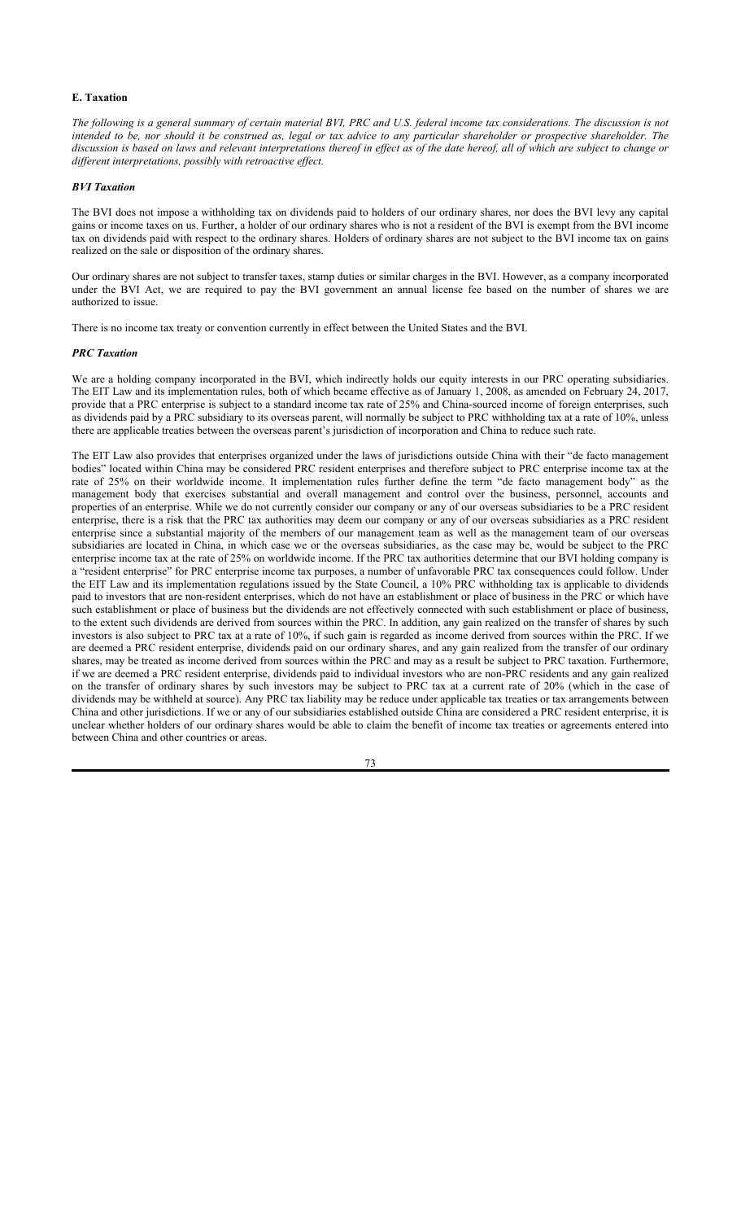#### E. Taxation

*The following is a general summary of certain material BVI, PRC and U.S. federal income tax considerations. The discussion is not intended to be, nor should it be construed as, legal or tax advice to any particular shareholder or prospective shareholder. The discussion is based on laws and relevant interpretations thereof in effect as of the date hereof, all of which are subject to change or different interpretations, possibly with retroactive effect.*

##### *BVI Taxation*

The BVI does not impose a withholding tax on dividends paid to holders of our ordinary shares, nor does the BVI levy any capital gains or income taxes on us. Further, a holder of our ordinary shares who is not a resident of the BVI is exempt from the BVI income tax on dividends paid with respect to the ordinary shares. Holders of ordinary shares are not subject to the BVI income tax on gains realized on the sale or disposition of the ordinary shares.

Our ordinary shares are not subject to transfer taxes, stamp duties or similar charges in the BVI. However, as a company incorporated under the BVI Act, we are required to pay the BVI government an annual license fee based on the number of shares we are authorized to issue.

There is no income tax treaty or convention currently in effect between the United States and the BVI.

##### *PRC Taxation*

We are a holding company incorporated in the BVI, which indirectly holds our equity interests in our PRC operating subsidiaries. The EIT Law and its implementation rules, both of which became effective as of January 1, 2008, as amended on February 24, 2017, provide that a PRC enterprise is subject to a standard income tax rate of 25% and China-sourced income of foreign enterprises, such as dividends paid by a PRC subsidiary to its overseas parent, will normally be subject to PRC withholding tax at a rate of 10%, unless there are applicable treaties between the overseas parent's jurisdiction of incorporation and China to reduce such rate.

The EIT Law also provides that enterprises organized under the laws of jurisdictions outside China with their "de facto management bodies" located within China may be considered PRC resident enterprises and therefore subject to PRC enterprise income tax at the rate of 25% on their worldwide income. It implementation rules further define the term "de facto management body" as the management body that exercises substantial and overall management and control over the business, personnel, accounts and properties of an enterprise. While we do not currently consider our company or any of our overseas subsidiaries to be a PRC resident enterprise, there is a risk that the PRC tax authorities may deem our company or any of our overseas subsidiaries as a PRC resident enterprise since a substantial majority of the members of our management team as well as the management team of our overseas subsidiaries are located in China, in which case we or the overseas subsidiaries, as the case may be, would be subject to the PRC enterprise income tax at the rate of 25% on worldwide income. If the PRC tax authorities determine that our BVI holding company is a "resident enterprise" for PRC enterprise income tax purposes, a number of unfavorable PRC tax consequences could follow. Under the EIT Law and its implementation regulations issued by the State Council, a 10% PRC withholding tax is applicable to dividends paid to investors that are non-resident enterprises, which do not have an establishment or place of business in the PRC or which have such establishment or place of business but the dividends are not effectively connected with such establishment or place of business, to the extent such dividends are derived from sources within the PRC. In addition, any gain realized on the transfer of shares by such investors is also subject to PRC tax at a rate of 10%, if such gain is regarded as income derived from sources within the PRC. If we are deemed a PRC resident enterprise, dividends paid on our ordinary shares, and any gain realized from the transfer of our ordinary shares, may be treated as income derived from sources within the PRC and may as a result be subject to PRC taxation. Furthermore, if we are deemed a PRC resident enterprise, dividends paid to individual investors who are non-PRC residents and any gain realized on the transfer of ordinary shares by such investors may be subject to PRC tax at a current rate of 20% (which in the case of dividends may be withheld at source). Any PRC tax liability may be reduce under applicable tax treaties or tax arrangements between China and other jurisdictions. If we or any of our subsidiaries established outside China are considered a PRC resident enterprise, it is unclear whether holders of our ordinary shares would be able to claim the benefit of income tax treaties or agreements entered into between China and other countries or areas.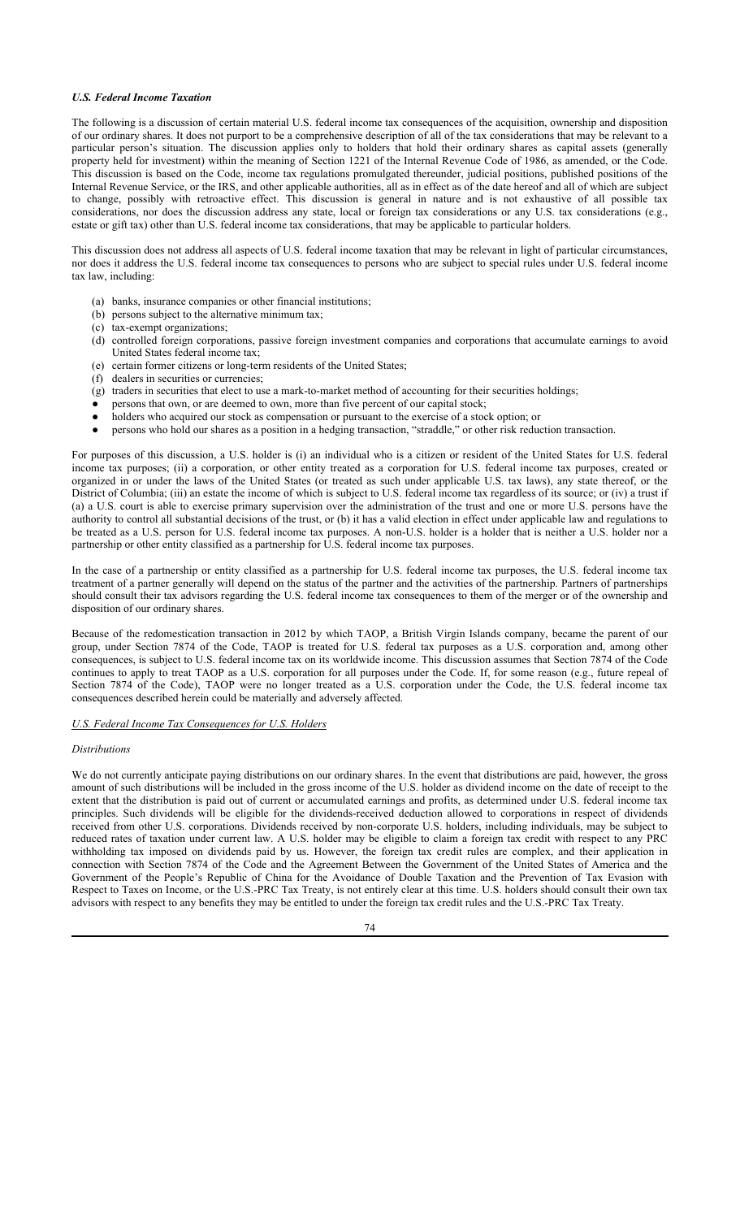### *U.S. Federal Income Taxation*

The following is a discussion of certain material U.S. federal income tax consequences of the acquisition, ownership and disposition of our ordinary shares. It does not purport to be a comprehensive description of all of the tax considerations that may be relevant to a particular person's situation. The discussion applies only to holders that hold their ordinary shares as capital assets (generally property held for investment) within the meaning of Section 1221 of the Internal Revenue Code of 1986, as amended, or the Code. This discussion is based on the Code, income tax regulations promulgated thereunder, judicial positions, published positions of the Internal Revenue Service, or the IRS, and other applicable authorities, all as in effect as of the date hereof and all of which are subject to change, possibly with retroactive effect. This discussion is general in nature and is not exhaustive of all possible tax considerations, nor does the discussion address any state, local or foreign tax considerations or any U.S. tax considerations (e.g., estate or gift tax) other than U.S. federal income tax considerations, that may be applicable to particular holders.

This discussion does not address all aspects of U.S. federal income taxation that may be relevant in light of particular circumstances, nor does it address the U.S. federal income tax consequences to persons who are subject to special rules under U.S. federal income tax law, including:

- (a) banks, insurance companies or other financial institutions;
- (b) persons subject to the alternative minimum tax;
- (c) tax-exempt organizations;
- (d) controlled foreign corporations, passive foreign investment companies and corporations that accumulate earnings to avoid United States federal income tax;
- (e) certain former citizens or long-term residents of the United States;
- (f) dealers in securities or currencies;
- (g) traders in securities that elect to use a mark-to-market method of accounting for their securities holdings;
- persons that own, or are deemed to own, more than five percent of our capital stock;
- holders who acquired our stock as compensation or pursuant to the exercise of a stock option; or
- persons who hold our shares as a position in a hedging transaction, "straddle," or other risk reduction transaction.

For purposes of this discussion, a U.S. holder is (i) an individual who is a citizen or resident of the United States for U.S. federal income tax purposes; (ii) a corporation, or other entity treated as a corporation for U.S. federal income tax purposes, created or organized in or under the laws of the United States (or treated as such under applicable U.S. tax laws), any state thereof, or the District of Columbia; (iii) an estate the income of which is subject to U.S. federal income tax regardless of its source; or (iv) a trust if (a) a U.S. court is able to exercise primary supervision over the administration of the trust and one or more U.S. persons have the authority to control all substantial decisions of the trust, or (b) it has a valid election in effect under applicable law and regulations to be treated as a U.S. person for U.S. federal income tax purposes. A non-U.S. holder is a holder that is neither a U.S. holder nor a partnership or other entity classified as a partnership for U.S. federal income tax purposes.

In the case of a partnership or entity classified as a partnership for U.S. federal income tax purposes, the U.S. federal income tax treatment of a partner generally will depend on the status of the partner and the activities of the partnership. Partners of partnerships should consult their tax advisors regarding the U.S. federal income tax consequences to them of the merger or of the ownership and disposition of our ordinary shares.

Because of the redomestication transaction in 2012 by which TAOP, a British Virgin Islands company, became the parent of our group, under Section 7874 of the Code, TAOP is treated for U.S. federal tax purposes as a U.S. corporation and, among other consequences, is subject to U.S. federal income tax on its worldwide income. This discussion assumes that Section 7874 of the Code continues to apply to treat TAOP as a U.S. corporation for all purposes under the Code. If, for some reason (e.g., future repeal of Section 7874 of the Code), TAOP were no longer treated as a U.S. corporation under the Code, the U.S. federal income tax consequences described herein could be materially and adversely affected.

#### U.S. Federal Income Tax Consequences for U.S. Holders

*Distributions*

We do not currently anticipate paying distributions on our ordinary shares. In the event that distributions are paid, however, the gross amount of such distributions will be included in the gross income of the U.S. holder as dividend income on the date of receipt to the extent that the distribution is paid out of current or accumulated earnings and profits, as determined under U.S. federal income tax principles. Such dividends will be eligible for the dividends-received deduction allowed to corporations in respect of dividends received from other U.S. corporations. Dividends received by non-corporate U.S. holders, including individuals, may be subject to reduced rates of taxation under current law. A U.S. holder may be eligible to claim a foreign tax credit with respect to any PRC withholding tax imposed on dividends paid by us. However, the foreign tax credit rules are complex, and their application in connection with Section 7874 of the Code and the Agreement Between the Government of the United States of America and the Government of the People's Republic of China for the Avoidance of Double Taxation and the Prevention of Tax Evasion with Respect to Taxes on Income, or the U.S.-PRC Tax Treaty, is not entirely clear at this time. U.S. holders should consult their own tax advisors with respect to any benefits they may be entitled to under the foreign tax credit rules and the U.S.-PRC Tax Treaty.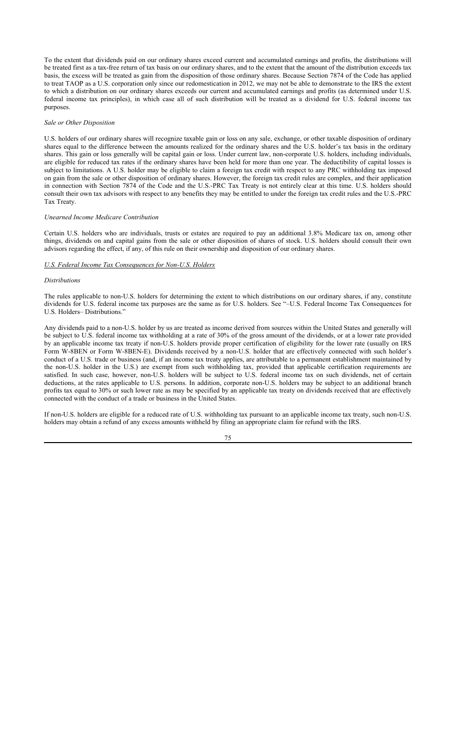To the extent that dividends paid on our ordinary shares exceed current and accumulated earnings and profits, the distributions will be treated first as a tax-free return of tax basis on our ordinary shares, and to the extent that the amount of the distribution exceeds tax basis, the excess will be treated as gain from the disposition of those ordinary shares. Because Section 7874 of the Code has applied to treat TAOP as a U.S. corporation only since our redomestication in 2012, we may not be able to demonstrate to the IRS the extent to which a distribution on our ordinary shares exceeds our current and accumulated earnings and profits (as determined under U.S. federal income tax principles), in which case all of such distribution will be treated as a dividend for U.S. federal income tax purposes.

*Sale or Other Disposition*

U.S. holders of our ordinary shares will recognize taxable gain or loss on any sale, exchange, or other taxable disposition of ordinary shares equal to the difference between the amounts realized for the ordinary shares and the U.S. holder's tax basis in the ordinary shares. This gain or loss generally will be capital gain or loss. Under current law, non-corporate U.S. holders, including individuals, are eligible for reduced tax rates if the ordinary shares have been held for more than one year. The deductibility of capital losses is subject to limitations. A U.S. holder may be eligible to claim a foreign tax credit with respect to any PRC withholding tax imposed on gain from the sale or other disposition of ordinary shares. However, the foreign tax credit rules are complex, and their application in connection with Section 7874 of the Code and the U.S.-PRC Tax Treaty is not entirely clear at this time. U.S. holders should consult their own tax advisors with respect to any benefits they may be entitled to under the foreign tax credit rules and the U.S.-PRC Tax Treaty.

*Unearned Income Medicare Contribution*

Certain U.S. holders who are individuals, trusts or estates are required to pay an additional 3.8% Medicare tax on, among other things, dividends on and capital gains from the sale or other disposition of shares of stock. U.S. holders should consult their own advisors regarding the effect, if any, of this rule on their ownership and disposition of our ordinary shares.

*U.S. Federal Income Tax Consequences for Non-U.S. Holders*

*Distributions*

The rules applicable to non-U.S. holders for determining the extent to which distributions on our ordinary shares, if any, constitute dividends for U.S. federal income tax purposes are the same as for U.S. holders. See "–U.S. Federal Income Tax Consequences for U.S. Holders– Distributions."

Any dividends paid to a non-U.S. holder by us are treated as income derived from sources within the United States and generally will be subject to U.S. federal income tax withholding at a rate of 30% of the gross amount of the dividends, or at a lower rate provided by an applicable income tax treaty if non-U.S. holders provide proper certification of eligibility for the lower rate (usually on IRS Form W-8BEN or Form W-8BEN-E). Dividends received by a non-U.S. holder that are effectively connected with such holder's conduct of a U.S. trade or business (and, if an income tax treaty applies, are attributable to a permanent establishment maintained by the non-U.S. holder in the U.S.) are exempt from such withholding tax, provided that applicable certification requirements are satisfied. In such case, however, non-U.S. holders will be subject to U.S. federal income tax on such dividends, net of certain deductions, at the rates applicable to U.S. persons. In addition, corporate non-U.S. holders may be subject to an additional branch profits tax equal to 30% or such lower rate as may be specified by an applicable tax treaty on dividends received that are effectively connected with the conduct of a trade or business in the United States.

If non-U.S. holders are eligible for a reduced rate of U.S. withholding tax pursuant to an applicable income tax treaty, such non-U.S. holders may obtain a refund of any excess amounts withheld by filing an appropriate claim for refund with the IRS.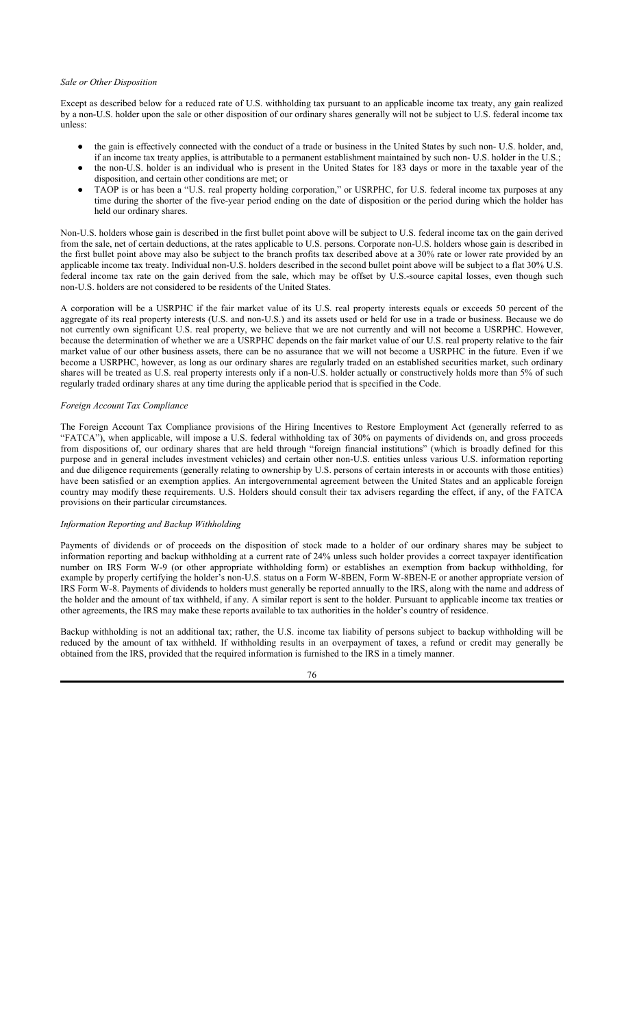*Sale or Other Disposition*

Except as described below for a reduced rate of U.S. withholding tax pursuant to an applicable income tax treaty, any gain realized by a non-U.S. holder upon the sale or other disposition of our ordinary shares generally will not be subject to U.S. federal income tax unless:

- the gain is effectively connected with the conduct of a trade or business in the United States by such non- U.S. holder, and, if an income tax treaty applies, is attributable to a permanent establishment maintained by such non- U.S. holder in the U.S.;
- the non-U.S. holder is an individual who is present in the United States for 183 days or more in the taxable year of the disposition, and certain other conditions are met; or
- TAOP is or has been a "U.S. real property holding corporation," or USRPHC, for U.S. federal income tax purposes at any time during the shorter of the five-year period ending on the date of disposition or the period during which the holder has held our ordinary shares.

Non-U.S. holders whose gain is described in the first bullet point above will be subject to U.S. federal income tax on the gain derived from the sale, net of certain deductions, at the rates applicable to U.S. persons. Corporate non-U.S. holders whose gain is described in the first bullet point above may also be subject to the branch profits tax described above at a 30% rate or lower rate provided by an applicable income tax treaty. Individual non-U.S. holders described in the second bullet point above will be subject to a flat 30% U.S. federal income tax rate on the gain derived from the sale, which may be offset by U.S.-source capital losses, even though such non-U.S. holders are not considered to be residents of the United States.

A corporation will be a USRPHC if the fair market value of its U.S. real property interests equals or exceeds 50 percent of the aggregate of its real property interests (U.S. and non-U.S.) and its assets used or held for use in a trade or business. Because we do not currently own significant U.S. real property, we believe that we are not currently and will not become a USRPHC. However, because the determination of whether we are a USRPHC depends on the fair market value of our U.S. real property relative to the fair market value of our other business assets, there can be no assurance that we will not become a USRPHC in the future. Even if we become a USRPHC, however, as long as our ordinary shares are regularly traded on an established securities market, such ordinary shares will be treated as U.S. real property interests only if a non-U.S. holder actually or constructively holds more than 5% of such regularly traded ordinary shares at any time during the applicable period that is specified in the Code.

*Foreign Account Tax Compliance*

The Foreign Account Tax Compliance provisions of the Hiring Incentives to Restore Employment Act (generally referred to as "FATCA"), when applicable, will impose a U.S. federal withholding tax of 30% on payments of dividends on, and gross proceeds from dispositions of, our ordinary shares that are held through "foreign financial institutions" (which is broadly defined for this purpose and in general includes investment vehicles) and certain other non-U.S. entities unless various U.S. information reporting and due diligence requirements (generally relating to ownership by U.S. persons of certain interests in or accounts with those entities) have been satisfied or an exemption applies. An intergovernmental agreement between the United States and an applicable foreign country may modify these requirements. U.S. Holders should consult their tax advisers regarding the effect, if any, of the FATCA provisions on their particular circumstances.

*Information Reporting and Backup Withholding*

Payments of dividends or of proceeds on the disposition of stock made to a holder of our ordinary shares may be subject to information reporting and backup withholding at a current rate of 24% unless such holder provides a correct taxpayer identification number on IRS Form W-9 (or other appropriate withholding form) or establishes an exemption from backup withholding, for example by properly certifying the holder's non-U.S. status on a Form W-8BEN, Form W-8BEN-E or another appropriate version of IRS Form W-8. Payments of dividends to holders must generally be reported annually to the IRS, along with the name and address of the holder and the amount of tax withheld, if any. A similar report is sent to the holder. Pursuant to applicable income tax treaties or other agreements, the IRS may make these reports available to tax authorities in the holder's country of residence.

Backup withholding is not an additional tax; rather, the U.S. income tax liability of persons subject to backup withholding will be reduced by the amount of tax withheld. If withholding results in an overpayment of taxes, a refund or credit may generally be obtained from the IRS, provided that the required information is furnished to the IRS in a timely manner.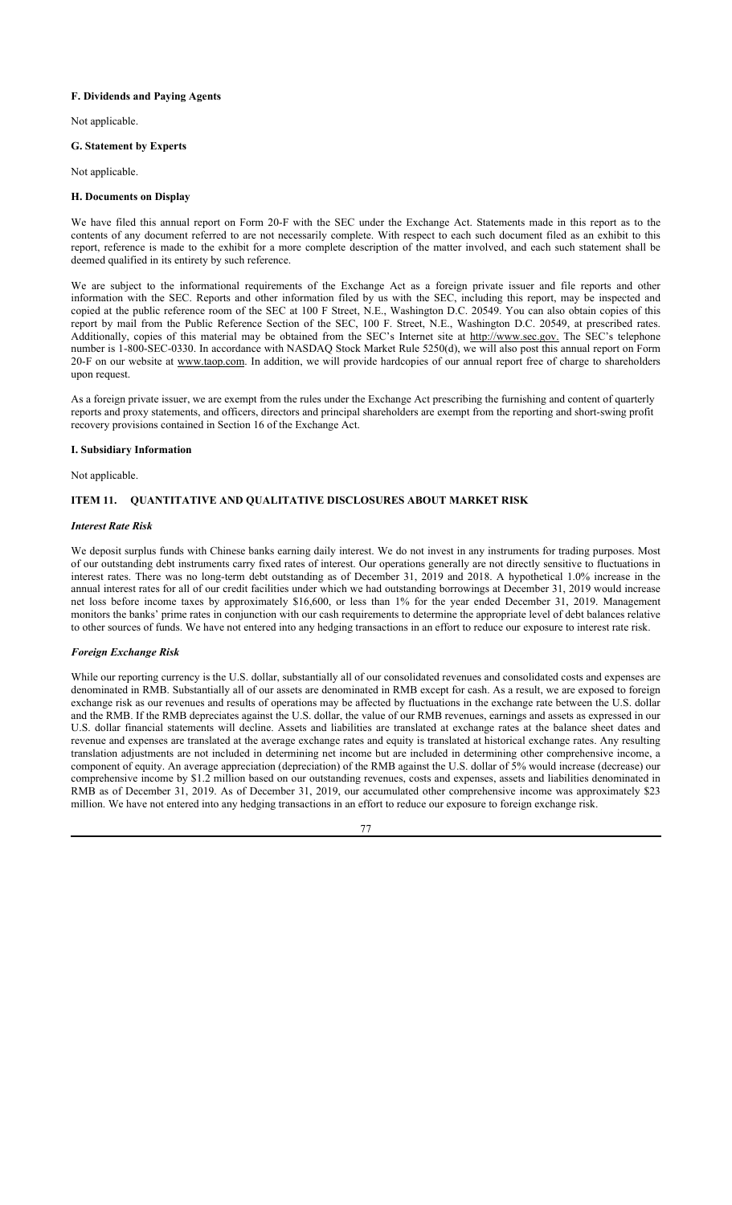**F. Dividends and Paying Agents**

Not applicable.

**G. Statement by Experts**

Not applicable.

**H. Documents on Display**

We have filed this annual report on Form 20-F with the SEC under the Exchange Act. Statements made in this report as to the contents of any document referred to are not necessarily complete. With respect to each such document filed as an exhibit to this report, reference is made to the exhibit for a more complete description of the matter involved, and each such statement shall be deemed qualified in its entirety by such reference.

We are subject to the informational requirements of the Exchange Act as a foreign private issuer and file reports and other information with the SEC. Reports and other information filed by us with the SEC, including this report, may be inspected and copied at the public reference room of the SEC at 100 F Street, N.E., Washington D.C. 20549. You can also obtain copies of this report by mail from the Public Reference Section of the SEC, 100 F. Street, N.E., Washington D.C. 20549, at prescribed rates. Additionally, copies of this material may be obtained from the SEC's Internet site at http://www.sec.gov. The SEC's telephone number is 1-800-SEC-0330. In accordance with NASDAQ Stock Market Rule 5250(d), we will also post this annual report on Form 20-F on our website at www.taop.com. In addition, we will provide hardcopies of our annual report free of charge to shareholders upon request.

As a foreign private issuer, we are exempt from the rules under the Exchange Act prescribing the furnishing and content of quarterly reports and proxy statements, and officers, directors and principal shareholders are exempt from the reporting and short-swing profit recovery provisions contained in Section 16 of the Exchange Act.

**I. Subsidiary Information**

Not applicable.

## ITEM 11. QUANTITATIVE AND QUALITATIVE DISCLOSURES ABOUT MARKET RISK

***Interest Rate Risk***

We deposit surplus funds with Chinese banks earning daily interest. We do not invest in any instruments for trading purposes. Most of our outstanding debt instruments carry fixed rates of interest. Our operations generally are not directly sensitive to fluctuations in interest rates. There was no long-term debt outstanding as of December 31, 2019 and 2018. A hypothetical 1.0% increase in the annual interest rates for all of our credit facilities under which we had outstanding borrowings at December 31, 2019 would increase net loss before income taxes by approximately $16,600, or less than 1% for the year ended December 31, 2019. Management monitors the banks' prime rates in conjunction with our cash requirements to determine the appropriate level of debt balances relative to other sources of funds. We have not entered into any hedging transactions in an effort to reduce our exposure to interest rate risk.

***Foreign Exchange Risk***

While our reporting currency is the U.S. dollar, substantially all of our consolidated revenues and consolidated costs and expenses are denominated in RMB. Substantially all of our assets are denominated in RMB except for cash. As a result, we are exposed to foreign exchange risk as our revenues and results of operations may be affected by fluctuations in the exchange rate between the U.S. dollar and the RMB. If the RMB depreciates against the U.S. dollar, the value of our RMB revenues, earnings and assets as expressed in our U.S. dollar financial statements will decline. Assets and liabilities are translated at exchange rates at the balance sheet dates and revenue and expenses are translated at the average exchange rates and equity is translated at historical exchange rates. Any resulting translation adjustments are not included in determining net income but are included in determining other comprehensive income, a component of equity. An average appreciation (depreciation) of the RMB against the U.S. dollar of 5% would increase (decrease) our comprehensive income by $1.2 million based on our outstanding revenues, costs and expenses, assets and liabilities denominated in RMB as of December 31, 2019. As of December 31, 2019, our accumulated other comprehensive income was approximately $23 million. We have not entered into any hedging transactions in an effort to reduce our exposure to foreign exchange risk.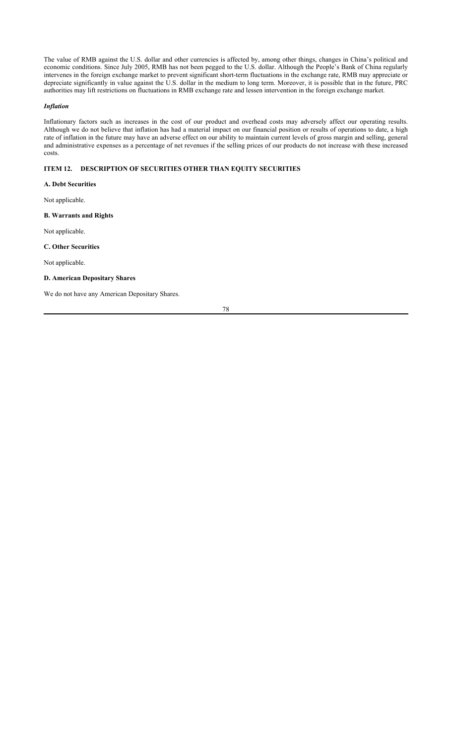The value of RMB against the U.S. dollar and other currencies is affected by, among other things, changes in China's political and economic conditions. Since July 2005, RMB has not been pegged to the U.S. dollar. Although the People's Bank of China regularly intervenes in the foreign exchange market to prevent significant short-term fluctuations in the exchange rate, RMB may appreciate or depreciate significantly in value against the U.S. dollar in the medium to long term. Moreover, it is possible that in the future, PRC authorities may lift restrictions on fluctuations in RMB exchange rate and lessen intervention in the foreign exchange market.

### *Inflation*

Inflationary factors such as increases in the cost of our product and overhead costs may adversely affect our operating results. Although we do not believe that inflation has had a material impact on our financial position or results of operations to date, a high rate of inflation in the future may have an adverse effect on our ability to maintain current levels of gross margin and selling, general and administrative expenses as a percentage of net revenues if the selling prices of our products do not increase with these increased costs.

## ITEM 12. DESCRIPTION OF SECURITIES OTHER THAN EQUITY SECURITIES

### A. Debt Securities

Not applicable.

### B. Warrants and Rights

Not applicable.

### C. Other Securities

Not applicable.

### D. American Depositary Shares

We do not have any American Depositary Shares.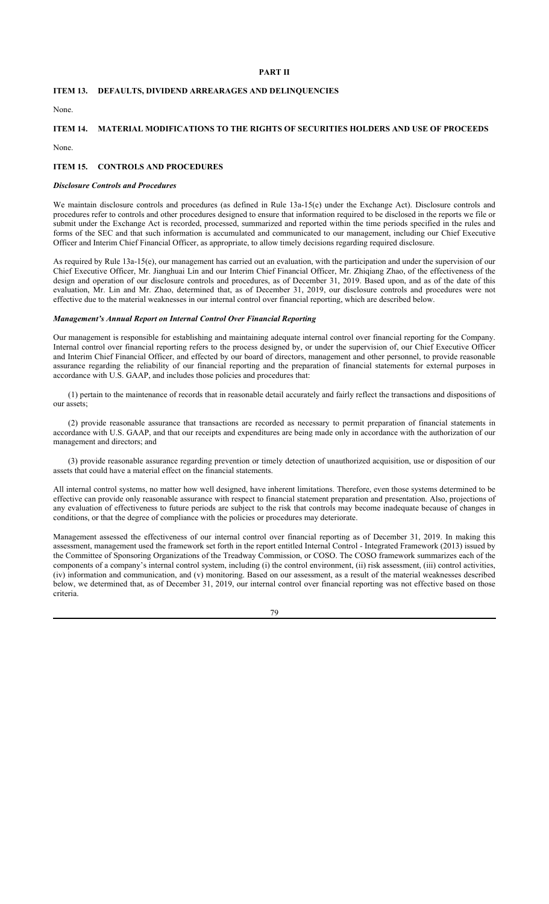# PART II

## ITEM 13. DEFAULTS, DIVIDEND ARREARAGES AND DELINQUENCIES

None.

## ITEM 14. MATERIAL MODIFICATIONS TO THE RIGHTS OF SECURITIES HOLDERS AND USE OF PROCEEDS

None.

## ITEM 15. CONTROLS AND PROCEDURES

### *Disclosure Controls and Procedures*

We maintain disclosure controls and procedures (as defined in Rule 13a-15(e) under the Exchange Act). Disclosure controls and procedures refer to controls and other procedures designed to ensure that information required to be disclosed in the reports we file or submit under the Exchange Act is recorded, processed, summarized and reported within the time periods specified in the rules and forms of the SEC and that such information is accumulated and communicated to our management, including our Chief Executive Officer and Interim Chief Financial Officer, as appropriate, to allow timely decisions regarding required disclosure.

As required by Rule 13a-15(e), our management has carried out an evaluation, with the participation and under the supervision of our Chief Executive Officer, Mr. Jianghuai Lin and our Interim Chief Financial Officer, Mr. Zhiqiang Zhao, of the effectiveness of the design and operation of our disclosure controls and procedures, as of December 31, 2019. Based upon, and as of the date of this evaluation, Mr. Lin and Mr. Zhao, determined that, as of December 31, 2019, our disclosure controls and procedures were not effective due to the material weaknesses in our internal control over financial reporting, which are described below.

### *Management's Annual Report on Internal Control Over Financial Reporting*

Our management is responsible for establishing and maintaining adequate internal control over financial reporting for the Company. Internal control over financial reporting refers to the process designed by, or under the supervision of, our Chief Executive Officer and Interim Chief Financial Officer, and effected by our board of directors, management and other personnel, to provide reasonable assurance regarding the reliability of our financial reporting and the preparation of financial statements for external purposes in accordance with U.S. GAAP, and includes those policies and procedures that:

(1) pertain to the maintenance of records that in reasonable detail accurately and fairly reflect the transactions and dispositions of our assets;

(2) provide reasonable assurance that transactions are recorded as necessary to permit preparation of financial statements in accordance with U.S. GAAP, and that our receipts and expenditures are being made only in accordance with the authorization of our management and directors; and

(3) provide reasonable assurance regarding prevention or timely detection of unauthorized acquisition, use or disposition of our assets that could have a material effect on the financial statements.

All internal control systems, no matter how well designed, have inherent limitations. Therefore, even those systems determined to be effective can provide only reasonable assurance with respect to financial statement preparation and presentation. Also, projections of any evaluation of effectiveness to future periods are subject to the risk that controls may become inadequate because of changes in conditions, or that the degree of compliance with the policies or procedures may deteriorate.

Management assessed the effectiveness of our internal control over financial reporting as of December 31, 2019. In making this assessment, management used the framework set forth in the report entitled Internal Control - Integrated Framework (2013) issued by the Committee of Sponsoring Organizations of the Treadway Commission, or COSO. The COSO framework summarizes each of the components of a company's internal control system, including (i) the control environment, (ii) risk assessment, (iii) control activities, (iv) information and communication, and (v) monitoring. Based on our assessment, as a result of the material weaknesses described below, we determined that, as of December 31, 2019, our internal control over financial reporting was not effective based on those criteria.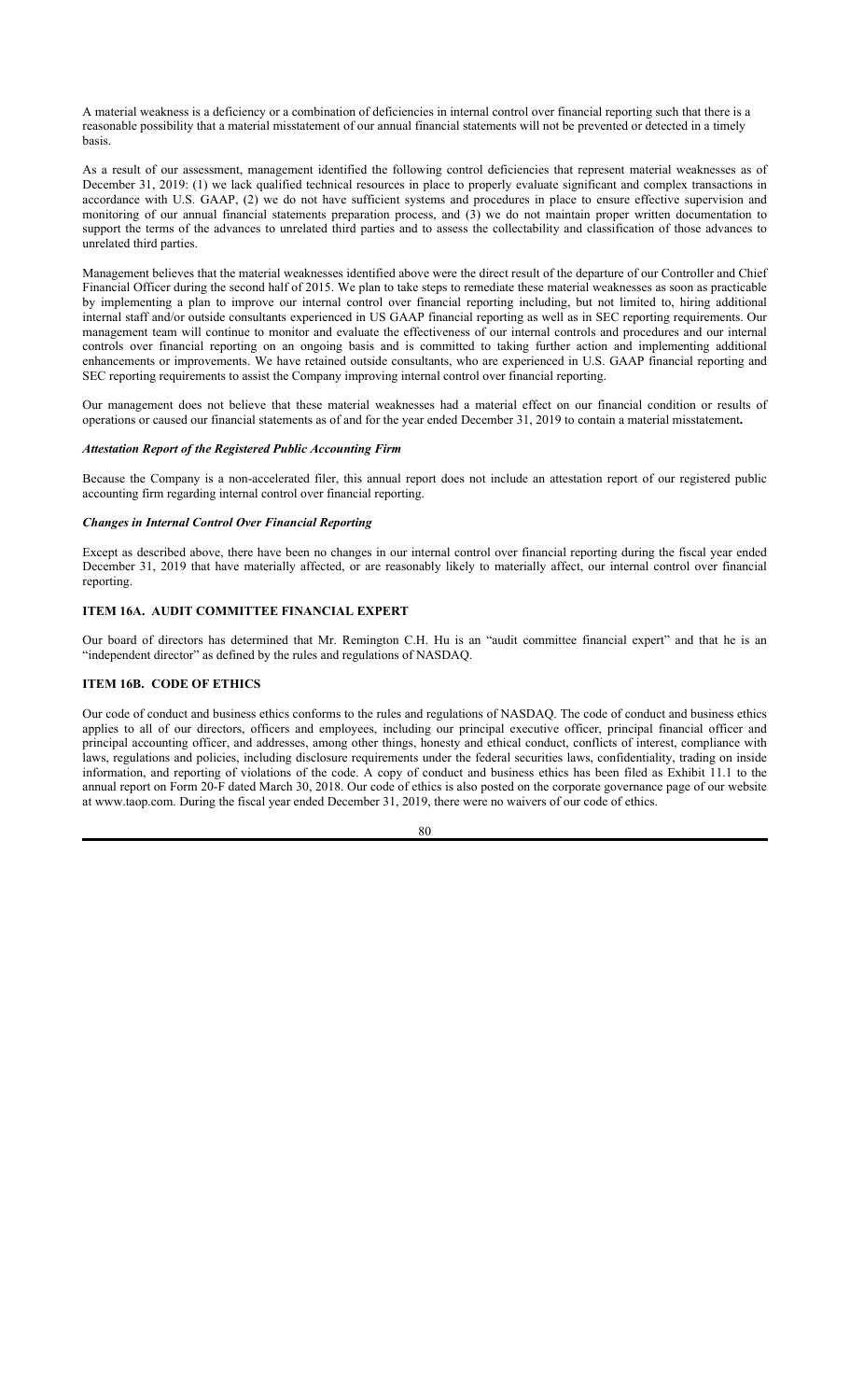A material weakness is a deficiency or a combination of deficiencies in internal control over financial reporting such that there is a reasonable possibility that a material misstatement of our annual financial statements will not be prevented or detected in a timely basis.

As a result of our assessment, management identified the following control deficiencies that represent material weaknesses as of December 31, 2019: (1) we lack qualified technical resources in place to properly evaluate significant and complex transactions in accordance with U.S. GAAP, (2) we do not have sufficient systems and procedures in place to ensure effective supervision and monitoring of our annual financial statements preparation process, and (3) we do not maintain proper written documentation to support the terms of the advances to unrelated third parties and to assess the collectability and classification of those advances to unrelated third parties.

Management believes that the material weaknesses identified above were the direct result of the departure of our Controller and Chief Financial Officer during the second half of 2015. We plan to take steps to remediate these material weaknesses as soon as practicable by implementing a plan to improve our internal control over financial reporting including, but not limited to, hiring additional internal staff and/or outside consultants experienced in US GAAP financial reporting as well as in SEC reporting requirements. Our management team will continue to monitor and evaluate the effectiveness of our internal controls and procedures and our internal controls over financial reporting on an ongoing basis and is committed to taking further action and implementing additional enhancements or improvements. We have retained outside consultants, who are experienced in U.S. GAAP financial reporting and SEC reporting requirements to assist the Company improving internal control over financial reporting.

Our management does not believe that these material weaknesses had a material effect on our financial condition or results of operations or caused our financial statements as of and for the year ended December 31, 2019 to contain a material misstatement**.**

***Attestation Report of the Registered Public Accounting Firm***

Because the Company is a non-accelerated filer, this annual report does not include an attestation report of our registered public accounting firm regarding internal control over financial reporting.

***Changes in Internal Control Over Financial Reporting***

Except as described above, there have been no changes in our internal control over financial reporting during the fiscal year ended December 31, 2019 that have materially affected, or are reasonably likely to materially affect, our internal control over financial reporting.

## ITEM 16A. AUDIT COMMITTEE FINANCIAL EXPERT

Our board of directors has determined that Mr. Remington C.H. Hu is an "audit committee financial expert" and that he is an "independent director" as defined by the rules and regulations of NASDAQ.

## ITEM 16B. CODE OF ETHICS

Our code of conduct and business ethics conforms to the rules and regulations of NASDAQ. The code of conduct and business ethics applies to all of our directors, officers and employees, including our principal executive officer, principal financial officer and principal accounting officer, and addresses, among other things, honesty and ethical conduct, conflicts of interest, compliance with laws, regulations and policies, including disclosure requirements under the federal securities laws, confidentiality, trading on inside information, and reporting of violations of the code. A copy of conduct and business ethics has been filed as Exhibit 11.1 to the annual report on Form 20-F dated March 30, 2018. Our code of ethics is also posted on the corporate governance page of our website at www.taop.com. During the fiscal year ended December 31, 2019, there were no waivers of our code of ethics.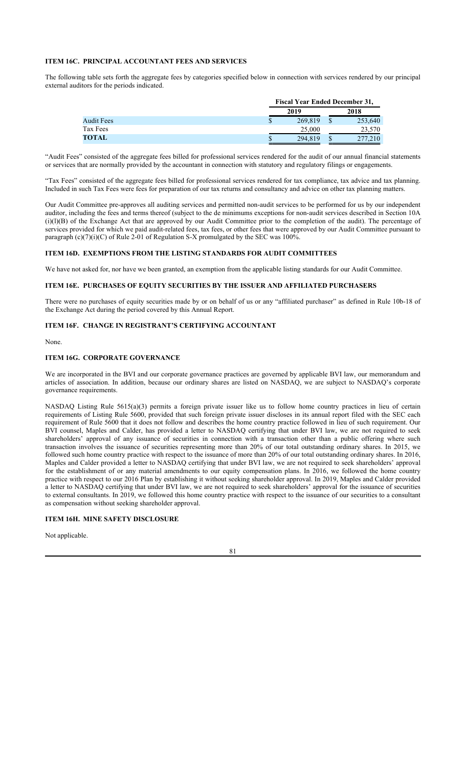### ITEM 16C. PRINCIPAL ACCOUNTANT FEES AND SERVICES

The following table sets forth the aggregate fees by categories specified below in connection with services rendered by our principal external auditors for the periods indicated.

| | Fiscal Year Ended December 31, | |
|---|---|---|
| | 2019 | 2018 |
| Audit Fees | $ 269,819 | $ 253,640 |
| Tax Fees | 25,000 | 23,570 |
| **TOTAL** | $ 294,819 | $ 277,210 |

"Audit Fees" consisted of the aggregate fees billed for professional services rendered for the audit of our annual financial statements or services that are normally provided by the accountant in connection with statutory and regulatory filings or engagements.

"Tax Fees" consisted of the aggregate fees billed for professional services rendered for tax compliance, tax advice and tax planning. Included in such Tax Fees were fees for preparation of our tax returns and consultancy and advice on other tax planning matters.

Our Audit Committee pre-approves all auditing services and permitted non-audit services to be performed for us by our independent auditor, including the fees and terms thereof (subject to the de minimums exceptions for non-audit services described in Section 10A (i)(l)(B) of the Exchange Act that are approved by our Audit Committee prior to the completion of the audit). The percentage of services provided for which we paid audit-related fees, tax fees, or other fees that were approved by our Audit Committee pursuant to paragraph (c)(7)(i)(C) of Rule 2-01 of Regulation S-X promulgated by the SEC was 100%.

### ITEM 16D. EXEMPTIONS FROM THE LISTING STANDARDS FOR AUDIT COMMITTEES

We have not asked for, nor have we been granted, an exemption from the applicable listing standards for our Audit Committee.

### ITEM 16E. PURCHASES OF EQUITY SECURITIES BY THE ISSUER AND AFFILIATED PURCHASERS

There were no purchases of equity securities made by or on behalf of us or any "affiliated purchaser" as defined in Rule 10b-18 of the Exchange Act during the period covered by this Annual Report.

### ITEM 16F. CHANGE IN REGISTRANT'S CERTIFYING ACCOUNTANT

None.

### ITEM 16G. CORPORATE GOVERNANCE

We are incorporated in the BVI and our corporate governance practices are governed by applicable BVI law, our memorandum and articles of association. In addition, because our ordinary shares are listed on NASDAQ, we are subject to NASDAQ's corporate governance requirements.

NASDAQ Listing Rule 5615(a)(3) permits a foreign private issuer like us to follow home country practices in lieu of certain requirements of Listing Rule 5600, provided that such foreign private issuer discloses in its annual report filed with the SEC each requirement of Rule 5600 that it does not follow and describes the home country practice followed in lieu of such requirement. Our BVI counsel, Maples and Calder, has provided a letter to NASDAQ certifying that under BVI law, we are not required to seek shareholders' approval of any issuance of securities in connection with a transaction other than a public offering where such transaction involves the issuance of securities representing more than 20% of our total outstanding ordinary shares. In 2015, we followed such home country practice with respect to the issuance of more than 20% of our total outstanding ordinary shares. In 2016, Maples and Calder provided a letter to NASDAQ certifying that under BVI law, we are not required to seek shareholders' approval for the establishment of or any material amendments to our equity compensation plans. In 2016, we followed the home country practice with respect to our 2016 Plan by establishing it without seeking shareholder approval. In 2019, Maples and Calder provided a letter to NASDAQ certifying that under BVI law, we are not required to seek shareholders' approval for the issuance of securities to external consultants. In 2019, we followed this home country practice with respect to the issuance of our securities to a consultant as compensation without seeking shareholder approval.

### ITEM 16H. MINE SAFETY DISCLOSURE

Not applicable.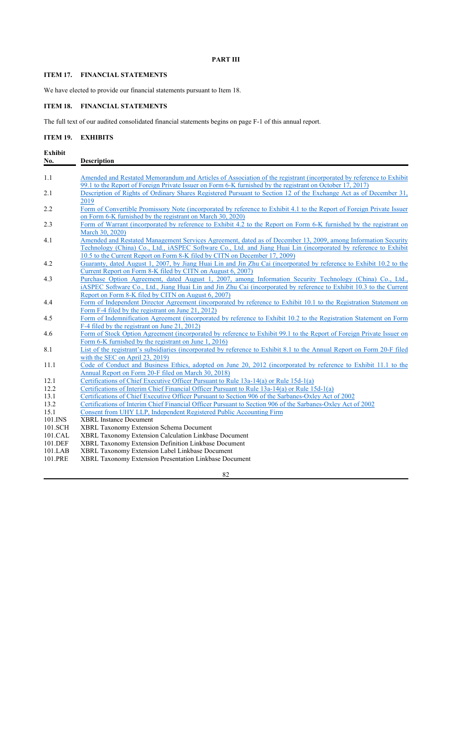# PART III

## ITEM 17. FINANCIAL STATEMENTS

We have elected to provide our financial statements pursuant to Item 18.

## ITEM 18. FINANCIAL STATEMENTS

The full text of our audited consolidated financial statements begins on page F-1 of this annual report.

## ITEM 19. EXHIBITS

| Exhibit No. | Description |
|---|---|
| 1.1 | Amended and Restated Memorandum and Articles of Association of the registrant (incorporated by reference to Exhibit 99.1 to the Report of Foreign Private Issuer on Form 6-K furnished by the registrant on October 17, 2017) |
| 2.1 | Description of Rights of Ordinary Shares Registered Pursuant to Section 12 of the Exchange Act as of December 31, 2019 |
| 2.2 | Form of Convertible Promissory Note (incorporated by reference to Exhibit 4.1 to the Report of Foreign Private Issuer on Form 6-K furnished by the registrant on March 30, 2020) |
| 2.3 | Form of Warrant (incorporated by reference to Exhibit 4.2 to the Report on Form 6-K furnished by the registrant on March 30, 2020) |
| 4.1 | Amended and Restated Management Services Agreement, dated as of December 13, 2009, among Information Security Technology (China) Co., Ltd., iASPEC Software Co., Ltd. and Jiang Huai Lin (incorporated by reference to Exhibit 10.5 to the Current Report on Form 8-K filed by CITN on December 17, 2009) |
| 4.2 | Guaranty, dated August 1, 2007, by Jiang Huai Lin and Jin Zhu Cai (incorporated by reference to Exhibit 10.2 to the Current Report on Form 8-K filed by CITN on August 6, 2007) |
| 4.3 | Purchase Option Agreement, dated August 1, 2007, among Information Security Technology (China) Co., Ltd., iASPEC Software Co., Ltd., Jiang Huai Lin and Jin Zhu Cai (incorporated by reference to Exhibit 10.3 to the Current Report on Form 8-K filed by CITN on August 6, 2007) |
| 4.4 | Form of Independent Director Agreement (incorporated by reference to Exhibit 10.1 to the Registration Statement on Form F-4 filed by the registrant on June 21, 2012) |
| 4.5 | Form of Indemnification Agreement (incorporated by reference to Exhibit 10.2 to the Registration Statement on Form F-4 filed by the registrant on June 21, 2012) |
| 4.6 | Form of Stock Option Agreement (incorporated by reference to Exhibit 99.1 to the Report of Foreign Private Issuer on Form 6-K furnished by the registrant on June 1, 2016) |
| 8.1 | List of the registrant's subsidiaries (incorporated by reference to Exhibit 8.1 to the Annual Report on Form 20-F filed with the SEC on April 23, 2019) |
| 11.1 | Code of Conduct and Business Ethics, adopted on June 20, 2012 (incorporated by reference to Exhibit 11.1 to the Annual Report on Form 20-F filed on March 30, 2018) |
| 12.1 | Certifications of Chief Executive Officer Pursuant to Rule 13a-14(a) or Rule 15d-1(a) |
| 12.2 | Certifications of Interim Chief Financial Officer Pursuant to Rule 13a-14(a) or Rule 15d-1(a) |
| 13.1 | Certifications of Chief Executive Officer Pursuant to Section 906 of the Sarbanes-Oxley Act of 2002 |
| 13.2 | Certifications of Interim Chief Financial Officer Pursuant to Section 906 of the Sarbanes-Oxley Act of 2002 |
| 15.1 | Consent from UHY LLP, Independent Registered Public Accounting Firm |
| 101.INS | XBRL Instance Document |
| 101.SCH | XBRL Taxonomy Extension Schema Document |
| 101.CAL | XBRL Taxonomy Extension Calculation Linkbase Document |
| 101.DEF | XBRL Taxonomy Extension Definition Linkbase Document |
| 101.LAB | XBRL Taxonomy Extension Label Linkbase Document |
| 101.PRE | XBRL Taxonomy Extension Presentation Linkbase Document |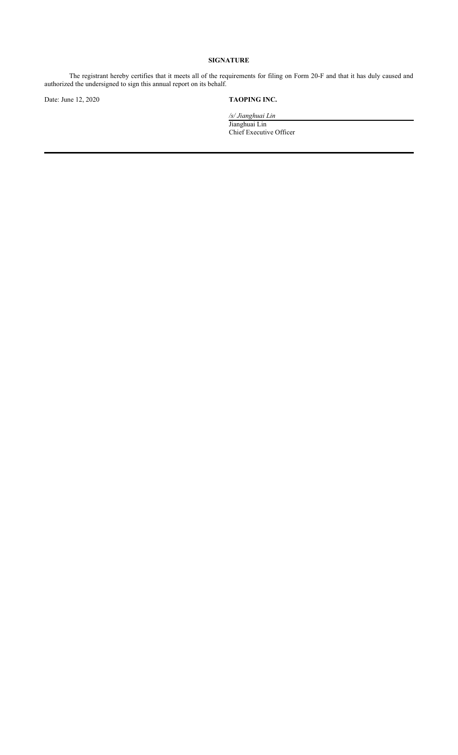**SIGNATURE**

The registrant hereby certifies that it meets all of the requirements for filing on Form 20-F and that it has duly caused and authorized the undersigned to sign this annual report on its behalf.

Date: June 12, 2020

**TAOPING INC.**

*/s/ Jianghuai Lin*

Jianghuai Lin
Chief Executive Officer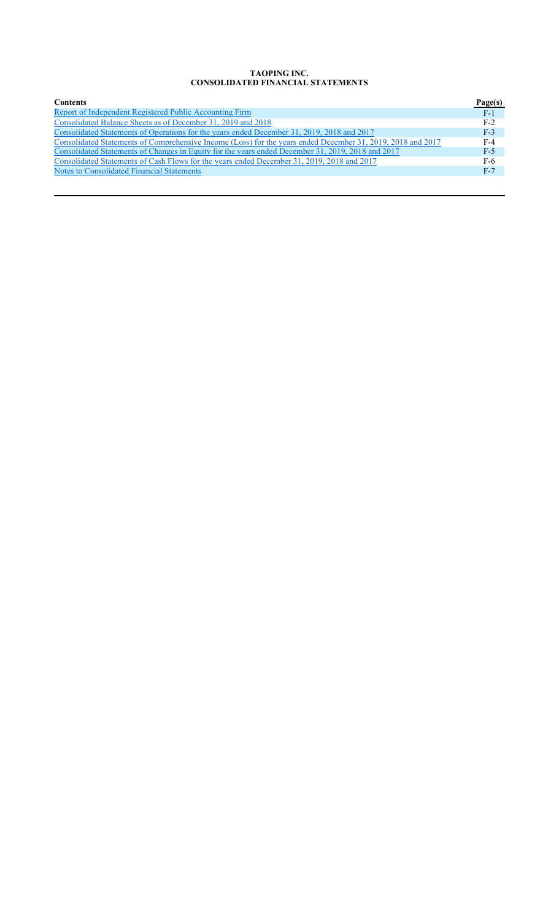# TAOPING INC.
# CONSOLIDATED FINANCIAL STATEMENTS

| Contents | Page(s) |
|---|---|
| Report of Independent Registered Public Accounting Firm | F-1 |
| Consolidated Balance Sheets as of December 31, 2019 and 2018 | F-2 |
| Consolidated Statements of Operations for the years ended December 31, 2019, 2018 and 2017 | F-3 |
| Consolidated Statements of Comprehensive Income (Loss) for the years ended December 31, 2019, 2018 and 2017 | F-4 |
| Consolidated Statements of Changes in Equity for the years ended December 31, 2019, 2018 and 2017 | F-5 |
| Consolidated Statements of Cash Flows for the years ended December 31, 2019, 2018 and 2017 | F-6 |
| Notes to Consolidated Financial Statements | F-7 |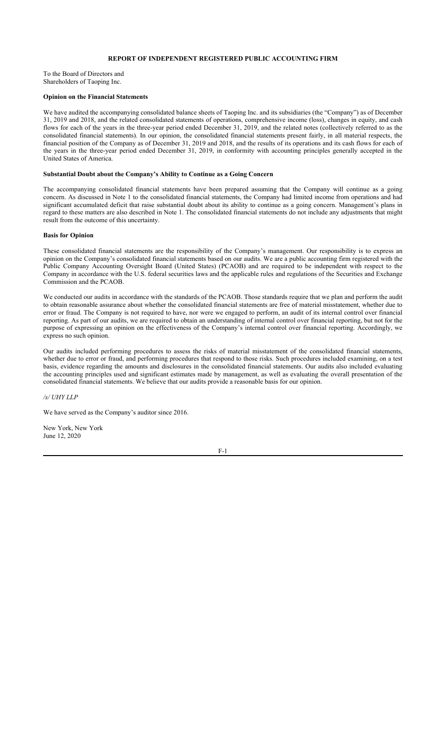# REPORT OF INDEPENDENT REGISTERED PUBLIC ACCOUNTING FIRM

To the Board of Directors and
Shareholders of Taoping Inc.

**Opinion on the Financial Statements**

We have audited the accompanying consolidated balance sheets of Taoping Inc. and its subsidiaries (the "Company") as of December 31, 2019 and 2018, and the related consolidated statements of operations, comprehensive income (loss), changes in equity, and cash flows for each of the years in the three-year period ended December 31, 2019, and the related notes (collectively referred to as the consolidated financial statements). In our opinion, the consolidated financial statements present fairly, in all material respects, the financial position of the Company as of December 31, 2019 and 2018, and the results of its operations and its cash flows for each of the years in the three-year period ended December 31, 2019, in conformity with accounting principles generally accepted in the United States of America.

**Substantial Doubt about the Company's Ability to Continue as a Going Concern**

The accompanying consolidated financial statements have been prepared assuming that the Company will continue as a going concern. As discussed in Note 1 to the consolidated financial statements, the Company had limited income from operations and had significant accumulated deficit that raise substantial doubt about its ability to continue as a going concern. Management's plans in regard to these matters are also described in Note 1. The consolidated financial statements do not include any adjustments that might result from the outcome of this uncertainty.

**Basis for Opinion**

These consolidated financial statements are the responsibility of the Company's management. Our responsibility is to express an opinion on the Company's consolidated financial statements based on our audits. We are a public accounting firm registered with the Public Company Accounting Oversight Board (United States) (PCAOB) and are required to be independent with respect to the Company in accordance with the U.S. federal securities laws and the applicable rules and regulations of the Securities and Exchange Commission and the PCAOB.

We conducted our audits in accordance with the standards of the PCAOB. Those standards require that we plan and perform the audit to obtain reasonable assurance about whether the consolidated financial statements are free of material misstatement, whether due to error or fraud. The Company is not required to have, nor were we engaged to perform, an audit of its internal control over financial reporting. As part of our audits, we are required to obtain an understanding of internal control over financial reporting, but not for the purpose of expressing an opinion on the effectiveness of the Company's internal control over financial reporting. Accordingly, we express no such opinion.

Our audits included performing procedures to assess the risks of material misstatement of the consolidated financial statements, whether due to error or fraud, and performing procedures that respond to those risks. Such procedures included examining, on a test basis, evidence regarding the amounts and disclosures in the consolidated financial statements. Our audits also included evaluating the accounting principles used and significant estimates made by management, as well as evaluating the overall presentation of the consolidated financial statements. We believe that our audits provide a reasonable basis for our opinion.

*/s/ UHY LLP*

We have served as the Company's auditor since 2016.

New York, New York
June 12, 2020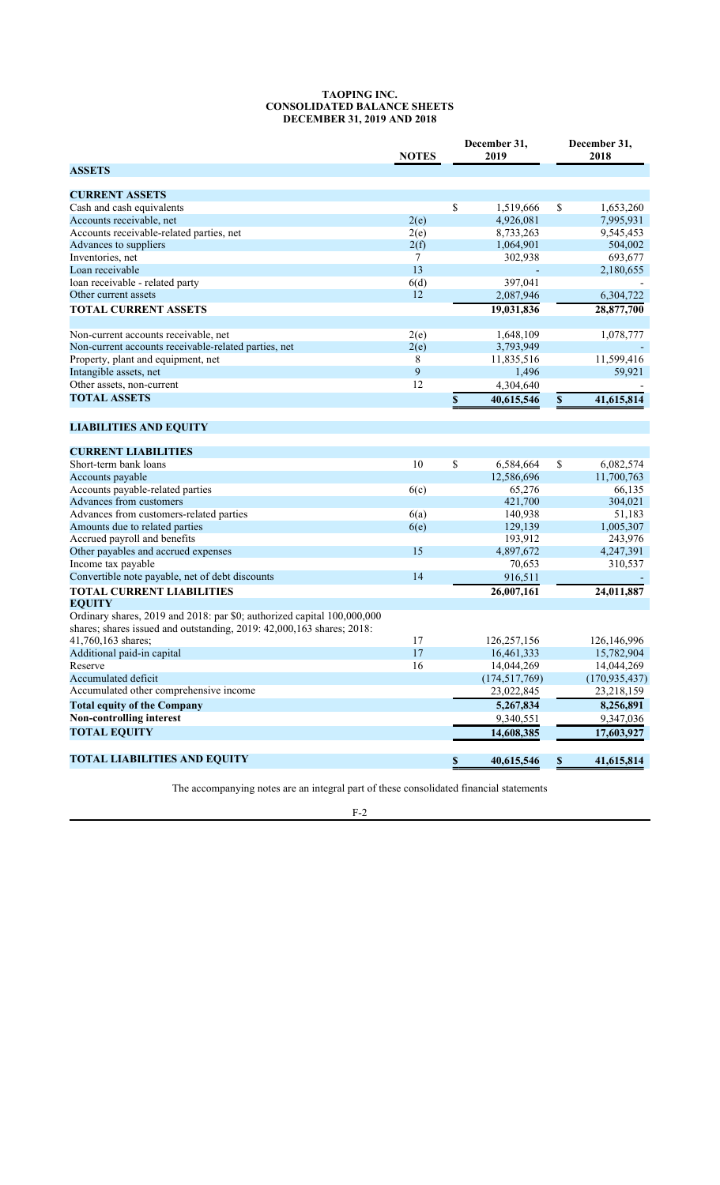# TAOPING INC.
## CONSOLIDATED BALANCE SHEETS
### DECEMBER 31, 2019 AND 2018

| | NOTES | December 31, 2019 | December 31, 2018 |
|---|---|---|---|
| **ASSETS** | | | |
| **CURRENT ASSETS** | | | |
| Cash and cash equivalents | | $ 1,519,666 | $ 1,653,260 |
| Accounts receivable, net | 2(e) | 4,926,081 | 7,995,931 |
| Accounts receivable-related parties, net | 2(e) | 8,733,263 | 9,545,453 |
| Advances to suppliers | 2(f) | 1,064,901 | 504,002 |
| Inventories, net | 7 | 302,938 | 693,677 |
| Loan receivable | 13 | - | 2,180,655 |
| loan receivable - related party | 6(d) | 397,041 | - |
| Other current assets | 12 | 2,087,946 | 6,304,722 |
| **TOTAL CURRENT ASSETS** | | **19,031,836** | **28,877,700** |
| Non-current accounts receivable, net | 2(e) | 1,648,109 | 1,078,777 |
| Non-current accounts receivable-related parties, net | 2(e) | 3,793,949 | - |
| Property, plant and equipment, net | 8 | 11,835,516 | 11,599,416 |
| Intangible assets, net | 9 | 1,496 | 59,921 |
| Other assets, non-current | 12 | 4,304,640 | - |
| **TOTAL ASSETS** | | **$ 40,615,546** | **$ 41,615,814** |
| **LIABILITIES AND EQUITY** | | | |
| **CURRENT LIABILITIES** | | | |
| Short-term bank loans | 10 | $ 6,584,664 | $ 6,082,574 |
| Accounts payable | | 12,586,696 | 11,700,763 |
| Accounts payable-related parties | 6(c) | 65,276 | 66,135 |
| Advances from customers | | 421,700 | 304,021 |
| Advances from customers-related parties | 6(a) | 140,938 | 51,183 |
| Amounts due to related parties | 6(e) | 129,139 | 1,005,307 |
| Accrued payroll and benefits | | 193,912 | 243,976 |
| Other payables and accrued expenses | 15 | 4,897,672 | 4,247,391 |
| Income tax payable | | 70,653 | 310,537 |
| Convertible note payable, net of debt discounts | 14 | 916,511 | - |
| **TOTAL CURRENT LIABILITIES** | | **26,007,161** | **24,011,887** |
| **EQUITY** | | | |
| Ordinary shares, 2019 and 2018: par $0; authorized capital 100,000,000 shares; shares issued and outstanding, 2019: 42,000,163 shares; 2018: 41,760,163 shares; | 17 | 126,257,156 | 126,146,996 |
| Additional paid-in capital | 17 | 16,461,333 | 15,782,904 |
| Reserve | 16 | 14,044,269 | 14,044,269 |
| Accumulated deficit | | (174,517,769) | (170,935,437) |
| Accumulated other comprehensive income | | 23,022,845 | 23,218,159 |
| **Total equity of the Company** | | **5,267,834** | **8,256,891** |
| **Non-controlling interest** | | 9,340,551 | 9,347,036 |
| **TOTAL EQUITY** | | **14,608,385** | **17,603,927** |
| **TOTAL LIABILITIES AND EQUITY** | | **$ 40,615,546** | **$ 41,615,814** |

The accompanying notes are an integral part of these consolidated financial statements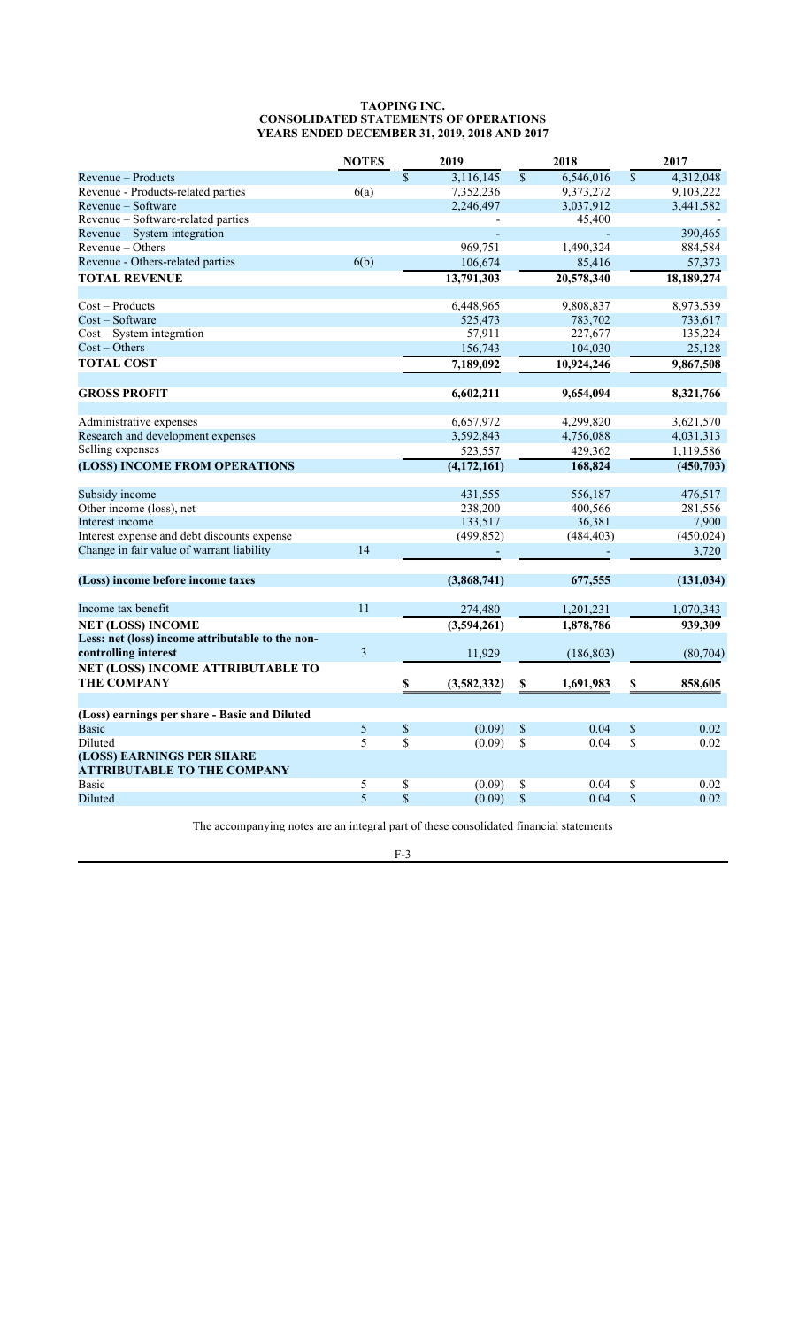**TAOPING INC.**
**CONSOLIDATED STATEMENTS OF OPERATIONS**
**YEARS ENDED DECEMBER 31, 2019, 2018 AND 2017**

| | NOTES | 2019 | 2018 | 2017 |
|---|---|---|---|---|
| Revenue – Products | | $ 3,116,145 | $ 6,546,016 | $ 4,312,048 |
| Revenue - Products-related parties | 6(a) | 7,352,236 | 9,373,272 | 9,103,222 |
| Revenue – Software | | 2,246,497 | 3,037,912 | 3,441,582 |
| Revenue – Software-related parties | | - | 45,400 | - |
| Revenue – System integration | | - | - | 390,465 |
| Revenue – Others | | 969,751 | 1,490,324 | 884,584 |
| Revenue - Others-related parties | 6(b) | 106,674 | 85,416 | 57,373 |
| **TOTAL REVENUE** | | **13,791,303** | **20,578,340** | **18,189,274** |
| | | | | |
| Cost – Products | | 6,448,965 | 9,808,837 | 8,973,539 |
| Cost – Software | | 525,473 | 783,702 | 733,617 |
| Cost – System integration | | 57,911 | 227,677 | 135,224 |
| Cost – Others | | 156,743 | 104,030 | 25,128 |
| **TOTAL COST** | | **7,189,092** | **10,924,246** | **9,867,508** |
| | | | | |
| **GROSS PROFIT** | | **6,602,211** | **9,654,094** | **8,321,766** |
| | | | | |
| Administrative expenses | | 6,657,972 | 4,299,820 | 3,621,570 |
| Research and development expenses | | 3,592,843 | 4,756,088 | 4,031,313 |
| Selling expenses | | 523,557 | 429,362 | 1,119,586 |
| **(LOSS) INCOME FROM OPERATIONS** | | **(4,172,161)** | **168,824** | **(450,703)** |
| | | | | |
| Subsidy income | | 431,555 | 556,187 | 476,517 |
| Other income (loss), net | | 238,200 | 400,566 | 281,556 |
| Interest income | | 133,517 | 36,381 | 7,900 |
| Interest expense and debt discounts expense | | (499,852) | (484,403) | (450,024) |
| Change in fair value of warrant liability | 14 | - | - | 3,720 |
| | | | | |
| **(Loss) income before income taxes** | | **(3,868,741)** | **677,555** | **(131,034)** |
| | | | | |
| Income tax benefit | 11 | 274,480 | 1,201,231 | 1,070,343 |
| **NET (LOSS) INCOME** | | **(3,594,261)** | **1,878,786** | **939,309** |
| **Less: net (loss) income attributable to the non-controlling interest** | 3 | 11,929 | (186,803) | (80,704) |
| **NET (LOSS) INCOME ATTRIBUTABLE TO THE COMPANY** | | **$ (3,582,332)** | **$ 1,691,983** | **$ 858,605** |
| | | | | |
| **(Loss) earnings per share - Basic and Diluted** | | | | |
| Basic | 5 | $ (0.09) | $ 0.04 | $ 0.02 |
| Diluted | 5 | $ (0.09) | $ 0.04 | $ 0.02 |
| **(LOSS) EARNINGS PER SHARE ATTRIBUTABLE TO THE COMPANY** | | | | |
| Basic | 5 | $ (0.09) | $ 0.04 | $ 0.02 |
| Diluted | 5 | $ (0.09) | $ 0.04 | $ 0.02 |

The accompanying notes are an integral part of these consolidated financial statements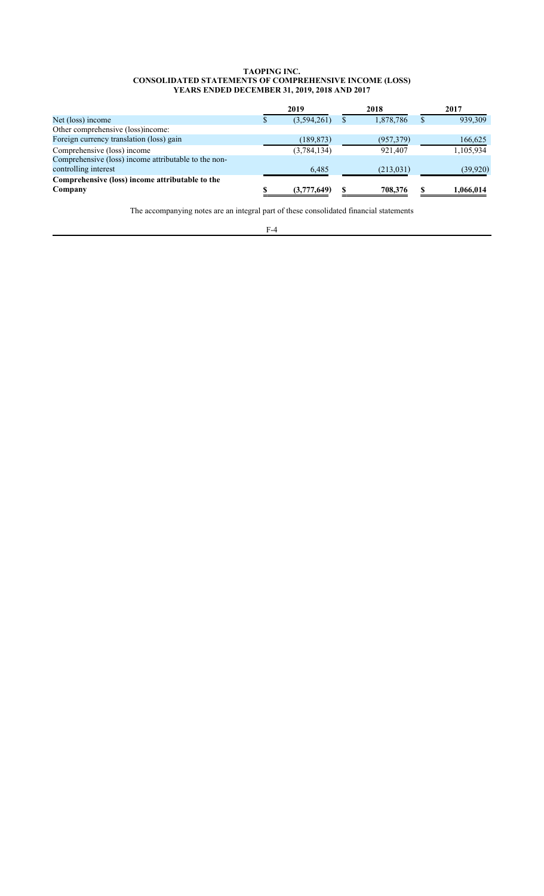# TAOPING INC.
## CONSOLIDATED STATEMENTS OF COMPREHENSIVE INCOME (LOSS)
### YEARS ENDED DECEMBER 31, 2019, 2018 AND 2017

| | 2019 | 2018 | 2017 |
|---|---|---|---|
| Net (loss) income | $ (3,594,261) | $ 1,878,786 | $ 939,309 |
| Other comprehensive (loss)income: | | | |
| Foreign currency translation (loss) gain | (189,873) | (957,379) | 166,625 |
| Comprehensive (loss) income | (3,784,134) | 921,407 | 1,105,934 |
| Comprehensive (loss) income attributable to the non-controlling interest | 6,485 | (213,031) | (39,920) |
| **Comprehensive (loss) income attributable to the Company** | **$ (3,777,649)** | **$ 708,376** | **$ 1,066,014** |

The accompanying notes are an integral part of these consolidated financial statements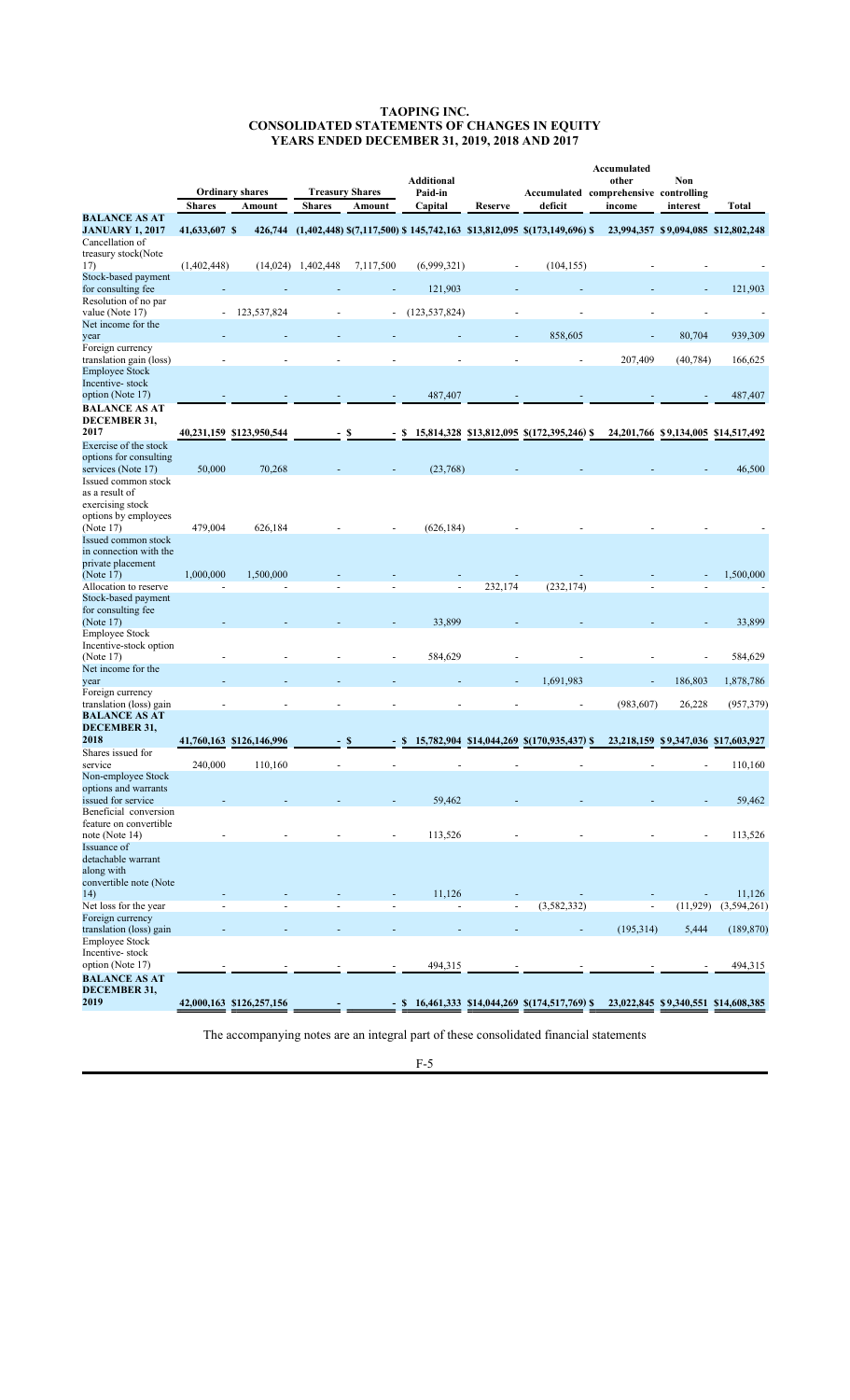# TAOPING INC.
# CONSOLIDATED STATEMENTS OF CHANGES IN EQUITY
# YEARS ENDED DECEMBER 31, 2019, 2018 AND 2017

| | Ordinary shares | | Treasury Shares | | Additional Paid-in | | Accumulated | Accumulated other comprehensive | Non controlling | |
|---|---|---|---|---|---|---|---|---|---|---|
| | Shares | Amount | Shares | Amount | Capital | Reserve | deficit | income | interest | Total |
| **BALANCE AS AT JANUARY 1, 2017** | 41,633,607 | $ 426,744 | (1,402,448) | $(7,117,500) | $ 145,742,163 | $13,812,095 | $(173,149,696) | $ 23,994,357 | $ 9,094,085 | $12,802,248 |
| Cancellation of treasury stock(Note 17) | (1,402,448) | (14,024) | 1,402,448 | 7,117,500 | (6,999,321) | - | (104,155) | - | - | - |
| Stock-based payment for consulting fee | - | - | - | - | 121,903 | - | - | - | - | 121,903 |
| Resolution of no par value (Note 17) | - | 123,537,824 | - | - | (123,537,824) | - | - | - | - | - |
| Net income for the year | - | - | - | - | - | - | 858,605 | - | 80,704 | 939,309 |
| Foreign currency translation gain (loss) | - | - | - | - | - | - | - | 207,409 | (40,784) | 166,625 |
| Employee Stock Incentive- stock option (Note 17) | - | - | - | - | 487,407 | - | - | - | - | 487,407 |
| **BALANCE AS AT DECEMBER 31, 2017** | 40,231,159 | $123,950,544 | - | $ - | $ 15,814,328 | $13,812,095 | $(172,395,246) | $ 24,201,766 | $ 9,134,005 | $14,517,492 |
| Exercise of the stock options for consulting services (Note 17) | 50,000 | 70,268 | - | - | (23,768) | - | - | - | - | 46,500 |
| Issued common stock as a result of exercising stock options by employees (Note 17) | 479,004 | 626,184 | - | - | (626,184) | - | - | - | - | - |
| Issued common stock in connection with the private placement (Note 17) | 1,000,000 | 1,500,000 | - | - | - | - | - | - | - | 1,500,000 |
| Allocation to reserve | - | - | - | - | - | 232,174 | (232,174) | - | - | - |
| Stock-based payment for consulting fee (Note 17) | - | - | - | - | 33,899 | - | - | - | - | 33,899 |
| Employee Stock Incentive-stock option (Note 17) | - | - | - | - | 584,629 | - | - | - | - | 584,629 |
| Net income for the year | - | - | - | - | - | - | 1,691,983 | - | 186,803 | 1,878,786 |
| Foreign currency translation (loss) gain | - | - | - | - | - | - | - | (983,607) | 26,228 | (957,379) |
| **BALANCE AS AT DECEMBER 31, 2018** | 41,760,163 | $126,146,996 | - | $ - | $ 15,782,904 | $14,044,269 | $(170,935,437) | $ 23,218,159 | $ 9,347,036 | $17,603,927 |
| Shares issued for service | 240,000 | 110,160 | - | - | - | - | - | - | - | 110,160 |
| Non-employee Stock options and warrants issued for service | - | - | - | - | 59,462 | - | - | - | - | 59,462 |
| Beneficial conversion feature on convertible note (Note 14) | - | - | - | - | 113,526 | - | - | - | - | 113,526 |
| Issuance of detachable warrant along with convertible note (Note 14) | - | - | - | - | 11,126 | - | - | - | - | 11,126 |
| Net loss for the year | - | - | - | - | - | - | (3,582,332) | - | (11,929) | (3,594,261) |
| Foreign currency translation (loss) gain | - | - | - | - | - | - | - | (195,314) | 5,444 | (189,870) |
| Employee Stock Incentive- stock option (Note 17) | - | - | - | - | 494,315 | - | - | - | - | 494,315 |
| **BALANCE AS AT DECEMBER 31, 2019** | 42,000,163 | $126,257,156 | - | - | $ 16,461,333 | $14,044,269 | $(174,517,769) | $ 23,022,845 | $ 9,340,551 | $14,608,385 |

The accompanying notes are an integral part of these consolidated financial statements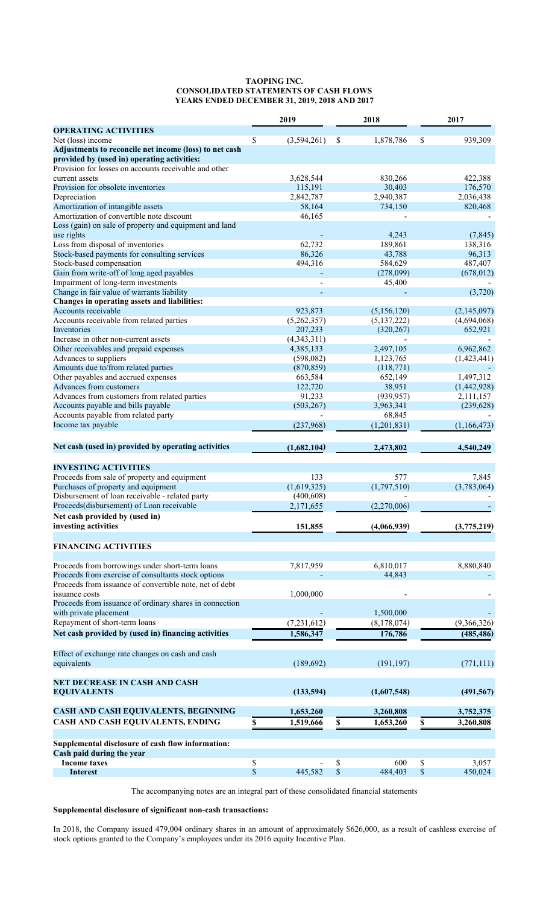# TAOPING INC.
## CONSOLIDATED STATEMENTS OF CASH FLOWS
### YEARS ENDED DECEMBER 31, 2019, 2018 AND 2017

| | 2019 | 2018 | 2017 |
|---|---|---|---|
| **OPERATING ACTIVITIES** | | | |
| Net (loss) income | $ (3,594,261) | $ 1,878,786 | $ 939,309 |
| **Adjustments to reconcile net income (loss) to net cash provided by (used in) operating activities:** | | | |
| Provision for losses on accounts receivable and other current assets | 3,628,544 | 830,266 | 422,388 |
| Provision for obsolete inventories | 115,191 | 30,403 | 176,570 |
| Depreciation | 2,842,787 | 2,940,387 | 2,036,438 |
| Amortization of intangible assets | 58,164 | 734,150 | 820,468 |
| Amortization of convertible note discount | 46,165 | - | - |
| Loss (gain) on sale of property and equipment and land use rights | - | 4,243 | (7,845) |
| Loss from disposal of inventories | 62,732 | 189,861 | 138,316 |
| Stock-based payments for consulting services | 86,326 | 43,788 | 96,313 |
| Stock-based compensation | 494,316 | 584,629 | 487,407 |
| Gain from write-off of long aged payables | - | (278,099) | (678,012) |
| Impairment of long-term investments | - | 45,400 | - |
| Change in fair value of warrants liability | - | - | (3,720) |
| **Changes in operating assets and liabilities:** | | | |
| Accounts receivable | 923,873 | (5,156,120) | (2,145,097) |
| Accounts receivable from related parties | (5,262,357) | (5,137,222) | (4,694,068) |
| Inventories | 207,233 | (320,267) | 652,921 |
| Increase in other non-current assets | (4,343,311) | - | - |
| Other receivables and prepaid expenses | 4,385,133 | 2,497,105 | 6,962,862 |
| Advances to suppliers | (598,082) | 1,123,765 | (1,423,441) |
| Amounts due to/from related parties | (870,859) | (118,771) | - |
| Other payables and accrued expenses | 663,584 | 652,149 | 1,497,312 |
| Advances from customers | 122,720 | 38,951 | (1,442,928) |
| Advances from customers from related parties | 91,233 | (939,957) | 2,111,157 |
| Accounts payable and bills payable | (503,267) | 3,963,341 | (239,628) |
| Accounts payable from related party | - | 68,845 | - |
| Income tax payable | (237,968) | (1,201,831) | (1,166,473) |
| **Net cash (used in) provided by operating activities** | **(1,682,104)** | **2,473,802** | **4,540,249** |
| **INVESTING ACTIVITIES** | | | |
| Proceeds from sale of property and equipment | 133 | 577 | 7,845 |
| Purchases of property and equipment | (1,619,325) | (1,797,510) | (3,783,064) |
| Disbursement of loan receivable - related party | (400,608) | - | - |
| Proceeds(disbursement) of Loan receivable | 2,171,655 | (2,270,006) | - |
| **Net cash provided by (used in) investing activities** | **151,855** | **(4,066,939)** | **(3,775,219)** |
| **FINANCING ACTIVITIES** | | | |
| Proceeds from borrowings under short-term loans | 7,817,959 | 6,810,017 | 8,880,840 |
| Proceeds from exercise of consultants stock options | - | 44,843 | - |
| Proceeds from issuance of convertible note, net of debt issuance costs | 1,000,000 | - | - |
| Proceeds from issuance of ordinary shares in connection with private placement | - | 1,500,000 | - |
| Repayment of short-term loans | (7,231,612) | (8,178,074) | (9,366,326) |
| **Net cash provided by (used in) financing activities** | **1,586,347** | **176,786** | **(485,486)** |
| Effect of exchange rate changes on cash and cash equivalents | (189,692) | (191,197) | (771,111) |
| **NET DECREASE IN CASH AND CASH EQUIVALENTS** | **(133,594)** | **(1,607,548)** | **(491,567)** |
| **CASH AND CASH EQUIVALENTS, BEGINNING** | **1,653,260** | **3,260,808** | **3,752,375** |
| **CASH AND CASH EQUIVALENTS, ENDING** | **$ 1,519,666** | **$ 1,653,260** | **$ 3,260,808** |
| **Supplemental disclosure of cash flow information:** | | | |
| **Cash paid during the year** | | | |
| **Income taxes** | $ - | $ 600 | $ 3,057 |
| **Interest** | $ 445,582 | $ 484,403 | $ 450,024 |

The accompanying notes are an integral part of these consolidated financial statements

**Supplemental disclosure of significant non-cash transactions:**

In 2018, the Company issued 479,004 ordinary shares in an amount of approximately $626,000, as a result of cashless exercise of stock options granted to the Company's employees under its 2016 equity Incentive Plan.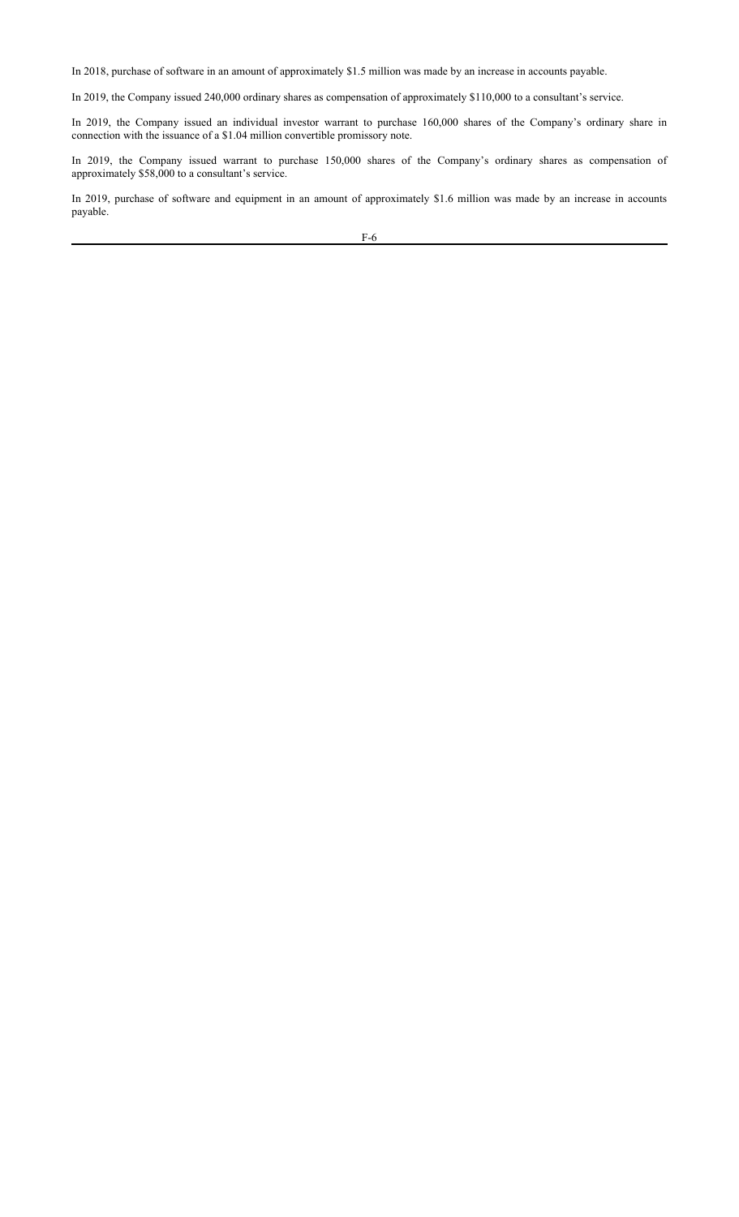In 2018, purchase of software in an amount of approximately $1.5 million was made by an increase in accounts payable.

In 2019, the Company issued 240,000 ordinary shares as compensation of approximately $110,000 to a consultant's service.

In 2019, the Company issued an individual investor warrant to purchase 160,000 shares of the Company's ordinary share in connection with the issuance of a $1.04 million convertible promissory note.

In 2019, the Company issued warrant to purchase 150,000 shares of the Company's ordinary shares as compensation of approximately $58,000 to a consultant's service.

In 2019, purchase of software and equipment in an amount of approximately $1.6 million was made by an increase in accounts payable.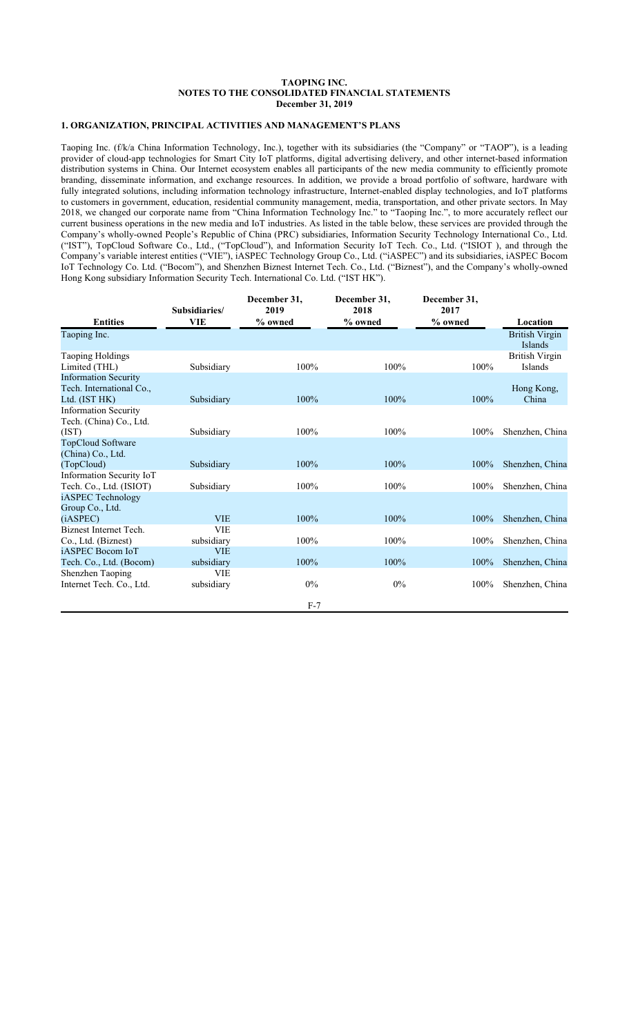**TAOPING INC.**
**NOTES TO THE CONSOLIDATED FINANCIAL STATEMENTS**
**December 31, 2019**

## 1. ORGANIZATION, PRINCIPAL ACTIVITIES AND MANAGEMENT'S PLANS

Taoping Inc. (f/k/a China Information Technology, Inc.), together with its subsidiaries (the "Company" or "TAOP"), is a leading provider of cloud-app technologies for Smart City IoT platforms, digital advertising delivery, and other internet-based information distribution systems in China. Our Internet ecosystem enables all participants of the new media community to efficiently promote branding, disseminate information, and exchange resources. In addition, we provide a broad portfolio of software, hardware with fully integrated solutions, including information technology infrastructure, Internet-enabled display technologies, and IoT platforms to customers in government, education, residential community management, media, transportation, and other private sectors. In May 2018, we changed our corporate name from "China Information Technology Inc." to "Taoping Inc.", to more accurately reflect our current business operations in the new media and IoT industries. As listed in the table below, these services are provided through the Company's wholly-owned People's Republic of China (PRC) subsidiaries, Information Security Technology International Co., Ltd. ("IST"), TopCloud Software Co., Ltd., ("TopCloud"), and Information Security IoT Tech. Co., Ltd. ("ISIOT ), and through the Company's variable interest entities ("VIE"), iASPEC Technology Group Co., Ltd. ("iASPEC") and its subsidiaries, iASPEC Bocom IoT Technology Co. Ltd. ("Bocom"), and Shenzhen Biznest Internet Tech. Co., Ltd. ("Biznest"), and the Company's wholly-owned Hong Kong subsidiary Information Security Tech. International Co. Ltd. ("IST HK").

| Entities | Subsidiaries/ VIE | December 31, 2019 % owned | December 31, 2018 % owned | December 31, 2017 % owned | Location |
|---|---|---|---|---|---|
| Taoping Inc. | | | | | British Virgin Islands |
| Taoping Holdings Limited (THL) | Subsidiary | 100% | 100% | 100% | British Virgin Islands |
| Information Security Tech. International Co., Ltd. (IST HK) | Subsidiary | 100% | 100% | 100% | Hong Kong, China |
| Information Security Tech. (China) Co., Ltd. (IST) | Subsidiary | 100% | 100% | 100% | Shenzhen, China |
| TopCloud Software (China) Co., Ltd. (TopCloud) | Subsidiary | 100% | 100% | 100% | Shenzhen, China |
| Information Security IoT Tech. Co., Ltd. (ISIOT) | Subsidiary | 100% | 100% | 100% | Shenzhen, China |
| iASPEC Technology Group Co., Ltd. (iASPEC) | VIE | 100% | 100% | 100% | Shenzhen, China |
| Biznest Internet Tech. Co., Ltd. (Biznest) | VIE subsidiary | 100% | 100% | 100% | Shenzhen, China |
| iASPEC Bocom IoT Tech. Co., Ltd. (Bocom) | VIE subsidiary | 100% | 100% | 100% | Shenzhen, China |
| Shenzhen Taoping Internet Tech. Co., Ltd. | VIE subsidiary | 0% | 0% | 100% | Shenzhen, China |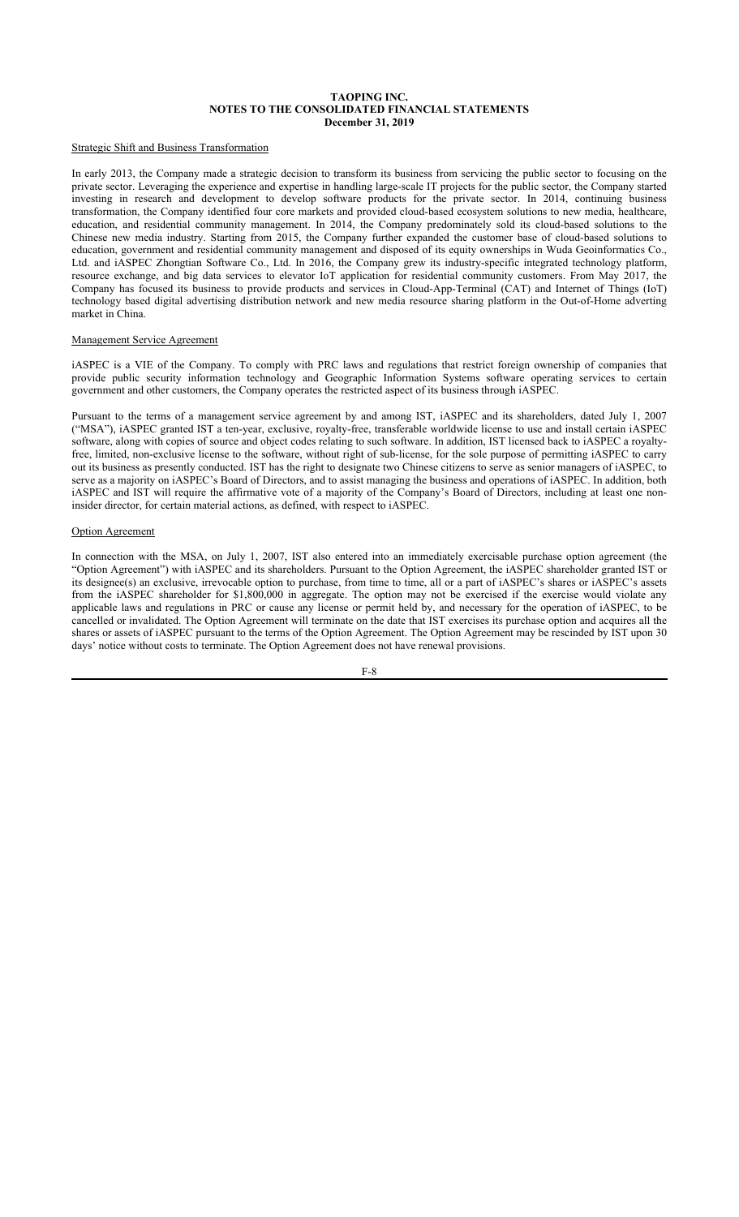### Strategic Shift and Business Transformation

In early 2013, the Company made a strategic decision to transform its business from servicing the public sector to focusing on the private sector. Leveraging the experience and expertise in handling large-scale IT projects for the public sector, the Company started investing in research and development to develop software products for the private sector. In 2014, continuing business transformation, the Company identified four core markets and provided cloud-based ecosystem solutions to new media, healthcare, education, and residential community management. In 2014, the Company predominately sold its cloud-based solutions to the Chinese new media industry. Starting from 2015, the Company further expanded the customer base of cloud-based solutions to education, government and residential community management and disposed of its equity ownerships in Wuda Geoinformatics Co., Ltd. and iASPEC Zhongtian Software Co., Ltd. In 2016, the Company grew its industry-specific integrated technology platform, resource exchange, and big data services to elevator IoT application for residential community customers. From May 2017, the Company has focused its business to provide products and services in Cloud-App-Terminal (CAT) and Internet of Things (IoT) technology based digital advertising distribution network and new media resource sharing platform in the Out-of-Home adverting market in China.

### Management Service Agreement

iASPEC is a VIE of the Company. To comply with PRC laws and regulations that restrict foreign ownership of companies that provide public security information technology and Geographic Information Systems software operating services to certain government and other customers, the Company operates the restricted aspect of its business through iASPEC.

Pursuant to the terms of a management service agreement by and among IST, iASPEC and its shareholders, dated July 1, 2007 ("MSA"), iASPEC granted IST a ten-year, exclusive, royalty-free, transferable worldwide license to use and install certain iASPEC software, along with copies of source and object codes relating to such software. In addition, IST licensed back to iASPEC a royalty-free, limited, non-exclusive license to the software, without right of sub-license, for the sole purpose of permitting iASPEC to carry out its business as presently conducted. IST has the right to designate two Chinese citizens to serve as senior managers of iASPEC, to serve as a majority on iASPEC's Board of Directors, and to assist managing the business and operations of iASPEC. In addition, both iASPEC and IST will require the affirmative vote of a majority of the Company's Board of Directors, including at least one non-insider director, for certain material actions, as defined, with respect to iASPEC.

### Option Agreement

In connection with the MSA, on July 1, 2007, IST also entered into an immediately exercisable purchase option agreement (the "Option Agreement") with iASPEC and its shareholders. Pursuant to the Option Agreement, the iASPEC shareholder granted IST or its designee(s) an exclusive, irrevocable option to purchase, from time to time, all or a part of iASPEC's shares or iASPEC's assets from the iASPEC shareholder for $1,800,000 in aggregate. The option may not be exercised if the exercise would violate any applicable laws and regulations in PRC or cause any license or permit held by, and necessary for the operation of iASPEC, to be cancelled or invalidated. The Option Agreement will terminate on the date that IST exercises its purchase option and acquires all the shares or assets of iASPEC pursuant to the terms of the Option Agreement. The Option Agreement may be rescinded by IST upon 30 days' notice without costs to terminate. The Option Agreement does not have renewal provisions.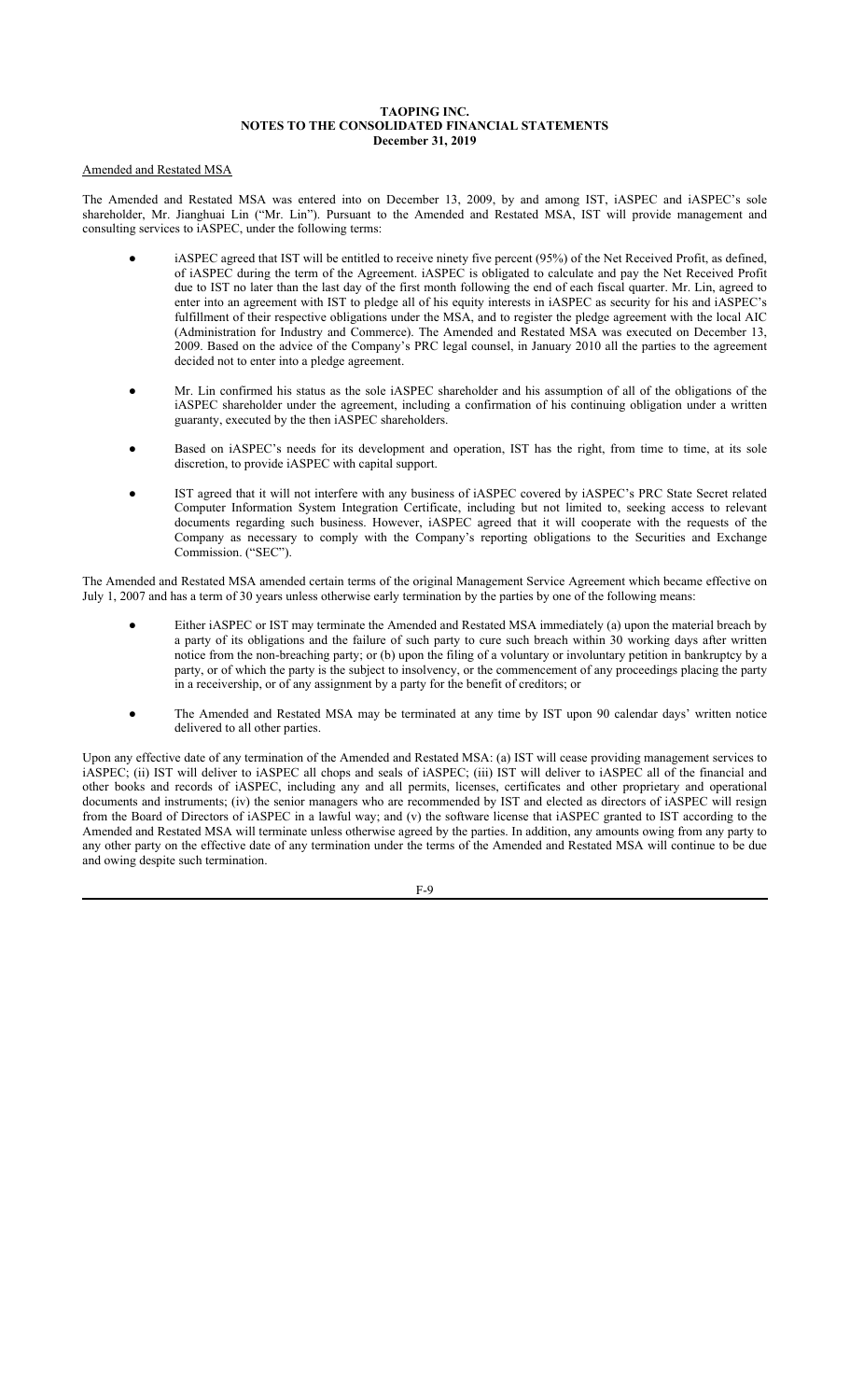**TAOPING INC.**
**NOTES TO THE CONSOLIDATED FINANCIAL STATEMENTS**
**December 31, 2019**

Amended and Restated MSA

The Amended and Restated MSA was entered into on December 13, 2009, by and among IST, iASPEC and iASPEC's sole shareholder, Mr. Jianghuai Lin ("Mr. Lin"). Pursuant to the Amended and Restated MSA, IST will provide management and consulting services to iASPEC, under the following terms:

- iASPEC agreed that IST will be entitled to receive ninety five percent (95%) of the Net Received Profit, as defined, of iASPEC during the term of the Agreement. iASPEC is obligated to calculate and pay the Net Received Profit due to IST no later than the last day of the first month following the end of each fiscal quarter. Mr. Lin, agreed to enter into an agreement with IST to pledge all of his equity interests in iASPEC as security for his and iASPEC's fulfillment of their respective obligations under the MSA, and to register the pledge agreement with the local AIC (Administration for Industry and Commerce). The Amended and Restated MSA was executed on December 13, 2009. Based on the advice of the Company's PRC legal counsel, in January 2010 all the parties to the agreement decided not to enter into a pledge agreement.
- Mr. Lin confirmed his status as the sole iASPEC shareholder and his assumption of all of the obligations of the iASPEC shareholder under the agreement, including a confirmation of his continuing obligation under a written guaranty, executed by the then iASPEC shareholders.
- Based on iASPEC's needs for its development and operation, IST has the right, from time to time, at its sole discretion, to provide iASPEC with capital support.
- IST agreed that it will not interfere with any business of iASPEC covered by iASPEC's PRC State Secret related Computer Information System Integration Certificate, including but not limited to, seeking access to relevant documents regarding such business. However, iASPEC agreed that it will cooperate with the requests of the Company as necessary to comply with the Company's reporting obligations to the Securities and Exchange Commission. ("SEC").

The Amended and Restated MSA amended certain terms of the original Management Service Agreement which became effective on July 1, 2007 and has a term of 30 years unless otherwise early termination by the parties by one of the following means:

- Either iASPEC or IST may terminate the Amended and Restated MSA immediately (a) upon the material breach by a party of its obligations and the failure of such party to cure such breach within 30 working days after written notice from the non-breaching party; or (b) upon the filing of a voluntary or involuntary petition in bankruptcy by a party, or of which the party is the subject to insolvency, or the commencement of any proceedings placing the party in a receivership, or of any assignment by a party for the benefit of creditors; or
- The Amended and Restated MSA may be terminated at any time by IST upon 90 calendar days' written notice delivered to all other parties.

Upon any effective date of any termination of the Amended and Restated MSA: (a) IST will cease providing management services to iASPEC; (ii) IST will deliver to iASPEC all chops and seals of iASPEC; (iii) IST will deliver to iASPEC all of the financial and other books and records of iASPEC, including any and all permits, licenses, certificates and other proprietary and operational documents and instruments; (iv) the senior managers who are recommended by IST and elected as directors of iASPEC will resign from the Board of Directors of iASPEC in a lawful way; and (v) the software license that iASPEC granted to IST according to the Amended and Restated MSA will terminate unless otherwise agreed by the parties. In addition, any amounts owing from any party to any other party on the effective date of any termination under the terms of the Amended and Restated MSA will continue to be due and owing despite such termination.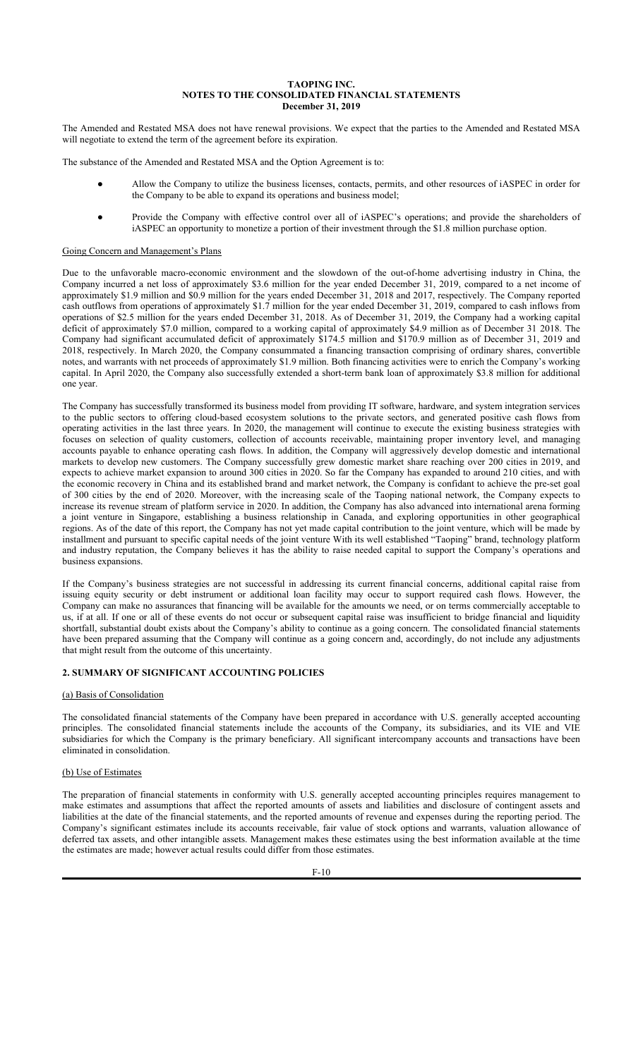The Amended and Restated MSA does not have renewal provisions. We expect that the parties to the Amended and Restated MSA will negotiate to extend the term of the agreement before its expiration.

The substance of the Amended and Restated MSA and the Option Agreement is to:

- Allow the Company to utilize the business licenses, contacts, permits, and other resources of iASPEC in order for the Company to be able to expand its operations and business model;
- Provide the Company with effective control over all of iASPEC's operations; and provide the shareholders of iASPEC an opportunity to monetize a portion of their investment through the $1.8 million purchase option.

Going Concern and Management's Plans

Due to the unfavorable macro-economic environment and the slowdown of the out-of-home advertising industry in China, the Company incurred a net loss of approximately $3.6 million for the year ended December 31, 2019, compared to a net income of approximately $1.9 million and $0.9 million for the years ended December 31, 2018 and 2017, respectively. The Company reported cash outflows from operations of approximately $1.7 million for the year ended December 31, 2019, compared to cash inflows from operations of $2.5 million for the years ended December 31, 2018. As of December 31, 2019, the Company had a working capital deficit of approximately $7.0 million, compared to a working capital of approximately $4.9 million as of December 31 2018. The Company had significant accumulated deficit of approximately $174.5 million and $170.9 million as of December 31, 2019 and 2018, respectively. In March 2020, the Company consummated a financing transaction comprising of ordinary shares, convertible notes, and warrants with net proceeds of approximately $1.9 million. Both financing activities were to enrich the Company's working capital. In April 2020, the Company also successfully extended a short-term bank loan of approximately $3.8 million for additional one year.

The Company has successfully transformed its business model from providing IT software, hardware, and system integration services to the public sectors to offering cloud-based ecosystem solutions to the private sectors, and generated positive cash flows from operating activities in the last three years. In 2020, the management will continue to execute the existing business strategies with focuses on selection of quality customers, collection of accounts receivable, maintaining proper inventory level, and managing accounts payable to enhance operating cash flows. In addition, the Company will aggressively develop domestic and international markets to develop new customers. The Company successfully grew domestic market share reaching over 200 cities in 2019, and expects to achieve market expansion to around 300 cities in 2020. So far the Company has expanded to around 210 cities, and with the economic recovery in China and its established brand and market network, the Company is confidant to achieve the pre-set goal of 300 cities by the end of 2020. Moreover, with the increasing scale of the Taoping national network, the Company expects to increase its revenue stream of platform service in 2020. In addition, the Company has also advanced into international arena forming a joint venture in Singapore, establishing a business relationship in Canada, and exploring opportunities in other geographical regions. As of the date of this report, the Company has not yet made capital contribution to the joint venture, which will be made by installment and pursuant to specific capital needs of the joint venture With its well established "Taoping" brand, technology platform and industry reputation, the Company believes it has the ability to raise needed capital to support the Company's operations and business expansions.

If the Company's business strategies are not successful in addressing its current financial concerns, additional capital raise from issuing equity security or debt instrument or additional loan facility may occur to support required cash flows. However, the Company can make no assurances that financing will be available for the amounts we need, or on terms commercially acceptable to us, if at all. If one or all of these events do not occur or subsequent capital raise was insufficient to bridge financial and liquidity shortfall, substantial doubt exists about the Company's ability to continue as a going concern. The consolidated financial statements have been prepared assuming that the Company will continue as a going concern and, accordingly, do not include any adjustments that might result from the outcome of this uncertainty.

## 2. SUMMARY OF SIGNIFICANT ACCOUNTING POLICIES

(a) Basis of Consolidation

The consolidated financial statements of the Company have been prepared in accordance with U.S. generally accepted accounting principles. The consolidated financial statements include the accounts of the Company, its subsidiaries, and its VIE and VIE subsidiaries for which the Company is the primary beneficiary. All significant intercompany accounts and transactions have been eliminated in consolidation.

(b) Use of Estimates

The preparation of financial statements in conformity with U.S. generally accepted accounting principles requires management to make estimates and assumptions that affect the reported amounts of assets and liabilities and disclosure of contingent assets and liabilities at the date of the financial statements, and the reported amounts of revenue and expenses during the reporting period. The Company's significant estimates include its accounts receivable, fair value of stock options and warrants, valuation allowance of deferred tax assets, and other intangible assets. Management makes these estimates using the best information available at the time the estimates are made; however actual results could differ from those estimates.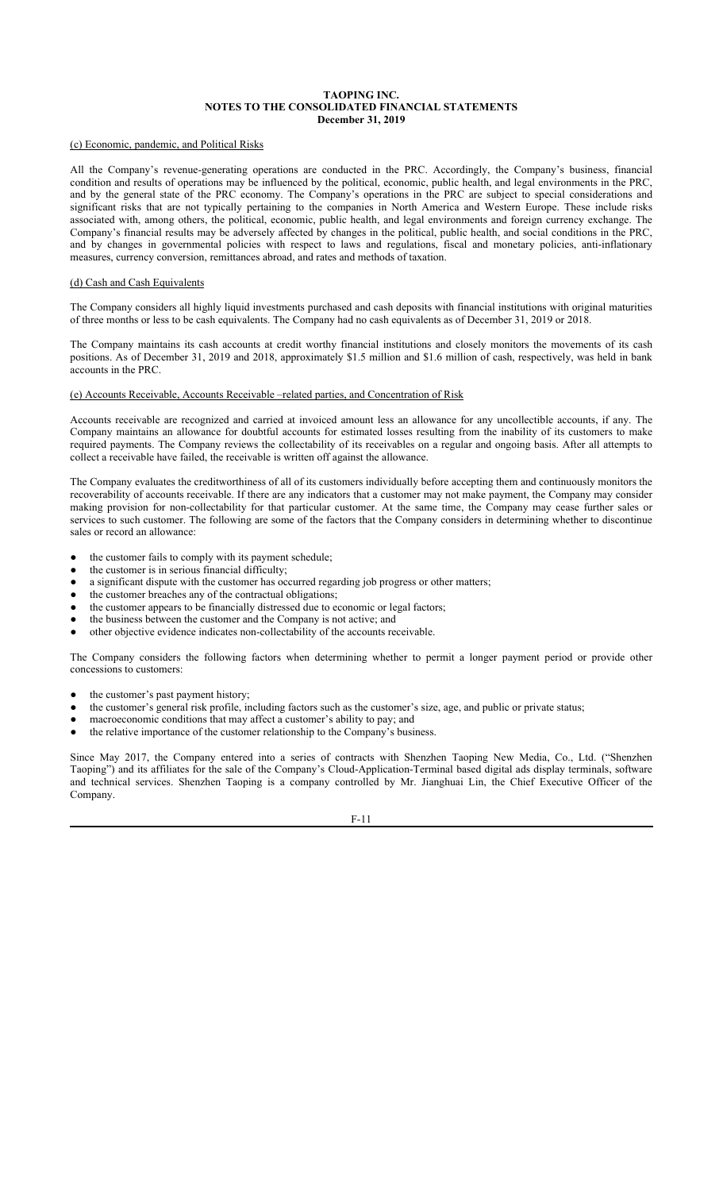#### (c) Economic, pandemic, and Political Risks

All the Company's revenue-generating operations are conducted in the PRC. Accordingly, the Company's business, financial condition and results of operations may be influenced by the political, economic, public health, and legal environments in the PRC, and by the general state of the PRC economy. The Company's operations in the PRC are subject to special considerations and significant risks that are not typically pertaining to the companies in North America and Western Europe. These include risks associated with, among others, the political, economic, public health, and legal environments and foreign currency exchange. The Company's financial results may be adversely affected by changes in the political, public health, and social conditions in the PRC, and by changes in governmental policies with respect to laws and regulations, fiscal and monetary policies, anti-inflationary measures, currency conversion, remittances abroad, and rates and methods of taxation.

#### (d) Cash and Cash Equivalents

The Company considers all highly liquid investments purchased and cash deposits with financial institutions with original maturities of three months or less to be cash equivalents. The Company had no cash equivalents as of December 31, 2019 or 2018.

The Company maintains its cash accounts at credit worthy financial institutions and closely monitors the movements of its cash positions. As of December 31, 2019 and 2018, approximately $1.5 million and $1.6 million of cash, respectively, was held in bank accounts in the PRC.

#### (e) Accounts Receivable, Accounts Receivable –related parties, and Concentration of Risk

Accounts receivable are recognized and carried at invoiced amount less an allowance for any uncollectible accounts, if any. The Company maintains an allowance for doubtful accounts for estimated losses resulting from the inability of its customers to make required payments. The Company reviews the collectability of its receivables on a regular and ongoing basis. After all attempts to collect a receivable have failed, the receivable is written off against the allowance.

The Company evaluates the creditworthiness of all of its customers individually before accepting them and continuously monitors the recoverability of accounts receivable. If there are any indicators that a customer may not make payment, the Company may consider making provision for non-collectability for that particular customer. At the same time, the Company may cease further sales or services to such customer. The following are some of the factors that the Company considers in determining whether to discontinue sales or record an allowance:

- the customer fails to comply with its payment schedule;
- the customer is in serious financial difficulty;
- a significant dispute with the customer has occurred regarding job progress or other matters;
- the customer breaches any of the contractual obligations;
- the customer appears to be financially distressed due to economic or legal factors;
- the business between the customer and the Company is not active; and
- other objective evidence indicates non-collectability of the accounts receivable.

The Company considers the following factors when determining whether to permit a longer payment period or provide other concessions to customers:

- the customer's past payment history;
- the customer's general risk profile, including factors such as the customer's size, age, and public or private status;
- macroeconomic conditions that may affect a customer's ability to pay; and
- the relative importance of the customer relationship to the Company's business.

Since May 2017, the Company entered into a series of contracts with Shenzhen Taoping New Media, Co., Ltd. ("Shenzhen Taoping") and its affiliates for the sale of the Company's Cloud-Application-Terminal based digital ads display terminals, software and technical services. Shenzhen Taoping is a company controlled by Mr. Jianghuai Lin, the Chief Executive Officer of the Company.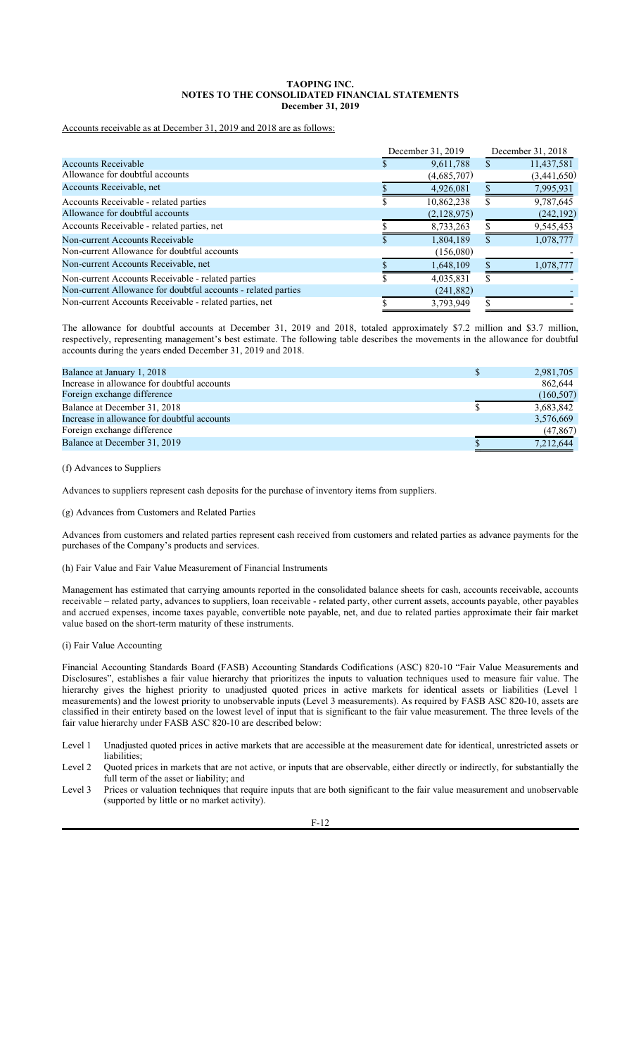**TAOPING INC.**
**NOTES TO THE CONSOLIDATED FINANCIAL STATEMENTS**
**December 31, 2019**

Accounts receivable as at December 31, 2019 and 2018 are as follows:

| | December 31, 2019 | December 31, 2018 |
|---|---|---|
| Accounts Receivable | $ 9,611,788 | $ 11,437,581 |
| Allowance for doubtful accounts | (4,685,707) | (3,441,650) |
| Accounts Receivable, net | $ 4,926,081 | $ 7,995,931 |
| Accounts Receivable - related parties | $ 10,862,238 | $ 9,787,645 |
| Allowance for doubtful accounts | (2,128,975) | (242,192) |
| Accounts Receivable - related parties, net | $ 8,733,263 | $ 9,545,453 |
| Non-current Accounts Receivable | $ 1,804,189 | $ 1,078,777 |
| Non-current Allowance for doubtful accounts | (156,080) | - |
| Non-current Accounts Receivable, net | $ 1,648,109 | $ 1,078,777 |
| Non-current Accounts Receivable - related parties | $ 4,035,831 | $ - |
| Non-current Allowance for doubtful accounts - related parties | (241,882) | - |
| Non-current Accounts Receivable - related parties, net | $ 3,793,949 | $ - |

The allowance for doubtful accounts at December 31, 2019 and 2018, totaled approximately $7.2 million and $3.7 million, respectively, representing management's best estimate. The following table describes the movements in the allowance for doubtful accounts during the years ended December 31, 2019 and 2018.

| | |
|---|---|
| Balance at January 1, 2018 | $ 2,981,705 |
| Increase in allowance for doubtful accounts | 862,644 |
| Foreign exchange difference | (160,507) |
| Balance at December 31, 2018 | $ 3,683,842 |
| Increase in allowance for doubtful accounts | 3,576,669 |
| Foreign exchange difference | (47,867) |
| Balance at December 31, 2019 | $ 7,212,644 |

(f) Advances to Suppliers

Advances to suppliers represent cash deposits for the purchase of inventory items from suppliers.

(g) Advances from Customers and Related Parties

Advances from customers and related parties represent cash received from customers and related parties as advance payments for the purchases of the Company's products and services.

(h) Fair Value and Fair Value Measurement of Financial Instruments

Management has estimated that carrying amounts reported in the consolidated balance sheets for cash, accounts receivable, accounts receivable – related party, advances to suppliers, loan receivable - related party, other current assets, accounts payable, other payables and accrued expenses, income taxes payable, convertible note payable, net, and due to related parties approximate their fair market value based on the short-term maturity of these instruments.

(i) Fair Value Accounting

Financial Accounting Standards Board (FASB) Accounting Standards Codifications (ASC) 820-10 "Fair Value Measurements and Disclosures", establishes a fair value hierarchy that prioritizes the inputs to valuation techniques used to measure fair value. The hierarchy gives the highest priority to unadjusted quoted prices in active markets for identical assets or liabilities (Level 1 measurements) and the lowest priority to unobservable inputs (Level 3 measurements). As required by FASB ASC 820-10, assets are classified in their entirety based on the lowest level of input that is significant to the fair value measurement. The three levels of the fair value hierarchy under FASB ASC 820-10 are described below:

- Level 1 Unadjusted quoted prices in active markets that are accessible at the measurement date for identical, unrestricted assets or liabilities;
- Level 2 Quoted prices in markets that are not active, or inputs that are observable, either directly or indirectly, for substantially the full term of the asset or liability; and
- Level 3 Prices or valuation techniques that require inputs that are both significant to the fair value measurement and unobservable (supported by little or no market activity).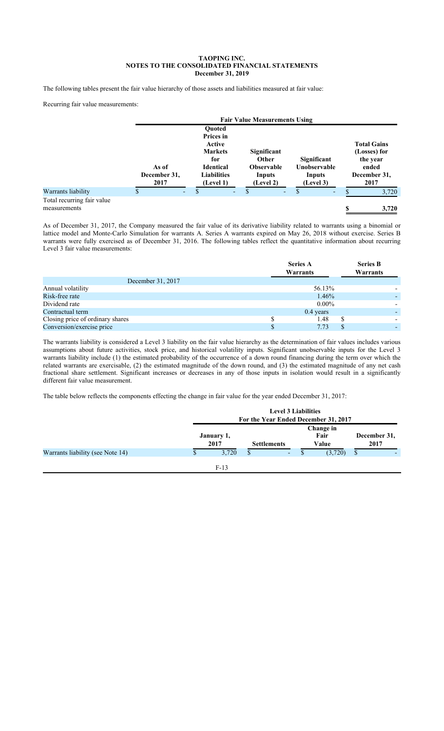**TAOPING INC.**
**NOTES TO THE CONSOLIDATED FINANCIAL STATEMENTS**
**December 31, 2019**

The following tables present the fair value hierarchy of those assets and liabilities measured at fair value:

Recurring fair value measurements:

| | | Fair Value Measurements Using | | | |
|---|---|---|---|---|---|
| | As of December 31, 2017 | Quoted Prices in Active Markets for Identical Liabilities (Level 1) | Significant Other Observable Inputs (Level 2) | Significant Unobservable Inputs (Level 3) | Total Gains (Losses) for the year ended December 31, 2017 |
| Warrants liability | $ - | $ - | $ - | $ - | $ 3,720 |
| Total recurring fair value measurements | | | | | $ 3,720 |

As of December 31, 2017, the Company measured the fair value of its derivative liability related to warrants using a binomial or lattice model and Monte-Carlo Simulation for warrants A. Series A warrants expired on May 26, 2018 without exercise. Series B warrants were fully exercised as of December 31, 2016. The following tables reflect the quantitative information about recurring Level 3 fair value measurements:

| | Series A Warrants | Series B Warrants |
|---|---|---|
| December 31, 2017 | | |
| Annual volatility | 56.13% | - |
| Risk-free rate | 1.46% | - |
| Dividend rate | 0.00% | - |
| Contractual term | 0.4 years | - |
| Closing price of ordinary shares | $ 1.48 | $ - |
| Conversion/exercise price | $ 7.73 | $ - |

The warrants liability is considered a Level 3 liability on the fair value hierarchy as the determination of fair values includes various assumptions about future activities, stock price, and historical volatility inputs. Significant unobservable inputs for the Level 3 warrants liability include (1) the estimated probability of the occurrence of a down round financing during the term over which the related warrants are exercisable, (2) the estimated magnitude of the down round, and (3) the estimated magnitude of any net cash fractional share settlement. Significant increases or decreases in any of those inputs in isolation would result in a significantly different fair value measurement.

The table below reflects the components effecting the change in fair value for the year ended December 31, 2017:

| | Level 3 Liabilities For the Year Ended December 31, 2017 | | | |
|---|---|---|---|---|
| | January 1, 2017 | Settlements | Change in Fair Value | December 31, 2017 |
| Warrants liability (see Note 14) | $ 3,720 | $ - | $ (3,720) | $ - |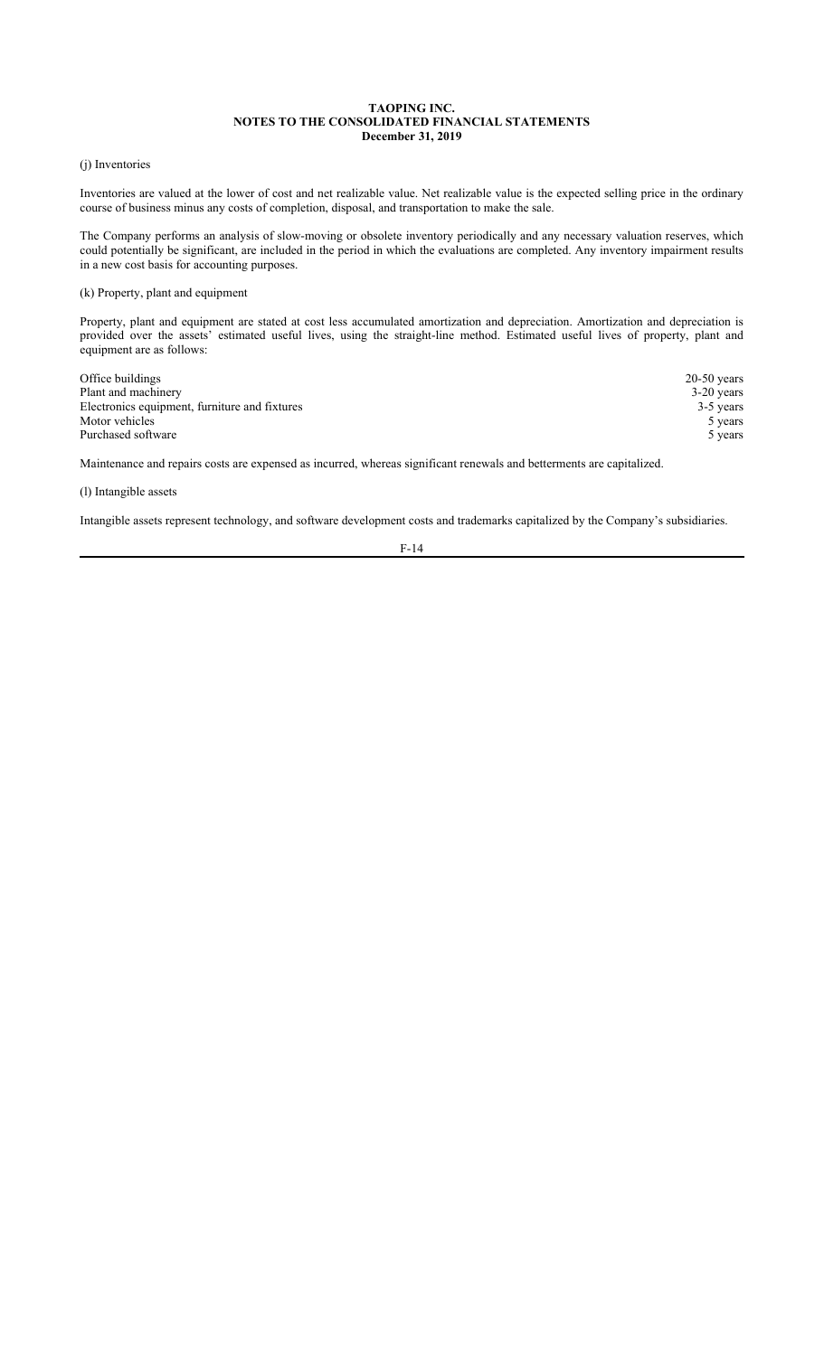(j) Inventories

Inventories are valued at the lower of cost and net realizable value. Net realizable value is the expected selling price in the ordinary course of business minus any costs of completion, disposal, and transportation to make the sale.

The Company performs an analysis of slow-moving or obsolete inventory periodically and any necessary valuation reserves, which could potentially be significant, are included in the period in which the evaluations are completed. Any inventory impairment results in a new cost basis for accounting purposes.

(k) Property, plant and equipment

Property, plant and equipment are stated at cost less accumulated amortization and depreciation. Amortization and depreciation is provided over the assets' estimated useful lives, using the straight-line method. Estimated useful lives of property, plant and equipment are as follows:

| | |
|---|---|
| Office buildings | 20-50 years |
| Plant and machinery | 3-20 years |
| Electronics equipment, furniture and fixtures | 3-5 years |
| Motor vehicles | 5 years |
| Purchased software | 5 years |

Maintenance and repairs costs are expensed as incurred, whereas significant renewals and betterments are capitalized.

(l) Intangible assets

Intangible assets represent technology, and software development costs and trademarks capitalized by the Company's subsidiaries.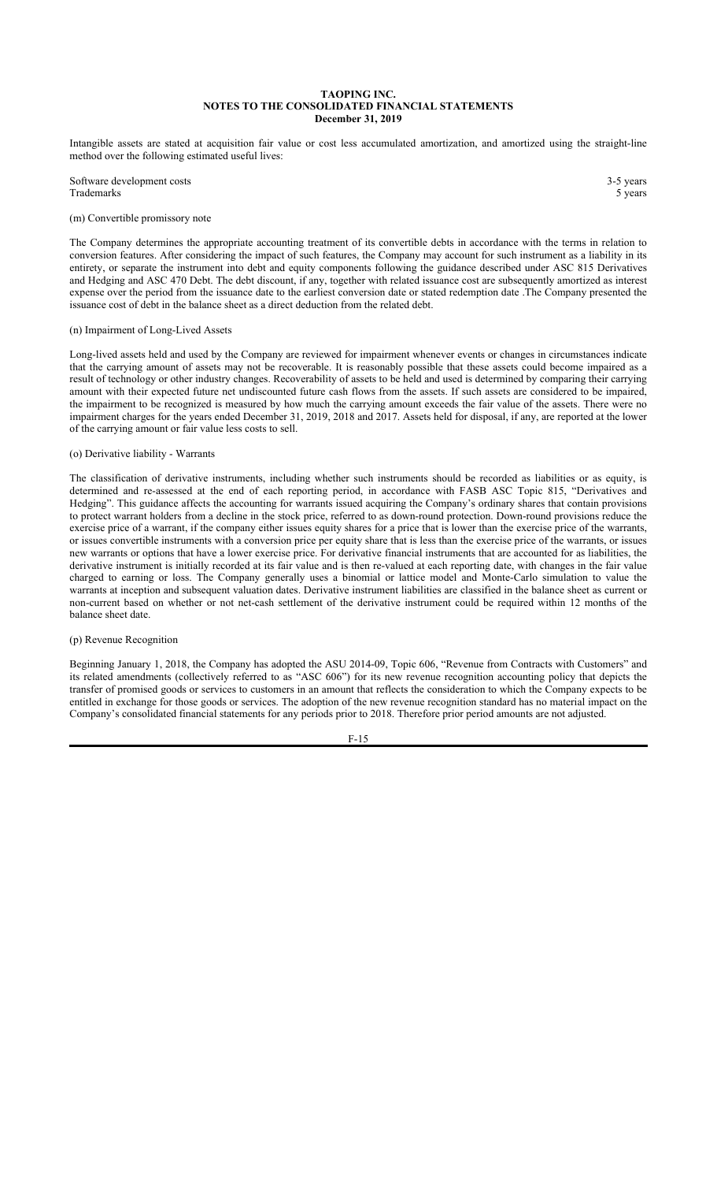**TAOPING INC.**
**NOTES TO THE CONSOLIDATED FINANCIAL STATEMENTS**
**December 31, 2019**

Intangible assets are stated at acquisition fair value or cost less accumulated amortization, and amortized using the straight-line method over the following estimated useful lives:

| | |
|---|---|
| Software development costs | 3-5 years |
| Trademarks | 5 years |

(m) Convertible promissory note

The Company determines the appropriate accounting treatment of its convertible debts in accordance with the terms in relation to conversion features. After considering the impact of such features, the Company may account for such instrument as a liability in its entirety, or separate the instrument into debt and equity components following the guidance described under ASC 815 Derivatives and Hedging and ASC 470 Debt. The debt discount, if any, together with related issuance cost are subsequently amortized as interest expense over the period from the issuance date to the earliest conversion date or stated redemption date .The Company presented the issuance cost of debt in the balance sheet as a direct deduction from the related debt.

(n) Impairment of Long-Lived Assets

Long-lived assets held and used by the Company are reviewed for impairment whenever events or changes in circumstances indicate that the carrying amount of assets may not be recoverable. It is reasonably possible that these assets could become impaired as a result of technology or other industry changes. Recoverability of assets to be held and used is determined by comparing their carrying amount with their expected future net undiscounted future cash flows from the assets. If such assets are considered to be impaired, the impairment to be recognized is measured by how much the carrying amount exceeds the fair value of the assets. There were no impairment charges for the years ended December 31, 2019, 2018 and 2017. Assets held for disposal, if any, are reported at the lower of the carrying amount or fair value less costs to sell.

(o) Derivative liability - Warrants

The classification of derivative instruments, including whether such instruments should be recorded as liabilities or as equity, is determined and re-assessed at the end of each reporting period, in accordance with FASB ASC Topic 815, "Derivatives and Hedging". This guidance affects the accounting for warrants issued acquiring the Company's ordinary shares that contain provisions to protect warrant holders from a decline in the stock price, referred to as down-round protection. Down-round provisions reduce the exercise price of a warrant, if the company either issues equity shares for a price that is lower than the exercise price of the warrants, or issues convertible instruments with a conversion price per equity share that is less than the exercise price of the warrants, or issues new warrants or options that have a lower exercise price. For derivative financial instruments that are accounted for as liabilities, the derivative instrument is initially recorded at its fair value and is then re-valued at each reporting date, with changes in the fair value charged to earning or loss. The Company generally uses a binomial or lattice model and Monte-Carlo simulation to value the warrants at inception and subsequent valuation dates. Derivative instrument liabilities are classified in the balance sheet as current or non-current based on whether or not net-cash settlement of the derivative instrument could be required within 12 months of the balance sheet date.

(p) Revenue Recognition

Beginning January 1, 2018, the Company has adopted the ASU 2014-09, Topic 606, "Revenue from Contracts with Customers" and its related amendments (collectively referred to as "ASC 606") for its new revenue recognition accounting policy that depicts the transfer of promised goods or services to customers in an amount that reflects the consideration to which the Company expects to be entitled in exchange for those goods or services. The adoption of the new revenue recognition standard has no material impact on the Company's consolidated financial statements for any periods prior to 2018. Therefore prior period amounts are not adjusted.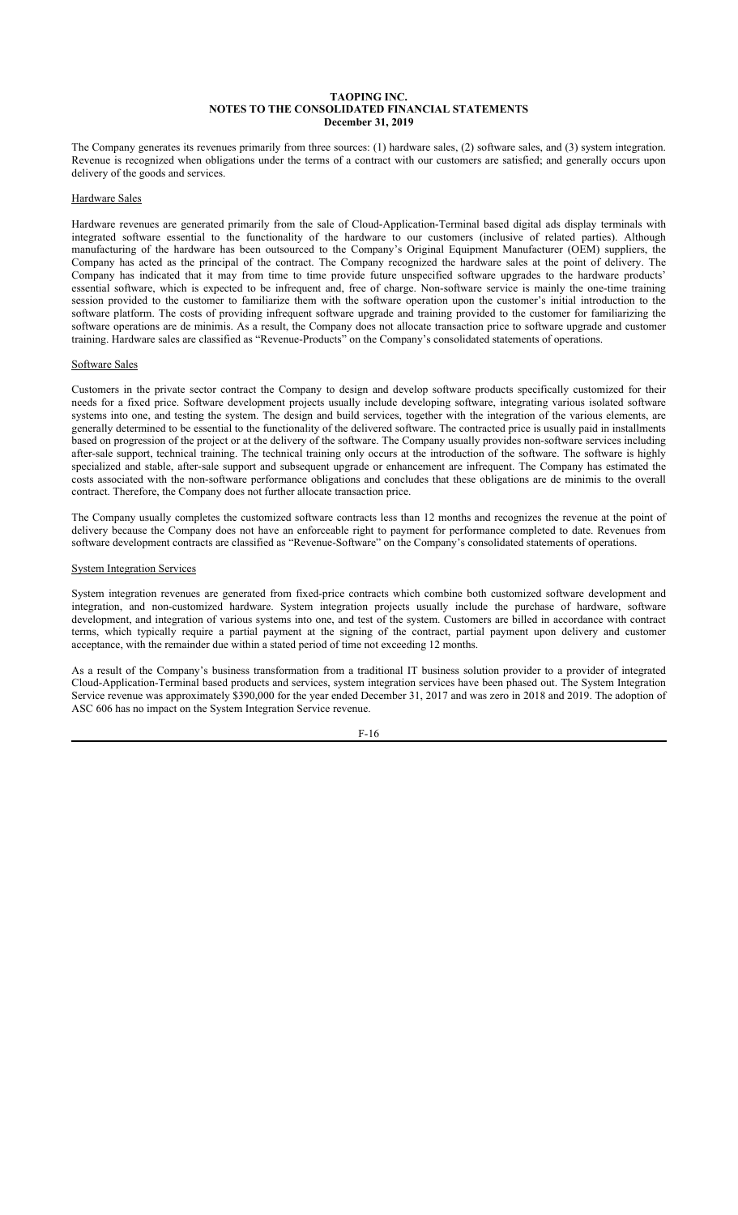# TAOPING INC.
## NOTES TO THE CONSOLIDATED FINANCIAL STATEMENTS
### December 31, 2019

The Company generates its revenues primarily from three sources: (1) hardware sales, (2) software sales, and (3) system integration. Revenue is recognized when obligations under the terms of a contract with our customers are satisfied; and generally occurs upon delivery of the goods and services.

Hardware Sales

Hardware revenues are generated primarily from the sale of Cloud-Application-Terminal based digital ads display terminals with integrated software essential to the functionality of the hardware to our customers (inclusive of related parties). Although manufacturing of the hardware has been outsourced to the Company's Original Equipment Manufacturer (OEM) suppliers, the Company has acted as the principal of the contract. The Company recognized the hardware sales at the point of delivery. The Company has indicated that it may from time to time provide future unspecified software upgrades to the hardware products' essential software, which is expected to be infrequent and, free of charge. Non-software service is mainly the one-time training session provided to the customer to familiarize them with the software operation upon the customer's initial introduction to the software platform. The costs of providing infrequent software upgrade and training provided to the customer for familiarizing the software operations are de minimis. As a result, the Company does not allocate transaction price to software upgrade and customer training. Hardware sales are classified as "Revenue-Products" on the Company's consolidated statements of operations.

Software Sales

Customers in the private sector contract the Company to design and develop software products specifically customized for their needs for a fixed price. Software development projects usually include developing software, integrating various isolated software systems into one, and testing the system. The design and build services, together with the integration of the various elements, are generally determined to be essential to the functionality of the delivered software. The contracted price is usually paid in installments based on progression of the project or at the delivery of the software. The Company usually provides non-software services including after-sale support, technical training. The technical training only occurs at the introduction of the software. The software is highly specialized and stable, after-sale support and subsequent upgrade or enhancement are infrequent. The Company has estimated the costs associated with the non-software performance obligations and concludes that these obligations are de minimis to the overall contract. Therefore, the Company does not further allocate transaction price.

The Company usually completes the customized software contracts less than 12 months and recognizes the revenue at the point of delivery because the Company does not have an enforceable right to payment for performance completed to date. Revenues from software development contracts are classified as "Revenue-Software" on the Company's consolidated statements of operations.

System Integration Services

System integration revenues are generated from fixed-price contracts which combine both customized software development and integration, and non-customized hardware. System integration projects usually include the purchase of hardware, software development, and integration of various systems into one, and test of the system. Customers are billed in accordance with contract terms, which typically require a partial payment at the signing of the contract, partial payment upon delivery and customer acceptance, with the remainder due within a stated period of time not exceeding 12 months.

As a result of the Company's business transformation from a traditional IT business solution provider to a provider of integrated Cloud-Application-Terminal based products and services, system integration services have been phased out. The System Integration Service revenue was approximately $390,000 for the year ended December 31, 2017 and was zero in 2018 and 2019. The adoption of ASC 606 has no impact on the System Integration Service revenue.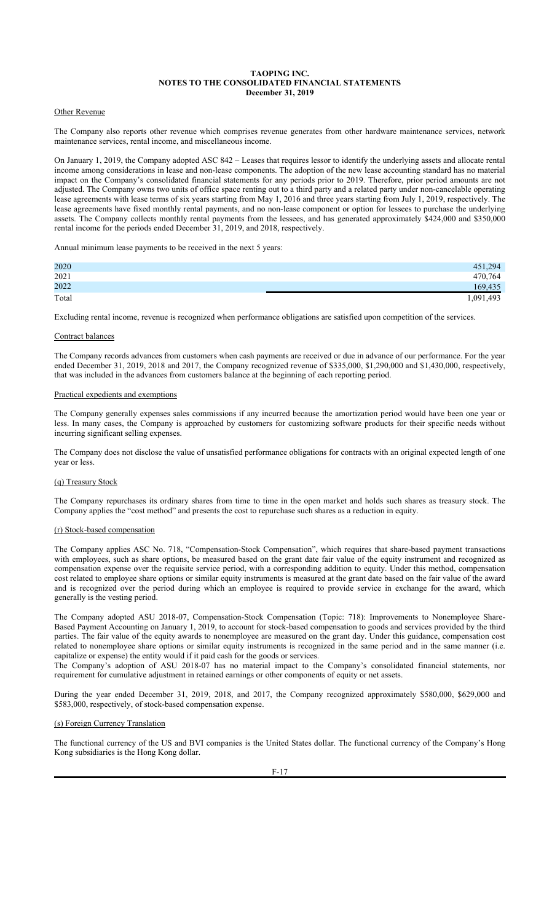**TAOPING INC.**
**NOTES TO THE CONSOLIDATED FINANCIAL STATEMENTS**
**December 31, 2019**

Other Revenue

The Company also reports other revenue which comprises revenue generates from other hardware maintenance services, network maintenance services, rental income, and miscellaneous income.

On January 1, 2019, the Company adopted ASC 842 – Leases that requires lessor to identify the underlying assets and allocate rental income among considerations in lease and non-lease components. The adoption of the new lease accounting standard has no material impact on the Company's consolidated financial statements for any periods prior to 2019. Therefore, prior period amounts are not adjusted. The Company owns two units of office space renting out to a third party and a related party under non-cancelable operating lease agreements with lease terms of six years starting from May 1, 2016 and three years starting from July 1, 2019, respectively. The lease agreements have fixed monthly rental payments, and no non-lease component or option for lessees to purchase the underlying assets. The Company collects monthly rental payments from the lessees, and has generated approximately \$424,000 and \$350,000 rental income for the periods ended December 31, 2019, and 2018, respectively.

Annual minimum lease payments to be received in the next 5 years:

| | |
|---|---|
| 2020 | 451,294 |
| 2021 | 470,764 |
| 2022 | 169,435 |
| Total | 1,091,493 |

Excluding rental income, revenue is recognized when performance obligations are satisfied upon competition of the services.

Contract balances

The Company records advances from customers when cash payments are received or due in advance of our performance. For the year ended December 31, 2019, 2018 and 2017, the Company recognized revenue of \$335,000, \$1,290,000 and \$1,430,000, respectively, that was included in the advances from customers balance at the beginning of each reporting period.

Practical expedients and exemptions

The Company generally expenses sales commissions if any incurred because the amortization period would have been one year or less. In many cases, the Company is approached by customers for customizing software products for their specific needs without incurring significant selling expenses.

The Company does not disclose the value of unsatisfied performance obligations for contracts with an original expected length of one year or less.

(q) Treasury Stock

The Company repurchases its ordinary shares from time to time in the open market and holds such shares as treasury stock. The Company applies the "cost method" and presents the cost to repurchase such shares as a reduction in equity.

(r) Stock-based compensation

The Company applies ASC No. 718, "Compensation-Stock Compensation", which requires that share-based payment transactions with employees, such as share options, be measured based on the grant date fair value of the equity instrument and recognized as compensation expense over the requisite service period, with a corresponding addition to equity. Under this method, compensation cost related to employee share options or similar equity instruments is measured at the grant date based on the fair value of the award and is recognized over the period during which an employee is required to provide service in exchange for the award, which generally is the vesting period.

The Company adopted ASU 2018-07, Compensation-Stock Compensation (Topic: 718): Improvements to Nonemployee Share-Based Payment Accounting on January 1, 2019, to account for stock-based compensation to goods and services provided by the third parties. The fair value of the equity awards to nonemployee are measured on the grant day. Under this guidance, compensation cost related to nonemployee share options or similar equity instruments is recognized in the same period and in the same manner (i.e. capitalize or expense) the entity would if it paid cash for the goods or services.
The Company's adoption of ASU 2018-07 has no material impact to the Company's consolidated financial statements, nor requirement for cumulative adjustment in retained earnings or other components of equity or net assets.

During the year ended December 31, 2019, 2018, and 2017, the Company recognized approximately \$580,000, \$629,000 and \$583,000, respectively, of stock-based compensation expense.

(s) Foreign Currency Translation

The functional currency of the US and BVI companies is the United States dollar. The functional currency of the Company's Hong Kong subsidiaries is the Hong Kong dollar.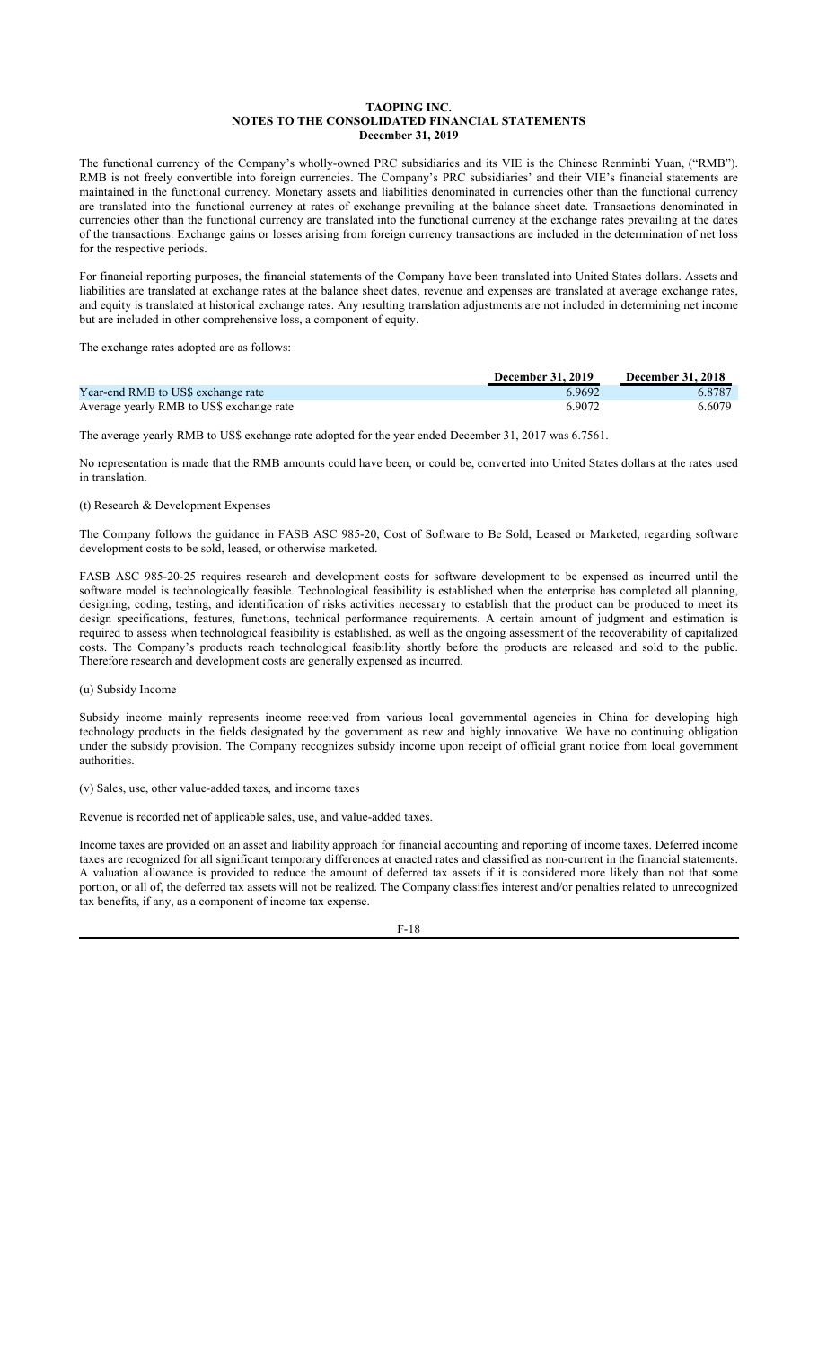The functional currency of the Company's wholly-owned PRC subsidiaries and its VIE is the Chinese Renminbi Yuan, ("RMB"). RMB is not freely convertible into foreign currencies. The Company's PRC subsidiaries' and their VIE's financial statements are maintained in the functional currency. Monetary assets and liabilities denominated in currencies other than the functional currency are translated into the functional currency at rates of exchange prevailing at the balance sheet date. Transactions denominated in currencies other than the functional currency are translated into the functional currency at the exchange rates prevailing at the dates of the transactions. Exchange gains or losses arising from foreign currency transactions are included in the determination of net loss for the respective periods.

For financial reporting purposes, the financial statements of the Company have been translated into United States dollars. Assets and liabilities are translated at exchange rates at the balance sheet dates, revenue and expenses are translated at average exchange rates, and equity is translated at historical exchange rates. Any resulting translation adjustments are not included in determining net income but are included in other comprehensive loss, a component of equity.

The exchange rates adopted are as follows:

| | December 31, 2019 | December 31, 2018 |
|---|---|---|
| Year-end RMB to US$ exchange rate | 6.9692 | 6.8787 |
| Average yearly RMB to US$ exchange rate | 6.9072 | 6.6079 |

The average yearly RMB to US$ exchange rate adopted for the year ended December 31, 2017 was 6.7561.

No representation is made that the RMB amounts could have been, or could be, converted into United States dollars at the rates used in translation.

(t) Research & Development Expenses

The Company follows the guidance in FASB ASC 985-20, Cost of Software to Be Sold, Leased or Marketed, regarding software development costs to be sold, leased, or otherwise marketed.

FASB ASC 985-20-25 requires research and development costs for software development to be expensed as incurred until the software model is technologically feasible. Technological feasibility is established when the enterprise has completed all planning, designing, coding, testing, and identification of risks activities necessary to establish that the product can be produced to meet its design specifications, features, functions, technical performance requirements. A certain amount of judgment and estimation is required to assess when technological feasibility is established, as well as the ongoing assessment of the recoverability of capitalized costs. The Company's products reach technological feasibility shortly before the products are released and sold to the public. Therefore research and development costs are generally expensed as incurred.

(u) Subsidy Income

Subsidy income mainly represents income received from various local governmental agencies in China for developing high technology products in the fields designated by the government as new and highly innovative. We have no continuing obligation under the subsidy provision. The Company recognizes subsidy income upon receipt of official grant notice from local government authorities.

(v) Sales, use, other value-added taxes, and income taxes

Revenue is recorded net of applicable sales, use, and value-added taxes.

Income taxes are provided on an asset and liability approach for financial accounting and reporting of income taxes. Deferred income taxes are recognized for all significant temporary differences at enacted rates and classified as non-current in the financial statements. A valuation allowance is provided to reduce the amount of deferred tax assets if it is considered more likely than not that some portion, or all of, the deferred tax assets will not be realized. The Company classifies interest and/or penalties related to unrecognized tax benefits, if any, as a component of income tax expense.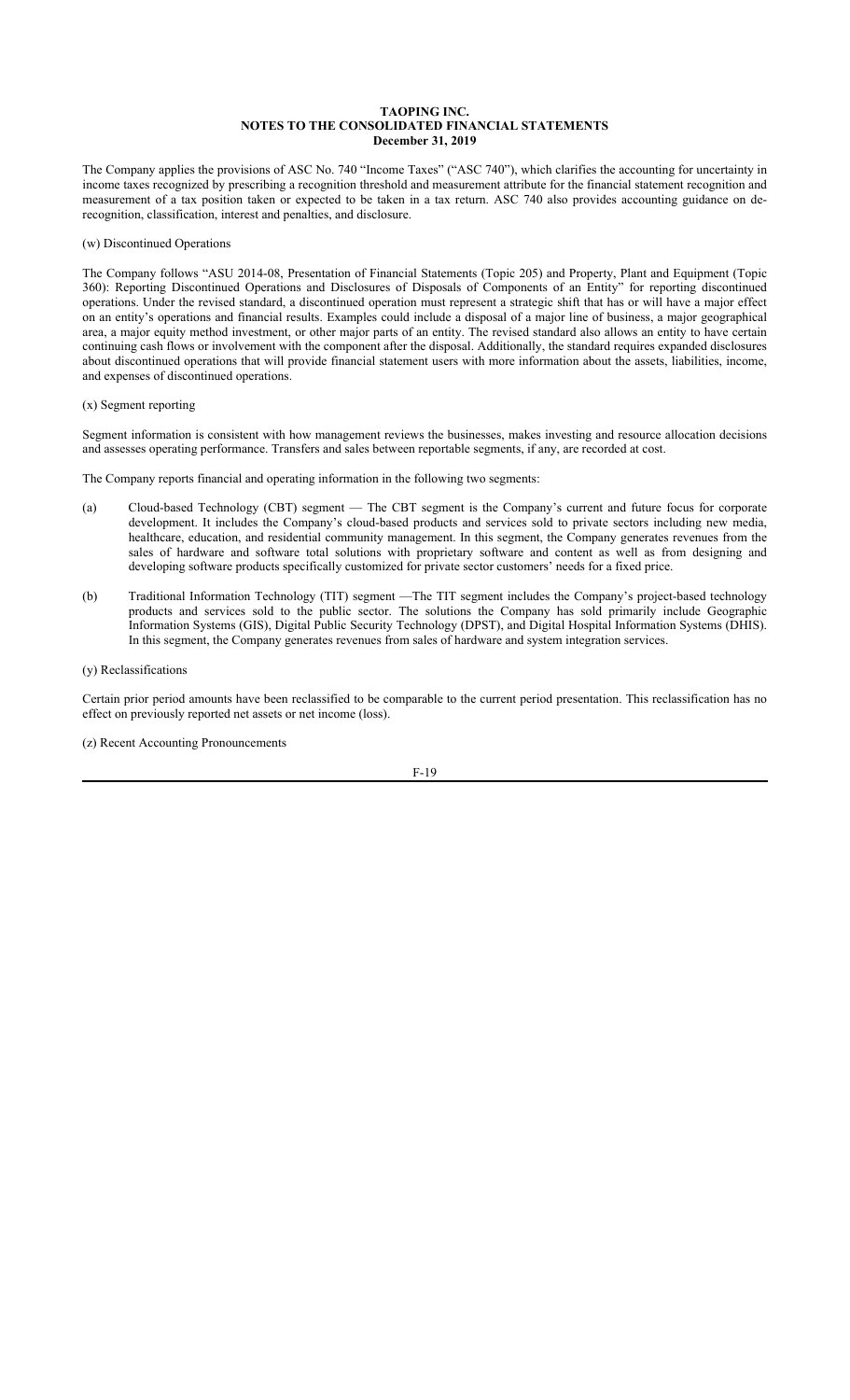The Company applies the provisions of ASC No. 740 "Income Taxes" ("ASC 740"), which clarifies the accounting for uncertainty in income taxes recognized by prescribing a recognition threshold and measurement attribute for the financial statement recognition and measurement of a tax position taken or expected to be taken in a tax return. ASC 740 also provides accounting guidance on de-recognition, classification, interest and penalties, and disclosure.

(w) Discontinued Operations

The Company follows "ASU 2014-08, Presentation of Financial Statements (Topic 205) and Property, Plant and Equipment (Topic 360): Reporting Discontinued Operations and Disclosures of Disposals of Components of an Entity" for reporting discontinued operations. Under the revised standard, a discontinued operation must represent a strategic shift that has or will have a major effect on an entity's operations and financial results. Examples could include a disposal of a major line of business, a major geographical area, a major equity method investment, or other major parts of an entity. The revised standard also allows an entity to have certain continuing cash flows or involvement with the component after the disposal. Additionally, the standard requires expanded disclosures about discontinued operations that will provide financial statement users with more information about the assets, liabilities, income, and expenses of discontinued operations.

(x) Segment reporting

Segment information is consistent with how management reviews the businesses, makes investing and resource allocation decisions and assesses operating performance. Transfers and sales between reportable segments, if any, are recorded at cost.

The Company reports financial and operating information in the following two segments:

(a) Cloud-based Technology (CBT) segment — The CBT segment is the Company's current and future focus for corporate development. It includes the Company's cloud-based products and services sold to private sectors including new media, healthcare, education, and residential community management. In this segment, the Company generates revenues from the sales of hardware and software total solutions with proprietary software and content as well as from designing and developing software products specifically customized for private sector customers' needs for a fixed price.

(b) Traditional Information Technology (TIT) segment —The TIT segment includes the Company's project-based technology products and services sold to the public sector. The solutions the Company has sold primarily include Geographic Information Systems (GIS), Digital Public Security Technology (DPST), and Digital Hospital Information Systems (DHIS). In this segment, the Company generates revenues from sales of hardware and system integration services.

(y) Reclassifications

Certain prior period amounts have been reclassified to be comparable to the current period presentation. This reclassification has no effect on previously reported net assets or net income (loss).

(z) Recent Accounting Pronouncements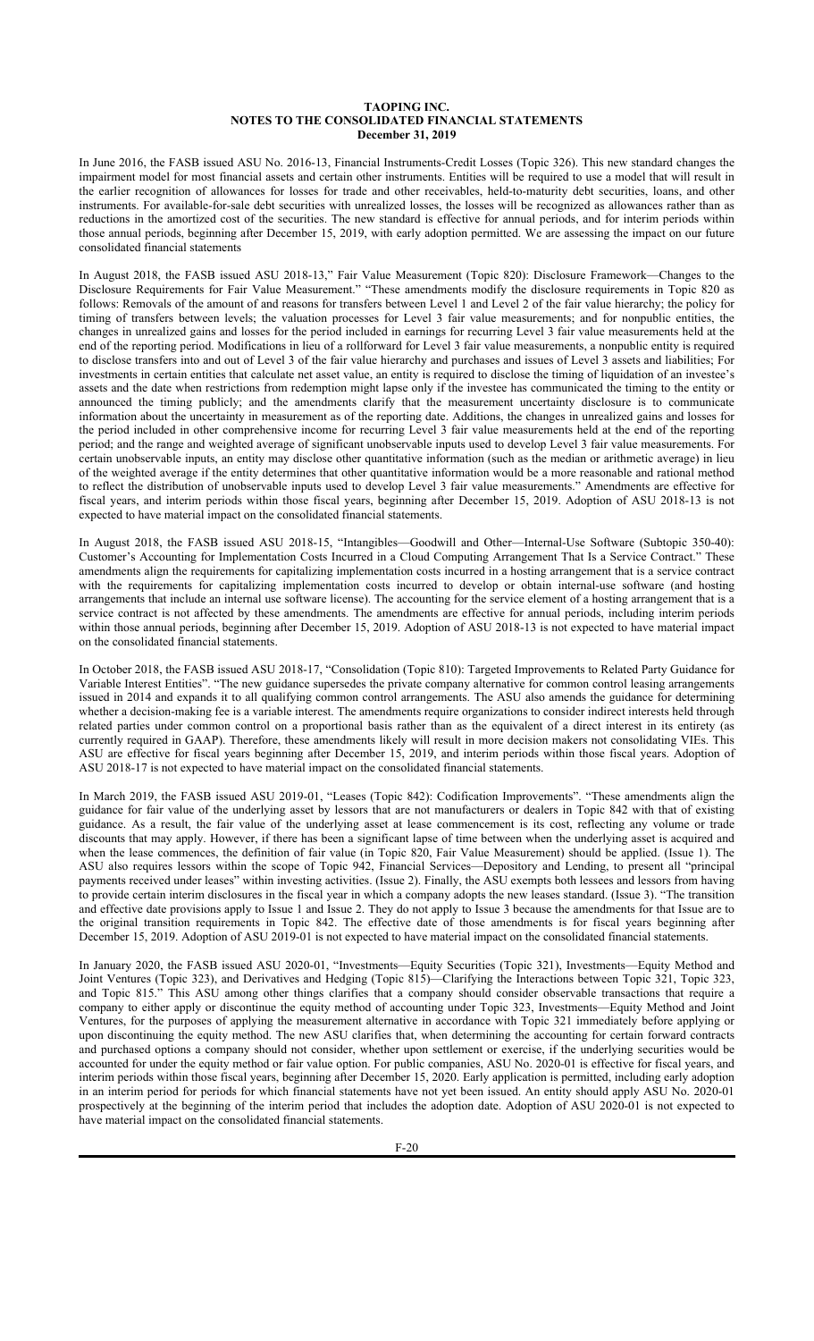In June 2016, the FASB issued ASU No. 2016-13, Financial Instruments-Credit Losses (Topic 326). This new standard changes the impairment model for most financial assets and certain other instruments. Entities will be required to use a model that will result in the earlier recognition of allowances for losses for trade and other receivables, held-to-maturity debt securities, loans, and other instruments. For available-for-sale debt securities with unrealized losses, the losses will be recognized as allowances rather than as reductions in the amortized cost of the securities. The new standard is effective for annual periods, and for interim periods within those annual periods, beginning after December 15, 2019, with early adoption permitted. We are assessing the impact on our future consolidated financial statements

In August 2018, the FASB issued ASU 2018-13," Fair Value Measurement (Topic 820): Disclosure Framework—Changes to the Disclosure Requirements for Fair Value Measurement." "These amendments modify the disclosure requirements in Topic 820 as follows: Removals of the amount of and reasons for transfers between Level 1 and Level 2 of the fair value hierarchy; the policy for timing of transfers between levels; the valuation processes for Level 3 fair value measurements; and for nonpublic entities, the changes in unrealized gains and losses for the period included in earnings for recurring Level 3 fair value measurements held at the end of the reporting period. Modifications in lieu of a rollforward for Level 3 fair value measurements, a nonpublic entity is required to disclose transfers into and out of Level 3 of the fair value hierarchy and purchases and issues of Level 3 assets and liabilities; For investments in certain entities that calculate net asset value, an entity is required to disclose the timing of liquidation of an investee's assets and the date when restrictions from redemption might lapse only if the investee has communicated the timing to the entity or announced the timing publicly; and the amendments clarify that the measurement uncertainty disclosure is to communicate information about the uncertainty in measurement as of the reporting date. Additions, the changes in unrealized gains and losses for the period included in other comprehensive income for recurring Level 3 fair value measurements held at the end of the reporting period; and the range and weighted average of significant unobservable inputs used to develop Level 3 fair value measurements. For certain unobservable inputs, an entity may disclose other quantitative information (such as the median or arithmetic average) in lieu of the weighted average if the entity determines that other quantitative information would be a more reasonable and rational method to reflect the distribution of unobservable inputs used to develop Level 3 fair value measurements." Amendments are effective for fiscal years, and interim periods within those fiscal years, beginning after December 15, 2019. Adoption of ASU 2018-13 is not expected to have material impact on the consolidated financial statements.

In August 2018, the FASB issued ASU 2018-15, "Intangibles—Goodwill and Other—Internal-Use Software (Subtopic 350-40): Customer's Accounting for Implementation Costs Incurred in a Cloud Computing Arrangement That Is a Service Contract." These amendments align the requirements for capitalizing implementation costs incurred in a hosting arrangement that is a service contract with the requirements for capitalizing implementation costs incurred to develop or obtain internal-use software (and hosting arrangements that include an internal use software license). The accounting for the service element of a hosting arrangement that is a service contract is not affected by these amendments. The amendments are effective for annual periods, including interim periods within those annual periods, beginning after December 15, 2019. Adoption of ASU 2018-13 is not expected to have material impact on the consolidated financial statements.

In October 2018, the FASB issued ASU 2018-17, "Consolidation (Topic 810): Targeted Improvements to Related Party Guidance for Variable Interest Entities". "The new guidance supersedes the private company alternative for common control leasing arrangements issued in 2014 and expands it to all qualifying common control arrangements. The ASU also amends the guidance for determining whether a decision-making fee is a variable interest. The amendments require organizations to consider indirect interests held through related parties under common control on a proportional basis rather than as the equivalent of a direct interest in its entirety (as currently required in GAAP). Therefore, these amendments likely will result in more decision makers not consolidating VIEs. This ASU are effective for fiscal years beginning after December 15, 2019, and interim periods within those fiscal years. Adoption of ASU 2018-17 is not expected to have material impact on the consolidated financial statements.

In March 2019, the FASB issued ASU 2019-01, "Leases (Topic 842): Codification Improvements". "These amendments align the guidance for fair value of the underlying asset by lessors that are not manufacturers or dealers in Topic 842 with that of existing guidance. As a result, the fair value of the underlying asset at lease commencement is its cost, reflecting any volume or trade discounts that may apply. However, if there has been a significant lapse of time between when the underlying asset is acquired and when the lease commences, the definition of fair value (in Topic 820, Fair Value Measurement) should be applied. (Issue 1). The ASU also requires lessors within the scope of Topic 942, Financial Services—Depository and Lending, to present all "principal payments received under leases" within investing activities. (Issue 2). Finally, the ASU exempts both lessees and lessors from having to provide certain interim disclosures in the fiscal year in which a company adopts the new leases standard. (Issue 3). "The transition and effective date provisions apply to Issue 1 and Issue 2. They do not apply to Issue 3 because the amendments for that Issue are to the original transition requirements in Topic 842. The effective date of those amendments is for fiscal years beginning after December 15, 2019. Adoption of ASU 2019-01 is not expected to have material impact on the consolidated financial statements.

In January 2020, the FASB issued ASU 2020-01, "Investments—Equity Securities (Topic 321), Investments—Equity Method and Joint Ventures (Topic 323), and Derivatives and Hedging (Topic 815)—Clarifying the Interactions between Topic 321, Topic 323, and Topic 815." This ASU among other things clarifies that a company should consider observable transactions that require a company to either apply or discontinue the equity method of accounting under Topic 323, Investments—Equity Method and Joint Ventures, for the purposes of applying the measurement alternative in accordance with Topic 321 immediately before applying or upon discontinuing the equity method. The new ASU clarifies that, when determining the accounting for certain forward contracts and purchased options a company should not consider, whether upon settlement or exercise, if the underlying securities would be accounted for under the equity method or fair value option. For public companies, ASU No. 2020-01 is effective for fiscal years, and interim periods within those fiscal years, beginning after December 15, 2020. Early application is permitted, including early adoption in an interim period for periods for which financial statements have not yet been issued. An entity should apply ASU No. 2020-01 prospectively at the beginning of the interim period that includes the adoption date. Adoption of ASU 2020-01 is not expected to have material impact on the consolidated financial statements.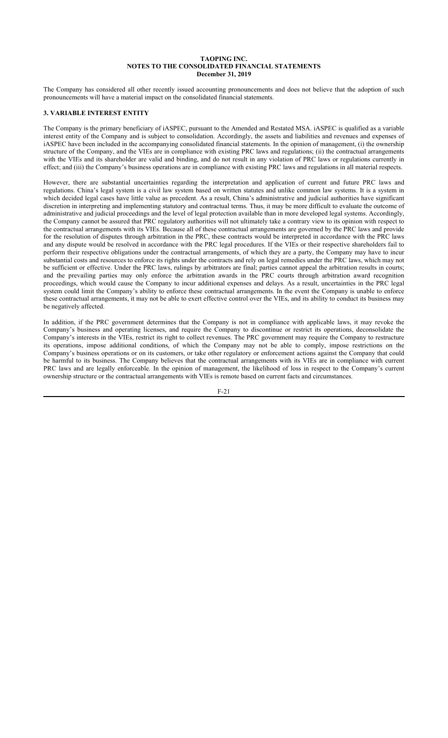The Company has considered all other recently issued accounting pronouncements and does not believe that the adoption of such pronouncements will have a material impact on the consolidated financial statements.

## 3. VARIABLE INTEREST ENTITY

The Company is the primary beneficiary of iASPEC, pursuant to the Amended and Restated MSA. iASPEC is qualified as a variable interest entity of the Company and is subject to consolidation. Accordingly, the assets and liabilities and revenues and expenses of iASPEC have been included in the accompanying consolidated financial statements. In the opinion of management, (i) the ownership structure of the Company, and the VIEs are in compliance with existing PRC laws and regulations; (ii) the contractual arrangements with the VIEs and its shareholder are valid and binding, and do not result in any violation of PRC laws or regulations currently in effect; and (iii) the Company's business operations are in compliance with existing PRC laws and regulations in all material respects.

However, there are substantial uncertainties regarding the interpretation and application of current and future PRC laws and regulations. China's legal system is a civil law system based on written statutes and unlike common law systems. It is a system in which decided legal cases have little value as precedent. As a result, China's administrative and judicial authorities have significant discretion in interpreting and implementing statutory and contractual terms. Thus, it may be more difficult to evaluate the outcome of administrative and judicial proceedings and the level of legal protection available than in more developed legal systems. Accordingly, the Company cannot be assured that PRC regulatory authorities will not ultimately take a contrary view to its opinion with respect to the contractual arrangements with its VIEs. Because all of these contractual arrangements are governed by the PRC laws and provide for the resolution of disputes through arbitration in the PRC, these contracts would be interpreted in accordance with the PRC laws and any dispute would be resolved in accordance with the PRC legal procedures. If the VIEs or their respective shareholders fail to perform their respective obligations under the contractual arrangements, of which they are a party, the Company may have to incur substantial costs and resources to enforce its rights under the contracts and rely on legal remedies under the PRC laws, which may not be sufficient or effective. Under the PRC laws, rulings by arbitrators are final; parties cannot appeal the arbitration results in courts; and the prevailing parties may only enforce the arbitration awards in the PRC courts through arbitration award recognition proceedings, which would cause the Company to incur additional expenses and delays. As a result, uncertainties in the PRC legal system could limit the Company's ability to enforce these contractual arrangements. In the event the Company is unable to enforce these contractual arrangements, it may not be able to exert effective control over the VIEs, and its ability to conduct its business may be negatively affected.

In addition, if the PRC government determines that the Company is not in compliance with applicable laws, it may revoke the Company's business and operating licenses, and require the Company to discontinue or restrict its operations, deconsolidate the Company's interests in the VIEs, restrict its right to collect revenues. The PRC government may require the Company to restructure its operations, impose additional conditions, of which the Company may not be able to comply, impose restrictions on the Company's business operations or on its customers, or take other regulatory or enforcement actions against the Company that could be harmful to its business. The Company believes that the contractual arrangements with its VIEs are in compliance with current PRC laws and are legally enforceable. In the opinion of management, the likelihood of loss in respect to the Company's current ownership structure or the contractual arrangements with VIEs is remote based on current facts and circumstances.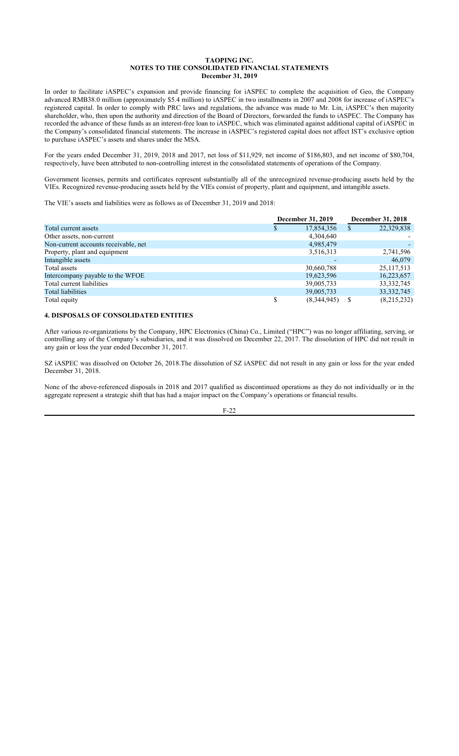In order to facilitate iASPEC's expansion and provide financing for iASPEC to complete the acquisition of Geo, the Company advanced RMB38.0 million (approximately \$5.4 million) to iASPEC in two installments in 2007 and 2008 for increase of iASPEC's registered capital. In order to comply with PRC laws and regulations, the advance was made to Mr. Lin, iASPEC's then majority shareholder, who, then upon the authority and direction of the Board of Directors, forwarded the funds to iASPEC. The Company has recorded the advance of these funds as an interest-free loan to iASPEC, which was eliminated against additional capital of iASPEC in the Company's consolidated financial statements. The increase in iASPEC's registered capital does not affect IST's exclusive option to purchase iASPEC's assets and shares under the MSA.

For the years ended December 31, 2019, 2018 and 2017, net loss of \$11,929, net income of \$186,803, and net income of \$80,704, respectively, have been attributed to non-controlling interest in the consolidated statements of operations of the Company.

Government licenses, permits and certificates represent substantially all of the unrecognized revenue-producing assets held by the VIEs. Recognized revenue-producing assets held by the VIEs consist of property, plant and equipment, and intangible assets.

The VIE's assets and liabilities were as follows as of December 31, 2019 and 2018:

| | December 31, 2019 | December 31, 2018 |
|---|---|---|
| Total current assets | \$ 17,854,356 | \$ 22,329,838 |
| Other assets, non-current | 4,304,640 | - |
| Non-current accounts receivable, net | 4,985,479 | - |
| Property, plant and equipment | 3,516,313 | 2,741,596 |
| Intangible assets | - | 46,079 |
| Total assets | 30,660,788 | 25,117,513 |
| Intercompany payable to the WFOE | 19,623,596 | 16,223,657 |
| Total current liabilities | 39,005,733 | 33,332,745 |
| Total liabilities | 39,005,733 | 33,332,745 |
| Total equity | \$ (8,344,945) | \$ (8,215,232) |

## 4. DISPOSALS OF CONSOLIDATED ENTITIES

After various re-organizations by the Company, HPC Electronics (China) Co., Limited ("HPC") was no longer affiliating, serving, or controlling any of the Company's subsidiaries, and it was dissolved on December 22, 2017. The dissolution of HPC did not result in any gain or loss the year ended December 31, 2017.

SZ iASPEC was dissolved on October 26, 2018.The dissolution of SZ iASPEC did not result in any gain or loss for the year ended December 31, 2018.

None of the above-referenced disposals in 2018 and 2017 qualified as discontinued operations as they do not individually or in the aggregate represent a strategic shift that has had a major impact on the Company's operations or financial results.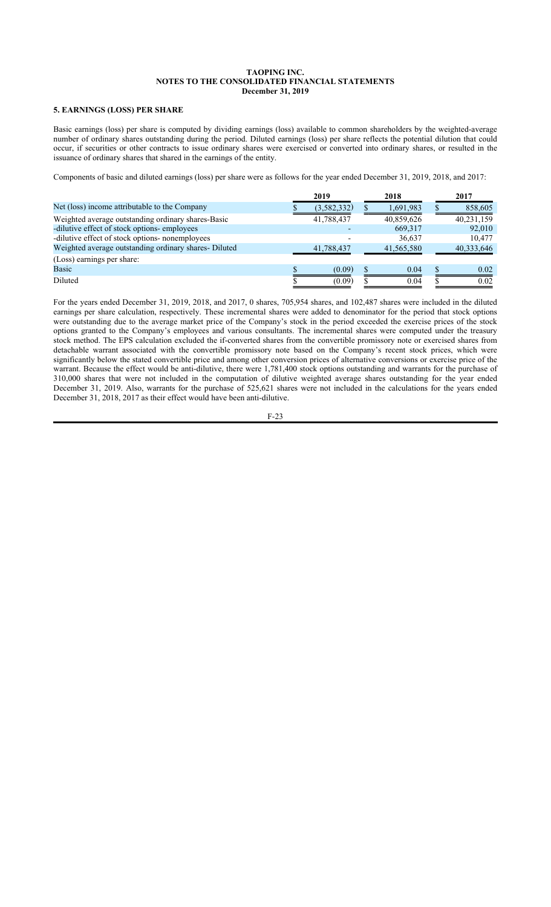**TAOPING INC.**
**NOTES TO THE CONSOLIDATED FINANCIAL STATEMENTS**
**December 31, 2019**

### 5. EARNINGS (LOSS) PER SHARE

Basic earnings (loss) per share is computed by dividing earnings (loss) available to common shareholders by the weighted-average number of ordinary shares outstanding during the period. Diluted earnings (loss) per share reflects the potential dilution that could occur, if securities or other contracts to issue ordinary shares were exercised or converted into ordinary shares, or resulted in the issuance of ordinary shares that shared in the earnings of the entity.

Components of basic and diluted earnings (loss) per share were as follows for the year ended December 31, 2019, 2018, and 2017:

| | 2019 | 2018 | 2017 |
|---|---|---|---|
| Net (loss) income attributable to the Company | $ (3,582,332) | $ 1,691,983 | $ 858,605 |
| Weighted average outstanding ordinary shares-Basic | 41,788,437 | 40,859,626 | 40,231,159 |
| -dilutive effect of stock options- employees | - | 669,317 | 92,010 |
| -dilutive effect of stock options- nonemployees | - | 36,637 | 10,477 |
| Weighted average outstanding ordinary shares- Diluted | 41,788,437 | 41,565,580 | 40,333,646 |
| (Loss) earnings per share: | | | |
| Basic | $ (0.09) | $ 0.04 | $ 0.02 |
| Diluted | $ (0.09) | $ 0.04 | $ 0.02 |

For the years ended December 31, 2019, 2018, and 2017, 0 shares, 705,954 shares, and 102,487 shares were included in the diluted earnings per share calculation, respectively. These incremental shares were added to denominator for the period that stock options were outstanding due to the average market price of the Company's stock in the period exceeded the exercise prices of the stock options granted to the Company's employees and various consultants. The incremental shares were computed under the treasury stock method. The EPS calculation excluded the if-converted shares from the convertible promissory note or exercised shares from detachable warrant associated with the convertible promissory note based on the Company's recent stock prices, which were significantly below the stated convertible price and among other conversion prices of alternative conversions or exercise price of the warrant. Because the effect would be anti-dilutive, there were 1,781,400 stock options outstanding and warrants for the purchase of 310,000 shares that were not included in the computation of dilutive weighted average shares outstanding for the year ended December 31, 2019. Also, warrants for the purchase of 525,621 shares were not included in the calculations for the years ended December 31, 2018, 2017 as their effect would have been anti-dilutive.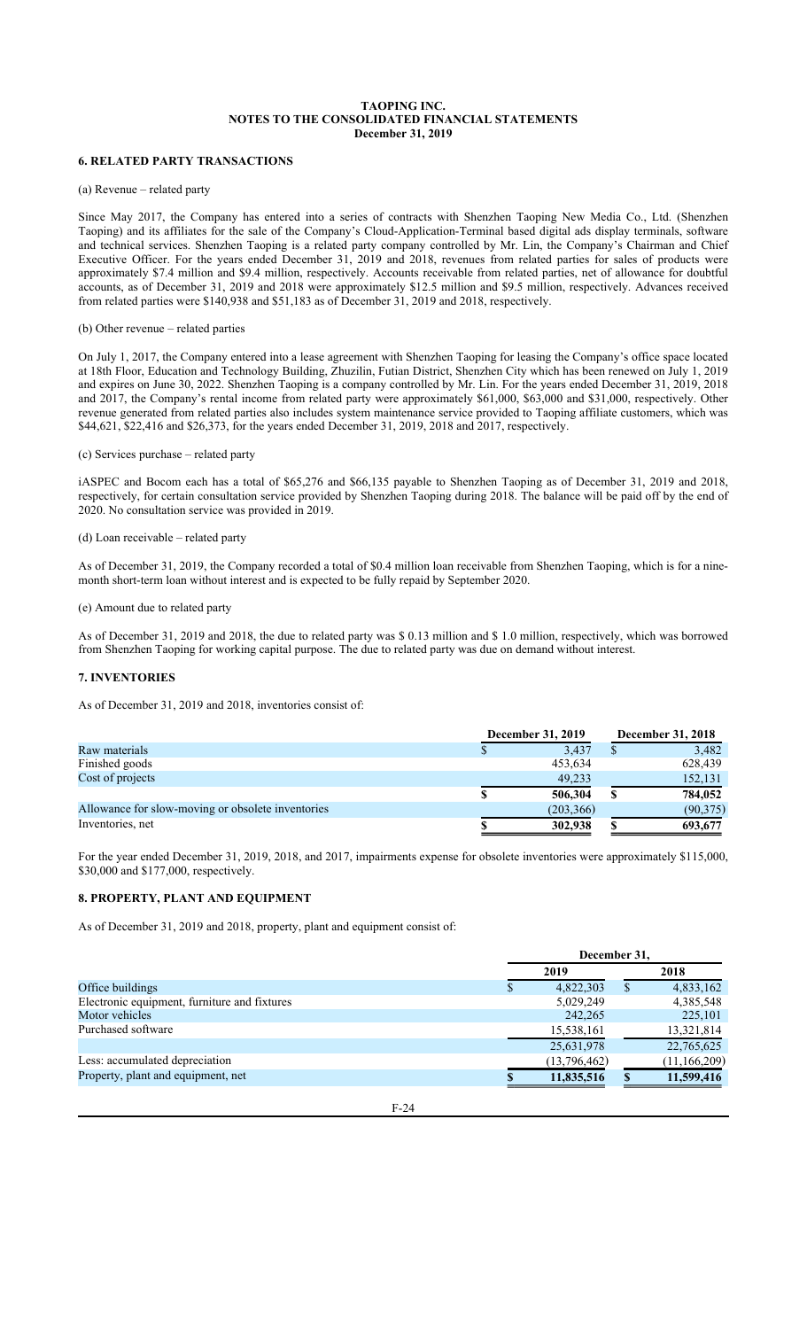**TAOPING INC.**
**NOTES TO THE CONSOLIDATED FINANCIAL STATEMENTS**
**December 31, 2019**

### 6. RELATED PARTY TRANSACTIONS

(a) Revenue – related party

Since May 2017, the Company has entered into a series of contracts with Shenzhen Taoping New Media Co., Ltd. (Shenzhen Taoping) and its affiliates for the sale of the Company's Cloud-Application-Terminal based digital ads display terminals, software and technical services. Shenzhen Taoping is a related party company controlled by Mr. Lin, the Company's Chairman and Chief Executive Officer. For the years ended December 31, 2019 and 2018, revenues from related parties for sales of products were approximately $7.4 million and $9.4 million, respectively. Accounts receivable from related parties, net of allowance for doubtful accounts, as of December 31, 2019 and 2018 were approximately $12.5 million and $9.5 million, respectively. Advances received from related parties were $140,938 and $51,183 as of December 31, 2019 and 2018, respectively.

(b) Other revenue – related parties

On July 1, 2017, the Company entered into a lease agreement with Shenzhen Taoping for leasing the Company's office space located at 18th Floor, Education and Technology Building, Zhuzilin, Futian District, Shenzhen City which has been renewed on July 1, 2019 and expires on June 30, 2022. Shenzhen Taoping is a company controlled by Mr. Lin. For the years ended December 31, 2019, 2018 and 2017, the Company's rental income from related party were approximately $61,000, $63,000 and $31,000, respectively. Other revenue generated from related parties also includes system maintenance service provided to Taoping affiliate customers, which was $44,621, $22,416 and $26,373, for the years ended December 31, 2019, 2018 and 2017, respectively.

(c) Services purchase – related party

iASPEC and Bocom each has a total of $65,276 and $66,135 payable to Shenzhen Taoping as of December 31, 2019 and 2018, respectively, for certain consultation service provided by Shenzhen Taoping during 2018. The balance will be paid off by the end of 2020. No consultation service was provided in 2019.

(d) Loan receivable – related party

As of December 31, 2019, the Company recorded a total of $0.4 million loan receivable from Shenzhen Taoping, which is for a nine-month short-term loan without interest and is expected to be fully repaid by September 2020.

(e) Amount due to related party

As of December 31, 2019 and 2018, the due to related party was $ 0.13 million and $ 1.0 million, respectively, which was borrowed from Shenzhen Taoping for working capital purpose. The due to related party was due on demand without interest.

### 7. INVENTORIES

As of December 31, 2019 and 2018, inventories consist of:

| | December 31, 2019 | December 31, 2018 |
|---|---|---|
| Raw materials | $ 3,437 | $ 3,482 |
| Finished goods | 453,634 | 628,439 |
| Cost of projects | 49,233 | 152,131 |
| | **$ 506,304** | **$ 784,052** |
| Allowance for slow-moving or obsolete inventories | (203,366) | (90,375) |
| Inventories, net | **$ 302,938** | **$ 693,677** |

For the year ended December 31, 2019, 2018, and 2017, impairments expense for obsolete inventories were approximately $115,000, $30,000 and $177,000, respectively.

### 8. PROPERTY, PLANT AND EQUIPMENT

As of December 31, 2019 and 2018, property, plant and equipment consist of:

| | December 31, | |
|---|---|---|
| | 2019 | 2018 |
| Office buildings | $ 4,822,303 | $ 4,833,162 |
| Electronic equipment, furniture and fixtures | 5,029,249 | 4,385,548 |
| Motor vehicles | 242,265 | 225,101 |
| Purchased software | 15,538,161 | 13,321,814 |
| | 25,631,978 | 22,765,625 |
| Less: accumulated depreciation | (13,796,462) | (11,166,209) |
| Property, plant and equipment, net | **$ 11,835,516** | **$ 11,599,416** |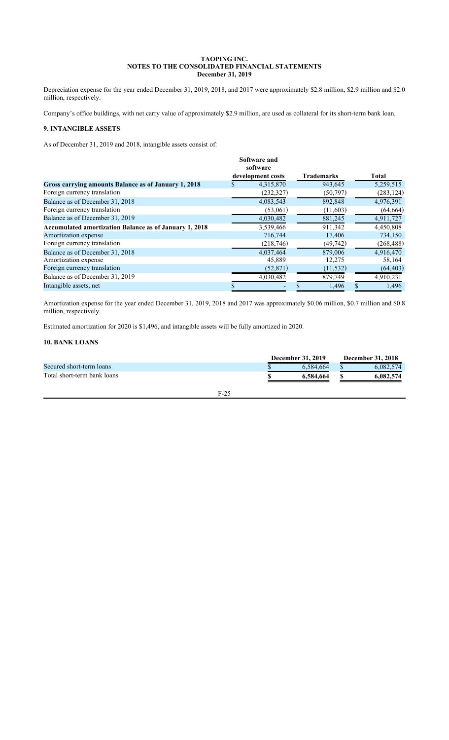**TAOPING INC.**
**NOTES TO THE CONSOLIDATED FINANCIAL STATEMENTS**
**December 31, 2019**

Depreciation expense for the year ended December 31, 2019, 2018, and 2017 were approximately $2.8 million, $2.9 million and $2.0 million, respectively.

Company's office buildings, with net carry value of approximately $2.9 million, are used as collateral for its short-term bank loan.

## 9. INTANGIBLE ASSETS

As of December 31, 2019 and 2018, intangible assets consist of:

| | Software and software development costs | Trademarks | Total |
|---|---|---|---|
| **Gross carrying amounts Balance as of January 1, 2018** | $ 4,315,870 | 943,645 | 5,259,515 |
| Foreign currency translation | (232,327) | (50,797) | (283,124) |
| Balance as of December 31, 2018 | 4,083,543 | 892,848 | 4,976,391 |
| Foreign currency translation | (53,061) | (11,603) | (64,664) |
| Balance as of December 31, 2019 | 4,030,482 | 881,245 | 4,911,727 |
| **Accumulated amortization Balance as of January 1, 2018** | 3,539,466 | 911,342 | 4,450,808 |
| Amortization expense | 716,744 | 17,406 | 734,150 |
| Foreign currency translation | (218,746) | (49,742) | (268,488) |
| Balance as of December 31, 2018 | 4,037,464 | 879,006 | 4,916,470 |
| Amortization expense | 45,889 | 12,275 | 58,164 |
| Foreign currency translation | (52,871) | (11,532) | (64,403) |
| Balance as of December 31, 2019 | 4,030,482 | 879,749 | 4,910,231 |
| Intangible assets, net | $ - | $ 1,496 | $ 1,496 |

Amortization expense for the year ended December 31, 2019, 2018 and 2017 was approximately $0.06 million, $0.7 million and $0.8 million, respectively.

Estimated amortization for 2020 is $1,496, and intangible assets will be fully amortized in 2020.

## 10. BANK LOANS

| | December 31, 2019 | December 31, 2018 |
|---|---|---|
| Secured short-term loans | $ 6,584,664 | $ 6,082,574 |
| Total short-term bank loans | **$ 6,584,664** | **$ 6,082,574** |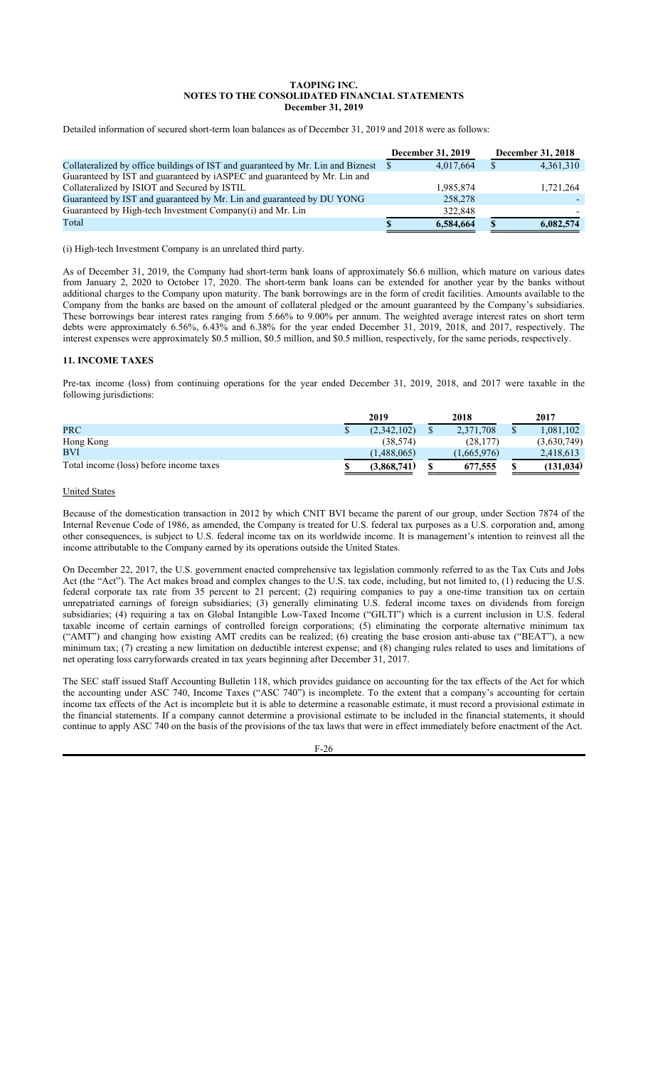Detailed information of secured short-term loan balances as of December 31, 2019 and 2018 were as follows:

| | December 31, 2019 | December 31, 2018 |
|---|---|---|
| Collateralized by office buildings of IST and guaranteed by Mr. Lin and Biznest | $ 4,017,664 | $ 4,361,310 |
| Guaranteed by IST and guaranteed by iASPEC and guaranteed by Mr. Lin and Collateralized by ISIOT and Secured by ISTIL | 1,985,874 | 1,721,264 |
| Guaranteed by IST and guaranteed by Mr. Lin and guaranteed by DU YONG | 258,278 | - |
| Guaranteed by High-tech Investment Company(i) and Mr. Lin | 322,848 | - |
| Total | $ 6,584,664 | $ 6,082,574 |

(i) High-tech Investment Company is an unrelated third party.

As of December 31, 2019, the Company had short-term bank loans of approximately $6.6 million, which mature on various dates from January 2, 2020 to October 17, 2020. The short-term bank loans can be extended for another year by the banks without additional charges to the Company upon maturity. The bank borrowings are in the form of credit facilities. Amounts available to the Company from the banks are based on the amount of collateral pledged or the amount guaranteed by the Company's subsidiaries. These borrowings bear interest rates ranging from 5.66% to 9.00% per annum. The weighted average interest rates on short term debts were approximately 6.56%, 6.43% and 6.38% for the year ended December 31, 2019, 2018, and 2017, respectively. The interest expenses were approximately $0.5 million, $0.5 million, and $0.5 million, respectively, for the same periods, respectively.

## 11. INCOME TAXES

Pre-tax income (loss) from continuing operations for the year ended December 31, 2019, 2018, and 2017 were taxable in the following jurisdictions:

| | 2019 | 2018 | 2017 |
|---|---|---|---|
| PRC | $ (2,342,102) | $ 2,371,708 | $ 1,081,102 |
| Hong Kong | (38,574) | (28,177) | (3,630,749) |
| BVI | (1,488,065) | (1,665,976) | 2,418,613 |
| Total income (loss) before income taxes | $ (3,868,741) | $ 677,555 | $ (131,034) |

United States

Because of the domestication transaction in 2012 by which CNIT BVI became the parent of our group, under Section 7874 of the Internal Revenue Code of 1986, as amended, the Company is treated for U.S. federal tax purposes as a U.S. corporation and, among other consequences, is subject to U.S. federal income tax on its worldwide income. It is management's intention to reinvest all the income attributable to the Company earned by its operations outside the United States.

On December 22, 2017, the U.S. government enacted comprehensive tax legislation commonly referred to as the Tax Cuts and Jobs Act (the "Act"). The Act makes broad and complex changes to the U.S. tax code, including, but not limited to, (1) reducing the U.S. federal corporate tax rate from 35 percent to 21 percent; (2) requiring companies to pay a one-time transition tax on certain unrepatriated earnings of foreign subsidiaries; (3) generally eliminating U.S. federal income taxes on dividends from foreign subsidiaries; (4) requiring a tax on Global Intangible Low-Taxed Income ("GILTI") which is a current inclusion in U.S. federal taxable income of certain earnings of controlled foreign corporations; (5) eliminating the corporate alternative minimum tax ("AMT") and changing how existing AMT credits can be realized; (6) creating the base erosion anti-abuse tax ("BEAT"), a new minimum tax; (7) creating a new limitation on deductible interest expense; and (8) changing rules related to uses and limitations of net operating loss carryforwards created in tax years beginning after December 31, 2017.

The SEC staff issued Staff Accounting Bulletin 118, which provides guidance on accounting for the tax effects of the Act for which the accounting under ASC 740, Income Taxes ("ASC 740") is incomplete. To the extent that a company's accounting for certain income tax effects of the Act is incomplete but it is able to determine a reasonable estimate, it must record a provisional estimate in the financial statements. If a company cannot determine a provisional estimate to be included in the financial statements, it should continue to apply ASC 740 on the basis of the provisions of the tax laws that were in effect immediately before enactment of the Act.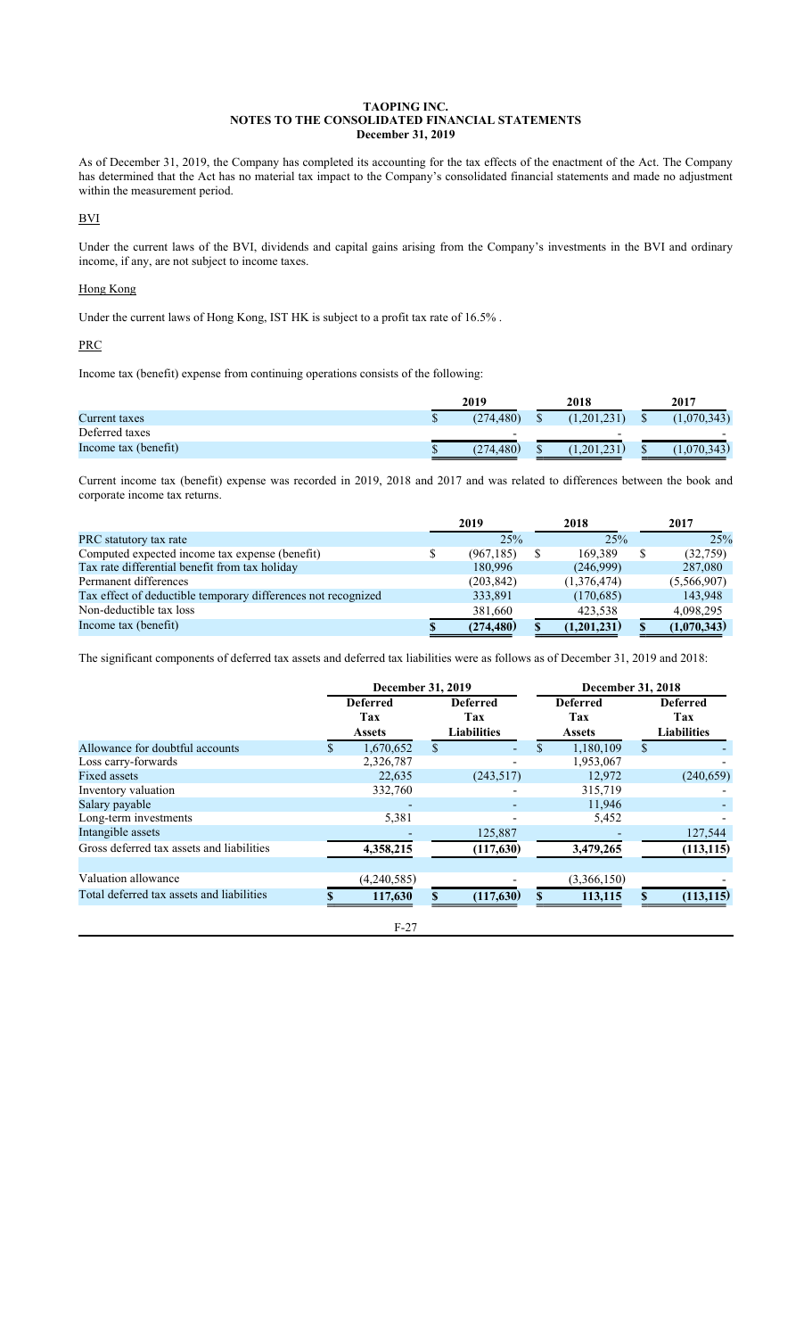**TAOPING INC.**
**NOTES TO THE CONSOLIDATED FINANCIAL STATEMENTS**
**December 31, 2019**

As of December 31, 2019, the Company has completed its accounting for the tax effects of the enactment of the Act. The Company has determined that the Act has no material tax impact to the Company's consolidated financial statements and made no adjustment within the measurement period.

BVI

Under the current laws of the BVI, dividends and capital gains arising from the Company's investments in the BVI and ordinary income, if any, are not subject to income taxes.

Hong Kong

Under the current laws of Hong Kong, IST HK is subject to a profit tax rate of 16.5% .

PRC

Income tax (benefit) expense from continuing operations consists of the following:

| | 2019 | 2018 | 2017 |
|---|---|---|---|
| Current taxes | $ (274,480) | $ (1,201,231) | $ (1,070,343) |
| Deferred taxes | - | - | - |
| Income tax (benefit) | $ (274,480) | $ (1,201,231) | $ (1,070,343) |

Current income tax (benefit) expense was recorded in 2019, 2018 and 2017 and was related to differences between the book and corporate income tax returns.

| | 2019 | 2018 | 2017 |
|---|---|---|---|
| PRC statutory tax rate | 25% | 25% | 25% |
| Computed expected income tax expense (benefit) | $ (967,185) | $ 169,389 | $ (32,759) |
| Tax rate differential benefit from tax holiday | 180,996 | (246,999) | 287,080 |
| Permanent differences | (203,842) | (1,376,474) | (5,566,907) |
| Tax effect of deductible temporary differences not recognized | 333,891 | (170,685) | 143,948 |
| Non-deductible tax loss | 381,660 | 423,538 | 4,098,295 |
| **Income tax (benefit)** | **$ (274,480)** | **$ (1,201,231)** | **$ (1,070,343)** |

The significant components of deferred tax assets and deferred tax liabilities were as follows as of December 31, 2019 and 2018:

| | December 31, 2019 | | December 31, 2018 | |
|---|---|---|---|---|
| | **Deferred Tax Assets** | **Deferred Tax Liabilities** | **Deferred Tax Assets** | **Deferred Tax Liabilities** |
| Allowance for doubtful accounts | $ 1,670,652 | $ - | $ 1,180,109 | $ - |
| Loss carry-forwards | 2,326,787 | - | 1,953,067 | - |
| Fixed assets | 22,635 | (243,517) | 12,972 | (240,659) |
| Inventory valuation | 332,760 | - | 315,719 | - |
| Salary payable | - | - | 11,946 | - |
| Long-term investments | 5,381 | - | 5,452 | - |
| Intangible assets | - | 125,887 | - | 127,544 |
| Gross deferred tax assets and liabilities | 4,358,215 | (117,630) | 3,479,265 | (113,115) |
| | | | | |
| Valuation allowance | (4,240,585) | - | (3,366,150) | - |
| Total deferred tax assets and liabilities | **$ 117,630** | **$ (117,630)** | **$ 113,115** | **$ (113,115)** |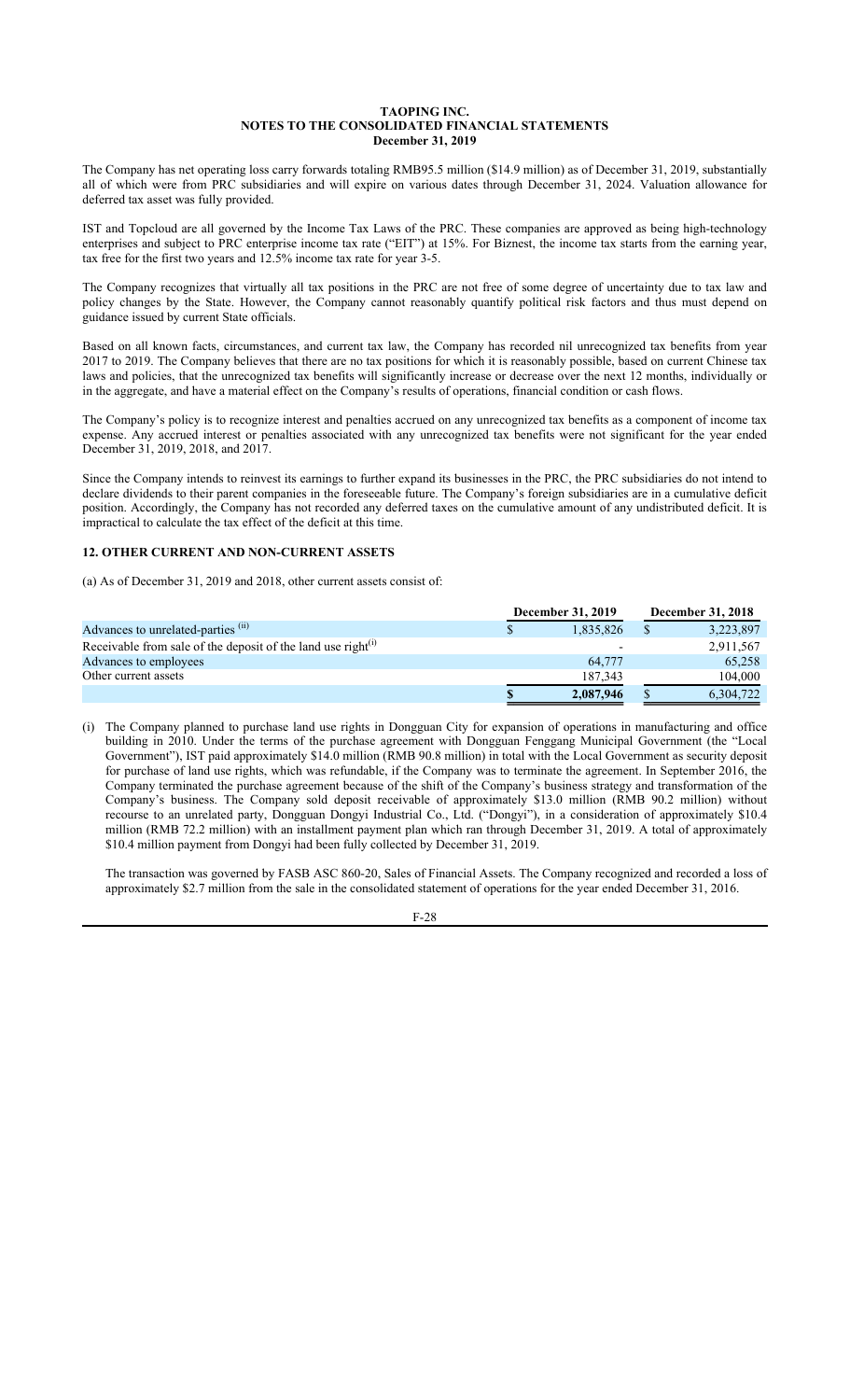The Company has net operating loss carry forwards totaling RMB95.5 million ($14.9 million) as of December 31, 2019, substantially all of which were from PRC subsidiaries and will expire on various dates through December 31, 2024. Valuation allowance for deferred tax asset was fully provided.

IST and Topcloud are all governed by the Income Tax Laws of the PRC. These companies are approved as being high-technology enterprises and subject to PRC enterprise income tax rate ("EIT") at 15%. For Biznest, the income tax starts from the earning year, tax free for the first two years and 12.5% income tax rate for year 3-5.

The Company recognizes that virtually all tax positions in the PRC are not free of some degree of uncertainty due to tax law and policy changes by the State. However, the Company cannot reasonably quantify political risk factors and thus must depend on guidance issued by current State officials.

Based on all known facts, circumstances, and current tax law, the Company has recorded nil unrecognized tax benefits from year 2017 to 2019. The Company believes that there are no tax positions for which it is reasonably possible, based on current Chinese tax laws and policies, that the unrecognized tax benefits will significantly increase or decrease over the next 12 months, individually or in the aggregate, and have a material effect on the Company's results of operations, financial condition or cash flows.

The Company's policy is to recognize interest and penalties accrued on any unrecognized tax benefits as a component of income tax expense. Any accrued interest or penalties associated with any unrecognized tax benefits were not significant for the year ended December 31, 2019, 2018, and 2017.

Since the Company intends to reinvest its earnings to further expand its businesses in the PRC, the PRC subsidiaries do not intend to declare dividends to their parent companies in the foreseeable future. The Company's foreign subsidiaries are in a cumulative deficit position. Accordingly, the Company has not recorded any deferred taxes on the cumulative amount of any undistributed deficit. It is impractical to calculate the tax effect of the deficit at this time.

## 12. OTHER CURRENT AND NON-CURRENT ASSETS

(a) As of December 31, 2019 and 2018, other current assets consist of:

| | December 31, 2019 | December 31, 2018 |
|---|---|---|
| Advances to unrelated-parties (ii) | $ 1,835,826 | $ 3,223,897 |
| Receivable from sale of the deposit of the land use right(i) | - | 2,911,567 |
| Advances to employees | 64,777 | 65,258 |
| Other current assets | 187,343 | 104,000 |
| | **$ 2,087,946** | $ 6,304,722 |

(i) The Company planned to purchase land use rights in Dongguan City for expansion of operations in manufacturing and office building in 2010. Under the terms of the purchase agreement with Dongguan Fenggang Municipal Government (the "Local Government"), IST paid approximately $14.0 million (RMB 90.8 million) in total with the Local Government as security deposit for purchase of land use rights, which was refundable, if the Company was to terminate the agreement. In September 2016, the Company terminated the purchase agreement because of the shift of the Company's business strategy and transformation of the Company's business. The Company sold deposit receivable of approximately $13.0 million (RMB 90.2 million) without recourse to an unrelated party, Dongguan Dongyi Industrial Co., Ltd. ("Dongyi"), in a consideration of approximately $10.4 million (RMB 72.2 million) with an installment payment plan which ran through December 31, 2019. A total of approximately $10.4 million payment from Dongyi had been fully collected by December 31, 2019.

The transaction was governed by FASB ASC 860-20, Sales of Financial Assets. The Company recognized and recorded a loss of approximately $2.7 million from the sale in the consolidated statement of operations for the year ended December 31, 2016.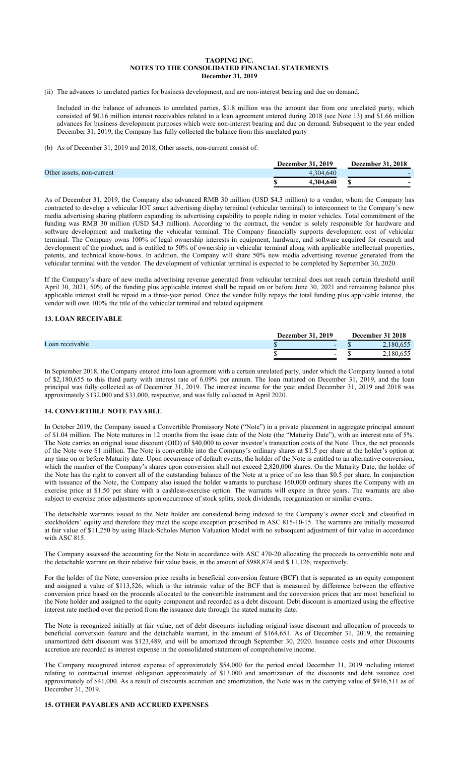**TAOPING INC.**
**NOTES TO THE CONSOLIDATED FINANCIAL STATEMENTS**
**December 31, 2019**

(ii) The advances to unrelated parties for business development, and are non-interest bearing and due on demand.

Included in the balance of advances to unrelated parties, $1.8 million was the amount due from one unrelated party, which consisted of $0.16 million interest receivables related to a loan agreement entered during 2018 (see Note 13) and $1.66 million advances for business development purposes which were non-interest bearing and due on demand. Subsequent to the year ended December 31, 2019, the Company has fully collected the balance from this unrelated party

(b) As of December 31, 2019 and 2018, Other assets, non-current consist of:

| | December 31, 2019 | December 31, 2018 |
|---|---|---|
| Other assets, non-current | 4,304,640 | - |
| | $ 4,304,640 | $ - |

As of December 31, 2019, the Company also advanced RMB 30 million (USD $4.3 million) to a vendor, whom the Company has contracted to develop a vehicular IOT smart advertising display terminal (vehicular terminal) to interconnect to the Company's new media advertising sharing platform expanding its advertising capability to people riding in motor vehicles. Total commitment of the funding was RMB 30 million (USD $4.3 million). According to the contract, the vendor is solely responsible for hardware and software development and marketing the vehicular terminal. The Company financially supports development cost of vehicular terminal. The Company owns 100% of legal ownership interests in equipment, hardware, and software acquired for research and development of the product, and is entitled to 50% of ownership in vehicular terminal along with applicable intellectual properties, patents, and technical know-hows. In addition, the Company will share 50% new media advertising revenue generated from the vehicular terminal with the vendor. The development of vehicular terminal is expected to be completed by September 30, 2020.

If the Company's share of new media advertising revenue generated from vehicular terminal does not reach certain threshold until April 30, 2021, 50% of the funding plus applicable interest shall be repaid on or before June 30, 2021 and remaining balance plus applicable interest shall be repaid in a three-year period. Once the vendor fully repays the total funding plus applicable interest, the vendor will own 100% the title of the vehicular terminal and related equipment.

## 13. LOAN RECEIVABLE

| | December 31, 2019 | December 31 2018 |
|---|---|---|
| Loan receivable | $ - | $ 2,180,655 |
| | $ - | $ 2,180,655 |

In September 2018, the Company entered into loan agreement with a certain unrelated party, under which the Company loaned a total of $2,180,655 to this third party with interest rate of 6.09% per annum. The loan matured on December 31, 2019, and the loan principal was fully collected as of December 31, 2019. The interest income for the year ended December 31, 2019 and 2018 was approximately $132,000 and $33,000, respective, and was fully collected in April 2020.

## 14. CONVERTIBLE NOTE PAYABLE

In October 2019, the Company issued a Convertible Promissory Note ("Note") in a private placement in aggregate principal amount of $1.04 million. The Note matures in 12 months from the issue date of the Note (the "Maturity Date"), with an interest rate of 5%. The Note carries an original issue discount (OID) of $40,000 to cover investor's transaction costs of the Note. Thus, the net proceeds of the Note were $1 million. The Note is convertible into the Company's ordinary shares at $1.5 per share at the holder's option at any time on or before Maturity date. Upon occurrence of default events, the holder of the Note is entitled to an alternative conversion, which the number of the Company's shares upon conversion shall not exceed 2,820,000 shares. On the Maturity Date, the holder of the Note has the right to convert all of the outstanding balance of the Note at a price of no less than $0.5 per share. In conjunction with issuance of the Note, the Company also issued the holder warrants to purchase 160,000 ordinary shares the Company with an exercise price at $1.50 per share with a cashless-exercise option. The warrants will expire in three years. The warrants are also subject to exercise price adjustments upon occurrence of stock splits, stock dividends, reorganization or similar events.

The detachable warrants issued to the Note holder are considered being indexed to the Company's owner stock and classified in stockholders' equity and therefore they meet the scope exception prescribed in ASC 815-10-15. The warrants are initially measured at fair value of $11,250 by using Black-Scholes Merton Valuation Model with no subsequent adjustment of fair value in accordance with ASC 815.

The Company assessed the accounting for the Note in accordance with ASC 470-20 allocating the proceeds to convertible note and the detachable warrant on their relative fair value basis, in the amount of $988,874 and $ 11,126, respectively.

For the holder of the Note, conversion price results in beneficial conversion feature (BCF) that is separated as an equity component and assigned a value of $113,526, which is the intrinsic value of the BCF that is measured by difference between the effective conversion price based on the proceeds allocated to the convertible instrument and the conversion prices that are most beneficial to the Note holder and assigned to the equity component and recorded as a debt discount. Debt discount is amortized using the effective interest rate method over the period from the issuance date through the stated maturity date.

The Note is recognized initially at fair value, net of debt discounts including original issue discount and allocation of proceeds to beneficial conversion feature and the detachable warrant, in the amount of $164,651. As of December 31, 2019, the remaining unamortized debt discount was $123,489, and will be amortized through September 30, 2020. Issuance costs and other Discounts accretion are recorded as interest expense in the consolidated statement of comprehensive income.

The Company recognized interest expense of approximately $54,000 for the period ended December 31, 2019 including interest relating to contractual interest obligation approximately of $13,000 and amortization of the discounts and debt issuance cost approximately of $41,000. As a result of discounts accretion and amortization, the Note was in the carrying value of $916,511 as of December 31, 2019.

## 15. OTHER PAYABLES AND ACCRUED EXPENSES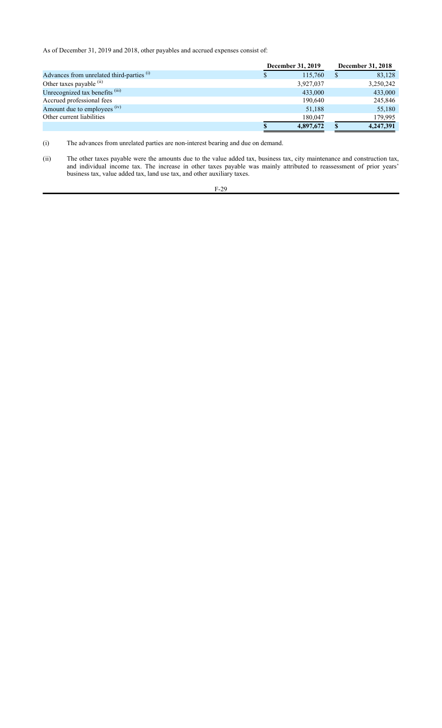As of December 31, 2019 and 2018, other payables and accrued expenses consist of:

| | December 31, 2019 | December 31, 2018 |
|---|---|---|
| Advances from unrelated third-parties (i) | $ 115,760 | $ 83,128 |
| Other taxes payable (ii) | 3,927,037 | 3,250,242 |
| Unrecognized tax benefits (iii) | 433,000 | 433,000 |
| Accrued professional fees | 190,640 | 245,846 |
| Amount due to employees (iv) | 51,188 | 55,180 |
| Other current liabilities | 180,047 | 179,995 |
| | **$ 4,897,672** | **$ 4,247,391** |

(i) The advances from unrelated parties are non-interest bearing and due on demand.

(ii) The other taxes payable were the amounts due to the value added tax, business tax, city maintenance and construction tax, and individual income tax. The increase in other taxes payable was mainly attributed to reassessment of prior years' business tax, value added tax, land use tax, and other auxiliary taxes.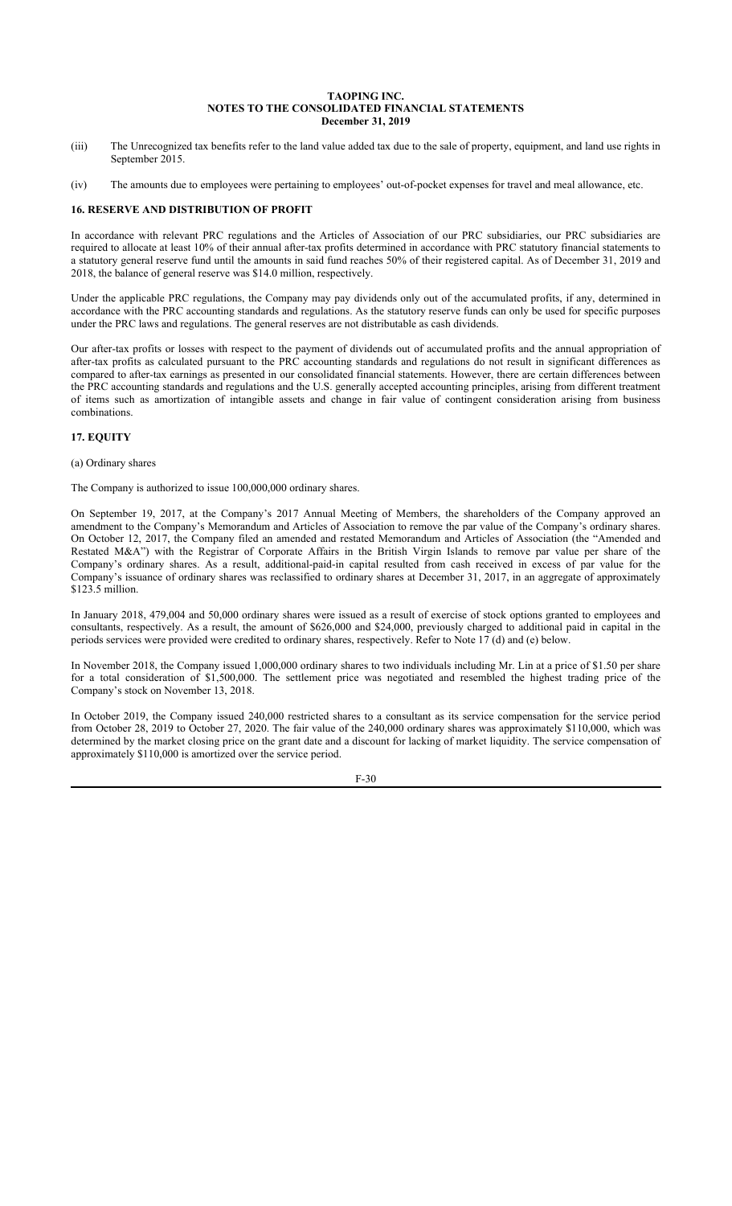(iii) The Unrecognized tax benefits refer to the land value added tax due to the sale of property, equipment, and land use rights in September 2015.

(iv) The amounts due to employees were pertaining to employees' out-of-pocket expenses for travel and meal allowance, etc.

## 16. RESERVE AND DISTRIBUTION OF PROFIT

In accordance with relevant PRC regulations and the Articles of Association of our PRC subsidiaries, our PRC subsidiaries are required to allocate at least 10% of their annual after-tax profits determined in accordance with PRC statutory financial statements to a statutory general reserve fund until the amounts in said fund reaches 50% of their registered capital. As of December 31, 2019 and 2018, the balance of general reserve was $14.0 million, respectively.

Under the applicable PRC regulations, the Company may pay dividends only out of the accumulated profits, if any, determined in accordance with the PRC accounting standards and regulations. As the statutory reserve funds can only be used for specific purposes under the PRC laws and regulations. The general reserves are not distributable as cash dividends.

Our after-tax profits or losses with respect to the payment of dividends out of accumulated profits and the annual appropriation of after-tax profits as calculated pursuant to the PRC accounting standards and regulations do not result in significant differences as compared to after-tax earnings as presented in our consolidated financial statements. However, there are certain differences between the PRC accounting standards and regulations and the U.S. generally accepted accounting principles, arising from different treatment of items such as amortization of intangible assets and change in fair value of contingent consideration arising from business combinations.

## 17. EQUITY

(a) Ordinary shares

The Company is authorized to issue 100,000,000 ordinary shares.

On September 19, 2017, at the Company's 2017 Annual Meeting of Members, the shareholders of the Company approved an amendment to the Company's Memorandum and Articles of Association to remove the par value of the Company's ordinary shares. On October 12, 2017, the Company filed an amended and restated Memorandum and Articles of Association (the "Amended and Restated M&A") with the Registrar of Corporate Affairs in the British Virgin Islands to remove par value per share of the Company's ordinary shares. As a result, additional-paid-in capital resulted from cash received in excess of par value for the Company's issuance of ordinary shares was reclassified to ordinary shares at December 31, 2017, in an aggregate of approximately $123.5 million.

In January 2018, 479,004 and 50,000 ordinary shares were issued as a result of exercise of stock options granted to employees and consultants, respectively. As a result, the amount of $626,000 and $24,000, previously charged to additional paid in capital in the periods services were provided were credited to ordinary shares, respectively. Refer to Note 17 (d) and (e) below.

In November 2018, the Company issued 1,000,000 ordinary shares to two individuals including Mr. Lin at a price of $1.50 per share for a total consideration of $1,500,000. The settlement price was negotiated and resembled the highest trading price of the Company's stock on November 13, 2018.

In October 2019, the Company issued 240,000 restricted shares to a consultant as its service compensation for the service period from October 28, 2019 to October 27, 2020. The fair value of the 240,000 ordinary shares was approximately $110,000, which was determined by the market closing price on the grant date and a discount for lacking of market liquidity. The service compensation of approximately $110,000 is amortized over the service period.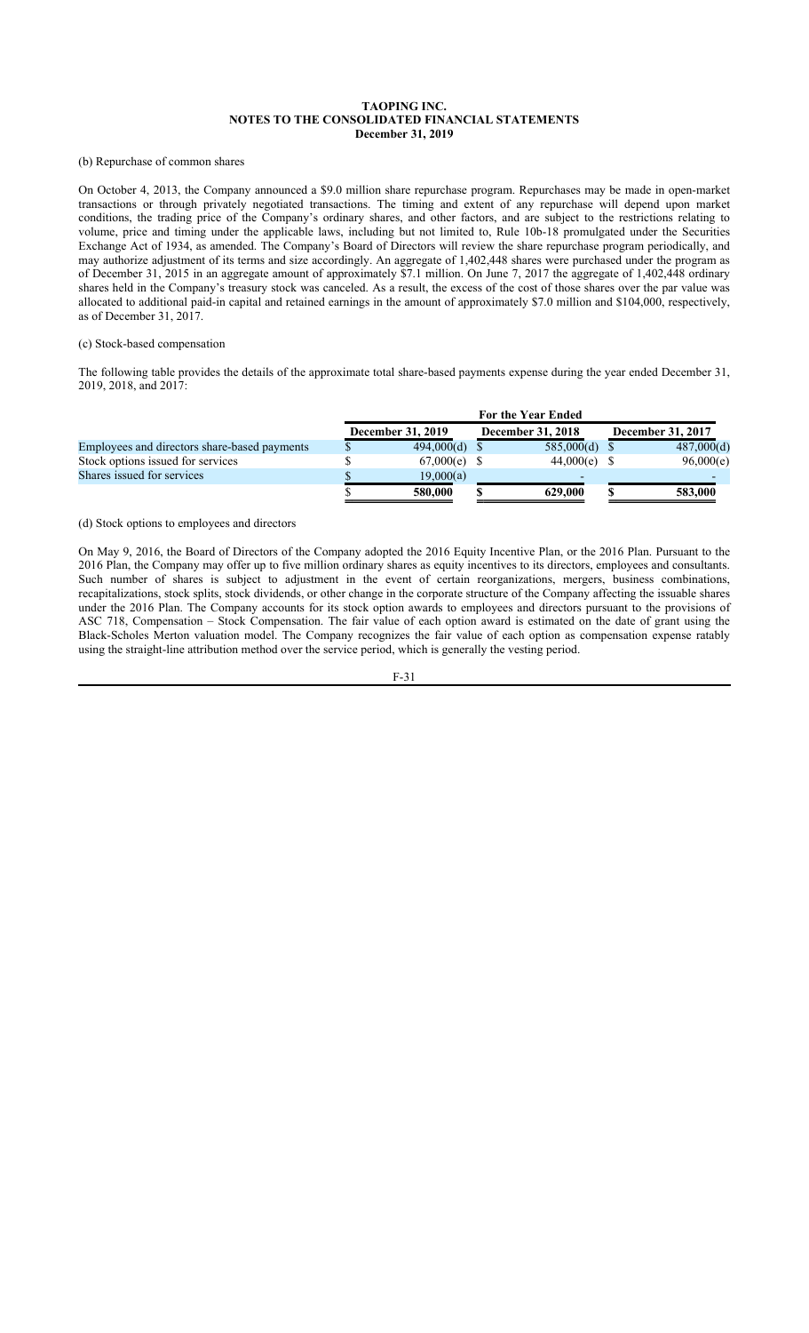# TAOPING INC.
## NOTES TO THE CONSOLIDATED FINANCIAL STATEMENTS
### December 31, 2019

(b) Repurchase of common shares

On October 4, 2013, the Company announced a $9.0 million share repurchase program. Repurchases may be made in open-market transactions or through privately negotiated transactions. The timing and extent of any repurchase will depend upon market conditions, the trading price of the Company's ordinary shares, and other factors, and are subject to the restrictions relating to volume, price and timing under the applicable laws, including but not limited to, Rule 10b-18 promulgated under the Securities Exchange Act of 1934, as amended. The Company's Board of Directors will review the share repurchase program periodically, and may authorize adjustment of its terms and size accordingly. An aggregate of 1,402,448 shares were purchased under the program as of December 31, 2015 in an aggregate amount of approximately $7.1 million. On June 7, 2017 the aggregate of 1,402,448 ordinary shares held in the Company's treasury stock was canceled. As a result, the excess of the cost of those shares over the par value was allocated to additional paid-in capital and retained earnings in the amount of approximately $7.0 million and $104,000, respectively, as of December 31, 2017.

(c) Stock-based compensation

The following table provides the details of the approximate total share-based payments expense during the year ended December 31, 2019, 2018, and 2017:

| | For the Year Ended | | |
|---|---|---|---|
| | December 31, 2019 | December 31, 2018 | December 31, 2017 |
| Employees and directors share-based payments | $ 494,000(d) | $ 585,000(d) | $ 487,000(d) |
| Stock options issued for services | $ 67,000(e) | $ 44,000(e) | $ 96,000(e) |
| Shares issued for services | $ 19,000(a) | - | - |
| | $ 580,000 | $ 629,000 | $ 583,000 |

(d) Stock options to employees and directors

On May 9, 2016, the Board of Directors of the Company adopted the 2016 Equity Incentive Plan, or the 2016 Plan. Pursuant to the 2016 Plan, the Company may offer up to five million ordinary shares as equity incentives to its directors, employees and consultants. Such number of shares is subject to adjustment in the event of certain reorganizations, mergers, business combinations, recapitalizations, stock splits, stock dividends, or other change in the corporate structure of the Company affecting the issuable shares under the 2016 Plan. The Company accounts for its stock option awards to employees and directors pursuant to the provisions of ASC 718, Compensation – Stock Compensation. The fair value of each option award is estimated on the date of grant using the Black-Scholes Merton valuation model. The Company recognizes the fair value of each option as compensation expense ratably using the straight-line attribution method over the service period, which is generally the vesting period.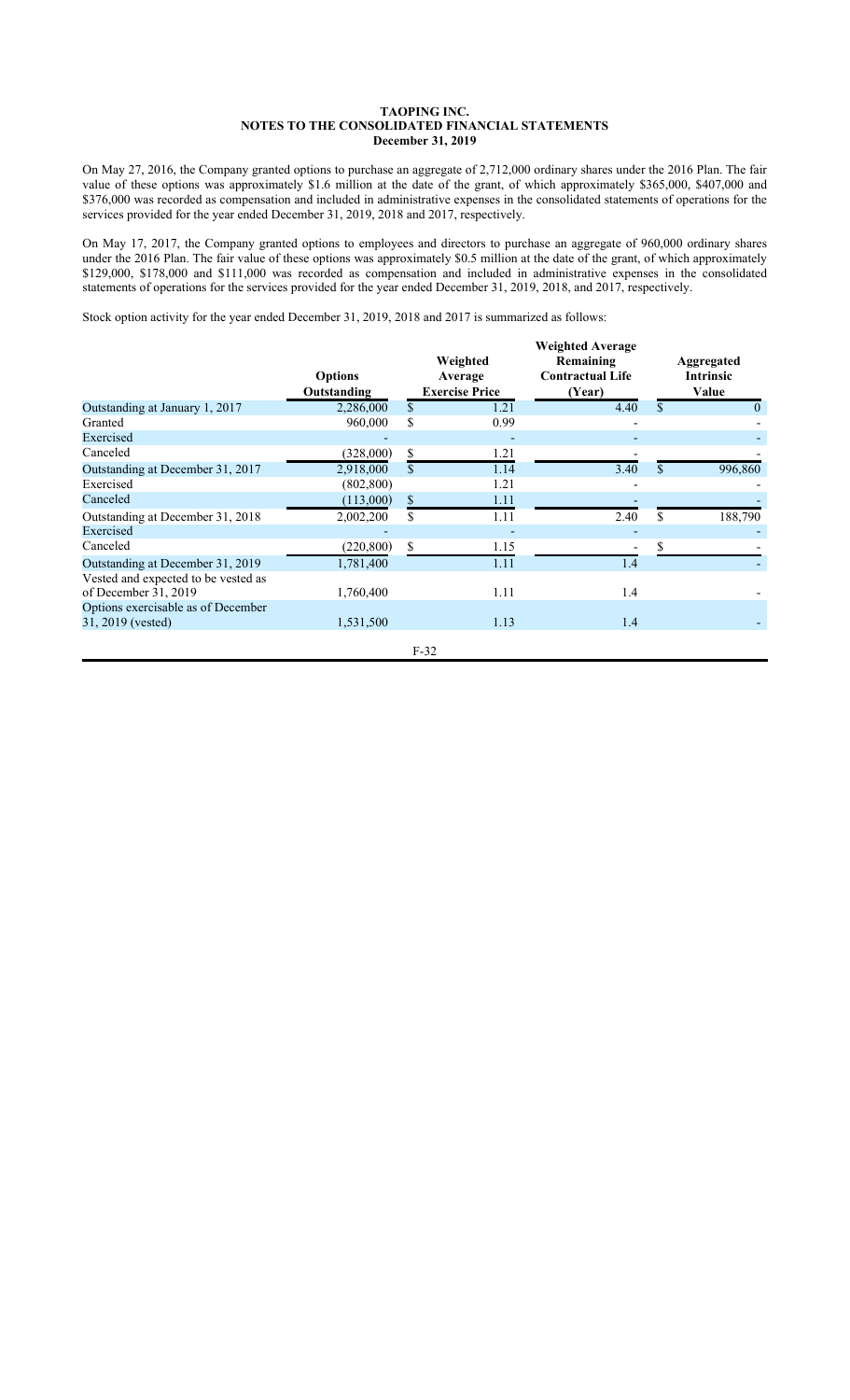**TAOPING INC.**
**NOTES TO THE CONSOLIDATED FINANCIAL STATEMENTS**
**December 31, 2019**

On May 27, 2016, the Company granted options to purchase an aggregate of 2,712,000 ordinary shares under the 2016 Plan. The fair value of these options was approximately \$1.6 million at the date of the grant, of which approximately \$365,000, \$407,000 and \$376,000 was recorded as compensation and included in administrative expenses in the consolidated statements of operations for the services provided for the year ended December 31, 2019, 2018 and 2017, respectively.

On May 17, 2017, the Company granted options to employees and directors to purchase an aggregate of 960,000 ordinary shares under the 2016 Plan. The fair value of these options was approximately \$0.5 million at the date of the grant, of which approximately \$129,000, \$178,000 and \$111,000 was recorded as compensation and included in administrative expenses in the consolidated statements of operations for the services provided for the year ended December 31, 2019, 2018, and 2017, respectively.

Stock option activity for the year ended December 31, 2019, 2018 and 2017 is summarized as follows:

| | Options Outstanding | Weighted Average Exercise Price | Weighted Average Remaining Contractual Life (Year) | Aggregated Intrinsic Value |
|---|---|---|---|---|
| Outstanding at January 1, 2017 | 2,286,000 | \$ 1.21 | 4.40 | \$ 0 |
| Granted | 960,000 | \$ 0.99 | - | - |
| Exercised | - | - | - | - |
| Canceled | (328,000) | \$ 1.21 | - | - |
| Outstanding at December 31, 2017 | 2,918,000 | \$ 1.14 | 3.40 | \$ 996,860 |
| Exercised | (802,800) | 1.21 | - | - |
| Canceled | (113,000) | \$ 1.11 | - | - |
| Outstanding at December 31, 2018 | 2,002,200 | \$ 1.11 | 2.40 | \$ 188,790 |
| Exercised | - | - | - | - |
| Canceled | (220,800) | \$ 1.15 | - | \$ - |
| Outstanding at December 31, 2019 | 1,781,400 | 1.11 | 1.4 | - |
| Vested and expected to be vested as of December 31, 2019 | 1,760,400 | 1.11 | 1.4 | - |
| Options exercisable as of December 31, 2019 (vested) | 1,531,500 | 1.13 | 1.4 | - |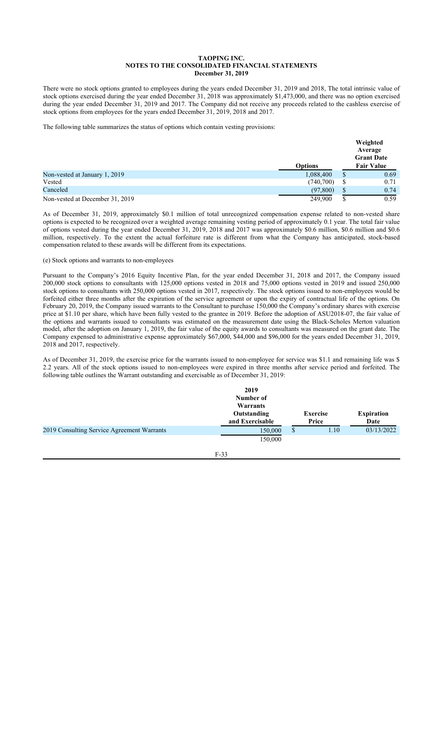**TAOPING INC.**
**NOTES TO THE CONSOLIDATED FINANCIAL STATEMENTS**
**December 31, 2019**

There were no stock options granted to employees during the years ended December 31, 2019 and 2018, The total intrinsic value of stock options exercised during the year ended December 31, 2018 was approximately $1,473,000, and there was no option exercised during the year ended December 31, 2019 and 2017. The Company did not receive any proceeds related to the cashless exercise of stock options from employees for the years ended December 31, 2019, 2018 and 2017.

The following table summarizes the status of options which contain vesting provisions:

| | Options | Weighted Average Grant Date Fair Value |
|---|---|---|
| Non-vested at January 1, 2019 | 1,088,400 | $ 0.69 |
| Vested | (740,700) | $ 0.71 |
| Canceled | (97,800) | $ 0.74 |
| Non-vested at December 31, 2019 | 249,900 | $ 0.59 |

As of December 31, 2019, approximately $0.1 million of total unrecognized compensation expense related to non-vested share options is expected to be recognized over a weighted average remaining vesting period of approximately 0.1 year. The total fair value of options vested during the year ended December 31, 2019, 2018 and 2017 was approximately $0.6 million, $0.6 million and $0.6 million, respectively. To the extent the actual forfeiture rate is different from what the Company has anticipated, stock-based compensation related to these awards will be different from its expectations.

(e) Stock options and warrants to non-employees

Pursuant to the Company's 2016 Equity Incentive Plan, for the year ended December 31, 2018 and 2017, the Company issued 200,000 stock options to consultants with 125,000 options vested in 2018 and 75,000 options vested in 2019 and issued 250,000 stock options to consultants with 250,000 options vested in 2017, respectively. The stock options issued to non-employees would be forfeited either three months after the expiration of the service agreement or upon the expiry of contractual life of the options. On February 20, 2019, the Company issued warrants to the Consultant to purchase 150,000 the Company's ordinary shares with exercise price at $1.10 per share, which have been fully vested to the grantee in 2019. Before the adoption of ASU2018-07, the fair value of the options and warrants issued to consultants was estimated on the measurement date using the Black-Scholes Merton valuation model, after the adoption on January 1, 2019, the fair value of the equity awards to consultants was measured on the grant date. The Company expensed to administrative expense approximately $67,000, $44,000 and $96,000 for the years ended December 31, 2019, 2018 and 2017, respectively.

As of December 31, 2019, the exercise price for the warrants issued to non-employee for service was $1.1 and remaining life was $ 2.2 years. All of the stock options issued to non-employees were expired in three months after service period and forfeited. The following table outlines the Warrant outstanding and exercisable as of December 31, 2019:

| | 2019 Number of Warrants Outstanding and Exercisable | Exercise Price | Expiration Date |
|---|---|---|---|
| 2019 Consulting Service Agreement Warrants | 150,000 | $ 1.10 | 03/13/2022 |
| | 150,000 | | |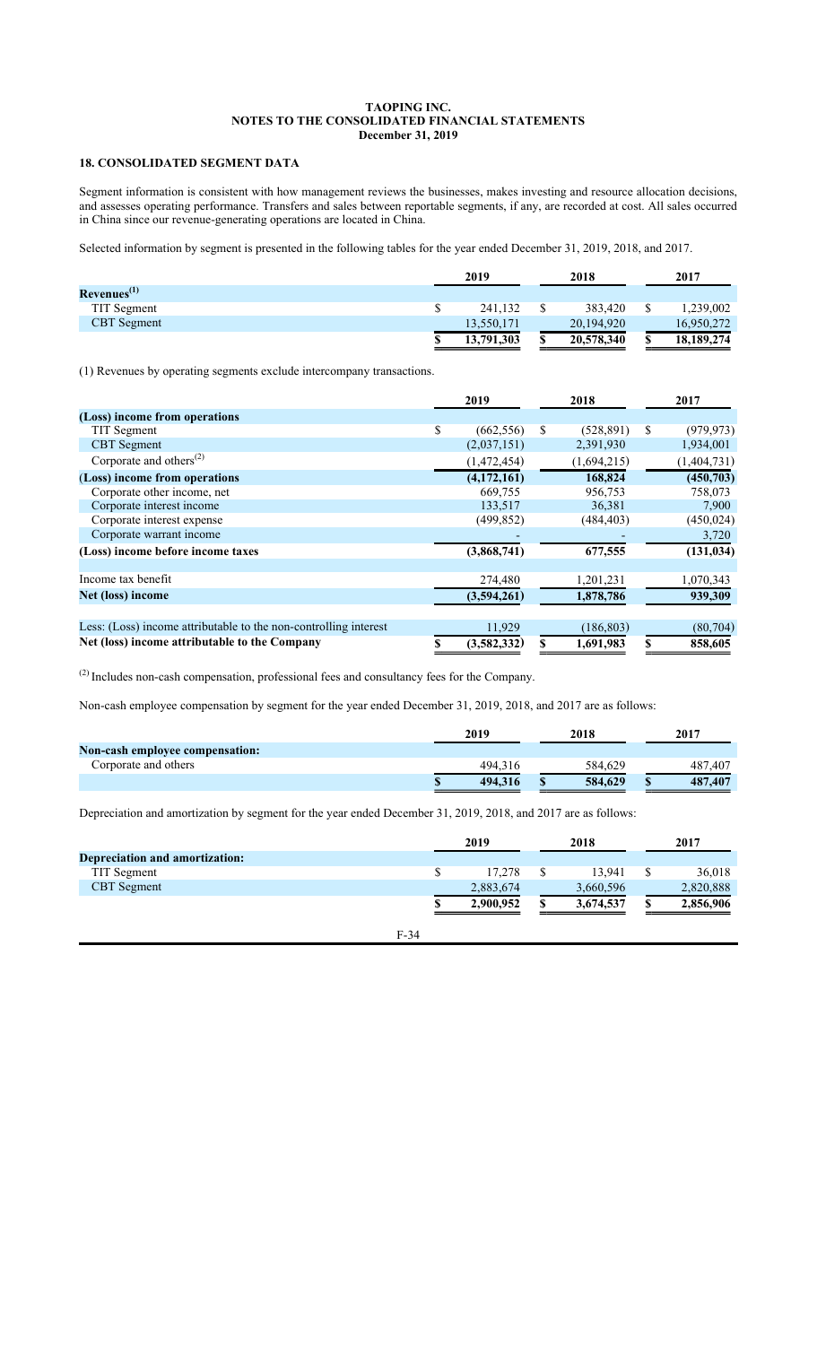**TAOPING INC.**
**NOTES TO THE CONSOLIDATED FINANCIAL STATEMENTS**
**December 31, 2019**

## 18. CONSOLIDATED SEGMENT DATA

Segment information is consistent with how management reviews the businesses, makes investing and resource allocation decisions, and assesses operating performance. Transfers and sales between reportable segments, if any, are recorded at cost. All sales occurred in China since our revenue-generating operations are located in China.

Selected information by segment is presented in the following tables for the year ended December 31, 2019, 2018, and 2017.

| | 2019 | 2018 | 2017 |
|---|---|---|---|
| **Revenues[1]** | | | |
| TIT Segment | $ 241,132 | $ 383,420 | $ 1,239,002 |
| CBT Segment | 13,550,171 | 20,194,920 | 16,950,272 |
| | **$ 13,791,303** | **$ 20,578,340** | **$ 18,189,274** |

(1) Revenues by operating segments exclude intercompany transactions.

| | 2019 | 2018 | 2017 |
|---|---|---|---|
| **(Loss) income from operations** | | | |
| TIT Segment | $ (662,556) | $ (528,891) | $ (979,973) |
| CBT Segment | (2,037,151) | 2,391,930 | 1,934,001 |
| Corporate and others[2] | (1,472,454) | (1,694,215) | (1,404,731) |
| **(Loss) income from operations** | **(4,172,161)** | **168,824** | **(450,703)** |
| Corporate other income, net | 669,755 | 956,753 | 758,073 |
| Corporate interest income | 133,517 | 36,381 | 7,900 |
| Corporate interest expense | (499,852) | (484,403) | (450,024) |
| Corporate warrant income | - | - | 3,720 |
| **(Loss) income before income taxes** | **(3,868,741)** | **677,555** | **(131,034)** |
| | | | |
| Income tax benefit | 274,480 | 1,201,231 | 1,070,343 |
| **Net (loss) income** | **(3,594,261)** | **1,878,786** | **939,309** |
| | | | |
| Less: (Loss) income attributable to the non-controlling interest | 11,929 | (186,803) | (80,704) |
| **Net (loss) income attributable to the Company** | **$ (3,582,332)** | **$ 1,691,983** | **$ 858,605** |

[2] Includes non-cash compensation, professional fees and consultancy fees for the Company.

Non-cash employee compensation by segment for the year ended December 31, 2019, 2018, and 2017 are as follows:

| | 2019 | 2018 | 2017 |
|---|---|---|---|
| **Non-cash employee compensation:** | | | |
| Corporate and others | 494,316 | 584,629 | 487,407 |
| | **$ 494,316** | **$ 584,629** | **$ 487,407** |

Depreciation and amortization by segment for the year ended December 31, 2019, 2018, and 2017 are as follows:

| | 2019 | 2018 | 2017 |
|---|---|---|---|
| **Depreciation and amortization:** | | | |
| TIT Segment | $ 17,278 | $ 13,941 | $ 36,018 |
| CBT Segment | 2,883,674 | 3,660,596 | 2,820,888 |
| | **$ 2,900,952** | **$ 3,674,537** | **$ 2,856,906** |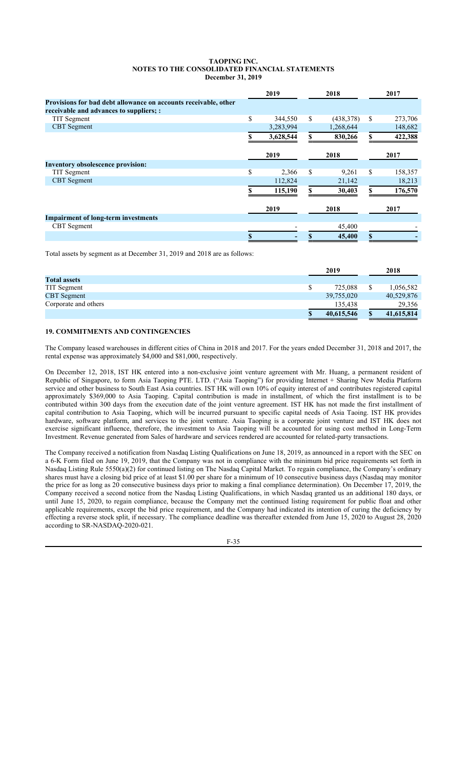**TAOPING INC.**
**NOTES TO THE CONSOLIDATED FINANCIAL STATEMENTS**
**December 31, 2019**

| | 2019 | 2018 | 2017 |
|---|---|---|---|
| **Provisions for bad debt allowance on accounts receivable, other receivable and advances to suppliers; :** | | | |
| TIT Segment | $ 344,550 | $ (438,378) | $ 273,706 |
| CBT Segment | 3,283,994 | 1,268,644 | 148,682 |
| | $ 3,628,544 | $ 830,266 | $ 422,388 |

| | 2019 | 2018 | 2017 |
|---|---|---|---|
| **Inventory obsolescence provision:** | | | |
| TIT Segment | $ 2,366 | $ 9,261 | $ 158,357 |
| CBT Segment | 112,824 | 21,142 | 18,213 |
| | $ 115,190 | $ 30,403 | $ 176,570 |

| | 2019 | 2018 | 2017 |
|---|---|---|---|
| **Impairment of long-term investments** | | | |
| CBT Segment | - | 45,400 | - |
| | $ - | $ 45,400 | $ - |

Total assets by segment as at December 31, 2019 and 2018 are as follows:

| | 2019 | 2018 |
|---|---|---|
| **Total assets** | | |
| TIT Segment | $ 725,088 | $ 1,056,582 |
| CBT Segment | 39,755,020 | 40,529,876 |
| Corporate and others | 135,438 | 29,356 |
| | $ 40,615,546 | $ 41,615,814 |

## 19. COMMITMENTS AND CONTINGENCIES

The Company leased warehouses in different cities of China in 2018 and 2017. For the years ended December 31, 2018 and 2017, the rental expense was approximately $4,000 and $81,000, respectively.

On December 12, 2018, IST HK entered into a non-exclusive joint venture agreement with Mr. Huang, a permanent resident of Republic of Singapore, to form Asia Taoping PTE. LTD. ("Asia Taoping") for providing Internet + Sharing New Media Platform service and other business to South East Asia countries. IST HK will own 10% of equity interest of and contributes registered capital approximately $369,000 to Asia Taoping. Capital contribution is made in installment, of which the first installment is to be contributed within 300 days from the execution date of the joint venture agreement. IST HK has not made the first installment of capital contribution to Asia Taoping, which will be incurred pursuant to specific capital needs of Asia Taoing. IST HK provides hardware, software platform, and services to the joint venture. Asia Taoping is a corporate joint venture and IST HK does not exercise significant influence, therefore, the investment to Asia Taoping will be accounted for using cost method in Long-Term Investment. Revenue generated from Sales of hardware and services rendered are accounted for related-party transactions.

The Company received a notification from Nasdaq Listing Qualifications on June 18, 2019, as announced in a report with the SEC on a 6-K Form filed on June 19, 2019, that the Company was not in compliance with the minimum bid price requirements set forth in Nasdaq Listing Rule 5550(a)(2) for continued listing on The Nasdaq Capital Market. To regain compliance, the Company's ordinary shares must have a closing bid price of at least $1.00 per share for a minimum of 10 consecutive business days (Nasdaq may monitor the price for as long as 20 consecutive business days prior to making a final compliance determination). On December 17, 2019, the Company received a second notice from the Nasdaq Listing Qualifications, in which Nasdaq granted us an additional 180 days, or until June 15, 2020, to regain compliance, because the Company met the continued listing requirement for public float and other applicable requirements, except the bid price requirement, and the Company had indicated its intention of curing the deficiency by effecting a reverse stock split, if necessary. The compliance deadline was thereafter extended from June 15, 2020 to August 28, 2020 according to SR-NASDAQ-2020-021.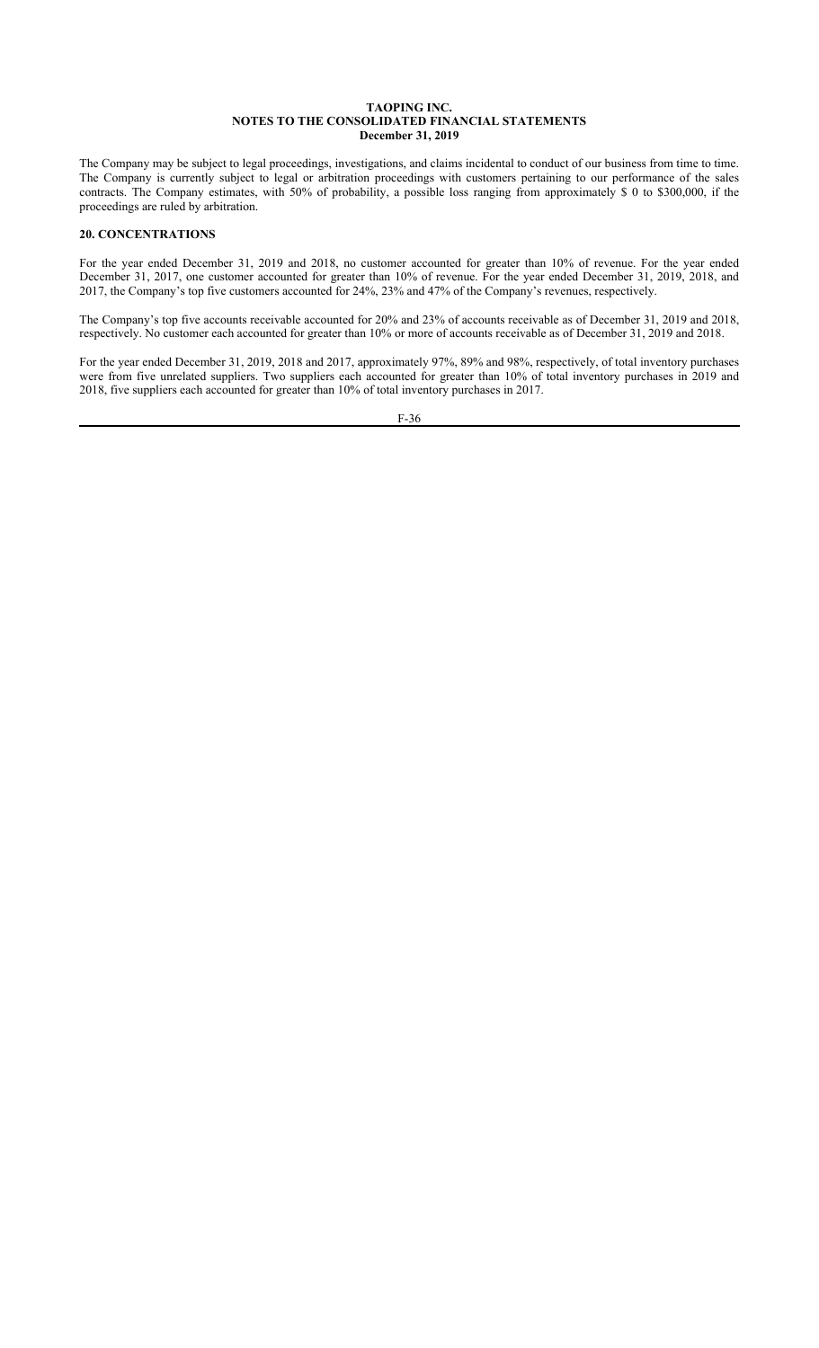The Company may be subject to legal proceedings, investigations, and claims incidental to conduct of our business from time to time. The Company is currently subject to legal or arbitration proceedings with customers pertaining to our performance of the sales contracts. The Company estimates, with 50% of probability, a possible loss ranging from approximately $ 0 to $300,000, if the proceedings are ruled by arbitration.

## 20. CONCENTRATIONS

For the year ended December 31, 2019 and 2018, no customer accounted for greater than 10% of revenue. For the year ended December 31, 2017, one customer accounted for greater than 10% of revenue. For the year ended December 31, 2019, 2018, and 2017, the Company's top five customers accounted for 24%, 23% and 47% of the Company's revenues, respectively.

The Company's top five accounts receivable accounted for 20% and 23% of accounts receivable as of December 31, 2019 and 2018, respectively. No customer each accounted for greater than 10% or more of accounts receivable as of December 31, 2019 and 2018.

For the year ended December 31, 2019, 2018 and 2017, approximately 97%, 89% and 98%, respectively, of total inventory purchases were from five unrelated suppliers. Two suppliers each accounted for greater than 10% of total inventory purchases in 2019 and 2018, five suppliers each accounted for greater than 10% of total inventory purchases in 2017.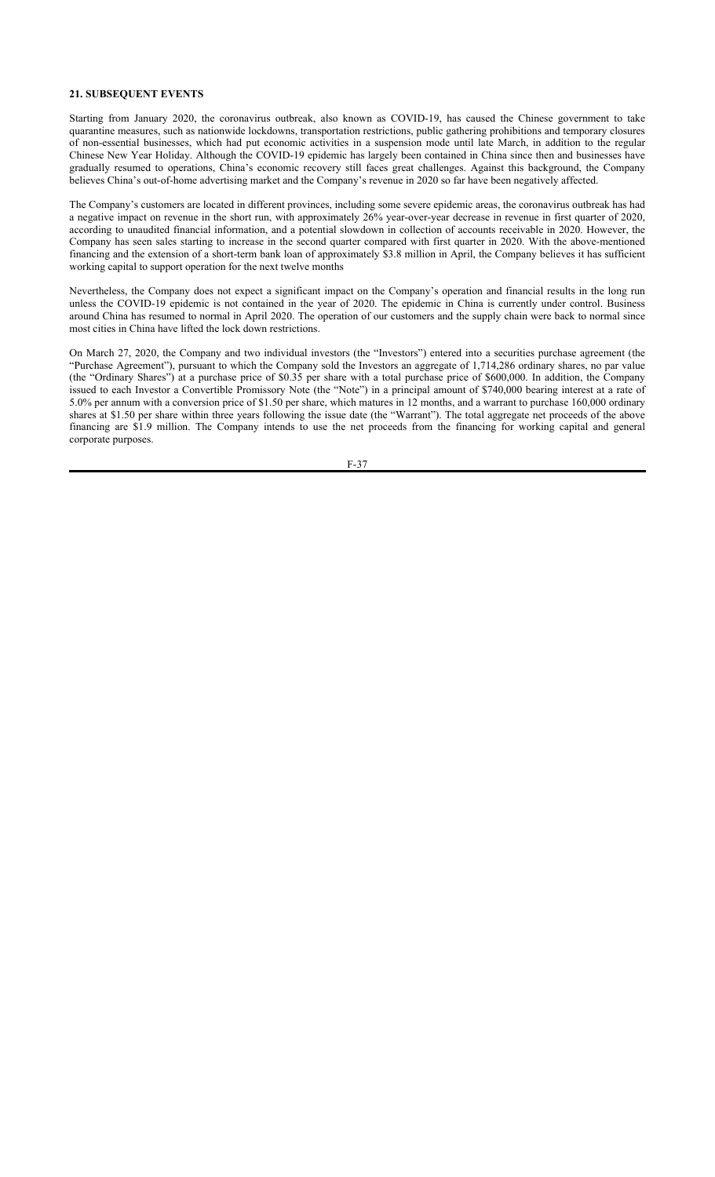**21. SUBSEQUENT EVENTS**

Starting from January 2020, the coronavirus outbreak, also known as COVID-19, has caused the Chinese government to take quarantine measures, such as nationwide lockdowns, transportation restrictions, public gathering prohibitions and temporary closures of non-essential businesses, which had put economic activities in a suspension mode until late March, in addition to the regular Chinese New Year Holiday. Although the COVID-19 epidemic has largely been contained in China since then and businesses have gradually resumed to operations, China's economic recovery still faces great challenges. Against this background, the Company believes China's out-of-home advertising market and the Company's revenue in 2020 so far have been negatively affected.

The Company's customers are located in different provinces, including some severe epidemic areas, the coronavirus outbreak has had a negative impact on revenue in the short run, with approximately 26% year-over-year decrease in revenue in first quarter of 2020, according to unaudited financial information, and a potential slowdown in collection of accounts receivable in 2020. However, the Company has seen sales starting to increase in the second quarter compared with first quarter in 2020. With the above-mentioned financing and the extension of a short-term bank loan of approximately $3.8 million in April, the Company believes it has sufficient working capital to support operation for the next twelve months

Nevertheless, the Company does not expect a significant impact on the Company's operation and financial results in the long run unless the COVID-19 epidemic is not contained in the year of 2020. The epidemic in China is currently under control. Business around China has resumed to normal in April 2020. The operation of our customers and the supply chain were back to normal since most cities in China have lifted the lock down restrictions.

On March 27, 2020, the Company and two individual investors (the "Investors") entered into a securities purchase agreement (the "Purchase Agreement"), pursuant to which the Company sold the Investors an aggregate of 1,714,286 ordinary shares, no par value (the "Ordinary Shares") at a purchase price of $0.35 per share with a total purchase price of $600,000. In addition, the Company issued to each Investor a Convertible Promissory Note (the "Note") in a principal amount of $740,000 bearing interest at a rate of 5.0% per annum with a conversion price of $1.50 per share, which matures in 12 months, and a warrant to purchase 160,000 ordinary shares at $1.50 per share within three years following the issue date (the "Warrant"). The total aggregate net proceeds of the above financing are $1.9 million. The Company intends to use the net proceeds from the financing for working capital and general corporate purposes.